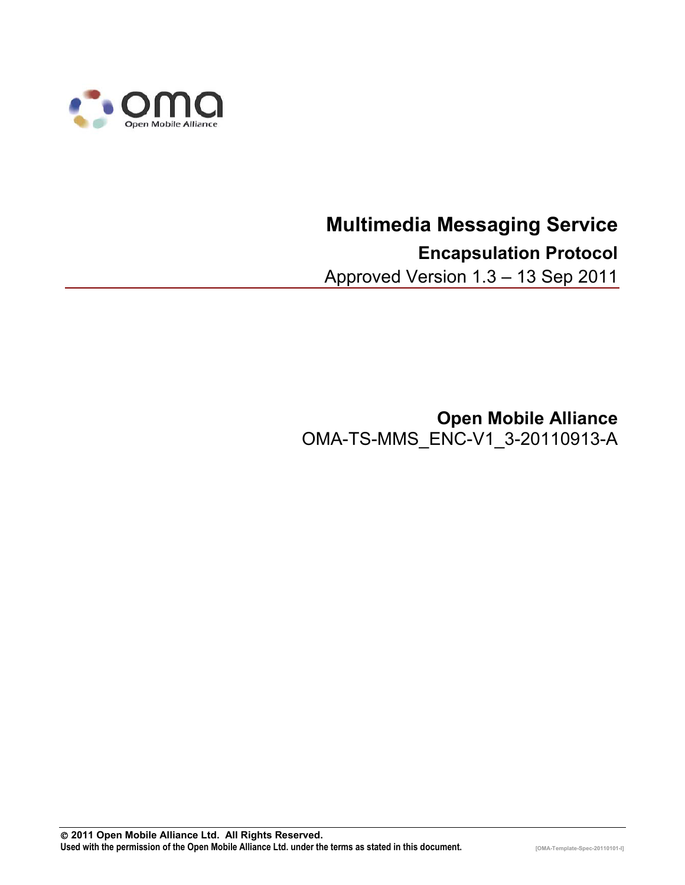# Multimedia Messaging Service

## Encapsulation Protocol

Approved Version 1.3 – 13 Sep 2011

**Open Mobile Alliance**

OMA-TS-MMS_ENC-V1_3-20110913-A

**© 2011 Open Mobile Alliance Ltd. All Rights Reserved.**

**Used with the permission of the Open Mobile Alliance Ltd. under the terms as stated in this document.**

[OMA-Template-Spec-20110101-I]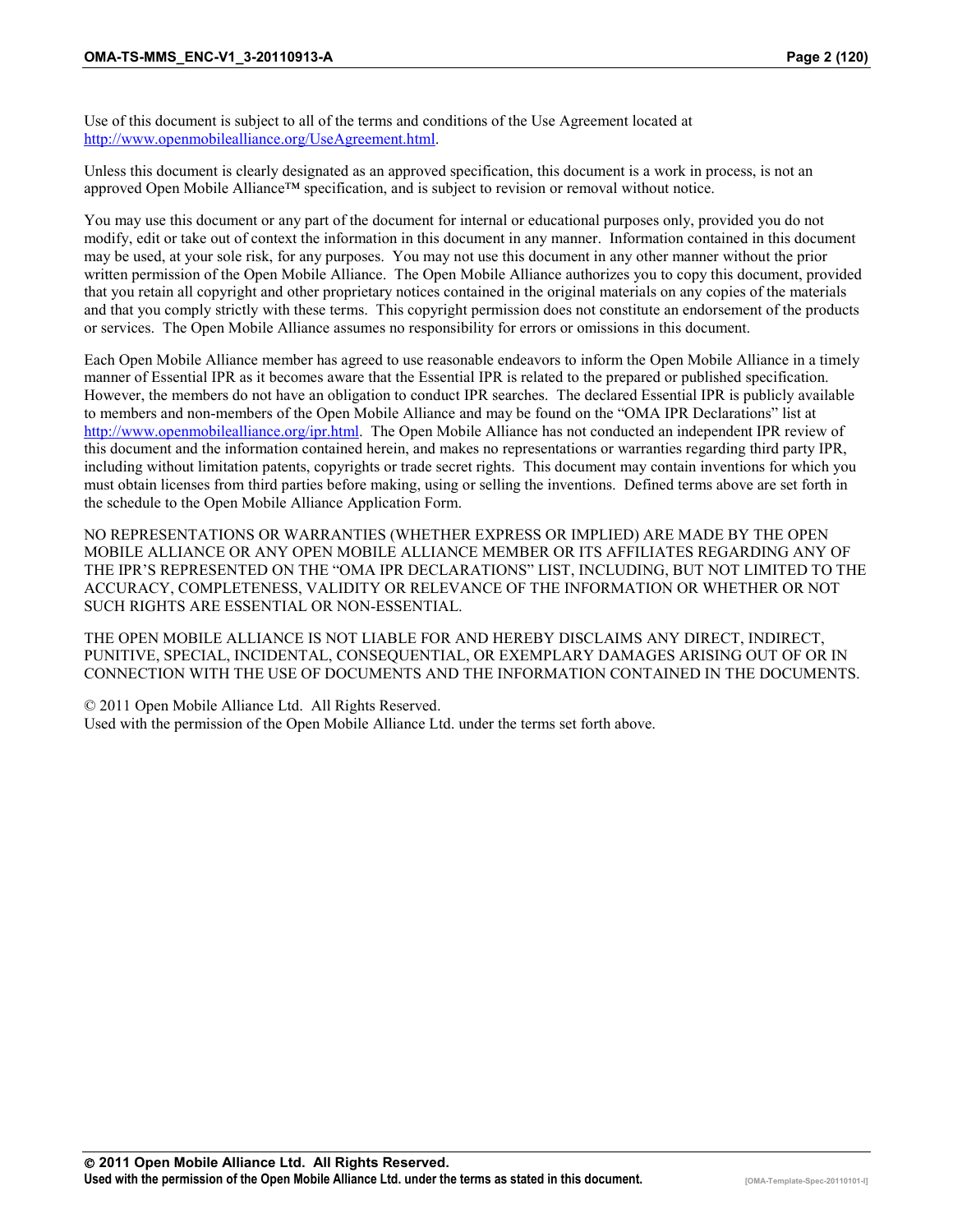Use of this document is subject to all of the terms and conditions of the Use Agreement located at http://www.openmobilealliance.org/UseAgreement.html.

Unless this document is clearly designated as an approved specification, this document is a work in process, is not an approved Open Mobile Alliance™ specification, and is subject to revision or removal without notice.

You may use this document or any part of the document for internal or educational purposes only, provided you do not modify, edit or take out of context the information in this document in any manner. Information contained in this document may be used, at your sole risk, for any purposes. You may not use this document in any other manner without the prior written permission of the Open Mobile Alliance. The Open Mobile Alliance authorizes you to copy this document, provided that you retain all copyright and other proprietary notices contained in the original materials on any copies of the materials and that you comply strictly with these terms. This copyright permission does not constitute an endorsement of the products or services. The Open Mobile Alliance assumes no responsibility for errors or omissions in this document.

Each Open Mobile Alliance member has agreed to use reasonable endeavors to inform the Open Mobile Alliance in a timely manner of Essential IPR as it becomes aware that the Essential IPR is related to the prepared or published specification. However, the members do not have an obligation to conduct IPR searches. The declared Essential IPR is publicly available to members and non-members of the Open Mobile Alliance and may be found on the "OMA IPR Declarations" list at http://www.openmobilealliance.org/ipr.html. The Open Mobile Alliance has not conducted an independent IPR review of this document and the information contained herein, and makes no representations or warranties regarding third party IPR, including without limitation patents, copyrights or trade secret rights. This document may contain inventions for which you must obtain licenses from third parties before making, using or selling the inventions. Defined terms above are set forth in the schedule to the Open Mobile Alliance Application Form.

NO REPRESENTATIONS OR WARRANTIES (WHETHER EXPRESS OR IMPLIED) ARE MADE BY THE OPEN MOBILE ALLIANCE OR ANY OPEN MOBILE ALLIANCE MEMBER OR ITS AFFILIATES REGARDING ANY OF THE IPR'S REPRESENTED ON THE "OMA IPR DECLARATIONS" LIST, INCLUDING, BUT NOT LIMITED TO THE ACCURACY, COMPLETENESS, VALIDITY OR RELEVANCE OF THE INFORMATION OR WHETHER OR NOT SUCH RIGHTS ARE ESSENTIAL OR NON-ESSENTIAL.

THE OPEN MOBILE ALLIANCE IS NOT LIABLE FOR AND HEREBY DISCLAIMS ANY DIRECT, INDIRECT, PUNITIVE, SPECIAL, INCIDENTAL, CONSEQUENTIAL, OR EXEMPLARY DAMAGES ARISING OUT OF OR IN CONNECTION WITH THE USE OF DOCUMENTS AND THE INFORMATION CONTAINED IN THE DOCUMENTS.

© 2011 Open Mobile Alliance Ltd. All Rights Reserved.
Used with the permission of the Open Mobile Alliance Ltd. under the terms set forth above.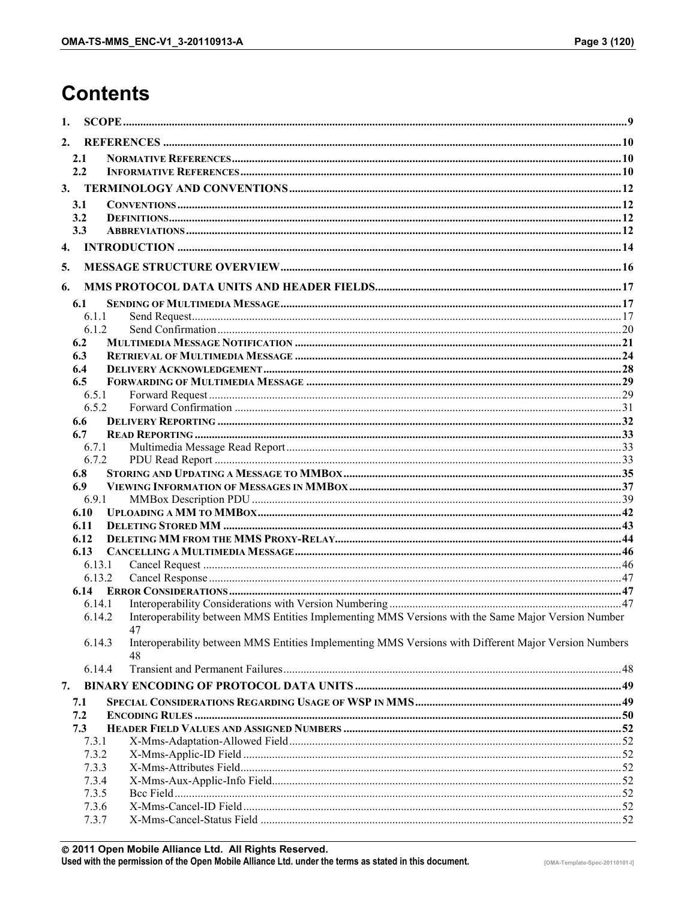# Contents

1. SCOPE ... 9
2. REFERENCES ... 10
   - 2.1 NORMATIVE REFERENCES ... 10
   - 2.2 INFORMATIVE REFERENCES ... 10
3. TERMINOLOGY AND CONVENTIONS ... 12
   - 3.1 CONVENTIONS ... 12
   - 3.2 DEFINITIONS ... 12
   - 3.3 ABBREVIATIONS ... 12
4. INTRODUCTION ... 14
5. MESSAGE STRUCTURE OVERVIEW ... 16
6. MMS PROTOCOL DATA UNITS AND HEADER FIELDS ... 17
   - 6.1 SENDING OF MULTIMEDIA MESSAGE ... 17
     - 6.1.1 Send Request ... 17
     - 6.1.2 Send Confirmation ... 20
   - 6.2 MULTIMEDIA MESSAGE NOTIFICATION ... 21
   - 6.3 RETRIEVAL OF MULTIMEDIA MESSAGE ... 24
   - 6.4 DELIVERY ACKNOWLEDGEMENT ... 28
   - 6.5 FORWARDING OF MULTIMEDIA MESSAGE ... 29
     - 6.5.1 Forward Request ... 29
     - 6.5.2 Forward Confirmation ... 31
   - 6.6 DELIVERY REPORTING ... 32
   - 6.7 READ REPORTING ... 33
     - 6.7.1 Multimedia Message Read Report ... 33
     - 6.7.2 PDU Read Report ... 33
   - 6.8 STORING AND UPDATING A MESSAGE TO MMBOX ... 35
   - 6.9 VIEWING INFORMATION OF MESSAGES IN MMBOX ... 37
     - 6.9.1 MMBox Description PDU ... 39
   - 6.10 UPLOADING A MM TO MMBOX ... 42
   - 6.11 DELETING STORED MM ... 43
   - 6.12 DELETING MM FROM THE MMS PROXY-RELAY ... 44
   - 6.13 CANCELLING A MULTIMEDIA MESSAGE ... 46
     - 6.13.1 Cancel Request ... 46
     - 6.13.2 Cancel Response ... 47
   - 6.14 ERROR CONSIDERATIONS ... 47
     - 6.14.1 Interoperability Considerations with Version Numbering ... 47
     - 6.14.2 Interoperability between MMS Entities Implementing MMS Versions with the Same Major Version Number ... 47
     - 6.14.3 Interoperability between MMS Entities Implementing MMS Versions with Different Major Version Numbers ... 48
     - 6.14.4 Transient and Permanent Failures ... 48
7. BINARY ENCODING OF PROTOCOL DATA UNITS ... 49
   - 7.1 SPECIAL CONSIDERATIONS REGARDING USAGE OF WSP IN MMS ... 49
   - 7.2 ENCODING RULES ... 50
   - 7.3 HEADER FIELD VALUES AND ASSIGNED NUMBERS ... 52
     - 7.3.1 X-Mms-Adaptation-Allowed Field ... 52
     - 7.3.2 X-Mms-Applic-ID Field ... 52
     - 7.3.3 X-Mms-Attributes Field ... 52
     - 7.3.4 X-Mms-Aux-Applic-Info Field ... 52
     - 7.3.5 Bcc Field ... 52
     - 7.3.6 X-Mms-Cancel-ID Field ... 52
     - 7.3.7 X-Mms-Cancel-Status Field ... 52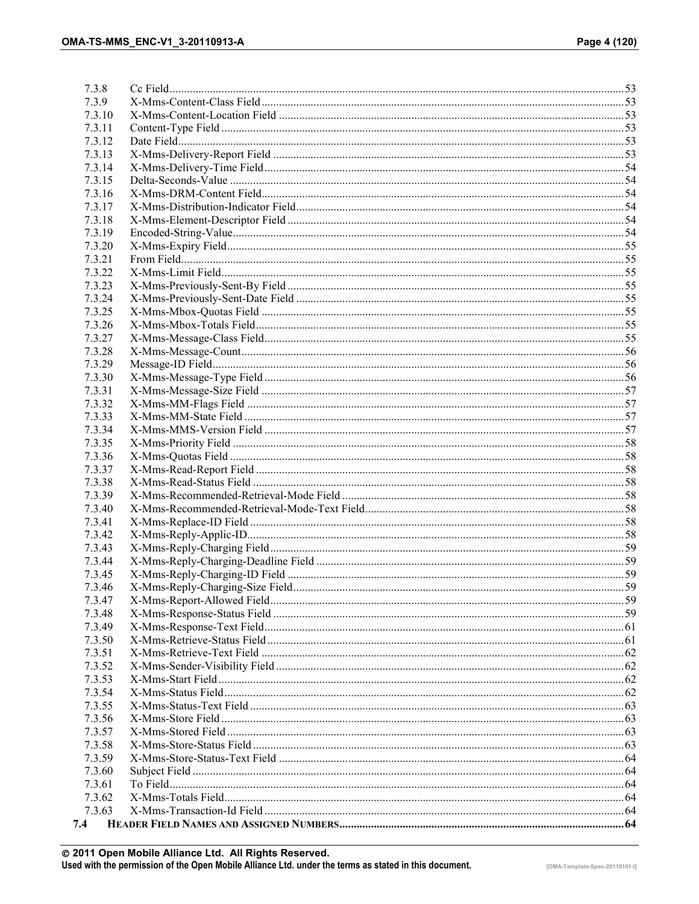7.3.8 Cc Field ........ 53
7.3.9 X-Mms-Content-Class Field ........ 53
7.3.10 X-Mms-Content-Location Field ........ 53
7.3.11 Content-Type Field ........ 53
7.3.12 Date Field ........ 53
7.3.13 X-Mms-Delivery-Report Field ........ 53
7.3.14 X-Mms-Delivery-Time Field ........ 54
7.3.15 Delta-Seconds-Value ........ 54
7.3.16 X-Mms-DRM-Content Field ........ 54
7.3.17 X-Mms-Distribution-Indicator Field ........ 54
7.3.18 X-Mms-Element-Descriptor Field ........ 54
7.3.19 Encoded-String-Value ........ 54
7.3.20 X-Mms-Expiry Field ........ 55
7.3.21 From Field ........ 55
7.3.22 X-Mms-Limit Field ........ 55
7.3.23 X-Mms-Previously-Sent-By Field ........ 55
7.3.24 X-Mms-Previously-Sent-Date Field ........ 55
7.3.25 X-Mms-Mbox-Quotas Field ........ 55
7.3.26 X-Mms-Mbox-Totals Field ........ 55
7.3.27 X-Mms-Message-Class Field ........ 55
7.3.28 X-Mms-Message-Count ........ 56
7.3.29 Message-ID Field ........ 56
7.3.30 X-Mms-Message-Type Field ........ 56
7.3.31 X-Mms-Message-Size Field ........ 57
7.3.32 X-Mms-MM-Flags Field ........ 57
7.3.33 X-Mms-MM-State Field ........ 57
7.3.34 X-Mms-MMS-Version Field ........ 57
7.3.35 X-Mms-Priority Field ........ 58
7.3.36 X-Mms-Quotas Field ........ 58
7.3.37 X-Mms-Read-Report Field ........ 58
7.3.38 X-Mms-Read-Status Field ........ 58
7.3.39 X-Mms-Recommended-Retrieval-Mode Field ........ 58
7.3.40 X-Mms-Recommended-Retrieval-Mode-Text Field ........ 58
7.3.41 X-Mms-Replace-ID Field ........ 58
7.3.42 X-Mms-Reply-Applic-ID ........ 58
7.3.43 X-Mms-Reply-Charging Field ........ 59
7.3.44 X-Mms-Reply-Charging-Deadline Field ........ 59
7.3.45 X-Mms-Reply-Charging-ID Field ........ 59
7.3.46 X-Mms-Reply-Charging-Size Field ........ 59
7.3.47 X-Mms-Report-Allowed Field ........ 59
7.3.48 X-Mms-Response-Status Field ........ 59
7.3.49 X-Mms-Response-Text Field ........ 61
7.3.50 X-Mms-Retrieve-Status Field ........ 61
7.3.51 X-Mms-Retrieve-Text Field ........ 62
7.3.52 X-Mms-Sender-Visibility Field ........ 62
7.3.53 X-Mms-Start Field ........ 62
7.3.54 X-Mms-Status Field ........ 62
7.3.55 X-Mms-Status-Text Field ........ 63
7.3.56 X-Mms-Store Field ........ 63
7.3.57 X-Mms-Stored Field ........ 63
7.3.58 X-Mms-Store-Status Field ........ 63
7.3.59 X-Mms-Store-Status-Text Field ........ 64
7.3.60 Subject Field ........ 64
7.3.61 To Field ........ 64
7.3.62 X-Mms-Totals Field ........ 64
7.3.63 X-Mms-Transaction-Id Field ........ 64

**7.4 HEADER FIELD NAMES AND ASSIGNED NUMBERS ........ 64**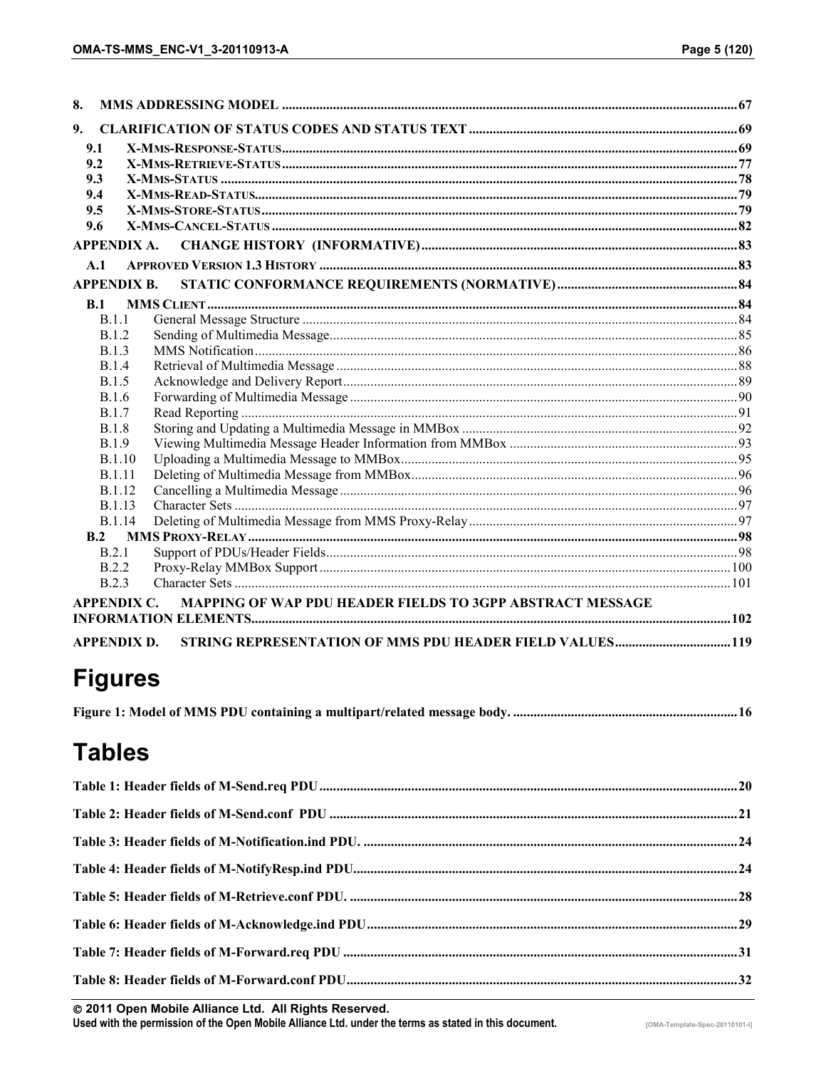8. MMS ADDRESSING MODEL ..... 67

9. CLARIFICATION OF STATUS CODES AND STATUS TEXT ..... 69

- 9.1 X-MMS-RESPONSE-STATUS ..... 69
- 9.2 X-MMS-RETRIEVE-STATUS ..... 77
- 9.3 X-MMS-STATUS ..... 78
- 9.4 X-MMS-READ-STATUS ..... 79
- 9.5 X-MMS-STORE-STATUS ..... 79
- 9.6 X-MMS-CANCEL-STATUS ..... 82

APPENDIX A. CHANGE HISTORY (INFORMATIVE) ..... 83

- A.1 APPROVED VERSION 1.3 HISTORY ..... 83

APPENDIX B. STATIC CONFORMANCE REQUIREMENTS (NORMATIVE) ..... 84

- B.1 MMS CLIENT ..... 84
  - B.1.1 General Message Structure ..... 84
  - B.1.2 Sending of Multimedia Message ..... 85
  - B.1.3 MMS Notification ..... 86
  - B.1.4 Retrieval of Multimedia Message ..... 88
  - B.1.5 Acknowledge and Delivery Report ..... 89
  - B.1.6 Forwarding of Multimedia Message ..... 90
  - B.1.7 Read Reporting ..... 91
  - B.1.8 Storing and Updating a Multimedia Message in MMBox ..... 92
  - B.1.9 Viewing Multimedia Message Header Information from MMBox ..... 93
  - B.1.10 Uploading a Multimedia Message to MMBox ..... 95
  - B.1.11 Deleting of Multimedia Message from MMBox ..... 96
  - B.1.12 Cancelling a Multimedia Message ..... 96
  - B.1.13 Character Sets ..... 97
  - B.1.14 Deleting of Multimedia Message from MMS Proxy-Relay ..... 97
- B.2 MMS PROXY-RELAY ..... 98
  - B.2.1 Support of PDUs/Header Fields ..... 98
  - B.2.2 Proxy-Relay MMBox Support ..... 100
  - B.2.3 Character Sets ..... 101

APPENDIX C. MAPPING OF WAP PDU HEADER FIELDS TO 3GPP ABSTRACT MESSAGE INFORMATION ELEMENTS ..... 102

APPENDIX D. STRING REPRESENTATION OF MMS PDU HEADER FIELD VALUES ..... 119

# Figures

Figure 1: Model of MMS PDU containing a multipart/related message body. ..... 16

# Tables

Table 1: Header fields of M-Send.req PDU ..... 20

Table 2: Header fields of M-Send.conf PDU ..... 21

Table 3: Header fields of M-Notification.ind PDU. ..... 24

Table 4: Header fields of M-NotifyResp.ind PDU ..... 24

Table 5: Header fields of M-Retrieve.conf PDU. ..... 28

Table 6: Header fields of M-Acknowledge.ind PDU ..... 29

Table 7: Header fields of M-Forward.req PDU ..... 31

Table 8: Header fields of M-Forward.conf PDU ..... 32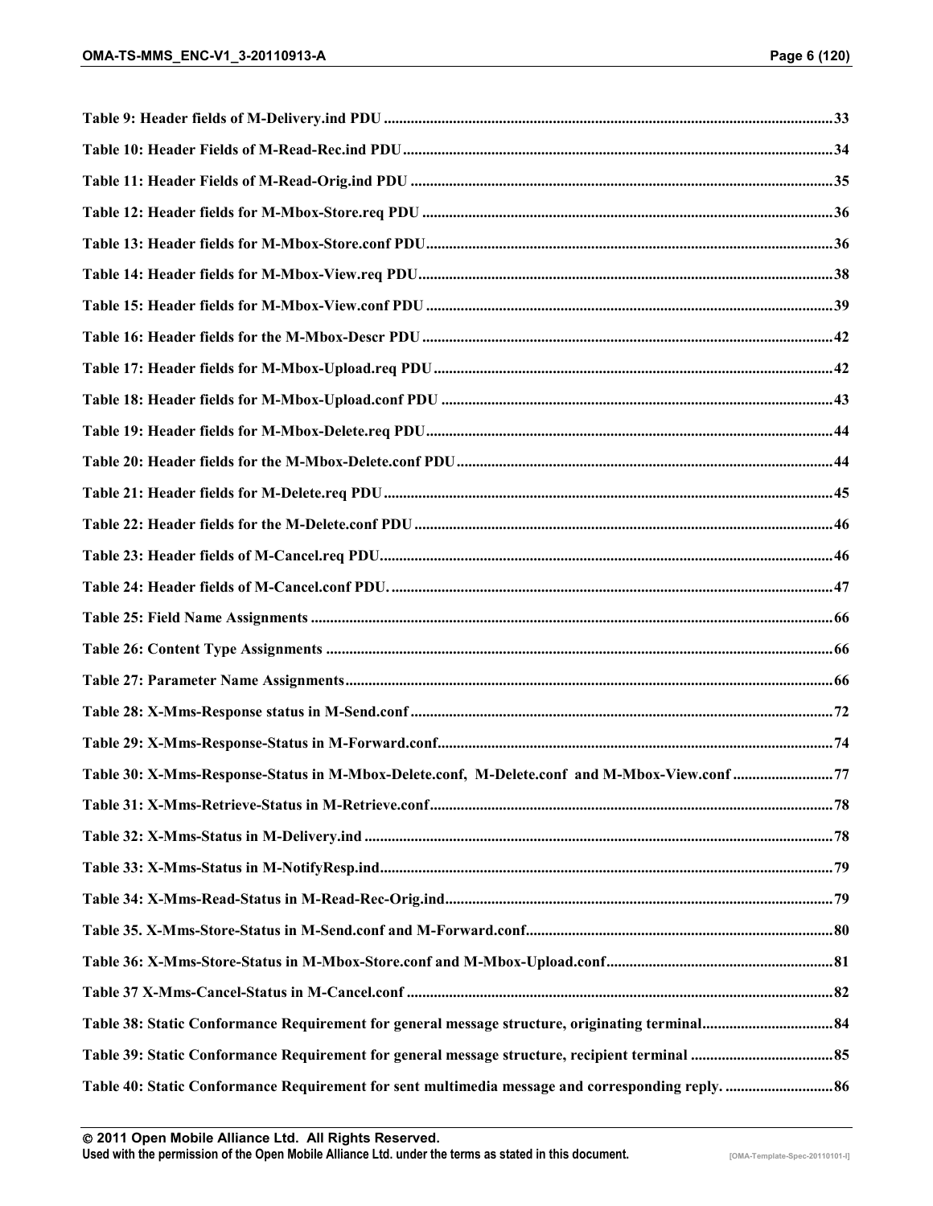**Table 9: Header fields of M-Delivery.ind PDU ....................................................................................................................33**

**Table 10: Header Fields of M-Read-Rec.ind PDU ...............................................................................................................34**

**Table 11: Header Fields of M-Read-Orig.ind PDU .............................................................................................................35**

**Table 12: Header fields for M-Mbox-Store.req PDU ..........................................................................................................36**

**Table 13: Header fields for M-Mbox-Store.conf PDU.........................................................................................................36**

**Table 14: Header fields for M-Mbox-View.req PDU...........................................................................................................38**

**Table 15: Header fields for M-Mbox-View.conf PDU .........................................................................................................39**

**Table 16: Header fields for the M-Mbox-Descr PDU ..........................................................................................................42**

**Table 17: Header fields for M-Mbox-Upload.req PDU .......................................................................................................42**

**Table 18: Header fields for M-Mbox-Upload.conf PDU .....................................................................................................43**

**Table 19: Header fields for M-Mbox-Delete.req PDU.........................................................................................................44**

**Table 20: Header fields for the M-Mbox-Delete.conf PDU.................................................................................................44**

**Table 21: Header fields for M-Delete.req PDU ....................................................................................................................45**

**Table 22: Header fields for the M-Delete.conf PDU ............................................................................................................46**

**Table 23: Header fields of M-Cancel.req PDU.....................................................................................................................46**

**Table 24: Header fields of M-Cancel.conf PDU. ..................................................................................................................47**

**Table 25: Field Name Assignments ......................................................................................................................................66**

**Table 26: Content Type Assignments ...................................................................................................................................66**

**Table 27: Parameter Name Assignments..............................................................................................................................66**

**Table 28: X-Mms-Response status in M-Send.conf .............................................................................................................72**

**Table 29: X-Mms-Response-Status in M-Forward.conf......................................................................................................74**

**Table 30: X-Mms-Response-Status in M-Mbox-Delete.conf, M-Delete.conf and M-Mbox-View.conf ..........................77**

**Table 31: X-Mms-Retrieve-Status in M-Retrieve.conf.........................................................................................................78**

**Table 32: X-Mms-Status in M-Delivery.ind .........................................................................................................................78**

**Table 33: X-Mms-Status in M-NotifyResp.ind.....................................................................................................................79**

**Table 34: X-Mms-Read-Status in M-Read-Rec-Orig.ind.....................................................................................................79**

**Table 35. X-Mms-Store-Status in M-Send.conf and M-Forward.conf................................................................................80**

**Table 36: X-Mms-Store-Status in M-Mbox-Store.conf and M-Mbox-Upload.conf...........................................................81**

**Table 37 X-Mms-Cancel-Status in M-Cancel.conf ..............................................................................................................82**

**Table 38: Static Conformance Requirement for general message structure, originating terminal..................................84**

**Table 39: Static Conformance Requirement for general message structure, recipient terminal .....................................85**

**Table 40: Static Conformance Requirement for sent multimedia message and corresponding reply. ............................86**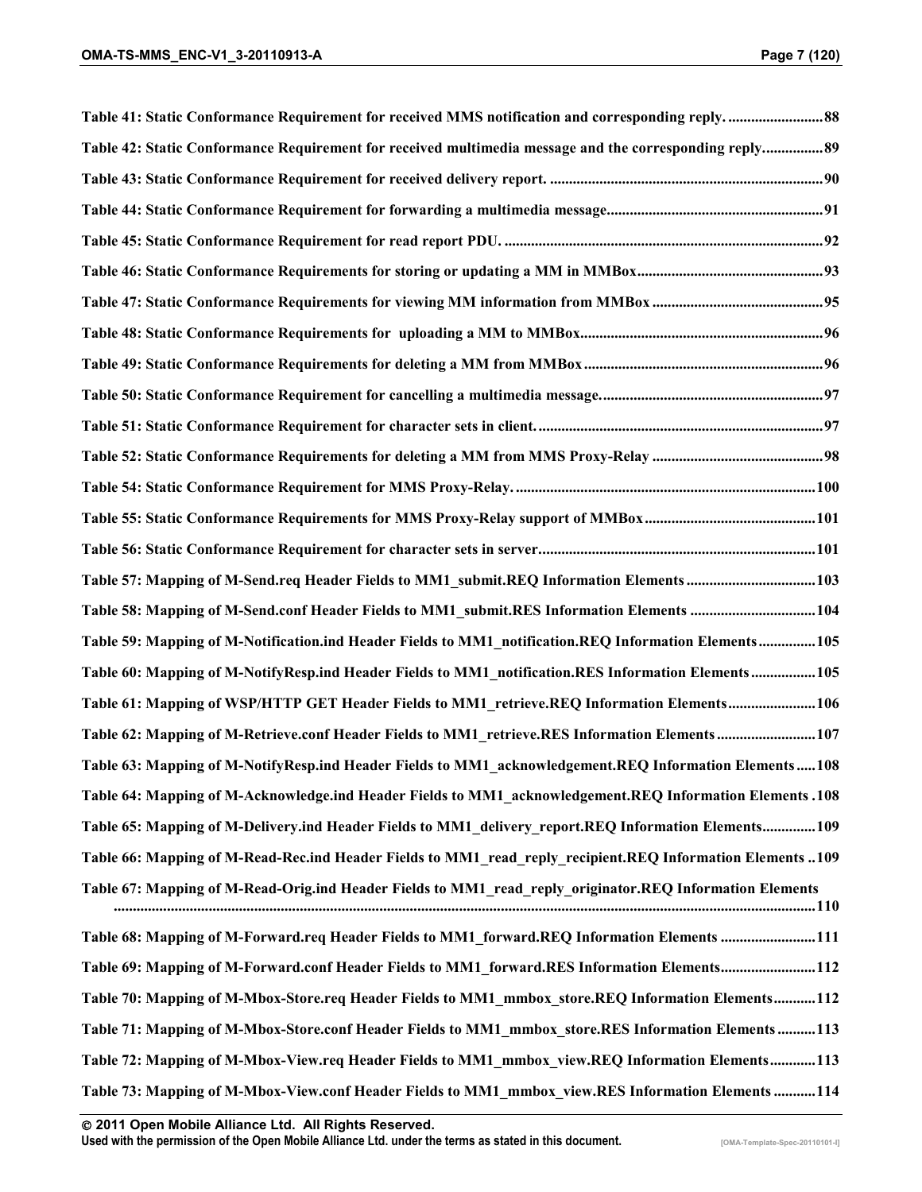**Table 41: Static Conformance Requirement for received MMS notification and corresponding reply. .........................88**

**Table 42: Static Conformance Requirement for received multimedia message and the corresponding reply................89**

**Table 43: Static Conformance Requirement for received delivery report. .......................................................................90**

**Table 44: Static Conformance Requirement for forwarding a multimedia message........................................................91**

**Table 45: Static Conformance Requirement for read report PDU. ...................................................................................92**

**Table 46: Static Conformance Requirements for storing or updating a MM in MMBox................................................93**

**Table 47: Static Conformance Requirements for viewing MM information from MMBox ............................................95**

**Table 48: Static Conformance Requirements for  uploading a MM to MMBox...............................................................96**

**Table 49: Static Conformance Requirements for deleting a MM from MMBox ..............................................................96**

**Table 50: Static Conformance Requirement for cancelling a multimedia message..........................................................97**

**Table 51: Static Conformance Requirement for character sets in client. ..........................................................................97**

**Table 52: Static Conformance Requirements for deleting a MM from MMS Proxy-Relay ............................................98**

**Table 54: Static Conformance Requirement for MMS Proxy-Relay. ..............................................................................100**

**Table 55: Static Conformance Requirements for MMS Proxy-Relay support of MMBox............................................101**

**Table 56: Static Conformance Requirement for character sets in server........................................................................101**

**Table 57: Mapping of M-Send.req Header Fields to MM1_submit.REQ Information Elements .................................103**

**Table 58: Mapping of M-Send.conf Header Fields to MM1_submit.RES Information Elements ................................104**

**Table 59: Mapping of M-Notification.ind Header Fields to MM1_notification.REQ Information Elements...............105**

**Table 60: Mapping of M-NotifyResp.ind Header Fields to MM1_notification.RES Information Elements................105**

**Table 61: Mapping of WSP/HTTP GET Header Fields to MM1_retrieve.REQ Information Elements.......................106**

**Table 62: Mapping of M-Retrieve.conf Header Fields to MM1_retrieve.RES Information Elements..........................107**

**Table 63: Mapping of M-NotifyResp.ind Header Fields to MM1_acknowledgement.REQ Information Elements.....108**

**Table 64: Mapping of M-Acknowledge.ind Header Fields to MM1_acknowledgement.REQ Information Elements .108**

**Table 65: Mapping of M-Delivery.ind Header Fields to MM1_delivery_report.REQ Information Elements.............109**

**Table 66: Mapping of M-Read-Rec.ind Header Fields to MM1_read_reply_recipient.REQ Information Elements ..109**

**Table 67: Mapping of M-Read-Orig.ind Header Fields to MM1_read_reply_originator.REQ Information Elements ...........................................................................................................................................................................110**

**Table 68: Mapping of M-Forward.req Header Fields to MM1_forward.REQ Information Elements .........................111**

**Table 69: Mapping of M-Forward.conf Header Fields to MM1_forward.RES Information Elements.........................112**

**Table 70: Mapping of M-Mbox-Store.req Header Fields to MM1_mmbox_store.REQ Information Elements...........112**

**Table 71: Mapping of M-Mbox-Store.conf Header Fields to MM1_mmbox_store.RES Information Elements..........113**

**Table 72: Mapping of M-Mbox-View.req Header Fields to MM1_mmbox_view.REQ Information Elements............113**

**Table 73: Mapping of M-Mbox-View.conf Header Fields to MM1_mmbox_view.RES Information Elements ...........114**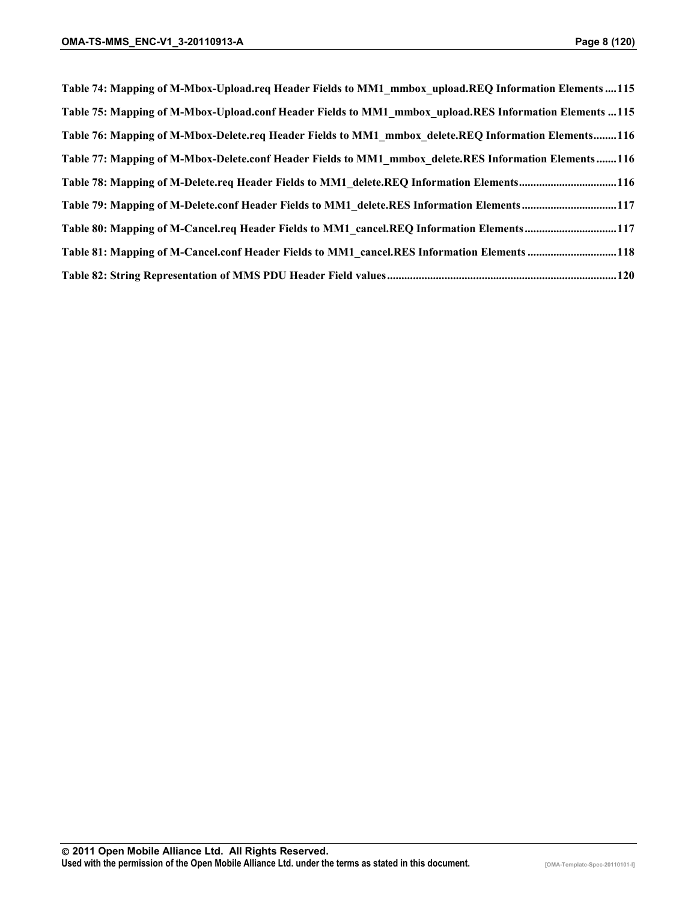**Table 74: Mapping of M-Mbox-Upload.req Header Fields to MM1_mmbox_upload.REQ Information Elements....115**

**Table 75: Mapping of M-Mbox-Upload.conf Header Fields to MM1_mmbox_upload.RES Information Elements ...115**

**Table 76: Mapping of M-Mbox-Delete.req Header Fields to MM1_mmbox_delete.REQ Information Elements........116**

**Table 77: Mapping of M-Mbox-Delete.conf Header Fields to MM1_mmbox_delete.RES Information Elements.......116**

**Table 78: Mapping of M-Delete.req Header Fields to MM1_delete.REQ Information Elements.................................116**

**Table 79: Mapping of M-Delete.conf Header Fields to MM1_delete.RES Information Elements.................................117**

**Table 80: Mapping of M-Cancel.req Header Fields to MM1_cancel.REQ Information Elements................................117**

**Table 81: Mapping of M-Cancel.conf Header Fields to MM1_cancel.RES Information Elements ...............................118**

**Table 82: String Representation of MMS PDU Header Field values...............................................................................120**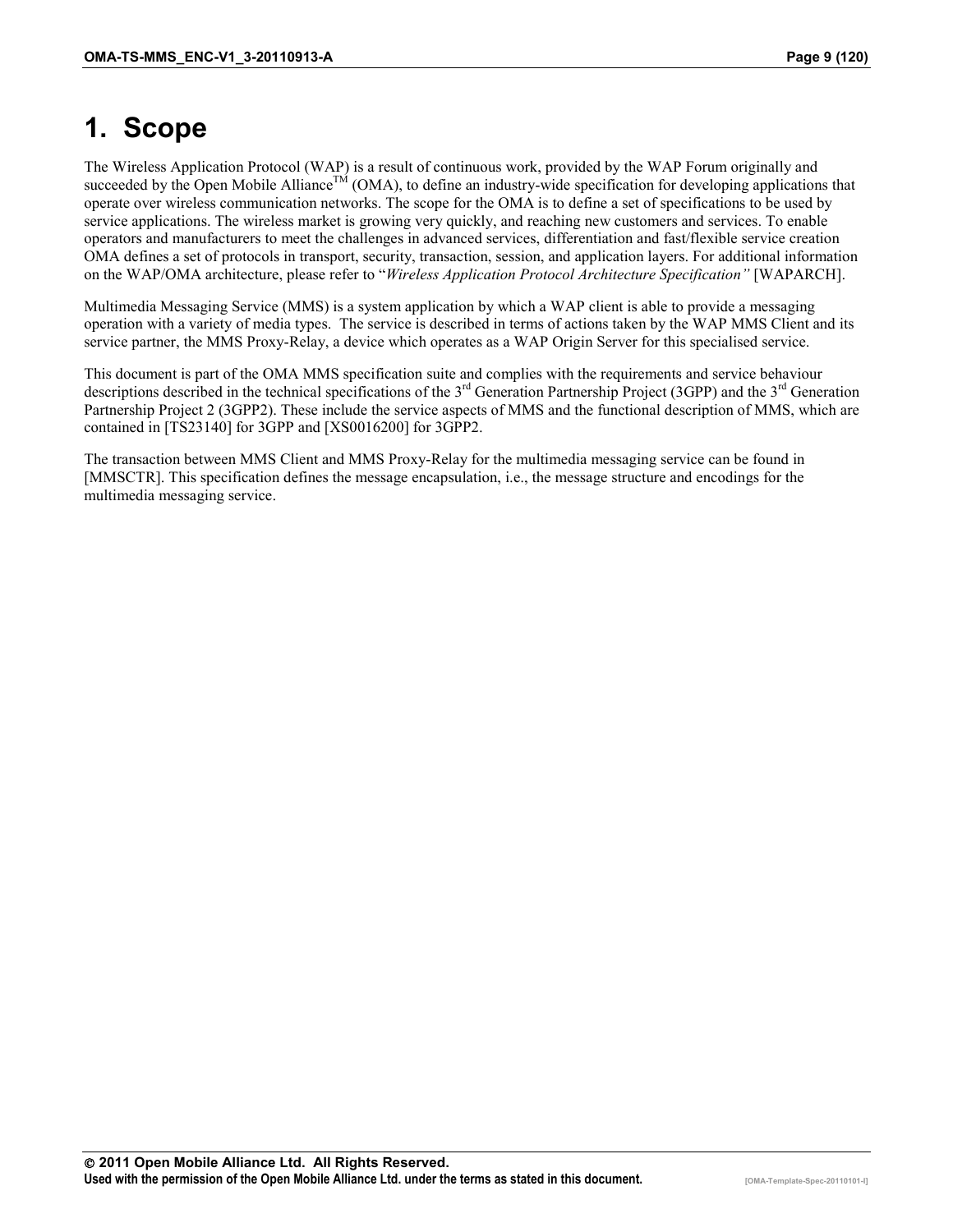# 1. Scope

The Wireless Application Protocol (WAP) is a result of continuous work, provided by the WAP Forum originally and succeeded by the Open Mobile Alliance™ (OMA), to define an industry-wide specification for developing applications that operate over wireless communication networks. The scope for the OMA is to define a set of specifications to be used by service applications. The wireless market is growing very quickly, and reaching new customers and services. To enable operators and manufacturers to meet the challenges in advanced services, differentiation and fast/flexible service creation OMA defines a set of protocols in transport, security, transaction, session, and application layers. For additional information on the WAP/OMA architecture, please refer to "*Wireless Application Protocol Architecture Specification"* [WAPARCH].

Multimedia Messaging Service (MMS) is a system application by which a WAP client is able to provide a messaging operation with a variety of media types. The service is described in terms of actions taken by the WAP MMS Client and its service partner, the MMS Proxy-Relay, a device which operates as a WAP Origin Server for this specialised service.

This document is part of the OMA MMS specification suite and complies with the requirements and service behaviour descriptions described in the technical specifications of the 3rd Generation Partnership Project (3GPP) and the 3rd Generation Partnership Project 2 (3GPP2). These include the service aspects of MMS and the functional description of MMS, which are contained in [TS23140] for 3GPP and [XS0016200] for 3GPP2.

The transaction between MMS Client and MMS Proxy-Relay for the multimedia messaging service can be found in [MMSCTR]. This specification defines the message encapsulation, i.e., the message structure and encodings for the multimedia messaging service.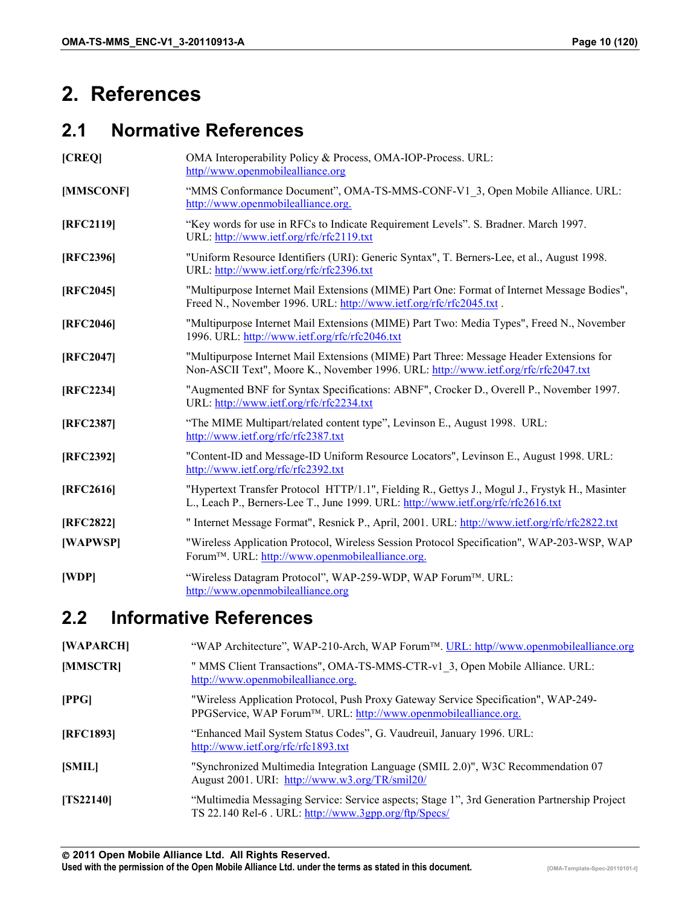# 2. References

## 2.1 Normative References

| | |
|---|---|
| **[CREQ]** | OMA Interoperability Policy & Process, OMA-IOP-Process. URL: http//www.openmobilealliance.org |
| **[MMSCONF]** | "MMS Conformance Document", OMA-TS-MMS-CONF-V1_3, Open Mobile Alliance. URL: http://www.openmobilealliance.org. |
| **[RFC2119]** | "Key words for use in RFCs to Indicate Requirement Levels". S. Bradner. March 1997. URL: http://www.ietf.org/rfc/rfc2119.txt |
| **[RFC2396]** | "Uniform Resource Identifiers (URI): Generic Syntax", T. Berners-Lee, et al., August 1998. URL: http://www.ietf.org/rfc/rfc2396.txt |
| **[RFC2045]** | "Multipurpose Internet Mail Extensions (MIME) Part One: Format of Internet Message Bodies", Freed N., November 1996. URL: http://www.ietf.org/rfc/rfc2045.txt . |
| **[RFC2046]** | "Multipurpose Internet Mail Extensions (MIME) Part Two: Media Types", Freed N., November 1996. URL: http://www.ietf.org/rfc/rfc2046.txt |
| **[RFC2047]** | "Multipurpose Internet Mail Extensions (MIME) Part Three: Message Header Extensions for Non-ASCII Text", Moore K., November 1996. URL: http://www.ietf.org/rfc/rfc2047.txt |
| **[RFC2234]** | "Augmented BNF for Syntax Specifications: ABNF", Crocker D., Overell P., November 1997. URL: http://www.ietf.org/rfc/rfc2234.txt |
| **[RFC2387]** | "The MIME Multipart/related content type", Levinson E., August 1998. URL: http://www.ietf.org/rfc/rfc2387.txt |
| **[RFC2392]** | "Content-ID and Message-ID Uniform Resource Locators", Levinson E., August 1998. URL: http://www.ietf.org/rfc/rfc2392.txt |
| **[RFC2616]** | "Hypertext Transfer Protocol HTTP/1.1", Fielding R., Gettys J., Mogul J., Frystyk H., Masinter L., Leach P., Berners-Lee T., June 1999. URL: http://www.ietf.org/rfc/rfc2616.txt |
| **[RFC2822]** | " Internet Message Format", Resnick P., April, 2001. URL: http://www.ietf.org/rfc/rfc2822.txt |
| **[WAPWSP]** | "Wireless Application Protocol, Wireless Session Protocol Specification", WAP-203-WSP, WAP Forum™. URL: http://www.openmobilealliance.org. |
| **[WDP]** | "Wireless Datagram Protocol", WAP-259-WDP, WAP Forum™. URL: http://www.openmobilealliance.org |

## 2.2 Informative References

| | |
|---|---|
| **[WAPARCH]** | "WAP Architecture", WAP-210-Arch, WAP Forum™. URL: http//www.openmobilealliance.org |
| **[MMSCTR]** | " MMS Client Transactions", OMA-TS-MMS-CTR-v1_3, Open Mobile Alliance. URL: http://www.openmobilealliance.org. |
| **[PPG]** | "Wireless Application Protocol, Push Proxy Gateway Service Specification", WAP-249-PPGService, WAP Forum™. URL: http://www.openmobilealliance.org. |
| **[RFC1893]** | "Enhanced Mail System Status Codes", G. Vaudreuil, January 1996. URL: http://www.ietf.org/rfc/rfc1893.txt |
| **[SMIL]** | "Synchronized Multimedia Integration Language (SMIL 2.0)", W3C Recommendation 07 August 2001. URI: http://www.w3.org/TR/smil20/ |
| **[TS22140]** | "Multimedia Messaging Service: Service aspects; Stage 1", 3rd Generation Partnership Project TS 22.140 Rel-6 . URL: http://www.3gpp.org/ftp/Specs/ |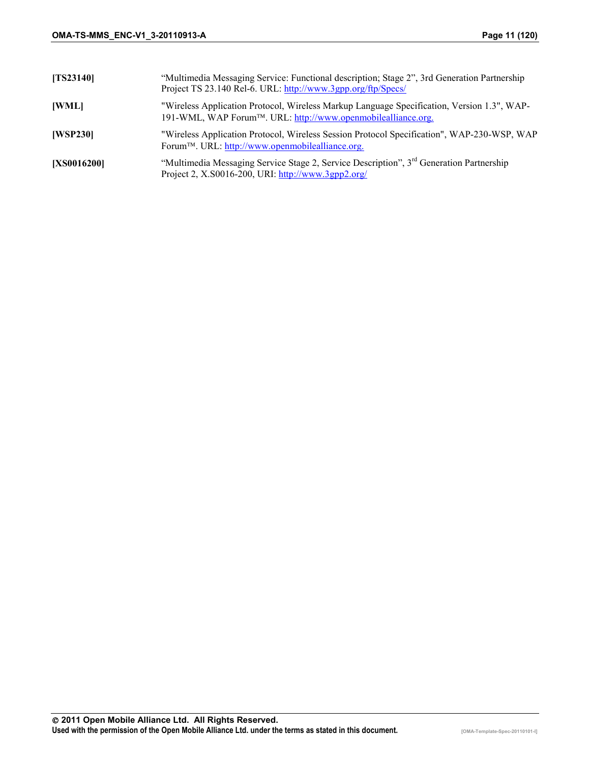| | |
|---|---|
| **[TS23140]** | "Multimedia Messaging Service: Functional description; Stage 2", 3rd Generation Partnership Project TS 23.140 Rel-6. URL: http://www.3gpp.org/ftp/Specs/ |
| **[WML]** | "Wireless Application Protocol, Wireless Markup Language Specification, Version 1.3", WAP-191-WML, WAP Forum™. URL: http://www.openmobilealliance.org. |
| **[WSP230]** | "Wireless Application Protocol, Wireless Session Protocol Specification", WAP-230-WSP, WAP Forum™. URL: http://www.openmobilealliance.org. |
| **[XS0016200]** | "Multimedia Messaging Service Stage 2, Service Description", 3rd Generation Partnership Project 2, X.S0016-200, URI: http://www.3gpp2.org/ |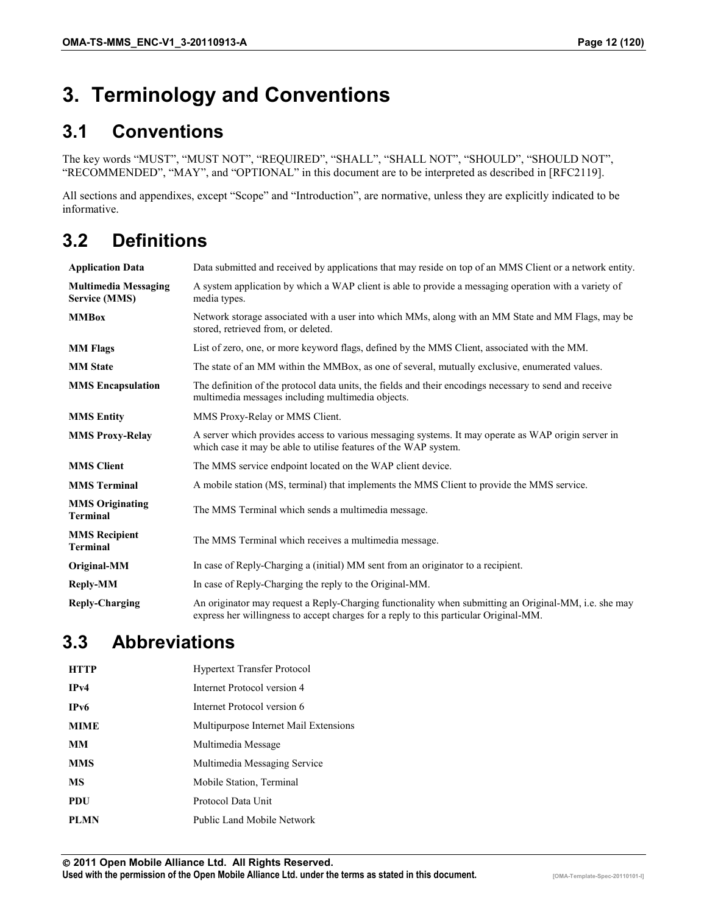# 3. Terminology and Conventions

## 3.1 Conventions

The key words “MUST”, “MUST NOT”, “REQUIRED”, “SHALL”, “SHALL NOT”, “SHOULD”, “SHOULD NOT”, “RECOMMENDED”, “MAY”, and “OPTIONAL” in this document are to be interpreted as described in [RFC2119].

All sections and appendixes, except “Scope” and “Introduction”, are normative, unless they are explicitly indicated to be informative.

## 3.2 Definitions

| | |
|---|---|
| **Application Data** | Data submitted and received by applications that may reside on top of an MMS Client or a network entity. |
| **Multimedia Messaging Service (MMS)** | A system application by which a WAP client is able to provide a messaging operation with a variety of media types. |
| **MMBox** | Network storage associated with a user into which MMs, along with an MM State and MM Flags, may be stored, retrieved from, or deleted. |
| **MM Flags** | List of zero, one, or more keyword flags, defined by the MMS Client, associated with the MM. |
| **MM State** | The state of an MM within the MMBox, as one of several, mutually exclusive, enumerated values. |
| **MMS Encapsulation** | The definition of the protocol data units, the fields and their encodings necessary to send and receive multimedia messages including multimedia objects. |
| **MMS Entity** | MMS Proxy-Relay or MMS Client. |
| **MMS Proxy-Relay** | A server which provides access to various messaging systems. It may operate as WAP origin server in which case it may be able to utilise features of the WAP system. |
| **MMS Client** | The MMS service endpoint located on the WAP client device. |
| **MMS Terminal** | A mobile station (MS, terminal) that implements the MMS Client to provide the MMS service. |
| **MMS Originating Terminal** | The MMS Terminal which sends a multimedia message. |
| **MMS Recipient Terminal** | The MMS Terminal which receives a multimedia message. |
| **Original-MM** | In case of Reply-Charging a (initial) MM sent from an originator to a recipient. |
| **Reply-MM** | In case of Reply-Charging the reply to the Original-MM. |
| **Reply-Charging** | An originator may request a Reply-Charging functionality when submitting an Original-MM, i.e. she may express her willingness to accept charges for a reply to this particular Original-MM. |

## 3.3 Abbreviations

| | |
|---|---|
| **HTTP** | Hypertext Transfer Protocol |
| **IPv4** | Internet Protocol version 4 |
| **IPv6** | Internet Protocol version 6 |
| **MIME** | Multipurpose Internet Mail Extensions |
| **MM** | Multimedia Message |
| **MMS** | Multimedia Messaging Service |
| **MS** | Mobile Station, Terminal |
| **PDU** | Protocol Data Unit |
| **PLMN** | Public Land Mobile Network |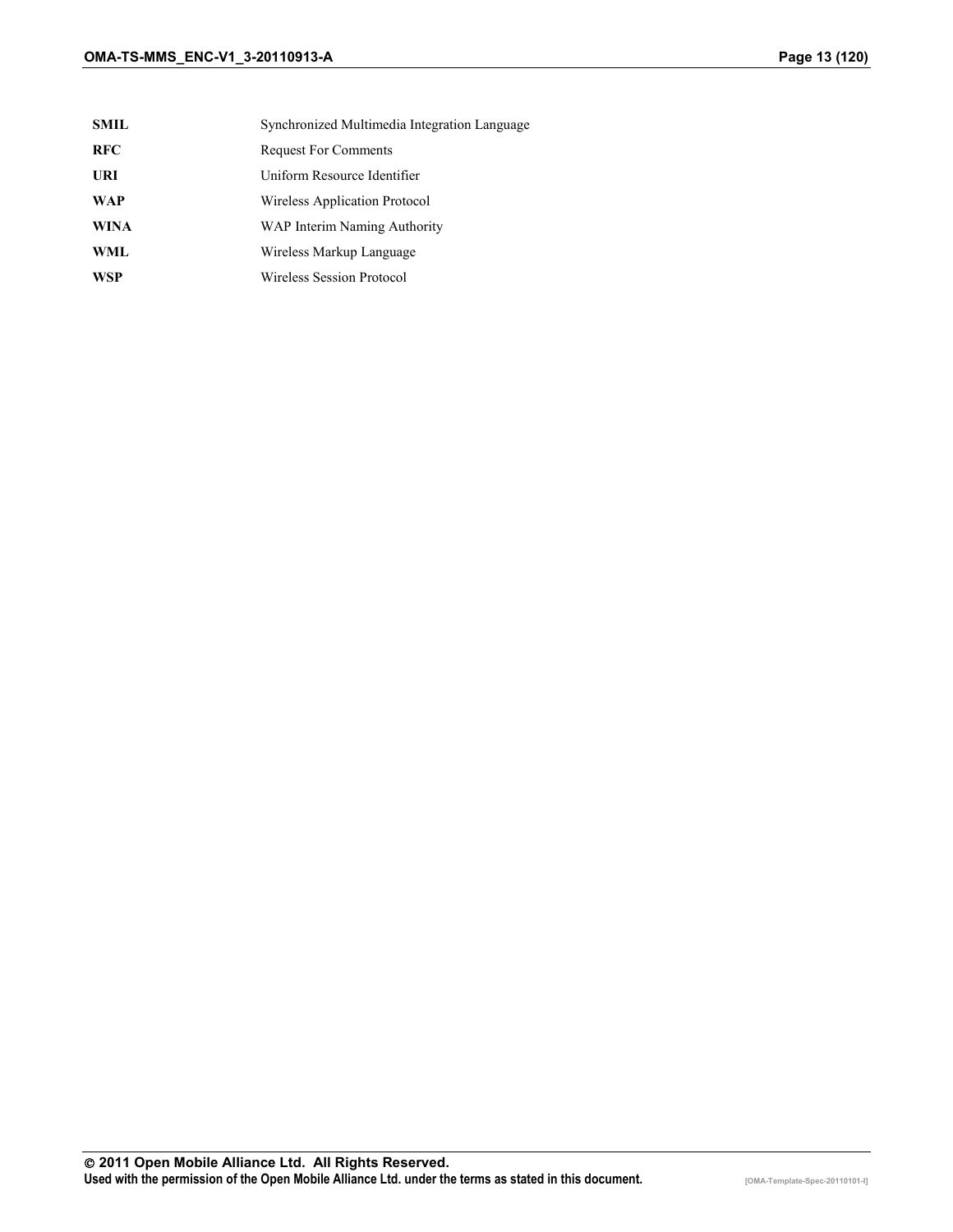| | |
|---|---|
| **SMIL** | Synchronized Multimedia Integration Language |
| **RFC** | Request For Comments |
| **URI** | Uniform Resource Identifier |
| **WAP** | Wireless Application Protocol |
| **WINA** | WAP Interim Naming Authority |
| **WML** | Wireless Markup Language |
| **WSP** | Wireless Session Protocol |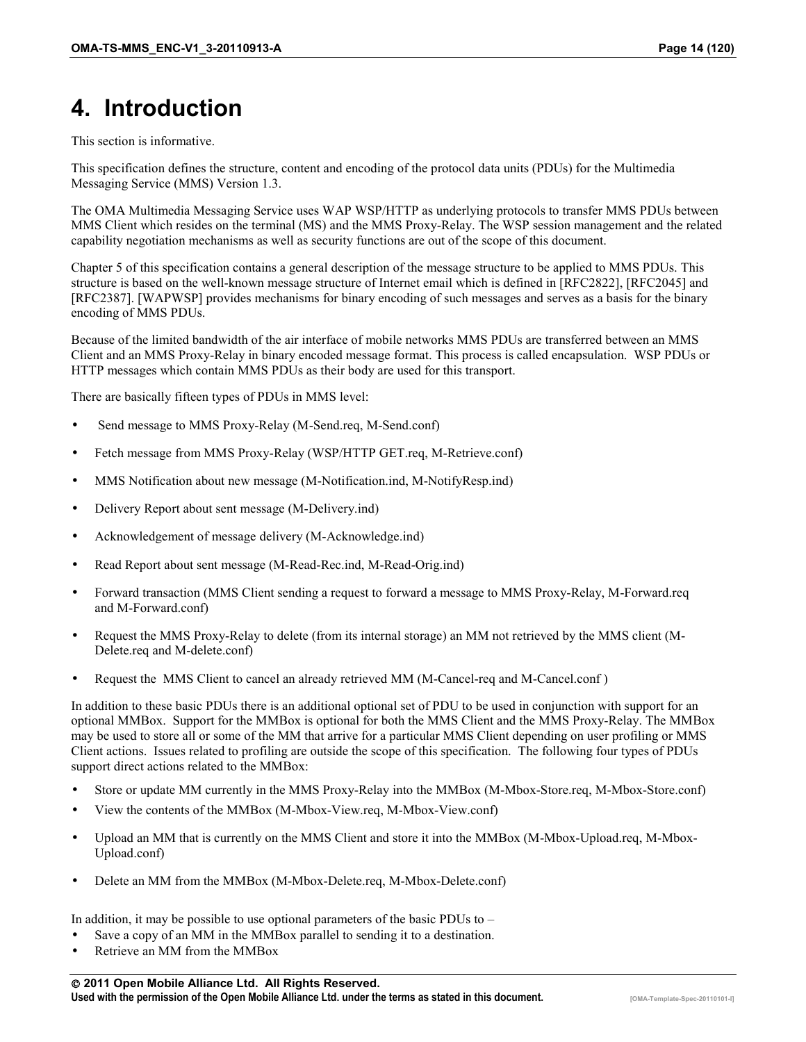# 4. Introduction

This section is informative.

This specification defines the structure, content and encoding of the protocol data units (PDUs) for the Multimedia Messaging Service (MMS) Version 1.3.

The OMA Multimedia Messaging Service uses WAP WSP/HTTP as underlying protocols to transfer MMS PDUs between MMS Client which resides on the terminal (MS) and the MMS Proxy-Relay. The WSP session management and the related capability negotiation mechanisms as well as security functions are out of the scope of this document.

Chapter 5 of this specification contains a general description of the message structure to be applied to MMS PDUs. This structure is based on the well-known message structure of Internet email which is defined in [RFC2822], [RFC2045] and [RFC2387]. [WAPWSP] provides mechanisms for binary encoding of such messages and serves as a basis for the binary encoding of MMS PDUs.

Because of the limited bandwidth of the air interface of mobile networks MMS PDUs are transferred between an MMS Client and an MMS Proxy-Relay in binary encoded message format. This process is called encapsulation. WSP PDUs or HTTP messages which contain MMS PDUs as their body are used for this transport.

There are basically fifteen types of PDUs in MMS level:

- Send message to MMS Proxy-Relay (M-Send.req, M-Send.conf)
- Fetch message from MMS Proxy-Relay (WSP/HTTP GET.req, M-Retrieve.conf)
- MMS Notification about new message (M-Notification.ind, M-NotifyResp.ind)
- Delivery Report about sent message (M-Delivery.ind)
- Acknowledgement of message delivery (M-Acknowledge.ind)
- Read Report about sent message (M-Read-Rec.ind, M-Read-Orig.ind)
- Forward transaction (MMS Client sending a request to forward a message to MMS Proxy-Relay, M-Forward.req and M-Forward.conf)
- Request the MMS Proxy-Relay to delete (from its internal storage) an MM not retrieved by the MMS client (M-Delete.req and M-delete.conf)
- Request the MMS Client to cancel an already retrieved MM (M-Cancel-req and M-Cancel.conf )

In addition to these basic PDUs there is an additional optional set of PDU to be used in conjunction with support for an optional MMBox. Support for the MMBox is optional for both the MMS Client and the MMS Proxy-Relay. The MMBox may be used to store all or some of the MM that arrive for a particular MMS Client depending on user profiling or MMS Client actions. Issues related to profiling are outside the scope of this specification. The following four types of PDUs support direct actions related to the MMBox:

- Store or update MM currently in the MMS Proxy-Relay into the MMBox (M-Mbox-Store.req, M-Mbox-Store.conf)
- View the contents of the MMBox (M-Mbox-View.req, M-Mbox-View.conf)
- Upload an MM that is currently on the MMS Client and store it into the MMBox (M-Mbox-Upload.req, M-Mbox-Upload.conf)
- Delete an MM from the MMBox (M-Mbox-Delete.req, M-Mbox-Delete.conf)

In addition, it may be possible to use optional parameters of the basic PDUs to –

- Save a copy of an MM in the MMBox parallel to sending it to a destination.
- Retrieve an MM from the MMBox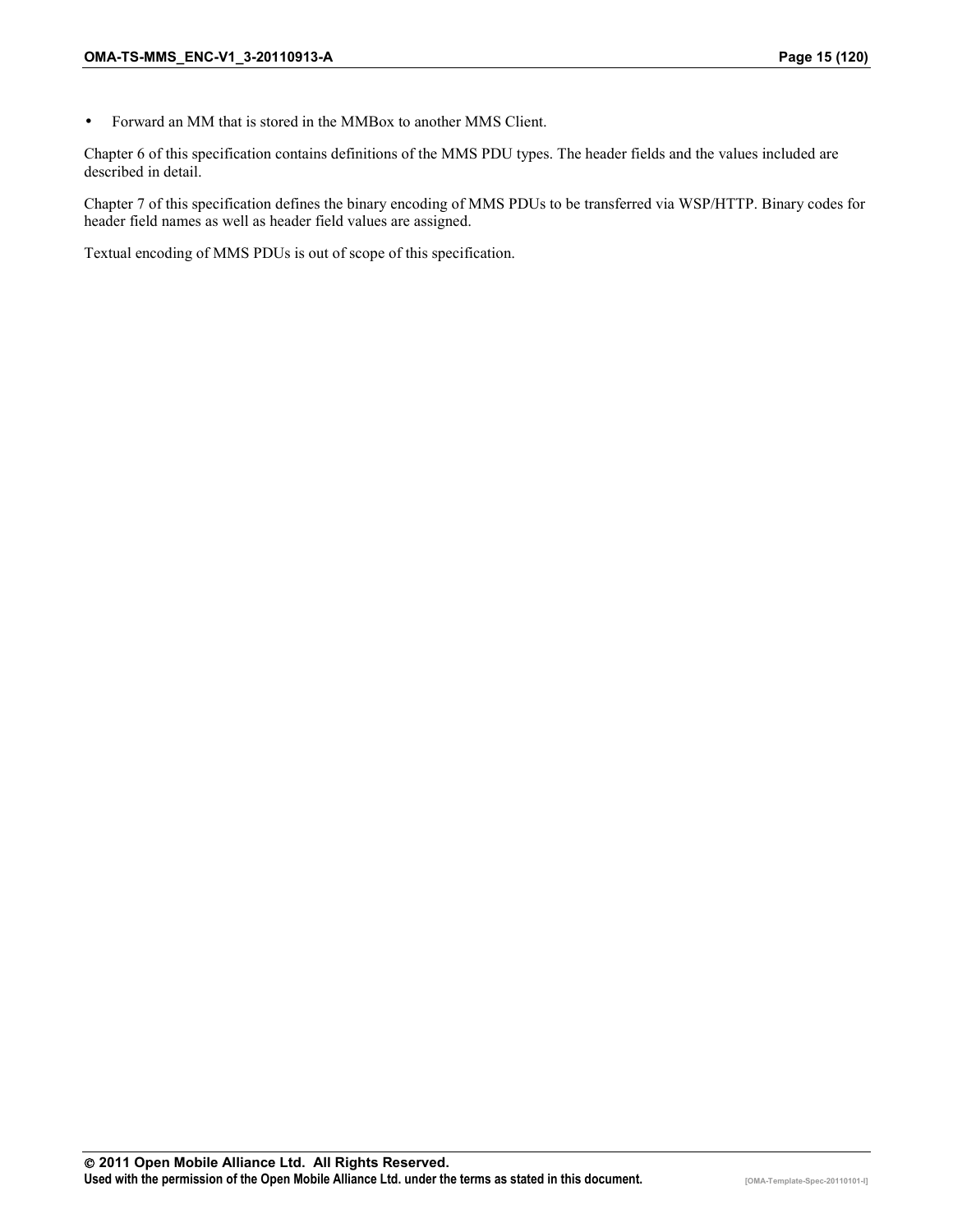- Forward an MM that is stored in the MMBox to another MMS Client.

Chapter 6 of this specification contains definitions of the MMS PDU types. The header fields and the values included are described in detail.

Chapter 7 of this specification defines the binary encoding of MMS PDUs to be transferred via WSP/HTTP. Binary codes for header field names as well as header field values are assigned.

Textual encoding of MMS PDUs is out of scope of this specification.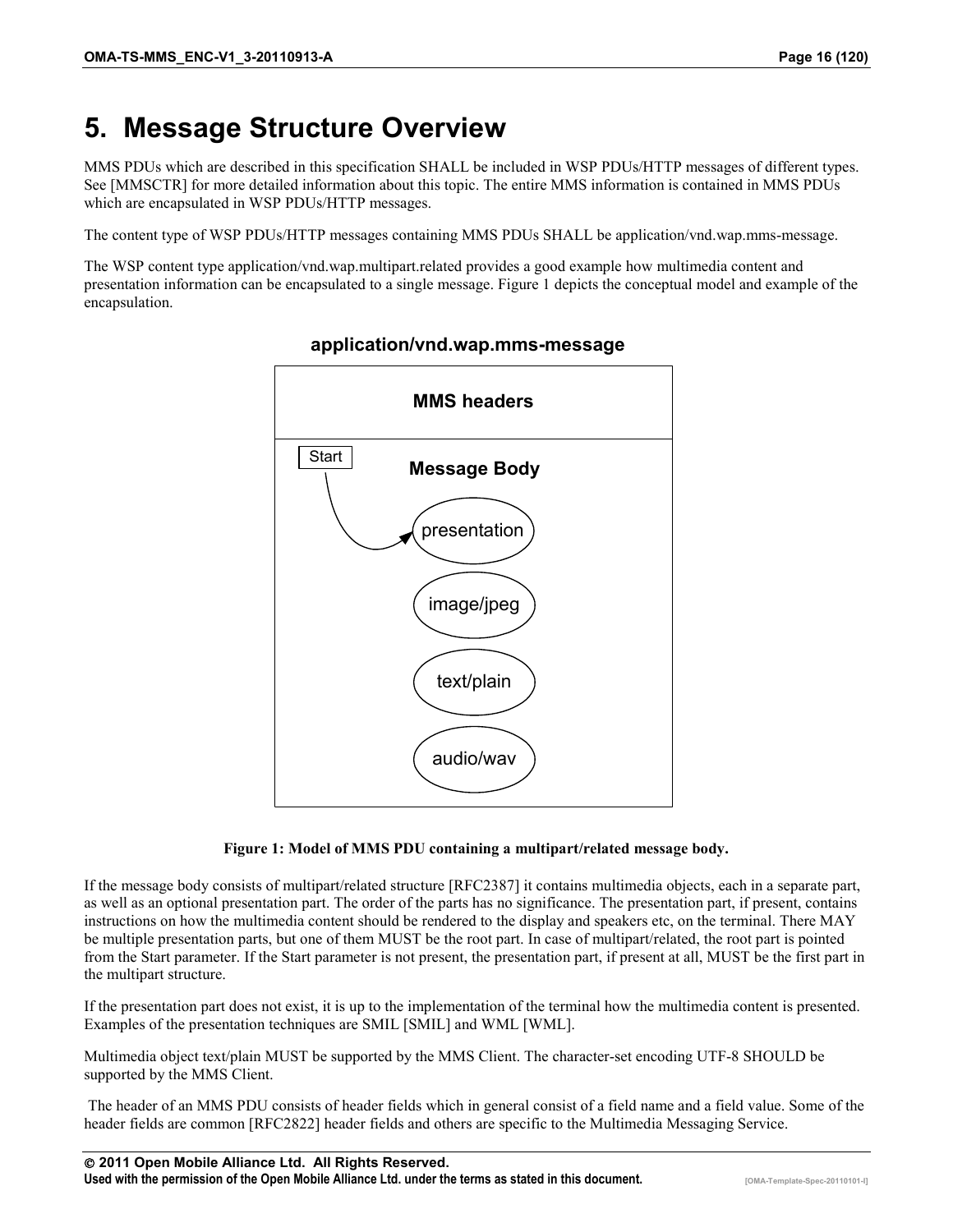# 5. Message Structure Overview

MMS PDUs which are described in this specification SHALL be included in WSP PDUs/HTTP messages of different types. See [MMSCTR] for more detailed information about this topic. The entire MMS information is contained in MMS PDUs which are encapsulated in WSP PDUs/HTTP messages.

The content type of WSP PDUs/HTTP messages containing MMS PDUs SHALL be application/vnd.wap.mms-message.

The WSP content type application/vnd.wap.multipart.related provides a good example how multimedia content and presentation information can be encapsulated to a single message. Figure 1 depicts the conceptual model and example of the encapsulation.

**application/vnd.wap.mms-message**

**MMS headers**

Start

**Message Body**

presentation

image/jpeg

text/plain

audio/wav

**Figure 1: Model of MMS PDU containing a multipart/related message body.**

If the message body consists of multipart/related structure [RFC2387] it contains multimedia objects, each in a separate part, as well as an optional presentation part. The order of the parts has no significance. The presentation part, if present, contains instructions on how the multimedia content should be rendered to the display and speakers etc, on the terminal. There MAY be multiple presentation parts, but one of them MUST be the root part. In case of multipart/related, the root part is pointed from the Start parameter. If the Start parameter is not present, the presentation part, if present at all, MUST be the first part in the multipart structure.

If the presentation part does not exist, it is up to the implementation of the terminal how the multimedia content is presented. Examples of the presentation techniques are SMIL [SMIL] and WML [WML].

Multimedia object text/plain MUST be supported by the MMS Client. The character-set encoding UTF-8 SHOULD be supported by the MMS Client.

The header of an MMS PDU consists of header fields which in general consist of a field name and a field value. Some of the header fields are common [RFC2822] header fields and others are specific to the Multimedia Messaging Service.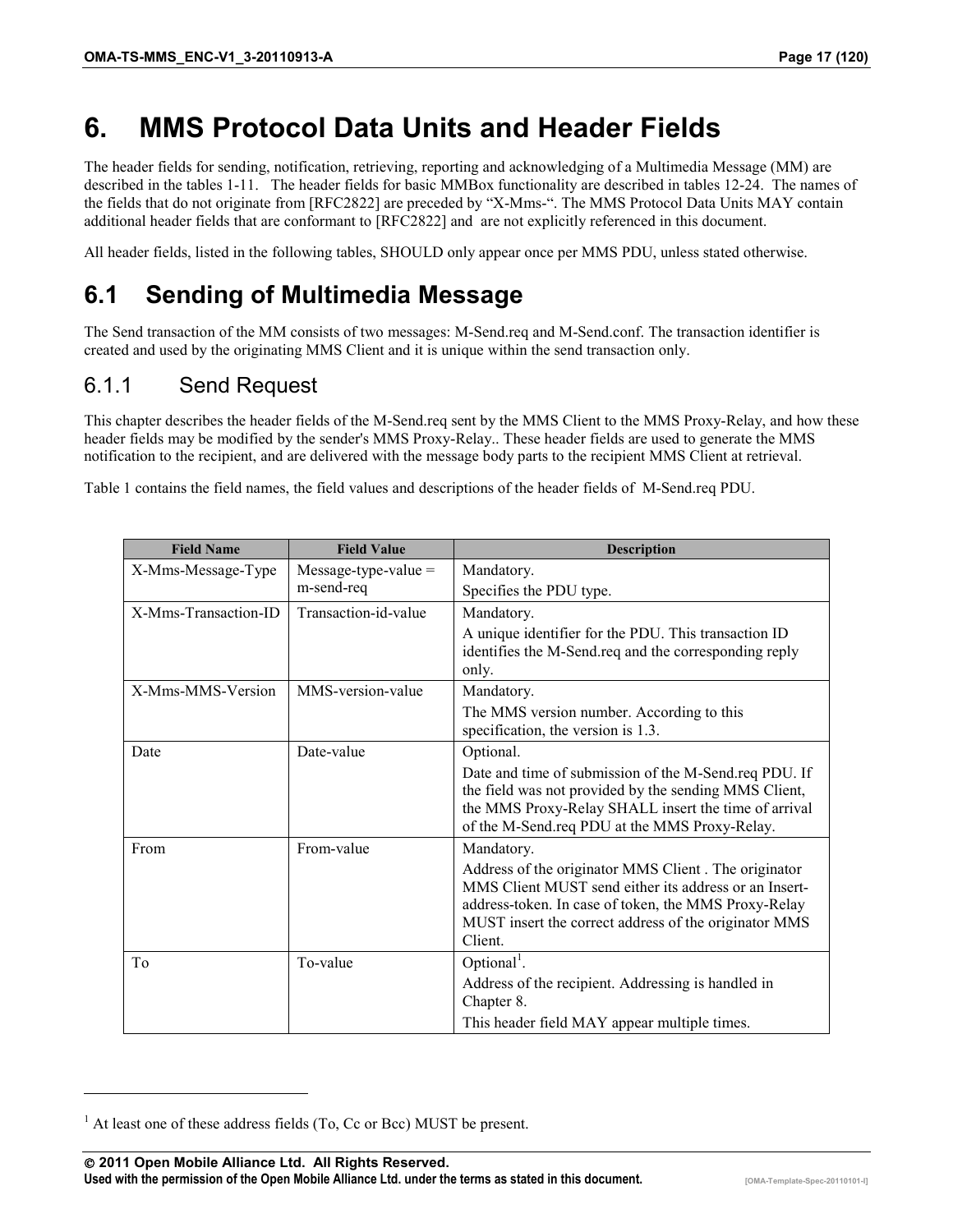# 6. MMS Protocol Data Units and Header Fields

The header fields for sending, notification, retrieving, reporting and acknowledging of a Multimedia Message (MM) are described in the tables 1-11. The header fields for basic MMBox functionality are described in tables 12-24. The names of the fields that do not originate from [RFC2822] are preceded by "X-Mms-". The MMS Protocol Data Units MAY contain additional header fields that are conformant to [RFC2822] and are not explicitly referenced in this document.

All header fields, listed in the following tables, SHOULD only appear once per MMS PDU, unless stated otherwise.

## 6.1 Sending of Multimedia Message

The Send transaction of the MM consists of two messages: M-Send.req and M-Send.conf. The transaction identifier is created and used by the originating MMS Client and it is unique within the send transaction only.

### 6.1.1 Send Request

This chapter describes the header fields of the M-Send.req sent by the MMS Client to the MMS Proxy-Relay, and how these header fields may be modified by the sender's MMS Proxy-Relay.. These header fields are used to generate the MMS notification to the recipient, and are delivered with the message body parts to the recipient MMS Client at retrieval.

Table 1 contains the field names, the field values and descriptions of the header fields of M-Send.req PDU.

| Field Name | Field Value | Description |
| --- | --- | --- |
| X-Mms-Message-Type | Message-type-value = m-send-req | Mandatory.<br>Specifies the PDU type. |
| X-Mms-Transaction-ID | Transaction-id-value | Mandatory.<br>A unique identifier for the PDU. This transaction ID identifies the M-Send.req and the corresponding reply only. |
| X-Mms-MMS-Version | MMS-version-value | Mandatory.<br>The MMS version number. According to this specification, the version is 1.3. |
| Date | Date-value | Optional.<br>Date and time of submission of the M-Send.req PDU. If the field was not provided by the sending MMS Client, the MMS Proxy-Relay SHALL insert the time of arrival of the M-Send.req PDU at the MMS Proxy-Relay. |
| From | From-value | Mandatory.<br>Address of the originator MMS Client . The originator MMS Client MUST send either its address or an Insert-address-token. In case of token, the MMS Proxy-Relay MUST insert the correct address of the originator MMS Client. |
| To | To-value | Optional[1].<br>Address of the recipient. Addressing is handled in Chapter 8.<br>This header field MAY appear multiple times. |

[1] At least one of these address fields (To, Cc or Bcc) MUST be present.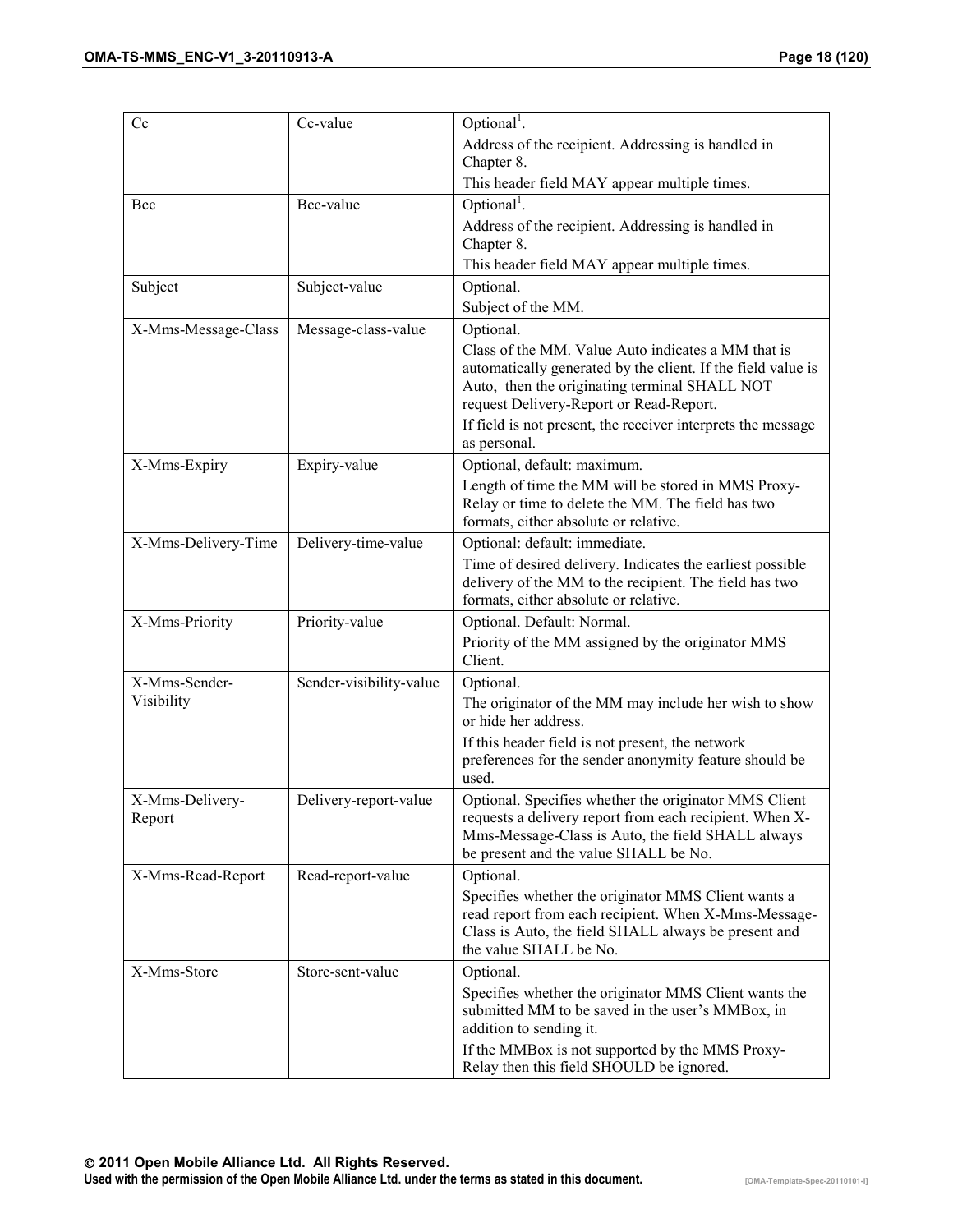| | | |
|---|---|---|
| Cc | Cc-value | Optional[1].<br>Address of the recipient. Addressing is handled in Chapter 8.<br>This header field MAY appear multiple times. |
| Bcc | Bcc-value | Optional[1].<br>Address of the recipient. Addressing is handled in Chapter 8.<br>This header field MAY appear multiple times. |
| Subject | Subject-value | Optional.<br>Subject of the MM. |
| X-Mms-Message-Class | Message-class-value | Optional.<br>Class of the MM. Value Auto indicates a MM that is automatically generated by the client. If the field value is Auto, then the originating terminal SHALL NOT request Delivery-Report or Read-Report.<br>If field is not present, the receiver interprets the message as personal. |
| X-Mms-Expiry | Expiry-value | Optional, default: maximum.<br>Length of time the MM will be stored in MMS Proxy-Relay or time to delete the MM. The field has two formats, either absolute or relative. |
| X-Mms-Delivery-Time | Delivery-time-value | Optional: default: immediate.<br>Time of desired delivery. Indicates the earliest possible delivery of the MM to the recipient. The field has two formats, either absolute or relative. |
| X-Mms-Priority | Priority-value | Optional. Default: Normal.<br>Priority of the MM assigned by the originator MMS Client. |
| X-Mms-Sender-Visibility | Sender-visibility-value | Optional.<br>The originator of the MM may include her wish to show or hide her address.<br>If this header field is not present, the network preferences for the sender anonymity feature should be used. |
| X-Mms-Delivery-Report | Delivery-report-value | Optional. Specifies whether the originator MMS Client requests a delivery report from each recipient. When X-Mms-Message-Class is Auto, the field SHALL always be present and the value SHALL be No. |
| X-Mms-Read-Report | Read-report-value | Optional.<br>Specifies whether the originator MMS Client wants a read report from each recipient. When X-Mms-Message-Class is Auto, the field SHALL always be present and the value SHALL be No. |
| X-Mms-Store | Store-sent-value | Optional.<br>Specifies whether the originator MMS Client wants the submitted MM to be saved in the user's MMBox, in addition to sending it.<br>If the MMBox is not supported by the MMS Proxy-Relay then this field SHOULD be ignored. |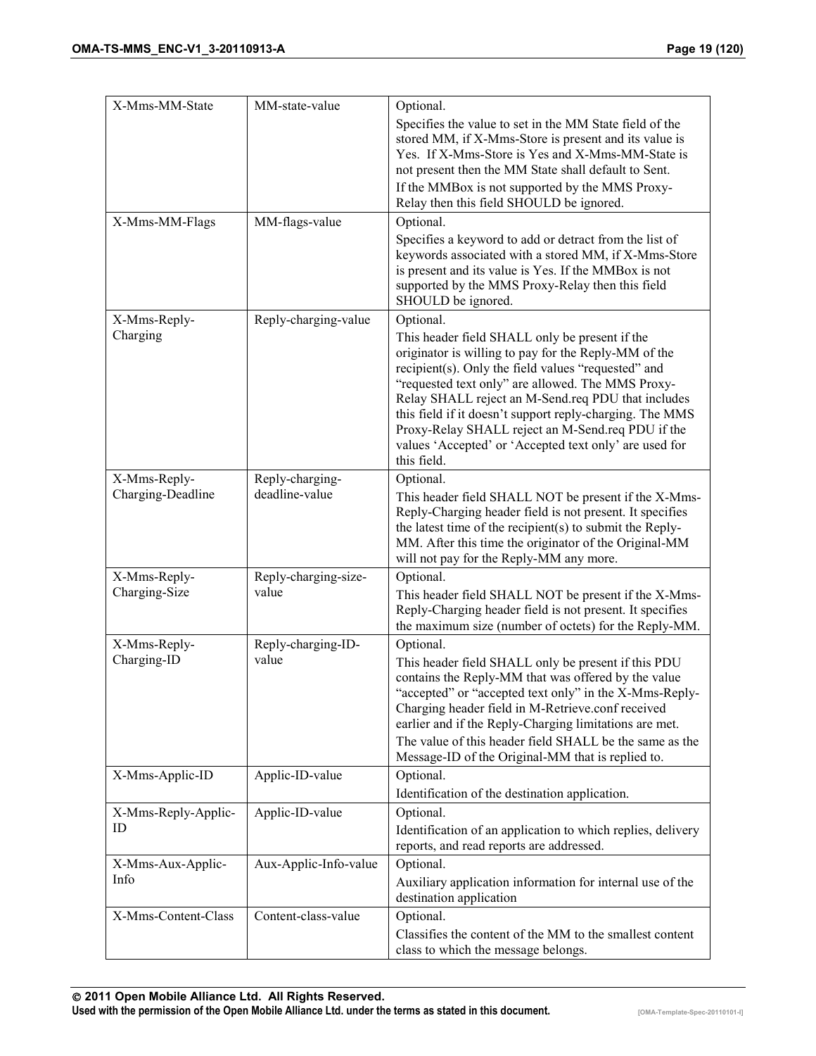| X-Mms-MM-State | MM-state-value | Optional. Specifies the value to set in the MM State field of the stored MM, if X-Mms-Store is present and its value is Yes. If X-Mms-Store is Yes and X-Mms-MM-State is not present then the MM State shall default to Sent. If the MMBox is not supported by the MMS Proxy-Relay then this field SHOULD be ignored. |
|---|---|---|
| X-Mms-MM-Flags | MM-flags-value | Optional. Specifies a keyword to add or detract from the list of keywords associated with a stored MM, if X-Mms-Store is present and its value is Yes. If the MMBox is not supported by the MMS Proxy-Relay then this field SHOULD be ignored. |
| X-Mms-Reply-Charging | Reply-charging-value | Optional. This header field SHALL only be present if the originator is willing to pay for the Reply-MM of the recipient(s). Only the field values "requested" and "requested text only" are allowed. The MMS Proxy-Relay SHALL reject an M-Send.req PDU that includes this field if it doesn't support reply-charging. The MMS Proxy-Relay SHALL reject an M-Send.req PDU if the values 'Accepted' or 'Accepted text only' are used for this field. |
| X-Mms-Reply-Charging-Deadline | Reply-charging-deadline-value | Optional. This header field SHALL NOT be present if the X-Mms-Reply-Charging header field is not present. It specifies the latest time of the recipient(s) to submit the Reply-MM. After this time the originator of the Original-MM will not pay for the Reply-MM any more. |
| X-Mms-Reply-Charging-Size | Reply-charging-size-value | Optional. This header field SHALL NOT be present if the X-Mms-Reply-Charging header field is not present. It specifies the maximum size (number of octets) for the Reply-MM. |
| X-Mms-Reply-Charging-ID | Reply-charging-ID-value | Optional. This header field SHALL only be present if this PDU contains the Reply-MM that was offered by the value "accepted" or "accepted text only" in the X-Mms-Reply-Charging header field in M-Retrieve.conf received earlier and if the Reply-Charging limitations are met. The value of this header field SHALL be the same as the Message-ID of the Original-MM that is replied to. |
| X-Mms-Applic-ID | Applic-ID-value | Optional. Identification of the destination application. |
| X-Mms-Reply-Applic-ID | Applic-ID-value | Optional. Identification of an application to which replies, delivery reports, and read reports are addressed. |
| X-Mms-Aux-Applic-Info | Aux-Applic-Info-value | Optional. Auxiliary application information for internal use of the destination application |
| X-Mms-Content-Class | Content-class-value | Optional. Classifies the content of the MM to the smallest content class to which the message belongs. |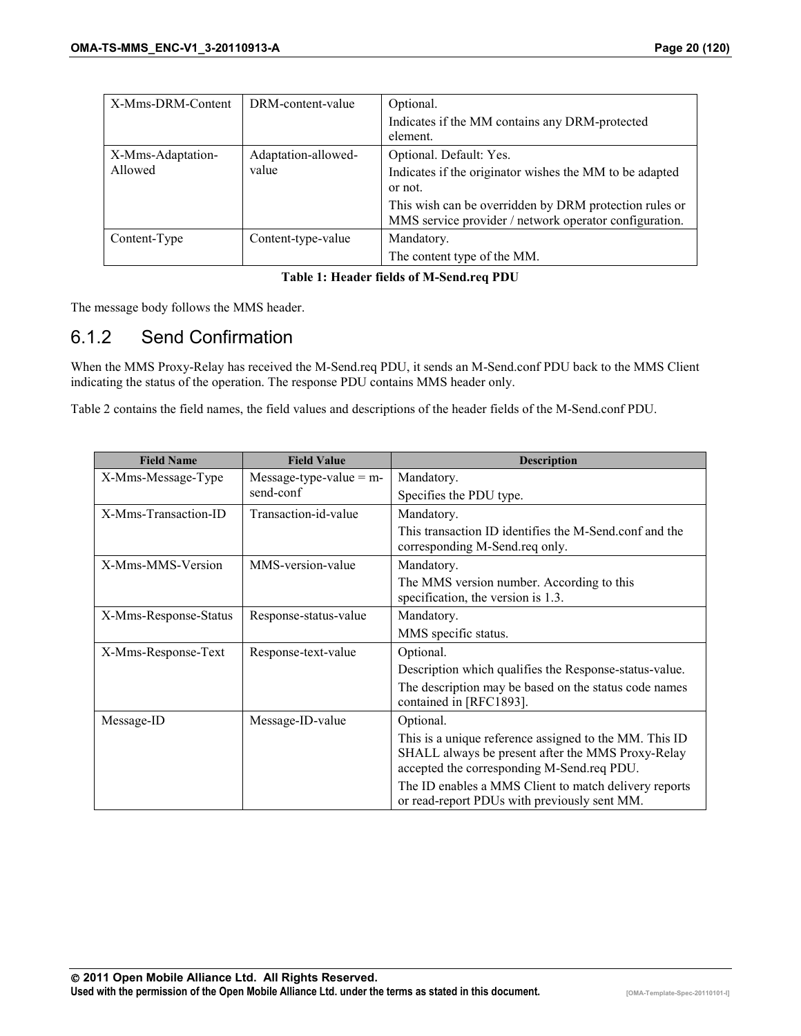| | | |
|---|---|---|
| X-Mms-DRM-Content | DRM-content-value | Optional.<br>Indicates if the MM contains any DRM-protected element. |
| X-Mms-Adaptation-Allowed | Adaptation-allowed-value | Optional. Default: Yes.<br>Indicates if the originator wishes the MM to be adapted or not.<br>This wish can be overridden by DRM protection rules or MMS service provider / network operator configuration. |
| Content-Type | Content-type-value | Mandatory.<br>The content type of the MM. |

**Table 1: Header fields of M-Send.req PDU**

The message body follows the MMS header.

### 6.1.2 Send Confirmation

When the MMS Proxy-Relay has received the M-Send.req PDU, it sends an M-Send.conf PDU back to the MMS Client indicating the status of the operation. The response PDU contains MMS header only.

Table 2 contains the field names, the field values and descriptions of the header fields of the M-Send.conf PDU.

| Field Name | Field Value | Description |
|---|---|---|
| X-Mms-Message-Type | Message-type-value = m-send-conf | Mandatory.<br>Specifies the PDU type. |
| X-Mms-Transaction-ID | Transaction-id-value | Mandatory.<br>This transaction ID identifies the M-Send.conf and the corresponding M-Send.req only. |
| X-Mms-MMS-Version | MMS-version-value | Mandatory.<br>The MMS version number. According to this specification, the version is 1.3. |
| X-Mms-Response-Status | Response-status-value | Mandatory.<br>MMS specific status. |
| X-Mms-Response-Text | Response-text-value | Optional.<br>Description which qualifies the Response-status-value.<br>The description may be based on the status code names contained in [RFC1893]. |
| Message-ID | Message-ID-value | Optional.<br>This is a unique reference assigned to the MM. This ID SHALL always be present after the MMS Proxy-Relay accepted the corresponding M-Send.req PDU.<br>The ID enables a MMS Client to match delivery reports or read-report PDUs with previously sent MM. |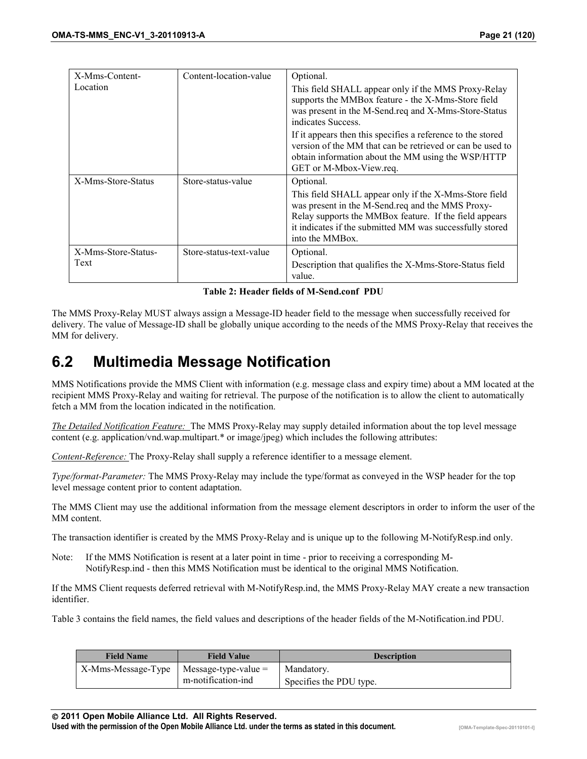| | | |
|---|---|---|
| X-Mms-Content-Location | Content-location-value | Optional.<br>This field SHALL appear only if the MMS Proxy-Relay supports the MMBox feature - the X-Mms-Store field was present in the M-Send.req and X-Mms-Store-Status indicates Success.<br>If it appears then this specifies a reference to the stored version of the MM that can be retrieved or can be used to obtain information about the MM using the WSP/HTTP GET or M-Mbox-View.req. |
| X-Mms-Store-Status | Store-status-value | Optional.<br>This field SHALL appear only if the X-Mms-Store field was present in the M-Send.req and the MMS Proxy-Relay supports the MMBox feature. If the field appears it indicates if the submitted MM was successfully stored into the MMBox. |
| X-Mms-Store-Status-Text | Store-status-text-value | Optional.<br>Description that qualifies the X-Mms-Store-Status field value. |

**Table 2: Header fields of M-Send.conf PDU**

The MMS Proxy-Relay MUST always assign a Message-ID header field to the message when successfully received for delivery. The value of Message-ID shall be globally unique according to the needs of the MMS Proxy-Relay that receives the MM for delivery.

## 6.2 Multimedia Message Notification

MMS Notifications provide the MMS Client with information (e.g. message class and expiry time) about a MM located at the recipient MMS Proxy-Relay and waiting for retrieval. The purpose of the notification is to allow the client to automatically fetch a MM from the location indicated in the notification.

*The Detailed Notification Feature:* The MMS Proxy-Relay may supply detailed information about the top level message content (e.g. application/vnd.wap.multipart.* or image/jpeg) which includes the following attributes:

*Content-Reference:* The Proxy-Relay shall supply a reference identifier to a message element.

*Type/format-Parameter:* The MMS Proxy-Relay may include the type/format as conveyed in the WSP header for the top level message content prior to content adaptation.

The MMS Client may use the additional information from the message element descriptors in order to inform the user of the MM content.

The transaction identifier is created by the MMS Proxy-Relay and is unique up to the following M-NotifyResp.ind only.

Note: If the MMS Notification is resent at a later point in time - prior to receiving a corresponding M-NotifyResp.ind - then this MMS Notification must be identical to the original MMS Notification.

If the MMS Client requests deferred retrieval with M-NotifyResp.ind, the MMS Proxy-Relay MAY create a new transaction identifier.

Table 3 contains the field names, the field values and descriptions of the header fields of the M-Notification.ind PDU.

| Field Name | Field Value | Description |
|---|---|---|
| X-Mms-Message-Type | Message-type-value = m-notification-ind | Mandatory.<br>Specifies the PDU type. |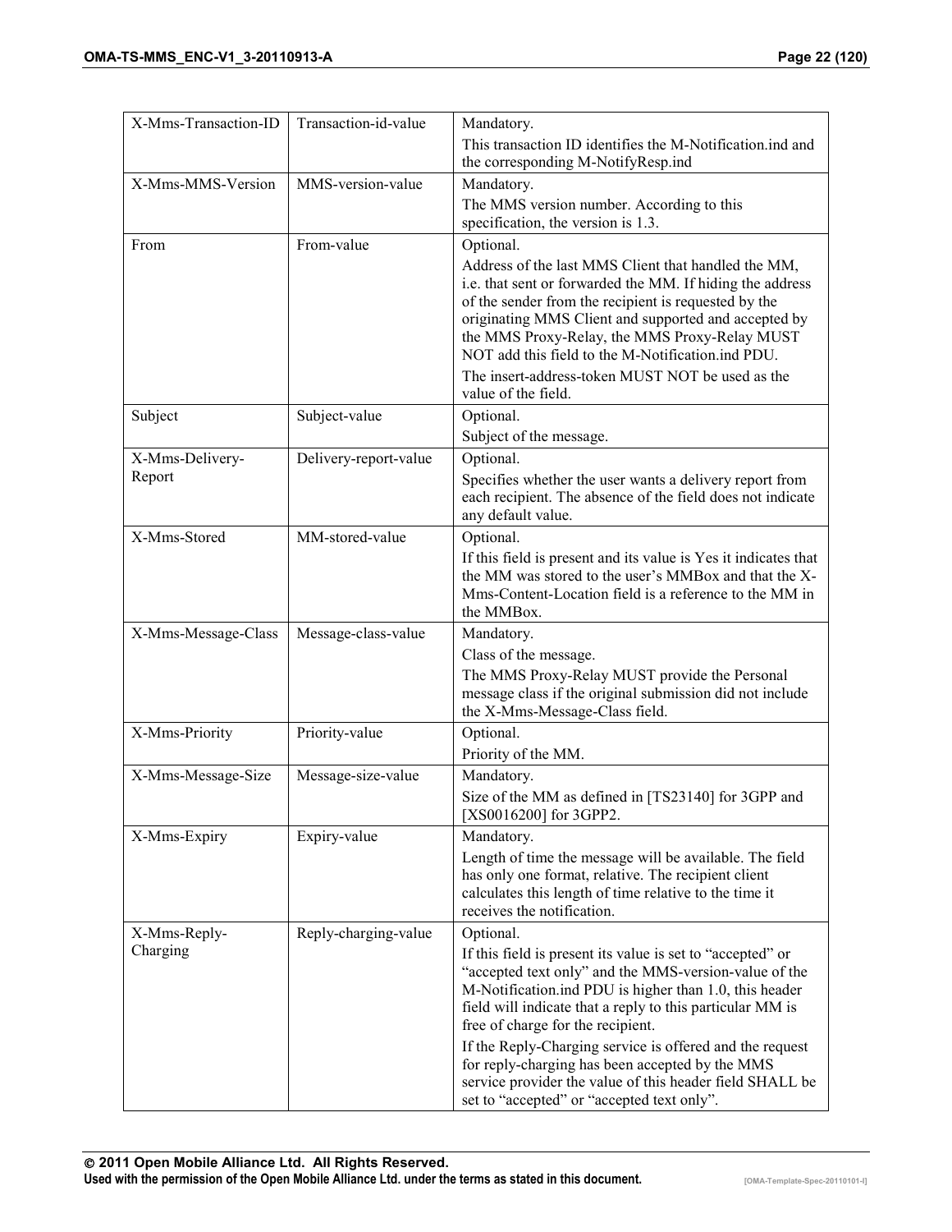| X-Mms-Transaction-ID | Transaction-id-value | Mandatory.<br>This transaction ID identifies the M-Notification.ind and the corresponding M-NotifyResp.ind |
|---|---|---|
| X-Mms-MMS-Version | MMS-version-value | Mandatory.<br>The MMS version number. According to this specification, the version is 1.3. |
| From | From-value | Optional.<br>Address of the last MMS Client that handled the MM, i.e. that sent or forwarded the MM. If hiding the address of the sender from the recipient is requested by the originating MMS Client and supported and accepted by the MMS Proxy-Relay, the MMS Proxy-Relay MUST NOT add this field to the M-Notification.ind PDU.<br>The insert-address-token MUST NOT be used as the value of the field. |
| Subject | Subject-value | Optional.<br>Subject of the message. |
| X-Mms-Delivery-Report | Delivery-report-value | Optional.<br>Specifies whether the user wants a delivery report from each recipient. The absence of the field does not indicate any default value. |
| X-Mms-Stored | MM-stored-value | Optional.<br>If this field is present and its value is Yes it indicates that the MM was stored to the user's MMBox and that the X-Mms-Content-Location field is a reference to the MM in the MMBox. |
| X-Mms-Message-Class | Message-class-value | Mandatory.<br>Class of the message.<br>The MMS Proxy-Relay MUST provide the Personal message class if the original submission did not include the X-Mms-Message-Class field. |
| X-Mms-Priority | Priority-value | Optional.<br>Priority of the MM. |
| X-Mms-Message-Size | Message-size-value | Mandatory.<br>Size of the MM as defined in [TS23140] for 3GPP and [XS0016200] for 3GPP2. |
| X-Mms-Expiry | Expiry-value | Mandatory.<br>Length of time the message will be available. The field has only one format, relative. The recipient client calculates this length of time relative to the time it receives the notification. |
| X-Mms-Reply-Charging | Reply-charging-value | Optional.<br>If this field is present its value is set to "accepted" or "accepted text only" and the MMS-version-value of the M-Notification.ind PDU is higher than 1.0, this header field will indicate that a reply to this particular MM is free of charge for the recipient.<br>If the Reply-Charging service is offered and the request for reply-charging has been accepted by the MMS service provider the value of this header field SHALL be set to "accepted" or "accepted text only". |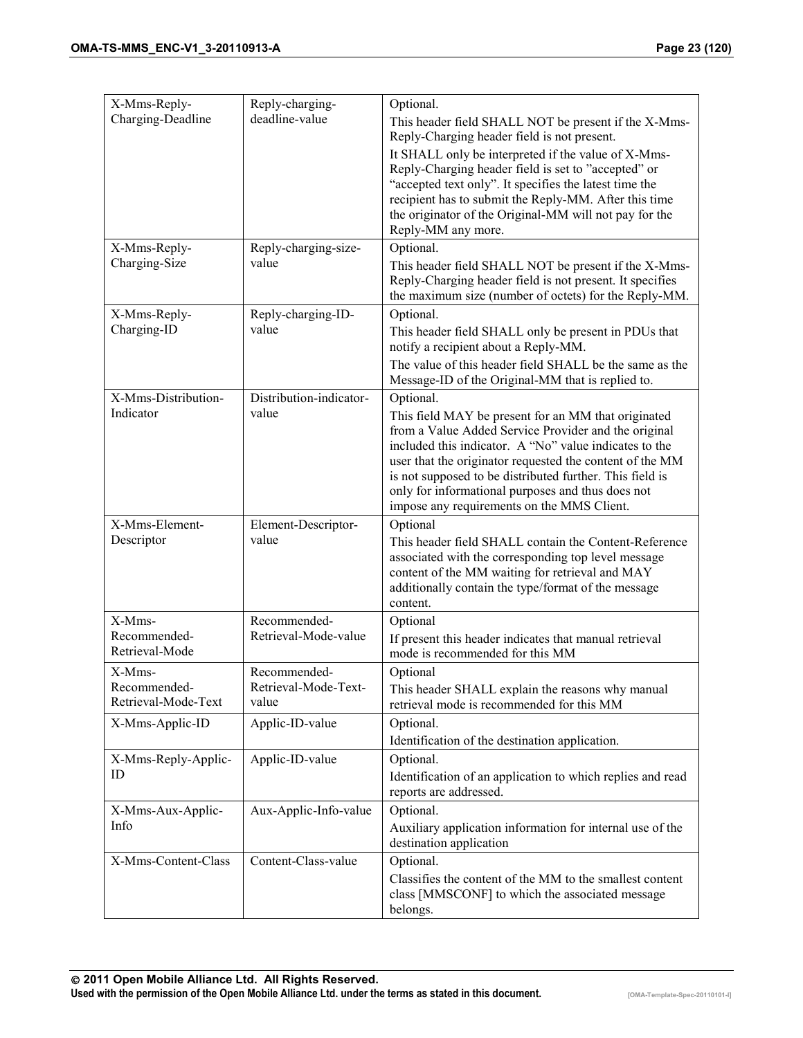| X-Mms-Reply-Charging-Deadline | Reply-charging-deadline-value | Optional.<br>This header field SHALL NOT be present if the X-Mms-Reply-Charging header field is not present.<br>It SHALL only be interpreted if the value of X-Mms-Reply-Charging header field is set to "accepted" or "accepted text only". It specifies the latest time the recipient has to submit the Reply-MM. After this time the originator of the Original-MM will not pay for the Reply-MM any more. |
|---|---|---|
| X-Mms-Reply-Charging-Size | Reply-charging-size-value | Optional.<br>This header field SHALL NOT be present if the X-Mms-Reply-Charging header field is not present. It specifies the maximum size (number of octets) for the Reply-MM. |
| X-Mms-Reply-Charging-ID | Reply-charging-ID-value | Optional.<br>This header field SHALL only be present in PDUs that notify a recipient about a Reply-MM.<br>The value of this header field SHALL be the same as the Message-ID of the Original-MM that is replied to. |
| X-Mms-Distribution-Indicator | Distribution-indicator-value | Optional.<br>This field MAY be present for an MM that originated from a Value Added Service Provider and the original included this indicator. A "No" value indicates to the user that the originator requested the content of the MM is not supposed to be distributed further. This field is only for informational purposes and thus does not impose any requirements on the MMS Client. |
| X-Mms-Element-Descriptor | Element-Descriptor-value | Optional<br>This header field SHALL contain the Content-Reference associated with the corresponding top level message content of the MM waiting for retrieval and MAY additionally contain the type/format of the message content. |
| X-Mms-Recommended-Retrieval-Mode | Recommended-Retrieval-Mode-value | Optional<br>If present this header indicates that manual retrieval mode is recommended for this MM |
| X-Mms-Recommended-Retrieval-Mode-Text | Recommended-Retrieval-Mode-Text-value | Optional<br>This header SHALL explain the reasons why manual retrieval mode is recommended for this MM |
| X-Mms-Applic-ID | Applic-ID-value | Optional.<br>Identification of the destination application. |
| X-Mms-Reply-Applic-ID | Applic-ID-value | Optional.<br>Identification of an application to which replies and read reports are addressed. |
| X-Mms-Aux-Applic-Info | Aux-Applic-Info-value | Optional.<br>Auxiliary application information for internal use of the destination application |
| X-Mms-Content-Class | Content-Class-value | Optional.<br>Classifies the content of the MM to the smallest content class [MMSCONF] to which the associated message belongs. |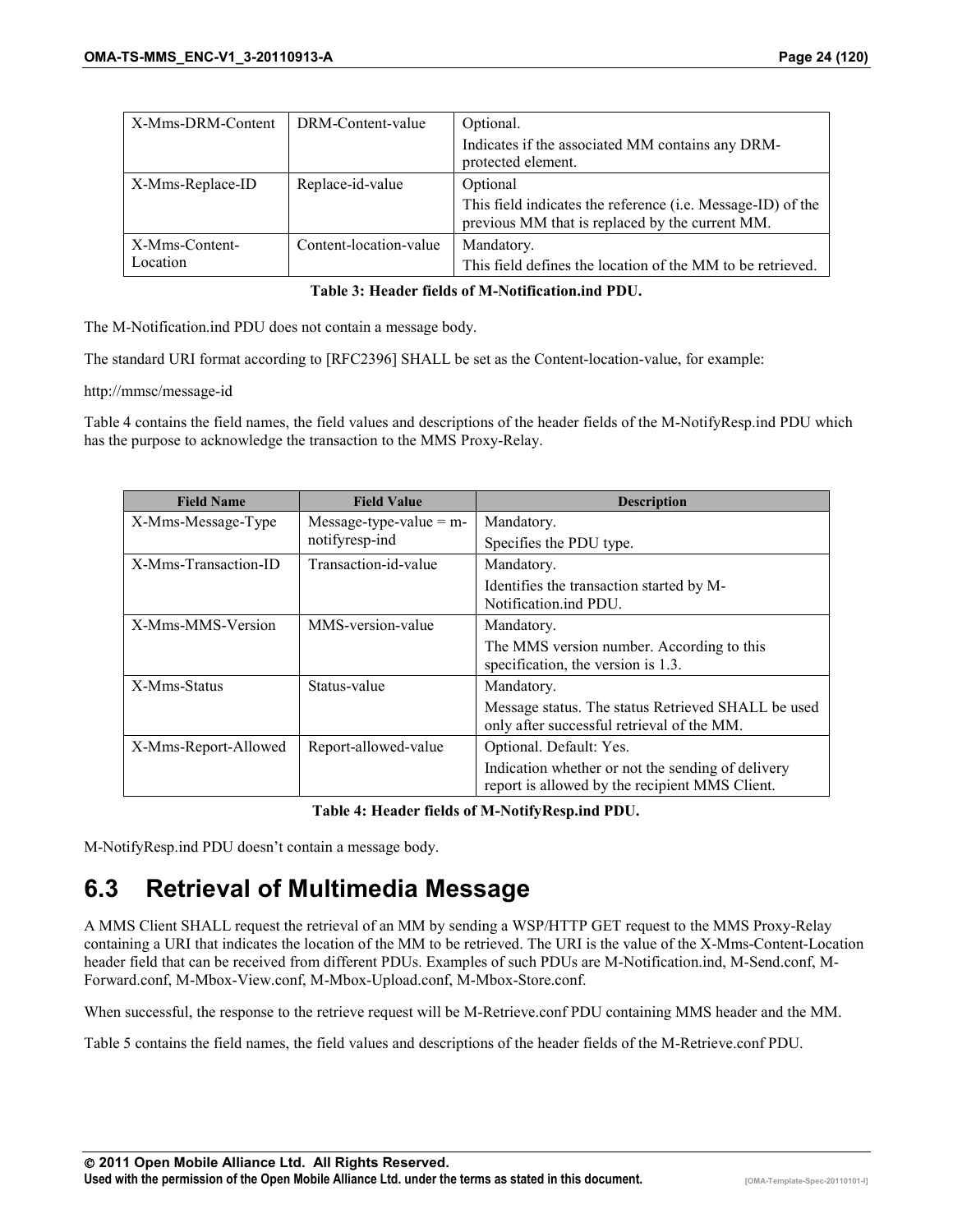| X-Mms-DRM-Content | DRM-Content-value | Optional.<br>Indicates if the associated MM contains any DRM-protected element. |
|---|---|---|
| X-Mms-Replace-ID | Replace-id-value | Optional<br>This field indicates the reference (i.e. Message-ID) of the previous MM that is replaced by the current MM. |
| X-Mms-Content-Location | Content-location-value | Mandatory.<br>This field defines the location of the MM to be retrieved. |

**Table 3: Header fields of M-Notification.ind PDU.**

The M-Notification.ind PDU does not contain a message body.

The standard URI format according to [RFC2396] SHALL be set as the Content-location-value, for example:

http://mmsc/message-id

Table 4 contains the field names, the field values and descriptions of the header fields of the M-NotifyResp.ind PDU which has the purpose to acknowledge the transaction to the MMS Proxy-Relay.

| Field Name | Field Value | Description |
|---|---|---|
| X-Mms-Message-Type | Message-type-value = m-notifyresp-ind | Mandatory.<br>Specifies the PDU type. |
| X-Mms-Transaction-ID | Transaction-id-value | Mandatory.<br>Identifies the transaction started by M-Notification.ind PDU. |
| X-Mms-MMS-Version | MMS-version-value | Mandatory.<br>The MMS version number. According to this specification, the version is 1.3. |
| X-Mms-Status | Status-value | Mandatory.<br>Message status. The status Retrieved SHALL be used only after successful retrieval of the MM. |
| X-Mms-Report-Allowed | Report-allowed-value | Optional. Default: Yes.<br>Indication whether or not the sending of delivery report is allowed by the recipient MMS Client. |

**Table 4: Header fields of M-NotifyResp.ind PDU.**

M-NotifyResp.ind PDU doesn't contain a message body.

## 6.3 Retrieval of Multimedia Message

A MMS Client SHALL request the retrieval of an MM by sending a WSP/HTTP GET request to the MMS Proxy-Relay containing a URI that indicates the location of the MM to be retrieved. The URI is the value of the X-Mms-Content-Location header field that can be received from different PDUs. Examples of such PDUs are M-Notification.ind, M-Send.conf, M-Forward.conf, M-Mbox-View.conf, M-Mbox-Upload.conf, M-Mbox-Store.conf.

When successful, the response to the retrieve request will be M-Retrieve.conf PDU containing MMS header and the MM.

Table 5 contains the field names, the field values and descriptions of the header fields of the M-Retrieve.conf PDU.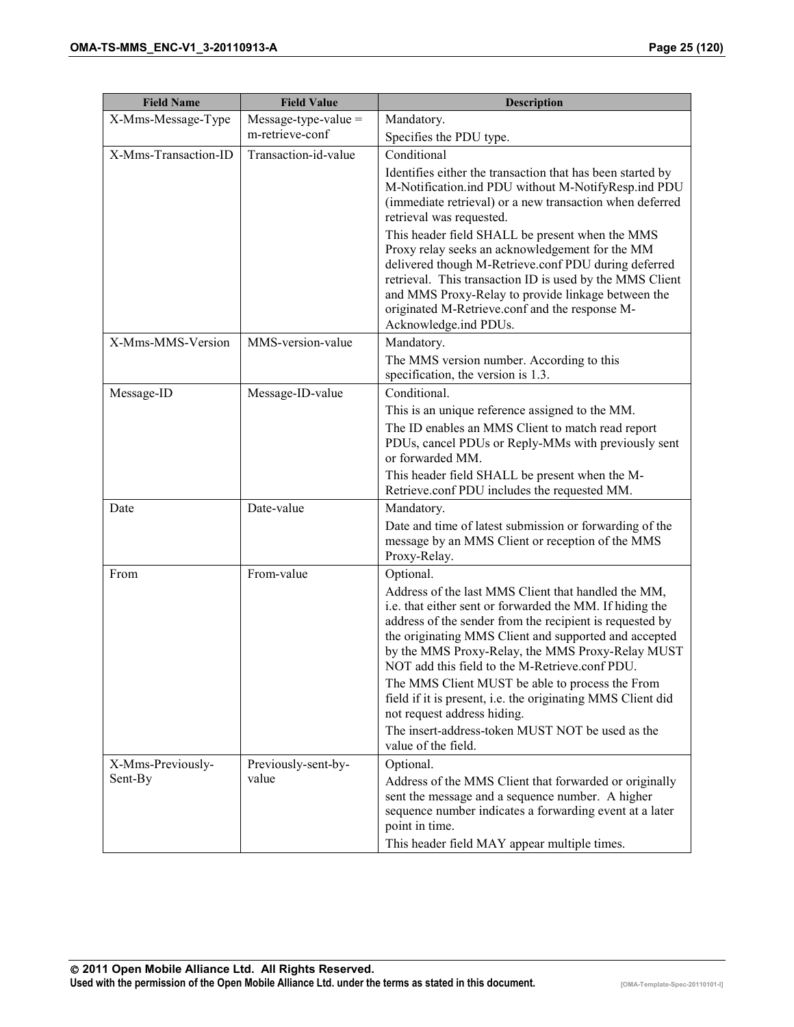| Field Name | Field Value | Description |
|---|---|---|
| X-Mms-Message-Type | Message-type-value = m-retrieve-conf | Mandatory.<br>Specifies the PDU type. |
| X-Mms-Transaction-ID | Transaction-id-value | Conditional<br>Identifies either the transaction that has been started by M-Notification.ind PDU without M-NotifyResp.ind PDU (immediate retrieval) or a new transaction when deferred retrieval was requested.<br>This header field SHALL be present when the MMS Proxy relay seeks an acknowledgement for the MM delivered though M-Retrieve.conf PDU during deferred retrieval. This transaction ID is used by the MMS Client and MMS Proxy-Relay to provide linkage between the originated M-Retrieve.conf and the response M-Acknowledge.ind PDUs. |
| X-Mms-MMS-Version | MMS-version-value | Mandatory.<br>The MMS version number. According to this specification, the version is 1.3. |
| Message-ID | Message-ID-value | Conditional.<br>This is an unique reference assigned to the MM.<br>The ID enables an MMS Client to match read report PDUs, cancel PDUs or Reply-MMs with previously sent or forwarded MM.<br>This header field SHALL be present when the M-Retrieve.conf PDU includes the requested MM. |
| Date | Date-value | Mandatory.<br>Date and time of latest submission or forwarding of the message by an MMS Client or reception of the MMS Proxy-Relay. |
| From | From-value | Optional.<br>Address of the last MMS Client that handled the MM, i.e. that either sent or forwarded the MM. If hiding the address of the sender from the recipient is requested by the originating MMS Client and supported and accepted by the MMS Proxy-Relay, the MMS Proxy-Relay MUST NOT add this field to the M-Retrieve.conf PDU.<br>The MMS Client MUST be able to process the From field if it is present, i.e. the originating MMS Client did not request address hiding.<br>The insert-address-token MUST NOT be used as the value of the field. |
| X-Mms-Previously-Sent-By | Previously-sent-by-value | Optional.<br>Address of the MMS Client that forwarded or originally sent the message and a sequence number. A higher sequence number indicates a forwarding event at a later point in time.<br>This header field MAY appear multiple times. |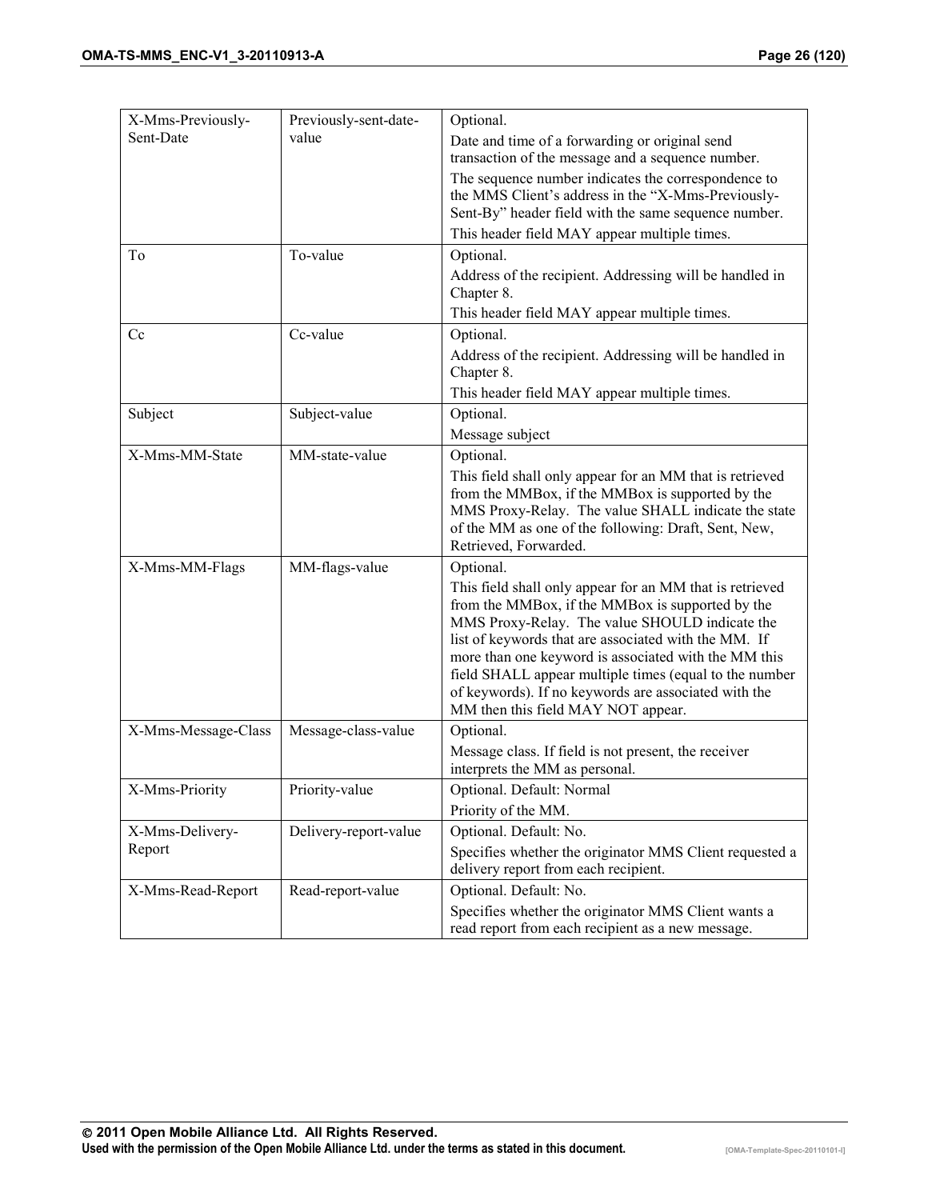| X-Mms-Previously-Sent-Date | Previously-sent-date-value | Optional.<br>Date and time of a forwarding or original send transaction of the message and a sequence number.<br>The sequence number indicates the correspondence to the MMS Client's address in the "X-Mms-Previously-Sent-By" header field with the same sequence number.<br>This header field MAY appear multiple times. |
|---|---|---|
| To | To-value | Optional.<br>Address of the recipient. Addressing will be handled in Chapter 8.<br>This header field MAY appear multiple times. |
| Cc | Cc-value | Optional.<br>Address of the recipient. Addressing will be handled in Chapter 8.<br>This header field MAY appear multiple times. |
| Subject | Subject-value | Optional.<br>Message subject |
| X-Mms-MM-State | MM-state-value | Optional.<br>This field shall only appear for an MM that is retrieved from the MMBox, if the MMBox is supported by the MMS Proxy-Relay. The value SHALL indicate the state of the MM as one of the following: Draft, Sent, New, Retrieved, Forwarded. |
| X-Mms-MM-Flags | MM-flags-value | Optional.<br>This field shall only appear for an MM that is retrieved from the MMBox, if the MMBox is supported by the MMS Proxy-Relay. The value SHOULD indicate the list of keywords that are associated with the MM. If more than one keyword is associated with the MM this field SHALL appear multiple times (equal to the number of keywords). If no keywords are associated with the MM then this field MAY NOT appear. |
| X-Mms-Message-Class | Message-class-value | Optional.<br>Message class. If field is not present, the receiver interprets the MM as personal. |
| X-Mms-Priority | Priority-value | Optional. Default: Normal<br>Priority of the MM. |
| X-Mms-Delivery-Report | Delivery-report-value | Optional. Default: No.<br>Specifies whether the originator MMS Client requested a delivery report from each recipient. |
| X-Mms-Read-Report | Read-report-value | Optional. Default: No.<br>Specifies whether the originator MMS Client wants a read report from each recipient as a new message. |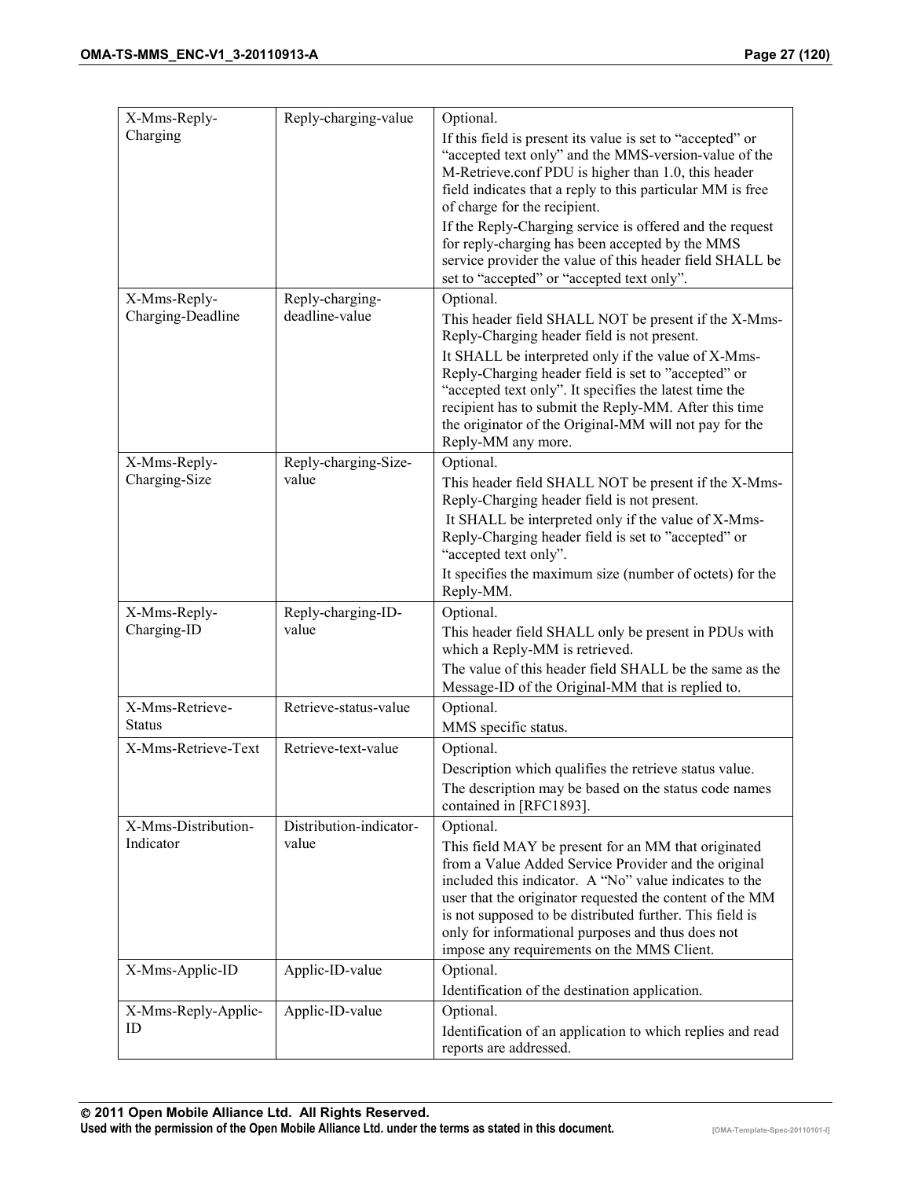| X-Mms-Reply-Charging | Reply-charging-value | Optional.<br>If this field is present its value is set to “accepted” or “accepted text only” and the MMS-version-value of the M-Retrieve.conf PDU is higher than 1.0, this header field indicates that a reply to this particular MM is free of charge for the recipient.<br>If the Reply-Charging service is offered and the request for reply-charging has been accepted by the MMS service provider the value of this header field SHALL be set to “accepted” or “accepted text only”. |
|---|---|---|
| X-Mms-Reply-Charging-Deadline | Reply-charging-deadline-value | Optional.<br>This header field SHALL NOT be present if the X-Mms-Reply-Charging header field is not present.<br>It SHALL be interpreted only if the value of X-Mms-Reply-Charging header field is set to ”accepted” or “accepted text only”. It specifies the latest time the recipient has to submit the Reply-MM. After this time the originator of the Original-MM will not pay for the Reply-MM any more. |
| X-Mms-Reply-Charging-Size | Reply-charging-Size-value | Optional.<br>This header field SHALL NOT be present if the X-Mms-Reply-Charging header field is not present.<br>It SHALL be interpreted only if the value of X-Mms-Reply-Charging header field is set to ”accepted” or “accepted text only”.<br>It specifies the maximum size (number of octets) for the Reply-MM. |
| X-Mms-Reply-Charging-ID | Reply-charging-ID-value | Optional.<br>This header field SHALL only be present in PDUs with which a Reply-MM is retrieved.<br>The value of this header field SHALL be the same as the Message-ID of the Original-MM that is replied to. |
| X-Mms-Retrieve-Status | Retrieve-status-value | Optional.<br>MMS specific status. |
| X-Mms-Retrieve-Text | Retrieve-text-value | Optional.<br>Description which qualifies the retrieve status value.<br>The description may be based on the status code names contained in [RFC1893]. |
| X-Mms-Distribution-Indicator | Distribution-indicator-value | Optional.<br>This field MAY be present for an MM that originated from a Value Added Service Provider and the original included this indicator. A “No” value indicates to the user that the originator requested the content of the MM is not supposed to be distributed further. This field is only for informational purposes and thus does not impose any requirements on the MMS Client. |
| X-Mms-Applic-ID | Applic-ID-value | Optional.<br>Identification of the destination application. |
| X-Mms-Reply-Applic-ID | Applic-ID-value | Optional.<br>Identification of an application to which replies and read reports are addressed. |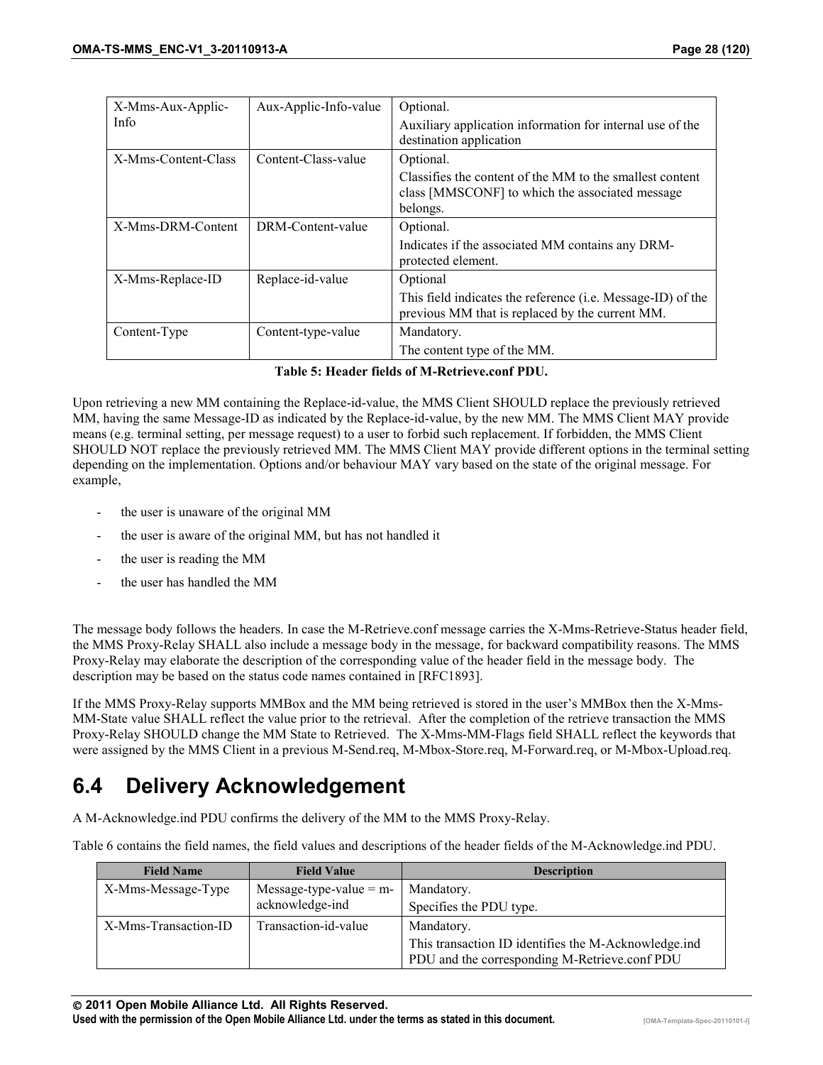| | | |
|---|---|---|
| X-Mms-Aux-Applic-Info | Aux-Applic-Info-value | Optional.<br>Auxiliary application information for internal use of the destination application |
| X-Mms-Content-Class | Content-Class-value | Optional.<br>Classifies the content of the MM to the smallest content class [MMSCONF] to which the associated message belongs. |
| X-Mms-DRM-Content | DRM-Content-value | Optional.<br>Indicates if the associated MM contains any DRM-protected element. |
| X-Mms-Replace-ID | Replace-id-value | Optional<br>This field indicates the reference (i.e. Message-ID) of the previous MM that is replaced by the current MM. |
| Content-Type | Content-type-value | Mandatory.<br>The content type of the MM. |

**Table 5: Header fields of M-Retrieve.conf PDU.**

Upon retrieving a new MM containing the Replace-id-value, the MMS Client SHOULD replace the previously retrieved MM, having the same Message-ID as indicated by the Replace-id-value, by the new MM. The MMS Client MAY provide means (e.g. terminal setting, per message request) to a user to forbid such replacement. If forbidden, the MMS Client SHOULD NOT replace the previously retrieved MM. The MMS Client MAY provide different options in the terminal setting depending on the implementation. Options and/or behaviour MAY vary based on the state of the original message. For example,

- the user is unaware of the original MM
- the user is aware of the original MM, but has not handled it
- the user is reading the MM
- the user has handled the MM

The message body follows the headers. In case the M-Retrieve.conf message carries the X-Mms-Retrieve-Status header field, the MMS Proxy-Relay SHALL also include a message body in the message, for backward compatibility reasons. The MMS Proxy-Relay may elaborate the description of the corresponding value of the header field in the message body. The description may be based on the status code names contained in [RFC1893].

If the MMS Proxy-Relay supports MMBox and the MM being retrieved is stored in the user's MMBox then the X-Mms-MM-State value SHALL reflect the value prior to the retrieval. After the completion of the retrieve transaction the MMS Proxy-Relay SHOULD change the MM State to Retrieved. The X-Mms-MM-Flags field SHALL reflect the keywords that were assigned by the MMS Client in a previous M-Send.req, M-Mbox-Store.req, M-Forward.req, or M-Mbox-Upload.req.

# 6.4 Delivery Acknowledgement

A M-Acknowledge.ind PDU confirms the delivery of the MM to the MMS Proxy-Relay.

Table 6 contains the field names, the field values and descriptions of the header fields of the M-Acknowledge.ind PDU.

| Field Name | Field Value | Description |
|---|---|---|
| X-Mms-Message-Type | Message-type-value = m-acknowledge-ind | Mandatory.<br>Specifies the PDU type. |
| X-Mms-Transaction-ID | Transaction-id-value | Mandatory.<br>This transaction ID identifies the M-Acknowledge.ind PDU and the corresponding M-Retrieve.conf PDU |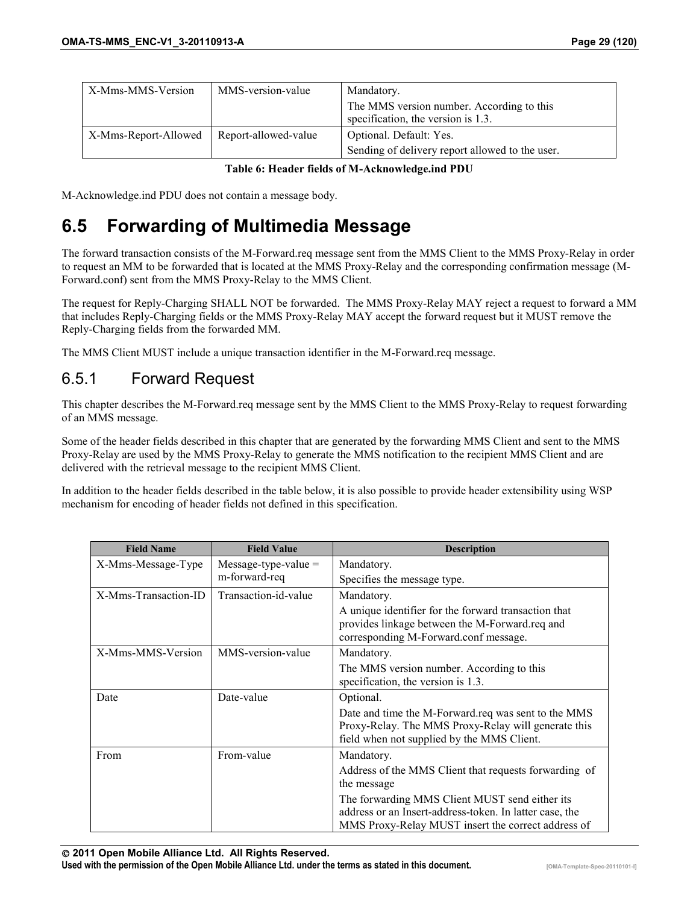| X-Mms-MMS-Version | MMS-version-value | Mandatory.<br>The MMS version number. According to this specification, the version is 1.3. |
|---|---|---|
| X-Mms-Report-Allowed | Report-allowed-value | Optional. Default: Yes.<br>Sending of delivery report allowed to the user. |

**Table 6: Header fields of M-Acknowledge.ind PDU**

M-Acknowledge.ind PDU does not contain a message body.

## 6.5 Forwarding of Multimedia Message

The forward transaction consists of the M-Forward.req message sent from the MMS Client to the MMS Proxy-Relay in order to request an MM to be forwarded that is located at the MMS Proxy-Relay and the corresponding confirmation message (M-Forward.conf) sent from the MMS Proxy-Relay to the MMS Client.

The request for Reply-Charging SHALL NOT be forwarded. The MMS Proxy-Relay MAY reject a request to forward a MM that includes Reply-Charging fields or the MMS Proxy-Relay MAY accept the forward request but it MUST remove the Reply-Charging fields from the forwarded MM.

The MMS Client MUST include a unique transaction identifier in the M-Forward.req message.

### 6.5.1 Forward Request

This chapter describes the M-Forward.req message sent by the MMS Client to the MMS Proxy-Relay to request forwarding of an MMS message.

Some of the header fields described in this chapter that are generated by the forwarding MMS Client and sent to the MMS Proxy-Relay are used by the MMS Proxy-Relay to generate the MMS notification to the recipient MMS Client and are delivered with the retrieval message to the recipient MMS Client.

In addition to the header fields described in the table below, it is also possible to provide header extensibility using WSP mechanism for encoding of header fields not defined in this specification.

| Field Name | Field Value | Description |
|---|---|---|
| X-Mms-Message-Type | Message-type-value = m-forward-req | Mandatory.<br>Specifies the message type. |
| X-Mms-Transaction-ID | Transaction-id-value | Mandatory.<br>A unique identifier for the forward transaction that provides linkage between the M-Forward.req and corresponding M-Forward.conf message. |
| X-Mms-MMS-Version | MMS-version-value | Mandatory.<br>The MMS version number. According to this specification, the version is 1.3. |
| Date | Date-value | Optional.<br>Date and time the M-Forward.req was sent to the MMS Proxy-Relay. The MMS Proxy-Relay will generate this field when not supplied by the MMS Client. |
| From | From-value | Mandatory.<br>Address of the MMS Client that requests forwarding of the message<br>The forwarding MMS Client MUST send either its address or an Insert-address-token. In latter case, the MMS Proxy-Relay MUST insert the correct address of |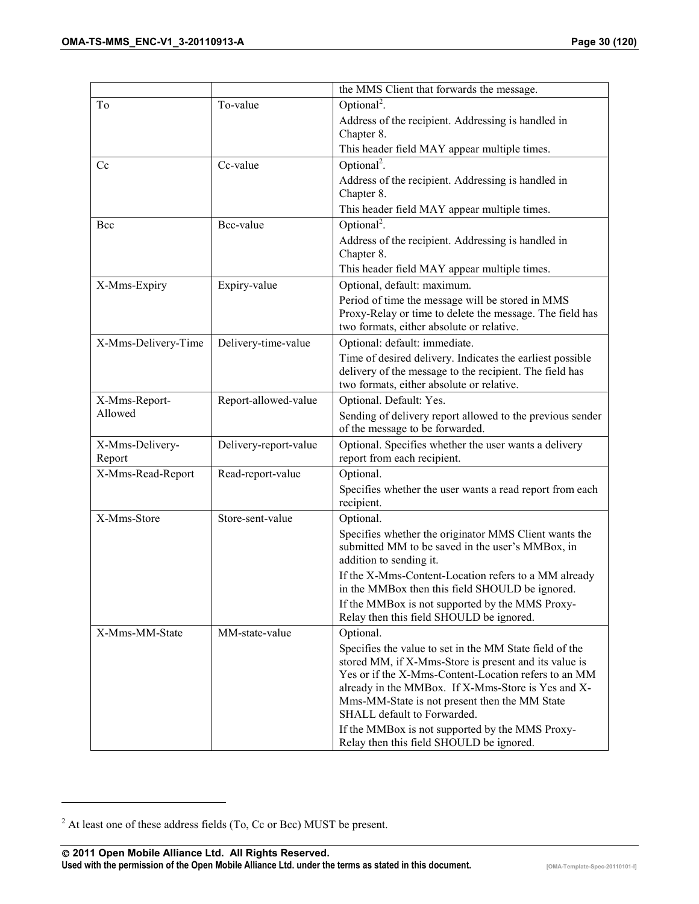| | | |
|---|---|---|
| | | the MMS Client that forwards the message. |
| To | To-value | Optional[2]. Address of the recipient. Addressing is handled in Chapter 8. This header field MAY appear multiple times. |
| Cc | Cc-value | Optional[2]. Address of the recipient. Addressing is handled in Chapter 8. This header field MAY appear multiple times. |
| Bcc | Bcc-value | Optional[2]. Address of the recipient. Addressing is handled in Chapter 8. This header field MAY appear multiple times. |
| X-Mms-Expiry | Expiry-value | Optional, default: maximum. Period of time the message will be stored in MMS Proxy-Relay or time to delete the message. The field has two formats, either absolute or relative. |
| X-Mms-Delivery-Time | Delivery-time-value | Optional: default: immediate. Time of desired delivery. Indicates the earliest possible delivery of the message to the recipient. The field has two formats, either absolute or relative. |
| X-Mms-Report-Allowed | Report-allowed-value | Optional. Default: Yes. Sending of delivery report allowed to the previous sender of the message to be forwarded. |
| X-Mms-Delivery-Report | Delivery-report-value | Optional. Specifies whether the user wants a delivery report from each recipient. |
| X-Mms-Read-Report | Read-report-value | Optional. Specifies whether the user wants a read report from each recipient. |
| X-Mms-Store | Store-sent-value | Optional. Specifies whether the originator MMS Client wants the submitted MM to be saved in the user's MMBox, in addition to sending it. If the X-Mms-Content-Location refers to a MM already in the MMBox then this field SHOULD be ignored. If the MMBox is not supported by the MMS Proxy-Relay then this field SHOULD be ignored. |
| X-Mms-MM-State | MM-state-value | Optional. Specifies the value to set in the MM State field of the stored MM, if X-Mms-Store is present and its value is Yes or if the X-Mms-Content-Location refers to an MM already in the MMBox. If X-Mms-Store is Yes and X-Mms-MM-State is not present then the MM State SHALL default to Forwarded. If the MMBox is not supported by the MMS Proxy-Relay then this field SHOULD be ignored. |

[2] At least one of these address fields (To, Cc or Bcc) MUST be present.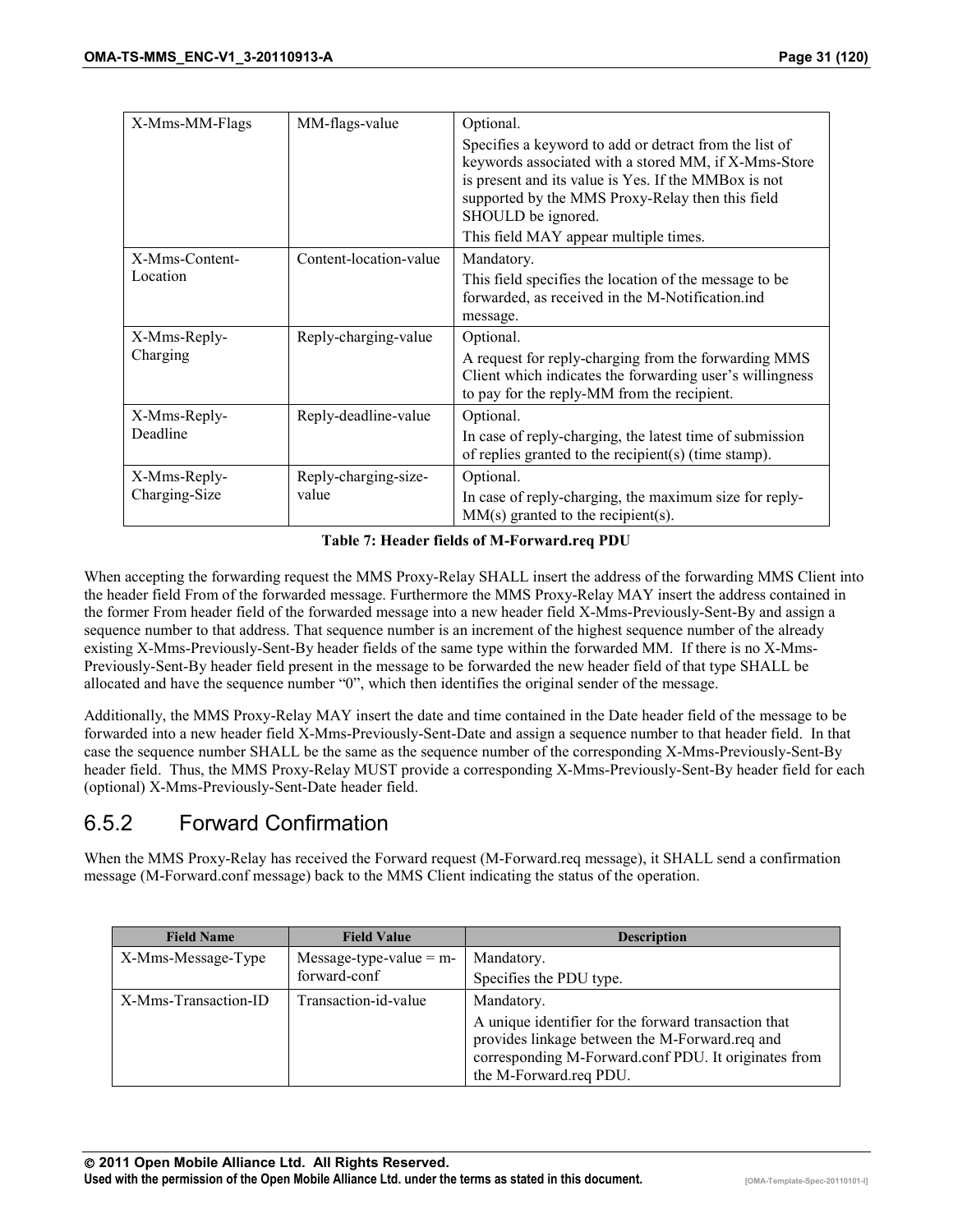| | | |
|---|---|---|
| X-Mms-MM-Flags | MM-flags-value | Optional.<br>Specifies a keyword to add or detract from the list of keywords associated with a stored MM, if X-Mms-Store is present and its value is Yes. If the MMBox is not supported by the MMS Proxy-Relay then this field SHOULD be ignored.<br>This field MAY appear multiple times. |
| X-Mms-Content-Location | Content-location-value | Mandatory.<br>This field specifies the location of the message to be forwarded, as received in the M-Notification.ind message. |
| X-Mms-Reply-Charging | Reply-charging-value | Optional.<br>A request for reply-charging from the forwarding MMS Client which indicates the forwarding user's willingness to pay for the reply-MM from the recipient. |
| X-Mms-Reply-Deadline | Reply-deadline-value | Optional.<br>In case of reply-charging, the latest time of submission of replies granted to the recipient(s) (time stamp). |
| X-Mms-Reply-Charging-Size | Reply-charging-size-value | Optional.<br>In case of reply-charging, the maximum size for reply-MM(s) granted to the recipient(s). |

**Table 7: Header fields of M-Forward.req PDU**

When accepting the forwarding request the MMS Proxy-Relay SHALL insert the address of the forwarding MMS Client into the header field From of the forwarded message. Furthermore the MMS Proxy-Relay MAY insert the address contained in the former From header field of the forwarded message into a new header field X-Mms-Previously-Sent-By and assign a sequence number to that address. That sequence number is an increment of the highest sequence number of the already existing X-Mms-Previously-Sent-By header fields of the same type within the forwarded MM. If there is no X-Mms-Previously-Sent-By header field present in the message to be forwarded the new header field of that type SHALL be allocated and have the sequence number "0", which then identifies the original sender of the message.

Additionally, the MMS Proxy-Relay MAY insert the date and time contained in the Date header field of the message to be forwarded into a new header field X-Mms-Previously-Sent-Date and assign a sequence number to that header field. In that case the sequence number SHALL be the same as the sequence number of the corresponding X-Mms-Previously-Sent-By header field. Thus, the MMS Proxy-Relay MUST provide a corresponding X-Mms-Previously-Sent-By header field for each (optional) X-Mms-Previously-Sent-Date header field.

## 6.5.2 Forward Confirmation

When the MMS Proxy-Relay has received the Forward request (M-Forward.req message), it SHALL send a confirmation message (M-Forward.conf message) back to the MMS Client indicating the status of the operation.

| Field Name | Field Value | Description |
|---|---|---|
| X-Mms-Message-Type | Message-type-value = m-forward-conf | Mandatory.<br>Specifies the PDU type. |
| X-Mms-Transaction-ID | Transaction-id-value | Mandatory.<br>A unique identifier for the forward transaction that provides linkage between the M-Forward.req and corresponding M-Forward.conf PDU. It originates from the M-Forward.req PDU. |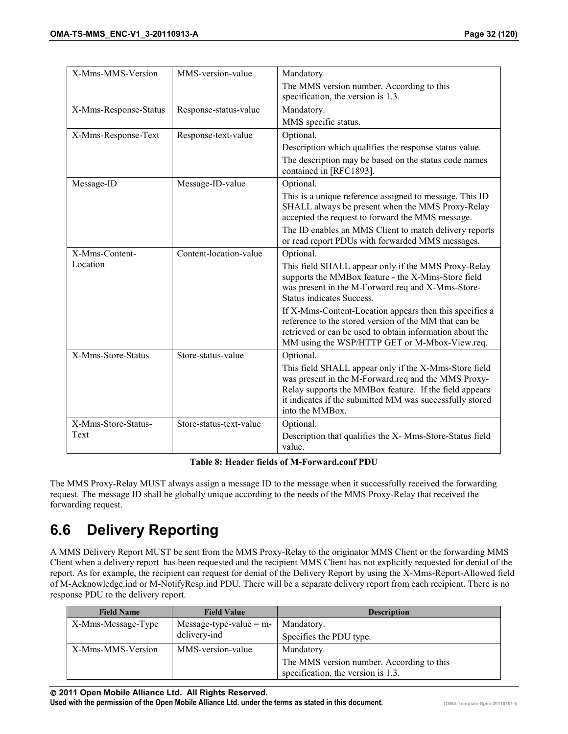| | | |
|---|---|---|
| X-Mms-MMS-Version | MMS-version-value | Mandatory.<br>The MMS version number. According to this specification, the version is 1.3. |
| X-Mms-Response-Status | Response-status-value | Mandatory.<br>MMS specific status. |
| X-Mms-Response-Text | Response-text-value | Optional.<br>Description which qualifies the response status value.<br>The description may be based on the status code names contained in [RFC1893]. |
| Message-ID | Message-ID-value | Optional.<br>This is a unique reference assigned to message. This ID SHALL always be present when the MMS Proxy-Relay accepted the request to forward the MMS message.<br>The ID enables an MMS Client to match delivery reports or read report PDUs with forwarded MMS messages. |
| X-Mms-Content-Location | Content-location-value | Optional.<br>This field SHALL appear only if the MMS Proxy-Relay supports the MMBox feature - the X-Mms-Store field was present in the M-Forward.req and X-Mms-Store-Status indicates Success.<br>If X-Mms-Content-Location appears then this specifies a reference to the stored version of the MM that can be retrieved or can be used to obtain information about the MM using the WSP/HTTP GET or M-Mbox-View.req. |
| X-Mms-Store-Status | Store-status-value | Optional.<br>This field SHALL appear only if the X-Mms-Store field was present in the M-Forward.req and the MMS Proxy-Relay supports the MMBox feature. If the field appears it indicates if the submitted MM was successfully stored into the MMBox. |
| X-Mms-Store-Status-Text | Store-status-text-value | Optional.<br>Description that qualifies the X- Mms-Store-Status field value. |

**Table 8: Header fields of M-Forward.conf PDU**

The MMS Proxy-Relay MUST always assign a message ID to the message when it successfully received the forwarding request. The message ID shall be globally unique according to the needs of the MMS Proxy-Relay that received the forwarding request.

## 6.6 Delivery Reporting

A MMS Delivery Report MUST be sent from the MMS Proxy-Relay to the originator MMS Client or the forwarding MMS Client when a delivery report has been requested and the recipient MMS Client has not explicitly requested for denial of the report. As for example, the recipient can request for denial of the Delivery Report by using the X-Mms-Report-Allowed field of M-Acknowledge.ind or M-NotifyResp.ind PDU. There will be a separate delivery report from each recipient. There is no response PDU to the delivery report.

| Field Name | Field Value | Description |
|---|---|---|
| X-Mms-Message-Type | Message-type-value = m-delivery-ind | Mandatory.<br>Specifies the PDU type. |
| X-Mms-MMS-Version | MMS-version-value | Mandatory.<br>The MMS version number. According to this specification, the version is 1.3. |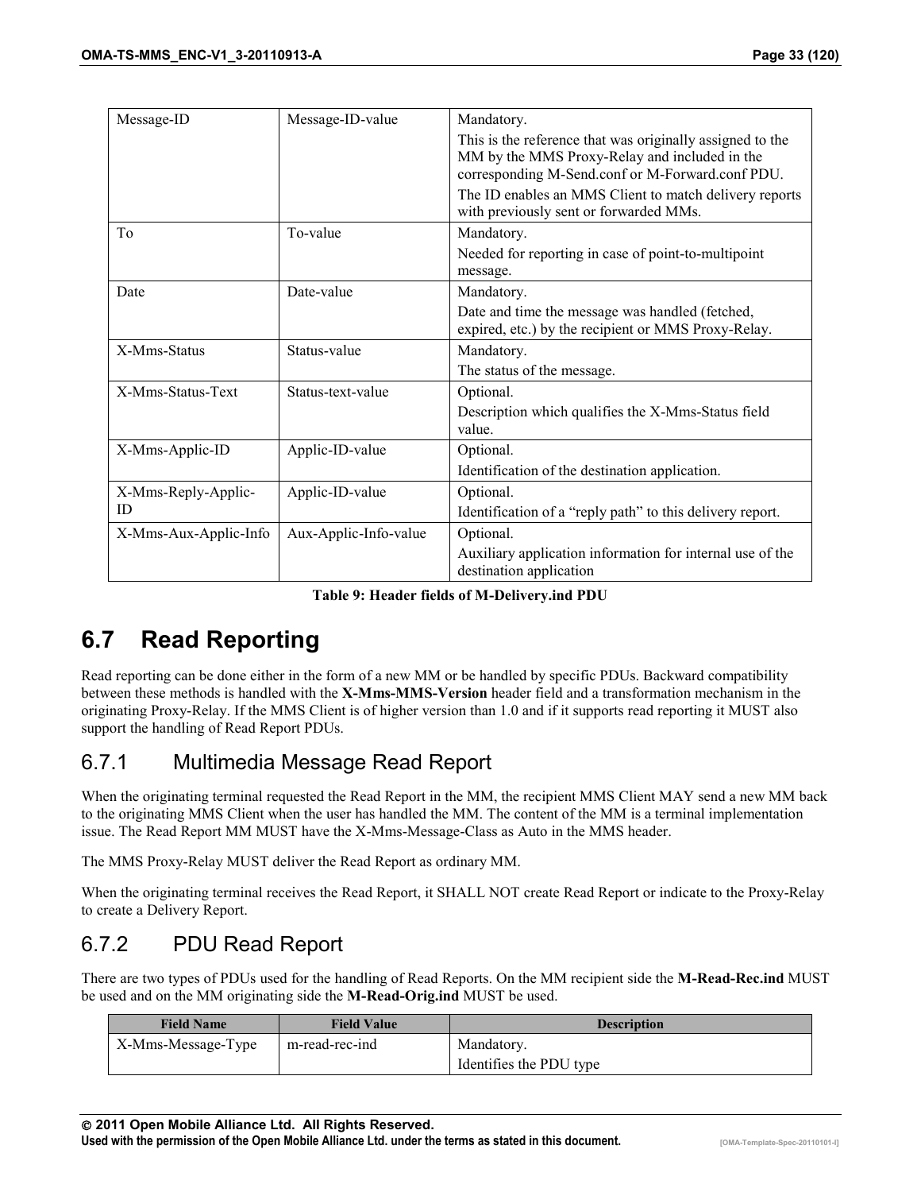| Message-ID | Message-ID-value | Mandatory.<br>This is the reference that was originally assigned to the MM by the MMS Proxy-Relay and included in the corresponding M-Send.conf or M-Forward.conf PDU.<br>The ID enables an MMS Client to match delivery reports with previously sent or forwarded MMs. |
|---|---|---|
| To | To-value | Mandatory.<br>Needed for reporting in case of point-to-multipoint message. |
| Date | Date-value | Mandatory.<br>Date and time the message was handled (fetched, expired, etc.) by the recipient or MMS Proxy-Relay. |
| X-Mms-Status | Status-value | Mandatory.<br>The status of the message. |
| X-Mms-Status-Text | Status-text-value | Optional.<br>Description which qualifies the X-Mms-Status field value. |
| X-Mms-Applic-ID | Applic-ID-value | Optional.<br>Identification of the destination application. |
| X-Mms-Reply-Applic-ID | Applic-ID-value | Optional.<br>Identification of a "reply path" to this delivery report. |
| X-Mms-Aux-Applic-Info | Aux-Applic-Info-value | Optional.<br>Auxiliary application information for internal use of the destination application |

**Table 9: Header fields of M-Delivery.ind PDU**

# 6.7 Read Reporting

Read reporting can be done either in the form of a new MM or be handled by specific PDUs. Backward compatibility between these methods is handled with the **X-Mms-MMS-Version** header field and a transformation mechanism in the originating Proxy-Relay. If the MMS Client is of higher version than 1.0 and if it supports read reporting it MUST also support the handling of Read Report PDUs.

## 6.7.1 Multimedia Message Read Report

When the originating terminal requested the Read Report in the MM, the recipient MMS Client MAY send a new MM back to the originating MMS Client when the user has handled the MM. The content of the MM is a terminal implementation issue. The Read Report MM MUST have the X-Mms-Message-Class as Auto in the MMS header.

The MMS Proxy-Relay MUST deliver the Read Report as ordinary MM.

When the originating terminal receives the Read Report, it SHALL NOT create Read Report or indicate to the Proxy-Relay to create a Delivery Report.

## 6.7.2 PDU Read Report

There are two types of PDUs used for the handling of Read Reports. On the MM recipient side the **M-Read-Rec.ind** MUST be used and on the MM originating side the **M-Read-Orig.ind** MUST be used.

| Field Name | Field Value | Description |
|---|---|---|
| X-Mms-Message-Type | m-read-rec-ind | Mandatory.<br>Identifies the PDU type |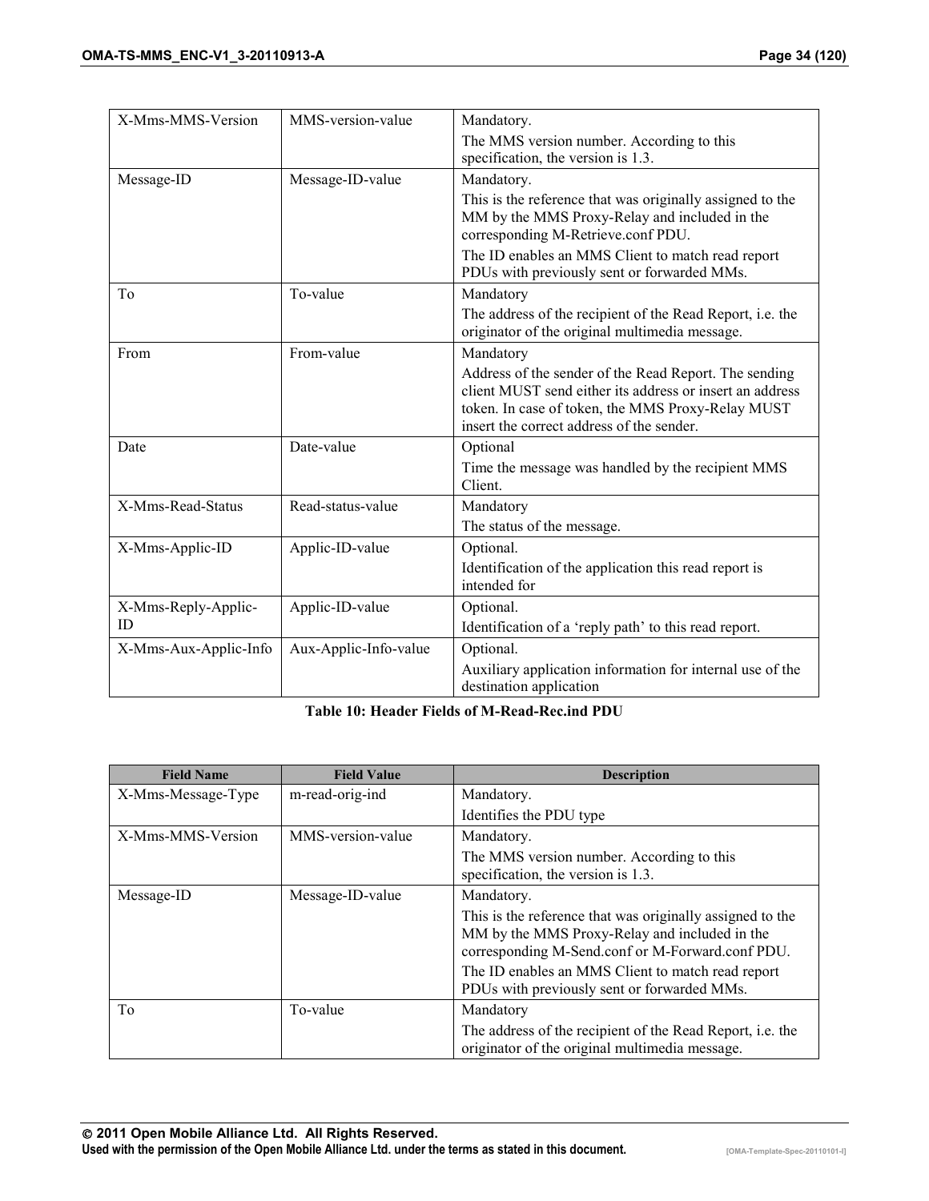| X-Mms-MMS-Version | MMS-version-value | Mandatory.<br>The MMS version number. According to this specification, the version is 1.3. |
|---|---|---|
| Message-ID | Message-ID-value | Mandatory.<br>This is the reference that was originally assigned to the MM by the MMS Proxy-Relay and included in the corresponding M-Retrieve.conf PDU.<br>The ID enables an MMS Client to match read report PDUs with previously sent or forwarded MMs. |
| To | To-value | Mandatory<br>The address of the recipient of the Read Report, i.e. the originator of the original multimedia message. |
| From | From-value | Mandatory<br>Address of the sender of the Read Report. The sending client MUST send either its address or insert an address token. In case of token, the MMS Proxy-Relay MUST insert the correct address of the sender. |
| Date | Date-value | Optional<br>Time the message was handled by the recipient MMS Client. |
| X-Mms-Read-Status | Read-status-value | Mandatory<br>The status of the message. |
| X-Mms-Applic-ID | Applic-ID-value | Optional.<br>Identification of the application this read report is intended for |
| X-Mms-Reply-Applic-ID | Applic-ID-value | Optional.<br>Identification of a 'reply path' to this read report. |
| X-Mms-Aux-Applic-Info | Aux-Applic-Info-value | Optional.<br>Auxiliary application information for internal use of the destination application |

**Table 10: Header Fields of M-Read-Rec.ind PDU**

| Field Name | Field Value | Description |
|---|---|---|
| X-Mms-Message-Type | m-read-orig-ind | Mandatory.<br>Identifies the PDU type |
| X-Mms-MMS-Version | MMS-version-value | Mandatory.<br>The MMS version number. According to this specification, the version is 1.3. |
| Message-ID | Message-ID-value | Mandatory.<br>This is the reference that was originally assigned to the MM by the MMS Proxy-Relay and included in the corresponding M-Send.conf or M-Forward.conf PDU.<br>The ID enables an MMS Client to match read report PDUs with previously sent or forwarded MMs. |
| To | To-value | Mandatory<br>The address of the recipient of the Read Report, i.e. the originator of the original multimedia message. |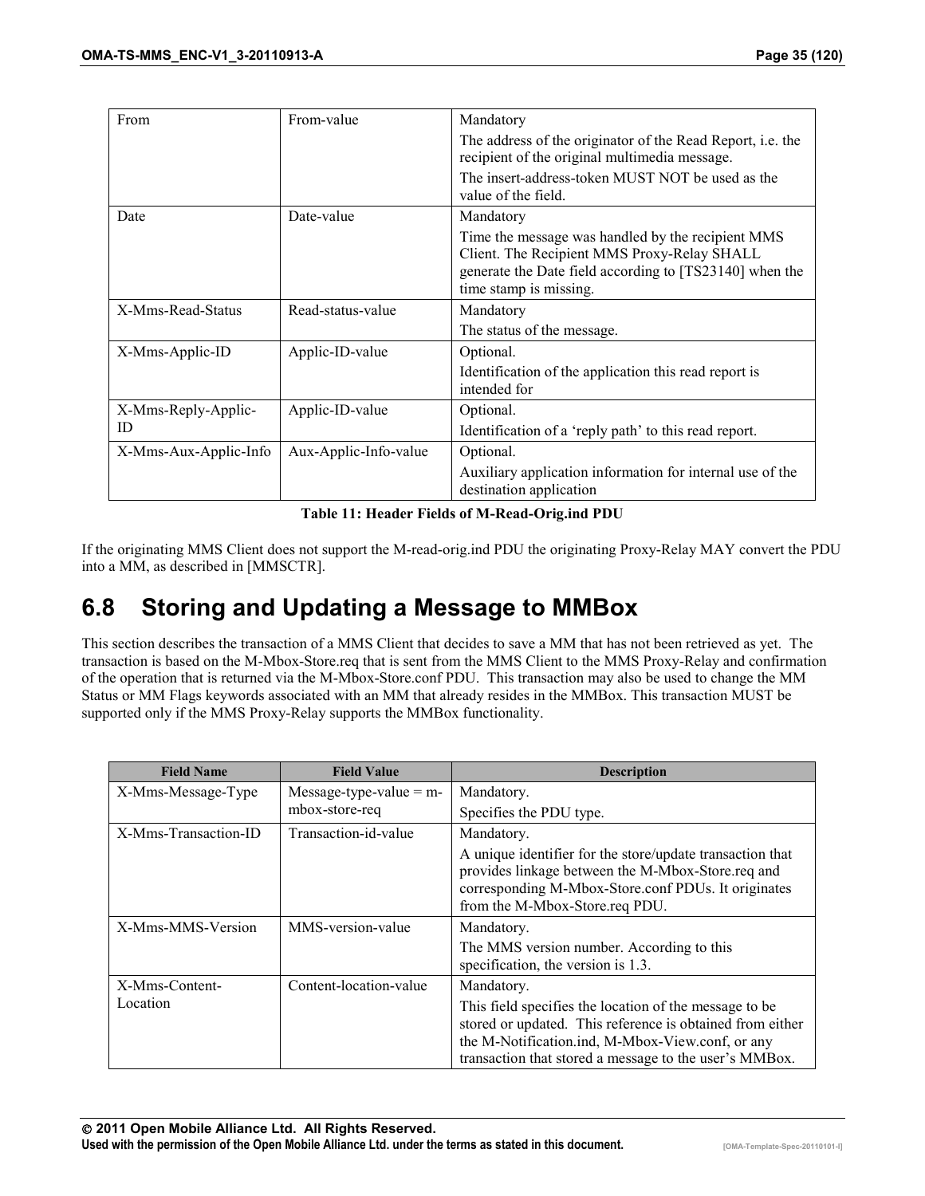| From | From-value | Mandatory<br>The address of the originator of the Read Report, i.e. the recipient of the original multimedia message.<br>The insert-address-token MUST NOT be used as the value of the field. |
|---|---|---|
| Date | Date-value | Mandatory<br>Time the message was handled by the recipient MMS Client. The Recipient MMS Proxy-Relay SHALL generate the Date field according to [TS23140] when the time stamp is missing. |
| X-Mms-Read-Status | Read-status-value | Mandatory<br>The status of the message. |
| X-Mms-Applic-ID | Applic-ID-value | Optional.<br>Identification of the application this read report is intended for |
| X-Mms-Reply-Applic-ID | Applic-ID-value | Optional.<br>Identification of a 'reply path' to this read report. |
| X-Mms-Aux-Applic-Info | Aux-Applic-Info-value | Optional.<br>Auxiliary application information for internal use of the destination application |

**Table 11: Header Fields of M-Read-Orig.ind PDU**

If the originating MMS Client does not support the M-read-orig.ind PDU the originating Proxy-Relay MAY convert the PDU into a MM, as described in [MMSCTR].

# 6.8 Storing and Updating a Message to MMBox

This section describes the transaction of a MMS Client that decides to save a MM that has not been retrieved as yet. The transaction is based on the M-Mbox-Store.req that is sent from the MMS Client to the MMS Proxy-Relay and confirmation of the operation that is returned via the M-Mbox-Store.conf PDU. This transaction may also be used to change the MM Status or MM Flags keywords associated with an MM that already resides in the MMBox. This transaction MUST be supported only if the MMS Proxy-Relay supports the MMBox functionality.

| Field Name | Field Value | Description |
|---|---|---|
| X-Mms-Message-Type | Message-type-value = m-mbox-store-req | Mandatory.<br>Specifies the PDU type. |
| X-Mms-Transaction-ID | Transaction-id-value | Mandatory.<br>A unique identifier for the store/update transaction that provides linkage between the M-Mbox-Store.req and corresponding M-Mbox-Store.conf PDUs. It originates from the M-Mbox-Store.req PDU. |
| X-Mms-MMS-Version | MMS-version-value | Mandatory.<br>The MMS version number. According to this specification, the version is 1.3. |
| X-Mms-Content-Location | Content-location-value | Mandatory.<br>This field specifies the location of the message to be stored or updated. This reference is obtained from either the M-Notification.ind, M-Mbox-View.conf, or any transaction that stored a message to the user's MMBox. |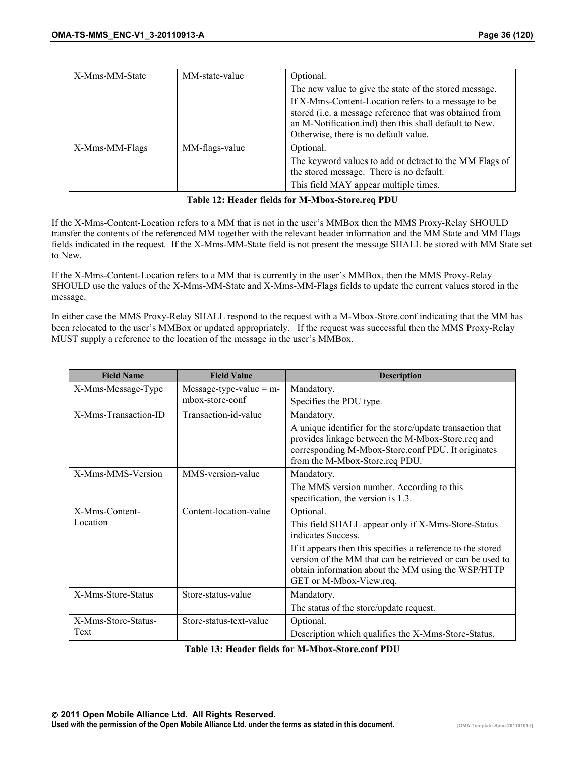| | | |
|---|---|---|
| X-Mms-MM-State | MM-state-value | Optional.<br>The new value to give the state of the stored message.<br>If X-Mms-Content-Location refers to a message to be stored (i.e. a message reference that was obtained from an M-Notification.ind) then this shall default to New. Otherwise, there is no default value. |
| X-Mms-MM-Flags | MM-flags-value | Optional.<br>The keyword values to add or detract to the MM Flags of the stored message. There is no default.<br>This field MAY appear multiple times. |

**Table 12: Header fields for M-Mbox-Store.req PDU**

If the X-Mms-Content-Location refers to a MM that is not in the user's MMBox then the MMS Proxy-Relay SHOULD transfer the contents of the referenced MM together with the relevant header information and the MM State and MM Flags fields indicated in the request. If the X-Mms-MM-State field is not present the message SHALL be stored with MM State set to New.

If the X-Mms-Content-Location refers to a MM that is currently in the user's MMBox, then the MMS Proxy-Relay SHOULD use the values of the X-Mms-MM-State and X-Mms-MM-Flags fields to update the current values stored in the message.

In either case the MMS Proxy-Relay SHALL respond to the request with a M-Mbox-Store.conf indicating that the MM has been relocated to the user's MMBox or updated appropriately. If the request was successful then the MMS Proxy-Relay MUST supply a reference to the location of the message in the user's MMBox.

| Field Name | Field Value | Description |
|---|---|---|
| X-Mms-Message-Type | Message-type-value = m-mbox-store-conf | Mandatory.<br>Specifies the PDU type. |
| X-Mms-Transaction-ID | Transaction-id-value | Mandatory.<br>A unique identifier for the store/update transaction that provides linkage between the M-Mbox-Store.req and corresponding M-Mbox-Store.conf PDU. It originates from the M-Mbox-Store.req PDU. |
| X-Mms-MMS-Version | MMS-version-value | Mandatory.<br>The MMS version number. According to this specification, the version is 1.3. |
| X-Mms-Content-Location | Content-location-value | Optional.<br>This field SHALL appear only if X-Mms-Store-Status indicates Success.<br>If it appears then this specifies a reference to the stored version of the MM that can be retrieved or can be used to obtain information about the MM using the WSP/HTTP GET or M-Mbox-View.req. |
| X-Mms-Store-Status | Store-status-value | Mandatory.<br>The status of the store/update request. |
| X-Mms-Store-Status-Text | Store-status-text-value | Optional.<br>Description which qualifies the X-Mms-Store-Status. |

**Table 13: Header fields for M-Mbox-Store.conf PDU**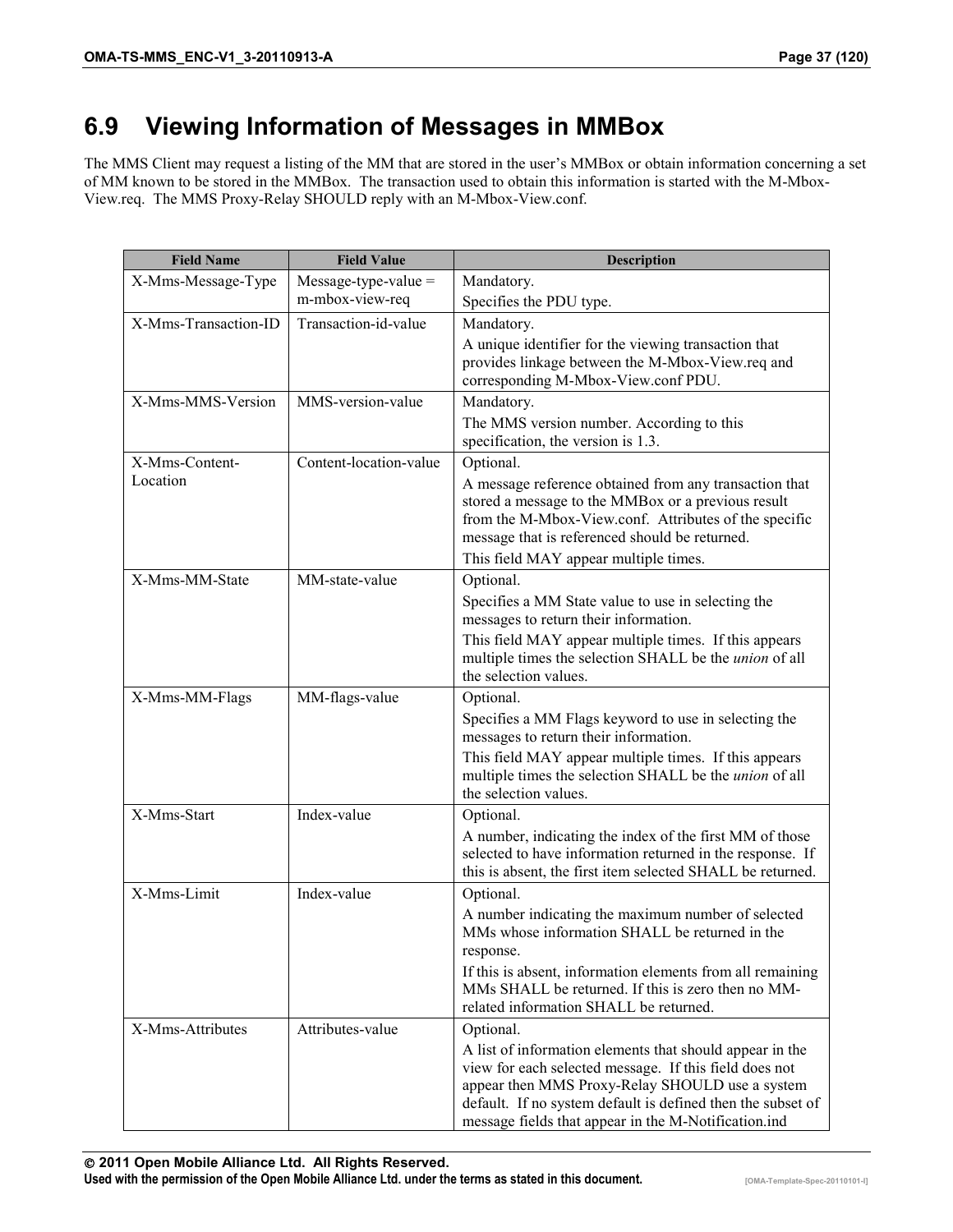## 6.9 Viewing Information of Messages in MMBox

The MMS Client may request a listing of the MM that are stored in the user's MMBox or obtain information concerning a set of MM known to be stored in the MMBox. The transaction used to obtain this information is started with the M-Mbox-View.req. The MMS Proxy-Relay SHOULD reply with an M-Mbox-View.conf.

| Field Name | Field Value | Description |
|---|---|---|
| X-Mms-Message-Type | Message-type-value = m-mbox-view-req | Mandatory.<br>Specifies the PDU type. |
| X-Mms-Transaction-ID | Transaction-id-value | Mandatory.<br>A unique identifier for the viewing transaction that provides linkage between the M-Mbox-View.req and corresponding M-Mbox-View.conf PDU. |
| X-Mms-MMS-Version | MMS-version-value | Mandatory.<br>The MMS version number. According to this specification, the version is 1.3. |
| X-Mms-Content-Location | Content-location-value | Optional.<br>A message reference obtained from any transaction that stored a message to the MMBox or a previous result from the M-Mbox-View.conf. Attributes of the specific message that is referenced should be returned.<br>This field MAY appear multiple times. |
| X-Mms-MM-State | MM-state-value | Optional.<br>Specifies a MM State value to use in selecting the messages to return their information.<br>This field MAY appear multiple times. If this appears multiple times the selection SHALL be the *union* of all the selection values. |
| X-Mms-MM-Flags | MM-flags-value | Optional.<br>Specifies a MM Flags keyword to use in selecting the messages to return their information.<br>This field MAY appear multiple times. If this appears multiple times the selection SHALL be the *union* of all the selection values. |
| X-Mms-Start | Index-value | Optional.<br>A number, indicating the index of the first MM of those selected to have information returned in the response. If this is absent, the first item selected SHALL be returned. |
| X-Mms-Limit | Index-value | Optional.<br>A number indicating the maximum number of selected MMs whose information SHALL be returned in the response.<br>If this is absent, information elements from all remaining MMs SHALL be returned. If this is zero then no MM-related information SHALL be returned. |
| X-Mms-Attributes | Attributes-value | Optional.<br>A list of information elements that should appear in the view for each selected message. If this field does not appear then MMS Proxy-Relay SHOULD use a system default. If no system default is defined then the subset of message fields that appear in the M-Notification.ind |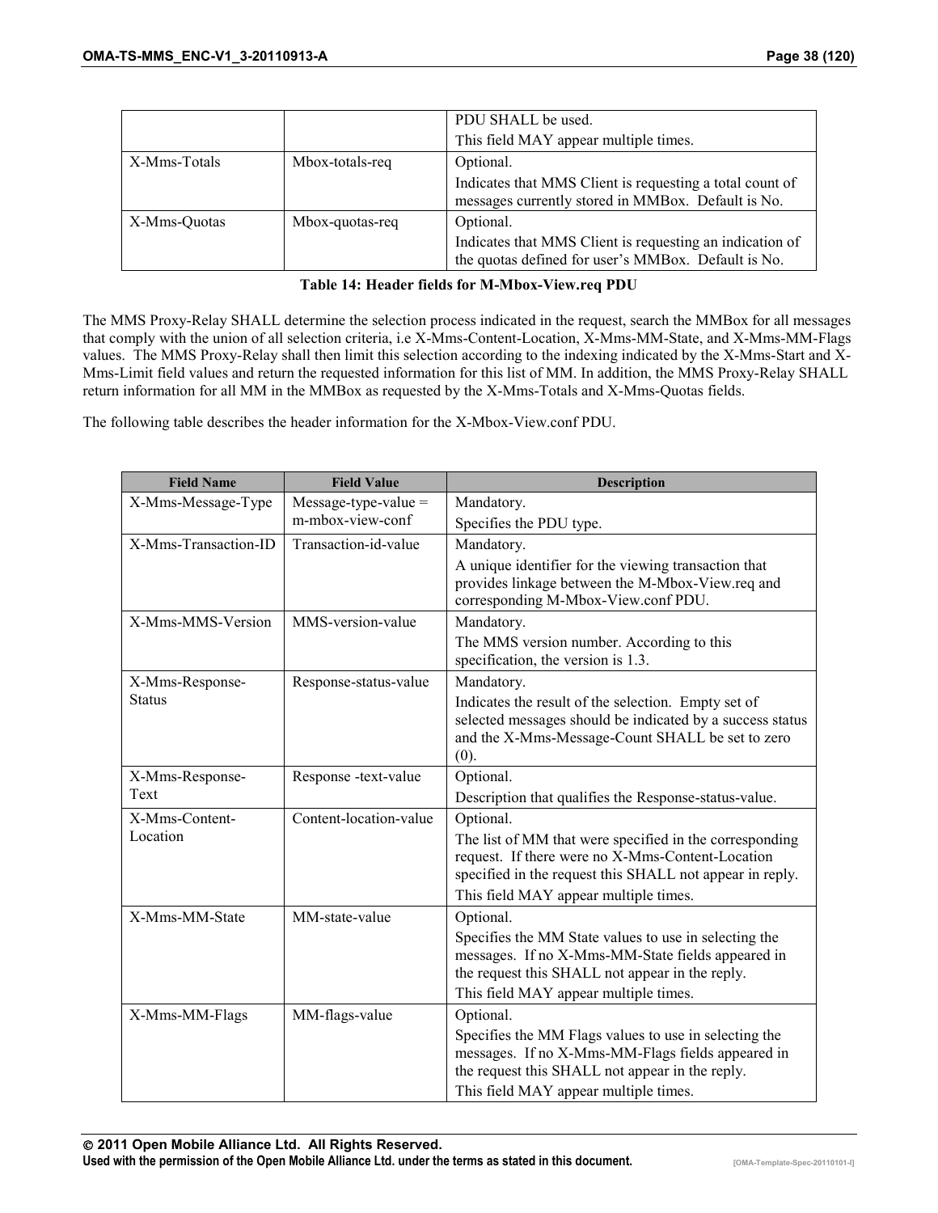| | | PDU SHALL be used.<br>This field MAY appear multiple times. |
|---|---|---|
| X-Mms-Totals | Mbox-totals-req | Optional.<br>Indicates that MMS Client is requesting a total count of messages currently stored in MMBox. Default is No. |
| X-Mms-Quotas | Mbox-quotas-req | Optional.<br>Indicates that MMS Client is requesting an indication of the quotas defined for user's MMBox. Default is No. |

**Table 14: Header fields for M-Mbox-View.req PDU**

The MMS Proxy-Relay SHALL determine the selection process indicated in the request, search the MMBox for all messages that comply with the union of all selection criteria, i.e X-Mms-Content-Location, X-Mms-MM-State, and X-Mms-MM-Flags values. The MMS Proxy-Relay shall then limit this selection according to the indexing indicated by the X-Mms-Start and X-Mms-Limit field values and return the requested information for this list of MM. In addition, the MMS Proxy-Relay SHALL return information for all MM in the MMBox as requested by the X-Mms-Totals and X-Mms-Quotas fields.

The following table describes the header information for the X-Mbox-View.conf PDU.

| Field Name | Field Value | Description |
|---|---|---|
| X-Mms-Message-Type | Message-type-value = m-mbox-view-conf | Mandatory.<br>Specifies the PDU type. |
| X-Mms-Transaction-ID | Transaction-id-value | Mandatory.<br>A unique identifier for the viewing transaction that provides linkage between the M-Mbox-View.req and corresponding M-Mbox-View.conf PDU. |
| X-Mms-MMS-Version | MMS-version-value | Mandatory.<br>The MMS version number. According to this specification, the version is 1.3. |
| X-Mms-Response-Status | Response-status-value | Mandatory.<br>Indicates the result of the selection. Empty set of selected messages should be indicated by a success status and the X-Mms-Message-Count SHALL be set to zero (0). |
| X-Mms-Response-Text | Response -text-value | Optional.<br>Description that qualifies the Response-status-value. |
| X-Mms-Content-Location | Content-location-value | Optional.<br>The list of MM that were specified in the corresponding request. If there were no X-Mms-Content-Location specified in the request this SHALL not appear in reply.<br>This field MAY appear multiple times. |
| X-Mms-MM-State | MM-state-value | Optional.<br>Specifies the MM State values to use in selecting the messages. If no X-Mms-MM-State fields appeared in the request this SHALL not appear in the reply.<br>This field MAY appear multiple times. |
| X-Mms-MM-Flags | MM-flags-value | Optional.<br>Specifies the MM Flags values to use in selecting the messages. If no X-Mms-MM-Flags fields appeared in the request this SHALL not appear in the reply.<br>This field MAY appear multiple times. |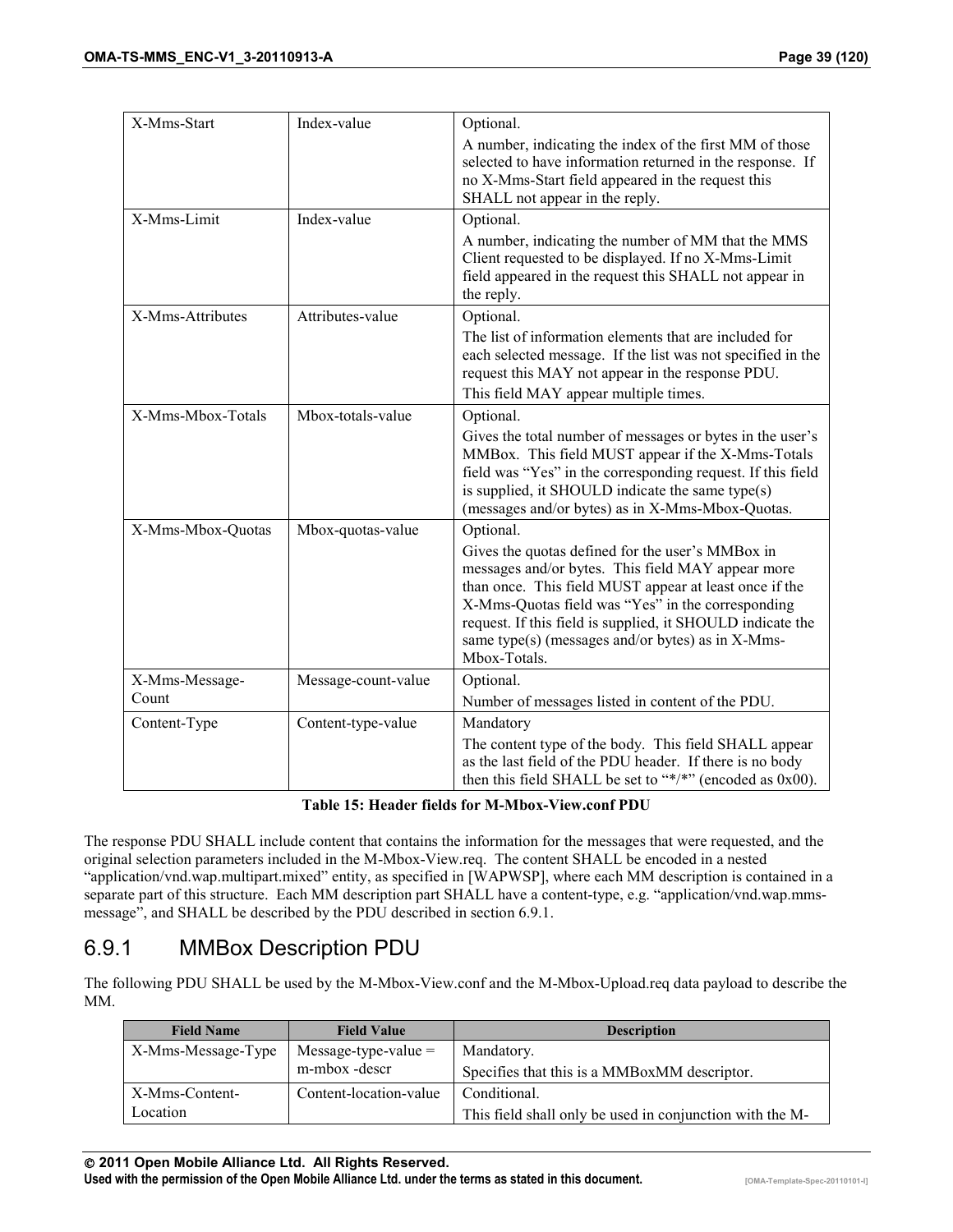| | | |
|---|---|---|
| X-Mms-Start | Index-value | Optional.<br>A number, indicating the index of the first MM of those selected to have information returned in the response. If no X-Mms-Start field appeared in the request this SHALL not appear in the reply. |
| X-Mms-Limit | Index-value | Optional.<br>A number, indicating the number of MM that the MMS Client requested to be displayed. If no X-Mms-Limit field appeared in the request this SHALL not appear in the reply. |
| X-Mms-Attributes | Attributes-value | Optional.<br>The list of information elements that are included for each selected message. If the list was not specified in the request this MAY not appear in the response PDU.<br>This field MAY appear multiple times. |
| X-Mms-Mbox-Totals | Mbox-totals-value | Optional.<br>Gives the total number of messages or bytes in the user's MMBox. This field MUST appear if the X-Mms-Totals field was "Yes" in the corresponding request. If this field is supplied, it SHOULD indicate the same type(s) (messages and/or bytes) as in X-Mms-Mbox-Quotas. |
| X-Mms-Mbox-Quotas | Mbox-quotas-value | Optional.<br>Gives the quotas defined for the user's MMBox in messages and/or bytes. This field MAY appear more than once. This field MUST appear at least once if the X-Mms-Quotas field was "Yes" in the corresponding request. If this field is supplied, it SHOULD indicate the same type(s) (messages and/or bytes) as in X-Mms-Mbox-Totals. |
| X-Mms-Message-Count | Message-count-value | Optional.<br>Number of messages listed in content of the PDU. |
| Content-Type | Content-type-value | Mandatory<br>The content type of the body. This field SHALL appear as the last field of the PDU header. If there is no body then this field SHALL be set to "*/*" (encoded as 0x00). |

**Table 15: Header fields for M-Mbox-View.conf PDU**

The response PDU SHALL include content that contains the information for the messages that were requested, and the original selection parameters included in the M-Mbox-View.req. The content SHALL be encoded in a nested "application/vnd.wap.multipart.mixed" entity, as specified in [WAPWSP], where each MM description is contained in a separate part of this structure. Each MM description part SHALL have a content-type, e.g. "application/vnd.wap.mms-message", and SHALL be described by the PDU described in section 6.9.1.

### 6.9.1 MMBox Description PDU

The following PDU SHALL be used by the M-Mbox-View.conf and the M-Mbox-Upload.req data payload to describe the MM.

| Field Name | Field Value | Description |
|---|---|---|
| X-Mms-Message-Type | Message-type-value = m-mbox -descr | Mandatory.<br>Specifies that this is a MMBoxMM descriptor. |
| X-Mms-Content-Location | Content-location-value | Conditional.<br>This field shall only be used in conjunction with the M- |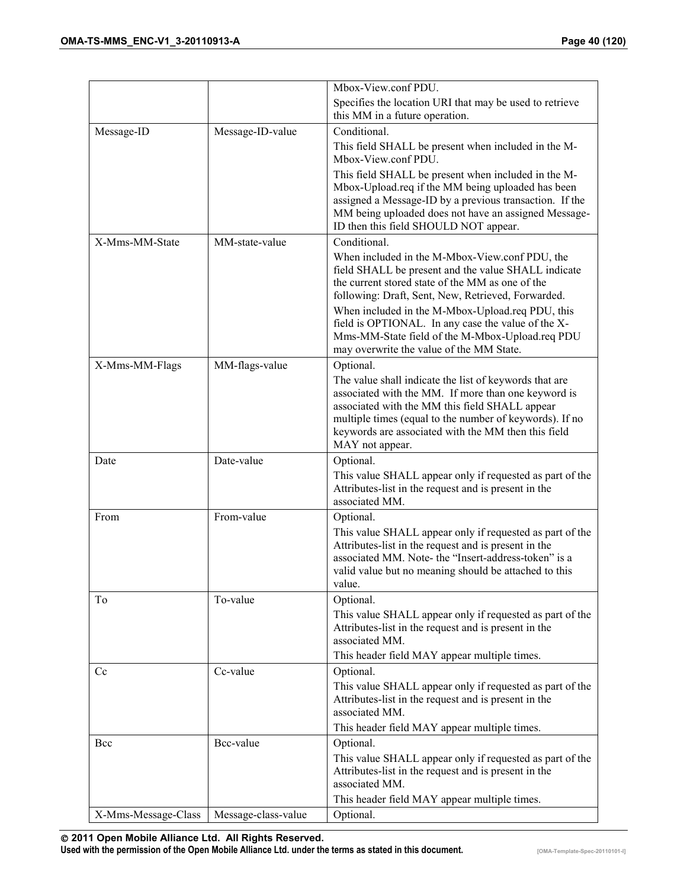| | | |
|---|---|---|
| | | Mbox-View.conf PDU.<br>Specifies the location URI that may be used to retrieve this MM in a future operation. |
| Message-ID | Message-ID-value | Conditional.<br>This field SHALL be present when included in the M-Mbox-View.conf PDU.<br>This field SHALL be present when included in the M-Mbox-Upload.req if the MM being uploaded has been assigned a Message-ID by a previous transaction. If the MM being uploaded does not have an assigned Message-ID then this field SHOULD NOT appear. |
| X-Mms-MM-State | MM-state-value | Conditional.<br>When included in the M-Mbox-View.conf PDU, the field SHALL be present and the value SHALL indicate the current stored state of the MM as one of the following: Draft, Sent, New, Retrieved, Forwarded.<br>When included in the M-Mbox-Upload.req PDU, this field is OPTIONAL. In any case the value of the X-Mms-MM-State field of the M-Mbox-Upload.req PDU may overwrite the value of the MM State. |
| X-Mms-MM-Flags | MM-flags-value | Optional.<br>The value shall indicate the list of keywords that are associated with the MM. If more than one keyword is associated with the MM this field SHALL appear multiple times (equal to the number of keywords). If no keywords are associated with the MM then this field MAY not appear. |
| Date | Date-value | Optional.<br>This value SHALL appear only if requested as part of the Attributes-list in the request and is present in the associated MM. |
| From | From-value | Optional.<br>This value SHALL appear only if requested as part of the Attributes-list in the request and is present in the associated MM. Note- the "Insert-address-token" is a valid value but no meaning should be attached to this value. |
| To | To-value | Optional.<br>This value SHALL appear only if requested as part of the Attributes-list in the request and is present in the associated MM.<br>This header field MAY appear multiple times. |
| Cc | Cc-value | Optional.<br>This value SHALL appear only if requested as part of the Attributes-list in the request and is present in the associated MM.<br>This header field MAY appear multiple times. |
| Bcc | Bcc-value | Optional.<br>This value SHALL appear only if requested as part of the Attributes-list in the request and is present in the associated MM.<br>This header field MAY appear multiple times. |
| X-Mms-Message-Class | Message-class-value | Optional. |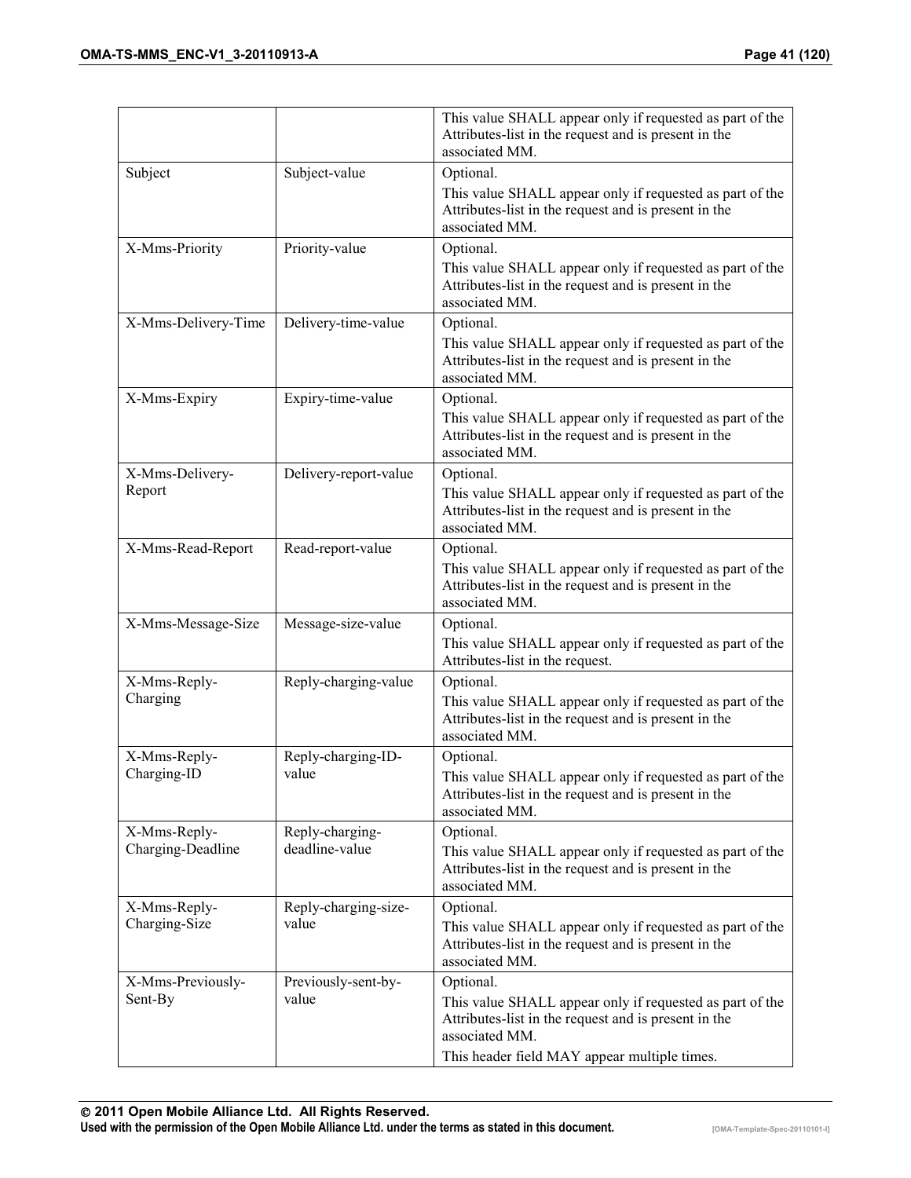| | | |
|---|---|---|
| | | This value SHALL appear only if requested as part of the Attributes-list in the request and is present in the associated MM. |
| Subject | Subject-value | Optional.<br>This value SHALL appear only if requested as part of the Attributes-list in the request and is present in the associated MM. |
| X-Mms-Priority | Priority-value | Optional.<br>This value SHALL appear only if requested as part of the Attributes-list in the request and is present in the associated MM. |
| X-Mms-Delivery-Time | Delivery-time-value | Optional.<br>This value SHALL appear only if requested as part of the Attributes-list in the request and is present in the associated MM. |
| X-Mms-Expiry | Expiry-time-value | Optional.<br>This value SHALL appear only if requested as part of the Attributes-list in the request and is present in the associated MM. |
| X-Mms-Delivery-Report | Delivery-report-value | Optional.<br>This value SHALL appear only if requested as part of the Attributes-list in the request and is present in the associated MM. |
| X-Mms-Read-Report | Read-report-value | Optional.<br>This value SHALL appear only if requested as part of the Attributes-list in the request and is present in the associated MM. |
| X-Mms-Message-Size | Message-size-value | Optional.<br>This value SHALL appear only if requested as part of the Attributes-list in the request. |
| X-Mms-Reply-Charging | Reply-charging-value | Optional.<br>This value SHALL appear only if requested as part of the Attributes-list in the request and is present in the associated MM. |
| X-Mms-Reply-Charging-ID | Reply-charging-ID-value | Optional.<br>This value SHALL appear only if requested as part of the Attributes-list in the request and is present in the associated MM. |
| X-Mms-Reply-Charging-Deadline | Reply-charging-deadline-value | Optional.<br>This value SHALL appear only if requested as part of the Attributes-list in the request and is present in the associated MM. |
| X-Mms-Reply-Charging-Size | Reply-charging-size-value | Optional.<br>This value SHALL appear only if requested as part of the Attributes-list in the request and is present in the associated MM. |
| X-Mms-Previously-Sent-By | Previously-sent-by-value | Optional.<br>This value SHALL appear only if requested as part of the Attributes-list in the request and is present in the associated MM.<br>This header field MAY appear multiple times. |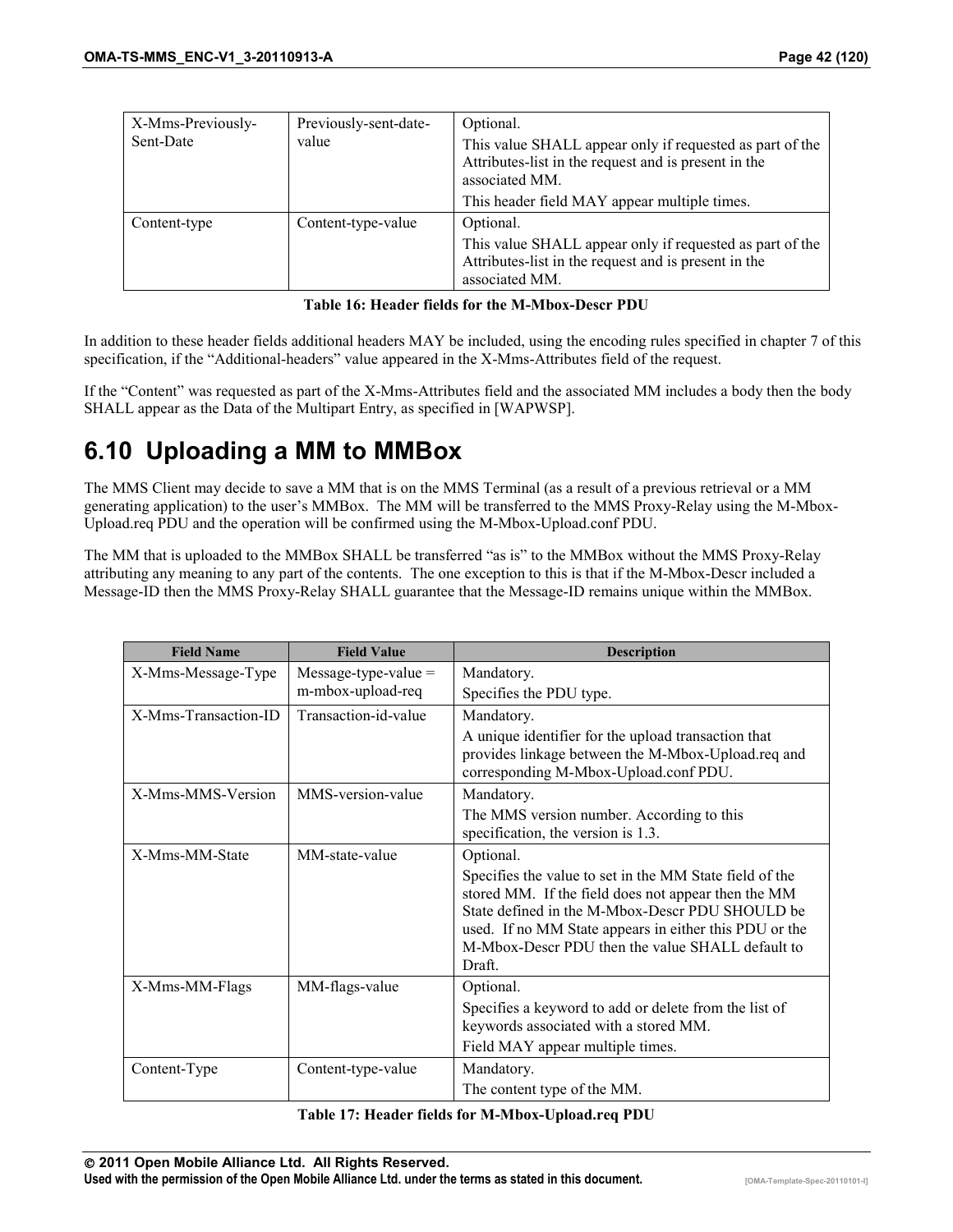| X-Mms-Previously-Sent-Date | Previously-sent-date-value | Optional.<br>This value SHALL appear only if requested as part of the Attributes-list in the request and is present in the associated MM.<br>This header field MAY appear multiple times. |
|---|---|---|
| Content-type | Content-type-value | Optional.<br>This value SHALL appear only if requested as part of the Attributes-list in the request and is present in the associated MM. |

**Table 16: Header fields for the M-Mbox-Descr PDU**

In addition to these header fields additional headers MAY be included, using the encoding rules specified in chapter 7 of this specification, if the "Additional-headers" value appeared in the X-Mms-Attributes field of the request.

If the "Content" was requested as part of the X-Mms-Attributes field and the associated MM includes a body then the body SHALL appear as the Data of the Multipart Entry, as specified in [WAPWSP].

## 6.10 Uploading a MM to MMBox

The MMS Client may decide to save a MM that is on the MMS Terminal (as a result of a previous retrieval or a MM generating application) to the user's MMBox. The MM will be transferred to the MMS Proxy-Relay using the M-Mbox-Upload.req PDU and the operation will be confirmed using the M-Mbox-Upload.conf PDU.

The MM that is uploaded to the MMBox SHALL be transferred "as is" to the MMBox without the MMS Proxy-Relay attributing any meaning to any part of the contents. The one exception to this is that if the M-Mbox-Descr included a Message-ID then the MMS Proxy-Relay SHALL guarantee that the Message-ID remains unique within the MMBox.

| Field Name | Field Value | Description |
|---|---|---|
| X-Mms-Message-Type | Message-type-value = m-mbox-upload-req | Mandatory.<br>Specifies the PDU type. |
| X-Mms-Transaction-ID | Transaction-id-value | Mandatory.<br>A unique identifier for the upload transaction that provides linkage between the M-Mbox-Upload.req and corresponding M-Mbox-Upload.conf PDU. |
| X-Mms-MMS-Version | MMS-version-value | Mandatory.<br>The MMS version number. According to this specification, the version is 1.3. |
| X-Mms-MM-State | MM-state-value | Optional.<br>Specifies the value to set in the MM State field of the stored MM. If the field does not appear then the MM State defined in the M-Mbox-Descr PDU SHOULD be used. If no MM State appears in either this PDU or the M-Mbox-Descr PDU then the value SHALL default to Draft. |
| X-Mms-MM-Flags | MM-flags-value | Optional.<br>Specifies a keyword to add or delete from the list of keywords associated with a stored MM.<br>Field MAY appear multiple times. |
| Content-Type | Content-type-value | Mandatory.<br>The content type of the MM. |

**Table 17: Header fields for M-Mbox-Upload.req PDU**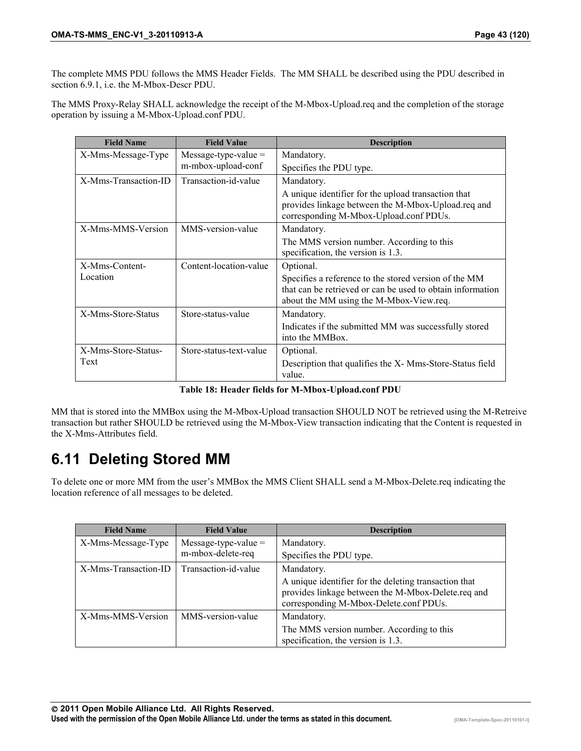The complete MMS PDU follows the MMS Header Fields.  The MM SHALL be described using the PDU described in section 6.9.1, i.e. the M-Mbox-Descr PDU.

The MMS Proxy-Relay SHALL acknowledge the receipt of the M-Mbox-Upload.req and the completion of the storage operation by issuing a M-Mbox-Upload.conf PDU.

| Field Name | Field Value | Description |
| --- | --- | --- |
| X-Mms-Message-Type | Message-type-value = m-mbox-upload-conf | Mandatory.<br>Specifies the PDU type. |
| X-Mms-Transaction-ID | Transaction-id-value | Mandatory.<br>A unique identifier for the upload transaction that provides linkage between the M-Mbox-Upload.req and corresponding M-Mbox-Upload.conf PDUs. |
| X-Mms-MMS-Version | MMS-version-value | Mandatory.<br>The MMS version number. According to this specification, the version is 1.3. |
| X-Mms-Content-Location | Content-location-value | Optional.<br>Specifies a reference to the stored version of the MM that can be retrieved or can be used to obtain information about the MM using the M-Mbox-View.req. |
| X-Mms-Store-Status | Store-status-value | Mandatory.<br>Indicates if the submitted MM was successfully stored into the MMBox. |
| X-Mms-Store-Status-Text | Store-status-text-value | Optional.<br>Description that qualifies the X- Mms-Store-Status field value. |

**Table 18: Header fields for M-Mbox-Upload.conf PDU**

MM that is stored into the MMBox using the M-Mbox-Upload transaction SHOULD NOT be retrieved using the M-Retreive transaction but rather SHOULD be retrieved using the M-Mbox-View transaction indicating that the Content is requested in the X-Mms-Attributes field.

# 6.11 Deleting Stored MM

To delete one or more MM from the user's MMBox the MMS Client SHALL send a M-Mbox-Delete.req indicating the location reference of all messages to be deleted.

| Field Name | Field Value | Description |
| --- | --- | --- |
| X-Mms-Message-Type | Message-type-value = m-mbox-delete-req | Mandatory.<br>Specifies the PDU type. |
| X-Mms-Transaction-ID | Transaction-id-value | Mandatory.<br>A unique identifier for the deleting transaction that provides linkage between the M-Mbox-Delete.req and corresponding M-Mbox-Delete.conf PDUs. |
| X-Mms-MMS-Version | MMS-version-value | Mandatory.<br>The MMS version number. According to this specification, the version is 1.3. |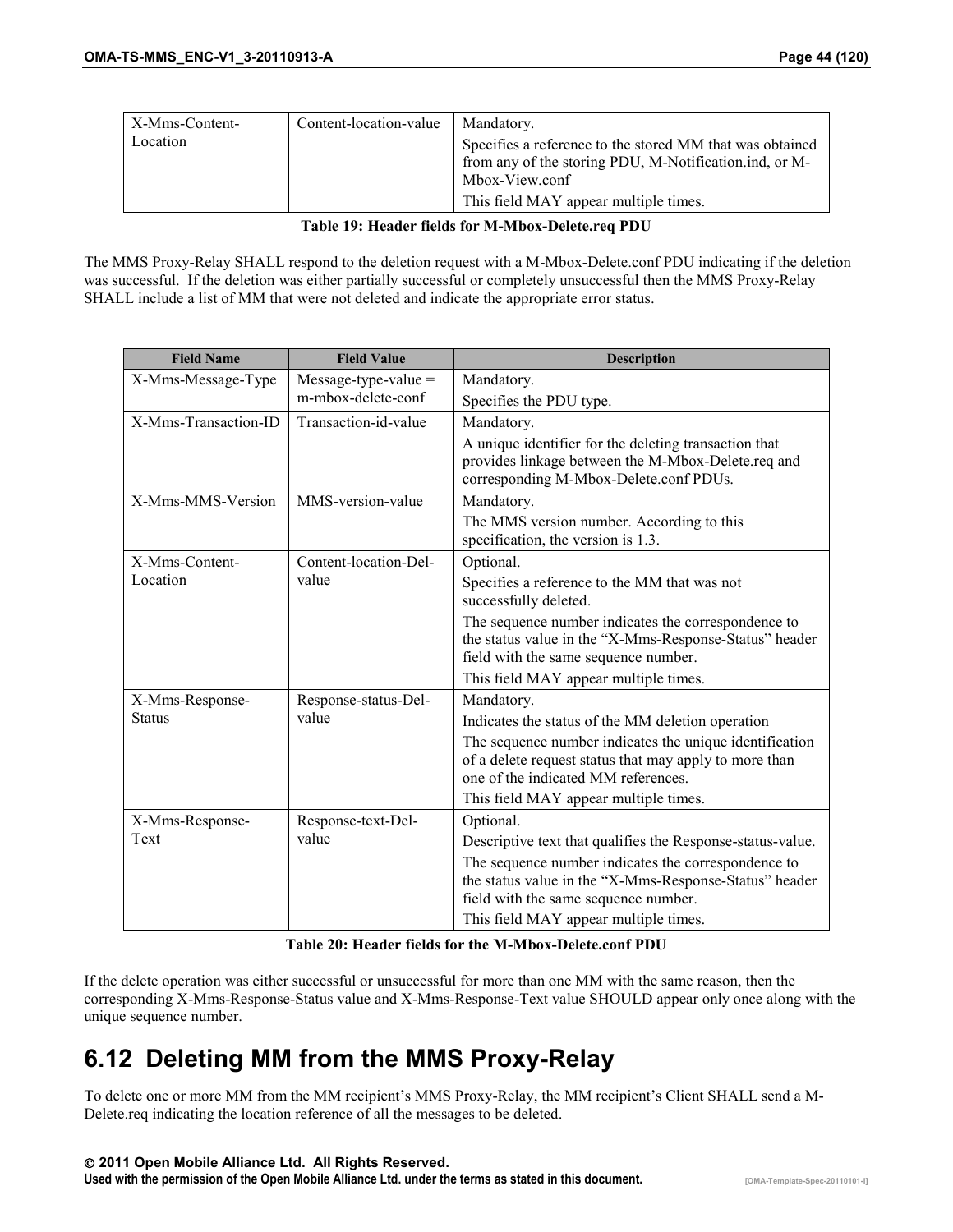| X-Mms-Content-Location | Content-location-value | Mandatory.<br>Specifies a reference to the stored MM that was obtained from any of the storing PDU, M-Notification.ind, or M-Mbox-View.conf<br>This field MAY appear multiple times. |
|---|---|---|

**Table 19: Header fields for M-Mbox-Delete.req PDU**

The MMS Proxy-Relay SHALL respond to the deletion request with a M-Mbox-Delete.conf PDU indicating if the deletion was successful. If the deletion was either partially successful or completely unsuccessful then the MMS Proxy-Relay SHALL include a list of MM that were not deleted and indicate the appropriate error status.

| Field Name | Field Value | Description |
|---|---|---|
| X-Mms-Message-Type | Message-type-value = m-mbox-delete-conf | Mandatory.<br>Specifies the PDU type. |
| X-Mms-Transaction-ID | Transaction-id-value | Mandatory.<br>A unique identifier for the deleting transaction that provides linkage between the M-Mbox-Delete.req and corresponding M-Mbox-Delete.conf PDUs. |
| X-Mms-MMS-Version | MMS-version-value | Mandatory.<br>The MMS version number. According to this specification, the version is 1.3. |
| X-Mms-Content-Location | Content-location-Del-value | Optional.<br>Specifies a reference to the MM that was not successfully deleted.<br>The sequence number indicates the correspondence to the status value in the "X-Mms-Response-Status" header field with the same sequence number.<br>This field MAY appear multiple times. |
| X-Mms-Response-Status | Response-status-Del-value | Mandatory.<br>Indicates the status of the MM deletion operation<br>The sequence number indicates the unique identification of a delete request status that may apply to more than one of the indicated MM references.<br>This field MAY appear multiple times. |
| X-Mms-Response-Text | Response-text-Del-value | Optional.<br>Descriptive text that qualifies the Response-status-value.<br>The sequence number indicates the correspondence to the status value in the "X-Mms-Response-Status" header field with the same sequence number.<br>This field MAY appear multiple times. |

**Table 20: Header fields for the M-Mbox-Delete.conf PDU**

If the delete operation was either successful or unsuccessful for more than one MM with the same reason, then the corresponding X-Mms-Response-Status value and X-Mms-Response-Text value SHOULD appear only once along with the unique sequence number.

## 6.12 Deleting MM from the MMS Proxy-Relay

To delete one or more MM from the MM recipient's MMS Proxy-Relay, the MM recipient's Client SHALL send a M-Delete.req indicating the location reference of all the messages to be deleted.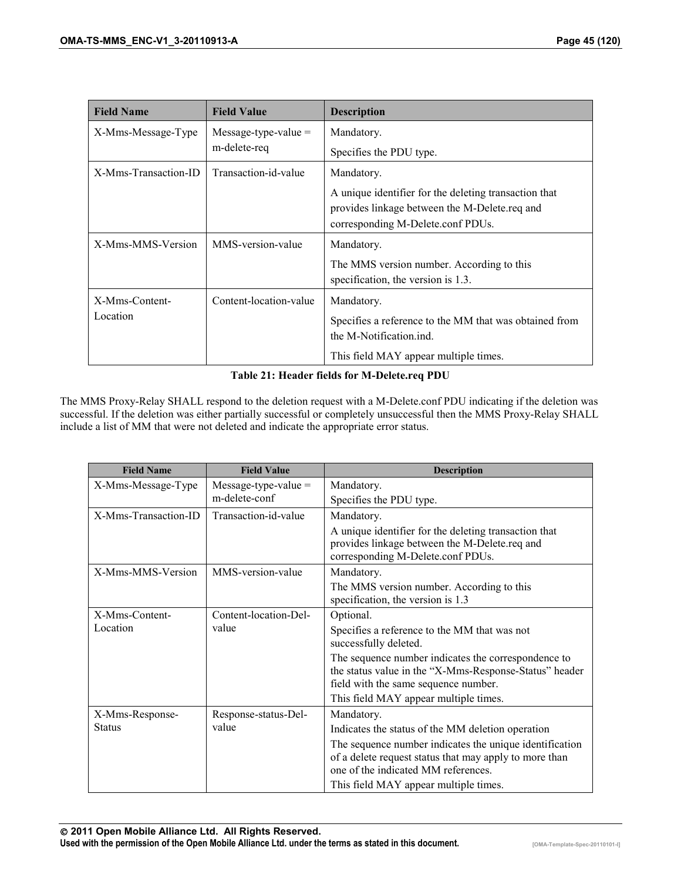| Field Name | Field Value | Description |
|---|---|---|
| X-Mms-Message-Type | Message-type-value = m-delete-req | Mandatory. Specifies the PDU type. |
| X-Mms-Transaction-ID | Transaction-id-value | Mandatory. A unique identifier for the deleting transaction that provides linkage between the M-Delete.req and corresponding M-Delete.conf PDUs. |
| X-Mms-MMS-Version | MMS-version-value | Mandatory. The MMS version number. According to this specification, the version is 1.3. |
| X-Mms-Content-Location | Content-location-value | Mandatory. Specifies a reference to the MM that was obtained from the M-Notification.ind. This field MAY appear multiple times. |

**Table 21: Header fields for M-Delete.req PDU**

The MMS Proxy-Relay SHALL respond to the deletion request with a M-Delete.conf PDU indicating if the deletion was successful. If the deletion was either partially successful or completely unsuccessful then the MMS Proxy-Relay SHALL include a list of MM that were not deleted and indicate the appropriate error status.

| Field Name | Field Value | Description |
|---|---|---|
| X-Mms-Message-Type | Message-type-value = m-delete-conf | Mandatory. Specifies the PDU type. |
| X-Mms-Transaction-ID | Transaction-id-value | Mandatory. A unique identifier for the deleting transaction that provides linkage between the M-Delete.req and corresponding M-Delete.conf PDUs. |
| X-Mms-MMS-Version | MMS-version-value | Mandatory. The MMS version number. According to this specification, the version is 1.3 |
| X-Mms-Content-Location | Content-location-Del-value | Optional. Specifies a reference to the MM that was not successfully deleted. The sequence number indicates the correspondence to the status value in the "X-Mms-Response-Status" header field with the same sequence number. This field MAY appear multiple times. |
| X-Mms-Response-Status | Response-status-Del-value | Mandatory. Indicates the status of the MM deletion operation The sequence number indicates the unique identification of a delete request status that may apply to more than one of the indicated MM references. This field MAY appear multiple times. |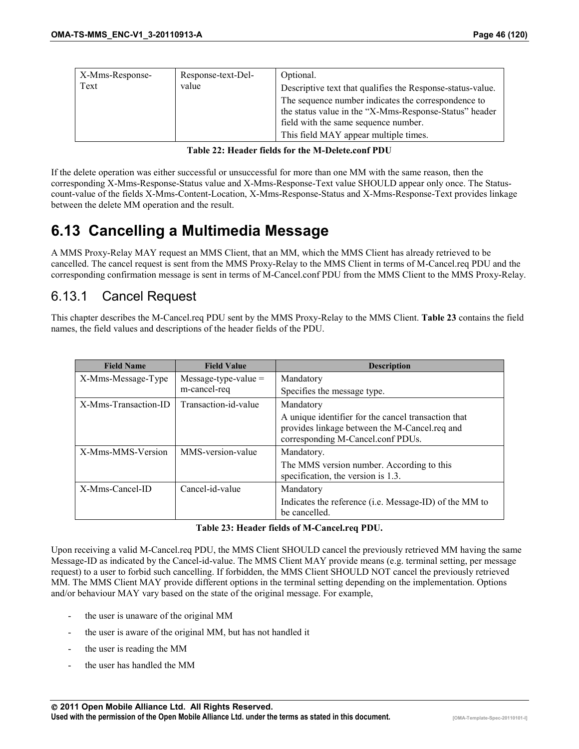| X-Mms-Response-Text | Response-text-Del-value | Optional.<br>Descriptive text that qualifies the Response-status-value.<br>The sequence number indicates the correspondence to the status value in the "X-Mms-Response-Status" header field with the same sequence number.<br>This field MAY appear multiple times. |
|---|---|---|

**Table 22: Header fields for the M-Delete.conf PDU**

If the delete operation was either successful or unsuccessful for more than one MM with the same reason, then the corresponding X-Mms-Response-Status value and X-Mms-Response-Text value SHOULD appear only once. The Status-count-value of the fields X-Mms-Content-Location, X-Mms-Response-Status and X-Mms-Response-Text provides linkage between the delete MM operation and the result.

# 6.13 Cancelling a Multimedia Message

A MMS Proxy-Relay MAY request an MMS Client, that an MM, which the MMS Client has already retrieved to be cancelled. The cancel request is sent from the MMS Proxy-Relay to the MMS Client in terms of M-Cancel.req PDU and the corresponding confirmation message is sent in terms of M-Cancel.conf PDU from the MMS Client to the MMS Proxy-Relay.

## 6.13.1 Cancel Request

This chapter describes the M-Cancel.req PDU sent by the MMS Proxy-Relay to the MMS Client. **Table 23** contains the field names, the field values and descriptions of the header fields of the PDU.

| Field Name | Field Value | Description |
|---|---|---|
| X-Mms-Message-Type | Message-type-value = m-cancel-req | Mandatory<br>Specifies the message type. |
| X-Mms-Transaction-ID | Transaction-id-value | Mandatory<br>A unique identifier for the cancel transaction that provides linkage between the M-Cancel.req and corresponding M-Cancel.conf PDUs. |
| X-Mms-MMS-Version | MMS-version-value | Mandatory.<br>The MMS version number. According to this specification, the version is 1.3. |
| X-Mms-Cancel-ID | Cancel-id-value | Mandatory<br>Indicates the reference (i.e. Message-ID) of the MM to be cancelled. |

**Table 23: Header fields of M-Cancel.req PDU.**

Upon receiving a valid M-Cancel.req PDU, the MMS Client SHOULD cancel the previously retrieved MM having the same Message-ID as indicated by the Cancel-id-value. The MMS Client MAY provide means (e.g. terminal setting, per message request) to a user to forbid such cancelling. If forbidden, the MMS Client SHOULD NOT cancel the previously retrieved MM. The MMS Client MAY provide different options in the terminal setting depending on the implementation. Options and/or behaviour MAY vary based on the state of the original message. For example,

- the user is unaware of the original MM
- the user is aware of the original MM, but has not handled it
- the user is reading the MM
- the user has handled the MM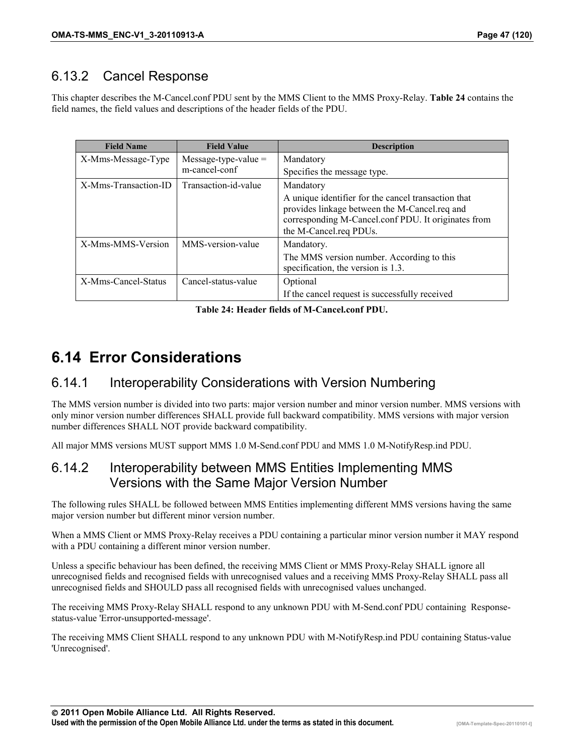### 6.13.2 Cancel Response

This chapter describes the M-Cancel.conf PDU sent by the MMS Client to the MMS Proxy-Relay. **Table 24** contains the field names, the field values and descriptions of the header fields of the PDU.

| Field Name | Field Value | Description |
|---|---|---|
| X-Mms-Message-Type | Message-type-value = m-cancel-conf | Mandatory<br>Specifies the message type. |
| X-Mms-Transaction-ID | Transaction-id-value | Mandatory<br>A unique identifier for the cancel transaction that provides linkage between the M-Cancel.req and corresponding M-Cancel.conf PDU. It originates from the M-Cancel.req PDUs. |
| X-Mms-MMS-Version | MMS-version-value | Mandatory.<br>The MMS version number. According to this specification, the version is 1.3. |
| X-Mms-Cancel-Status | Cancel-status-value | Optional<br>If the cancel request is successfully received |

**Table 24: Header fields of M-Cancel.conf PDU.**

## 6.14 Error Considerations

### 6.14.1 Interoperability Considerations with Version Numbering

The MMS version number is divided into two parts: major version number and minor version number. MMS versions with only minor version number differences SHALL provide full backward compatibility. MMS versions with major version number differences SHALL NOT provide backward compatibility.

All major MMS versions MUST support MMS 1.0 M-Send.conf PDU and MMS 1.0 M-NotifyResp.ind PDU.

### 6.14.2 Interoperability between MMS Entities Implementing MMS Versions with the Same Major Version Number

The following rules SHALL be followed between MMS Entities implementing different MMS versions having the same major version number but different minor version number.

When a MMS Client or MMS Proxy-Relay receives a PDU containing a particular minor version number it MAY respond with a PDU containing a different minor version number.

Unless a specific behaviour has been defined, the receiving MMS Client or MMS Proxy-Relay SHALL ignore all unrecognised fields and recognised fields with unrecognised values and a receiving MMS Proxy-Relay SHALL pass all unrecognised fields and SHOULD pass all recognised fields with unrecognised values unchanged.

The receiving MMS Proxy-Relay SHALL respond to any unknown PDU with M-Send.conf PDU containing Response-status-value 'Error-unsupported-message'.

The receiving MMS Client SHALL respond to any unknown PDU with M-NotifyResp.ind PDU containing Status-value 'Unrecognised'.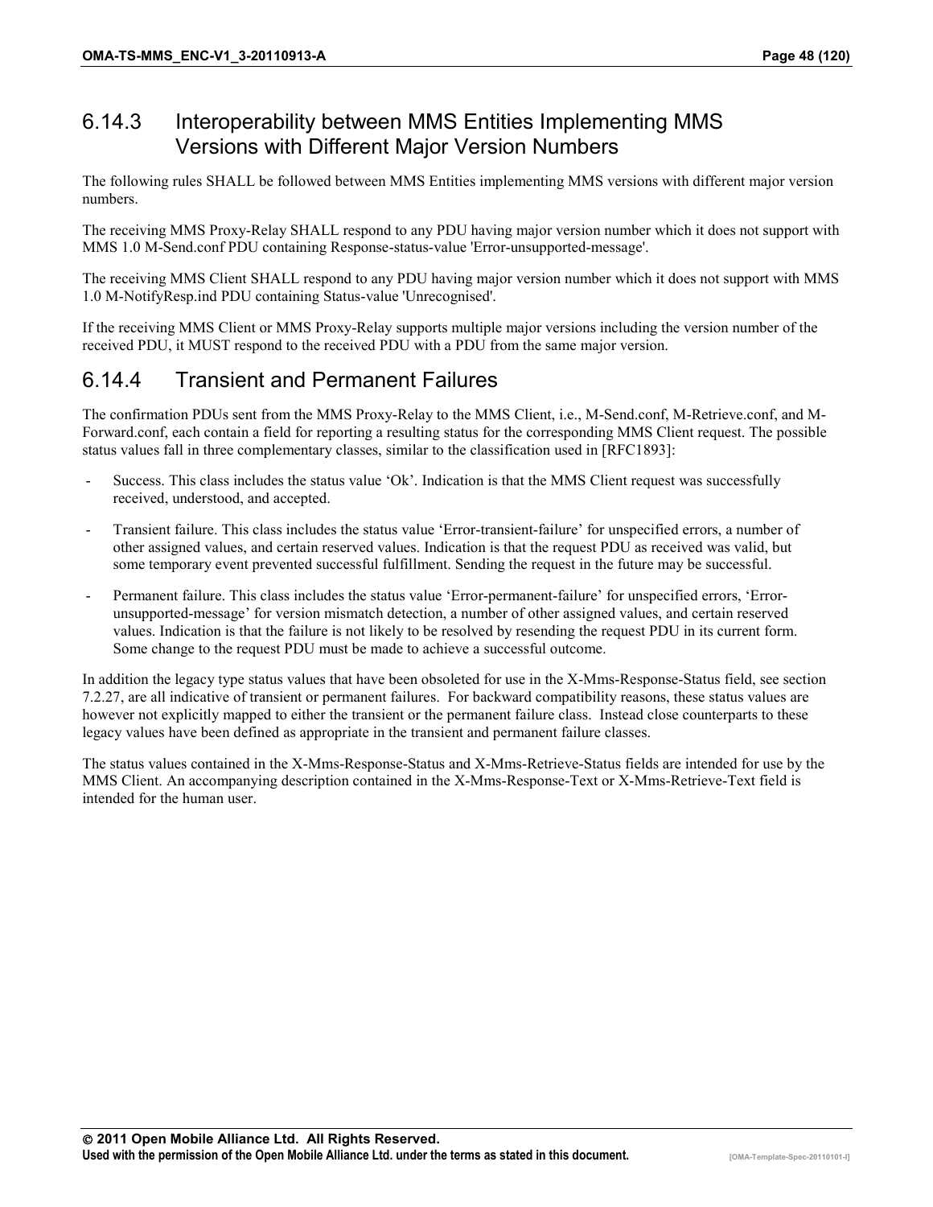### 6.14.3 Interoperability between MMS Entities Implementing MMS Versions with Different Major Version Numbers

The following rules SHALL be followed between MMS Entities implementing MMS versions with different major version numbers.

The receiving MMS Proxy-Relay SHALL respond to any PDU having major version number which it does not support with MMS 1.0 M-Send.conf PDU containing Response-status-value 'Error-unsupported-message'.

The receiving MMS Client SHALL respond to any PDU having major version number which it does not support with MMS 1.0 M-NotifyResp.ind PDU containing Status-value 'Unrecognised'.

If the receiving MMS Client or MMS Proxy-Relay supports multiple major versions including the version number of the received PDU, it MUST respond to the received PDU with a PDU from the same major version.

### 6.14.4 Transient and Permanent Failures

The confirmation PDUs sent from the MMS Proxy-Relay to the MMS Client, i.e., M-Send.conf, M-Retrieve.conf, and M-Forward.conf, each contain a field for reporting a resulting status for the corresponding MMS Client request. The possible status values fall in three complementary classes, similar to the classification used in [RFC1893]:

- Success. This class includes the status value 'Ok'. Indication is that the MMS Client request was successfully received, understood, and accepted.
- Transient failure. This class includes the status value 'Error-transient-failure' for unspecified errors, a number of other assigned values, and certain reserved values. Indication is that the request PDU as received was valid, but some temporary event prevented successful fulfillment. Sending the request in the future may be successful.
- Permanent failure. This class includes the status value 'Error-permanent-failure' for unspecified errors, 'Error-unsupported-message' for version mismatch detection, a number of other assigned values, and certain reserved values. Indication is that the failure is not likely to be resolved by resending the request PDU in its current form. Some change to the request PDU must be made to achieve a successful outcome.

In addition the legacy type status values that have been obsoleted for use in the X-Mms-Response-Status field, see section 7.2.27, are all indicative of transient or permanent failures. For backward compatibility reasons, these status values are however not explicitly mapped to either the transient or the permanent failure class. Instead close counterparts to these legacy values have been defined as appropriate in the transient and permanent failure classes.

The status values contained in the X-Mms-Response-Status and X-Mms-Retrieve-Status fields are intended for use by the MMS Client. An accompanying description contained in the X-Mms-Response-Text or X-Mms-Retrieve-Text field is intended for the human user.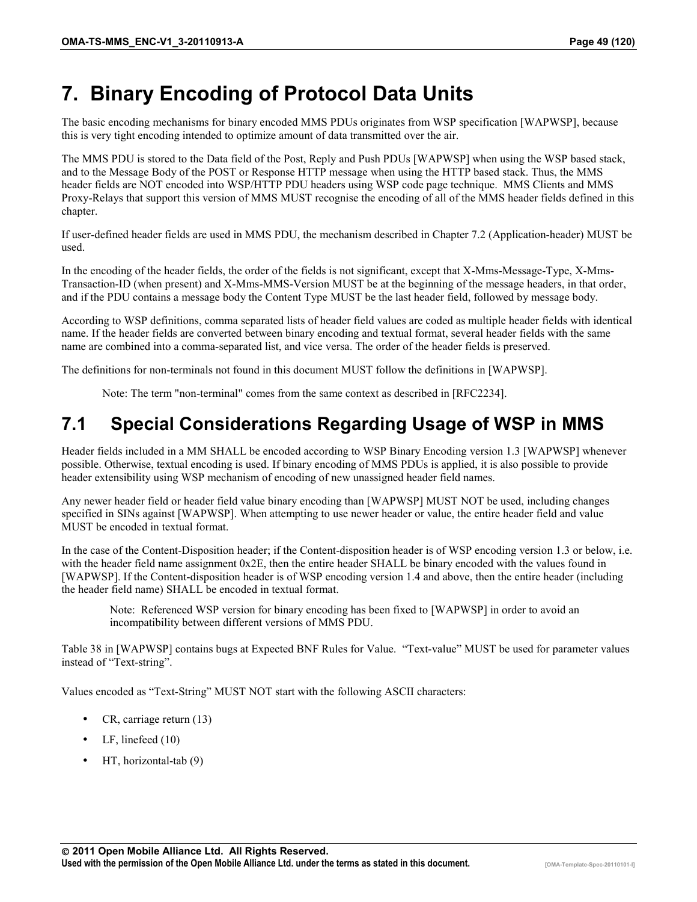# 7. Binary Encoding of Protocol Data Units

The basic encoding mechanisms for binary encoded MMS PDUs originates from WSP specification [WAPWSP], because this is very tight encoding intended to optimize amount of data transmitted over the air.

The MMS PDU is stored to the Data field of the Post, Reply and Push PDUs [WAPWSP] when using the WSP based stack, and to the Message Body of the POST or Response HTTP message when using the HTTP based stack. Thus, the MMS header fields are NOT encoded into WSP/HTTP PDU headers using WSP code page technique. MMS Clients and MMS Proxy-Relays that support this version of MMS MUST recognise the encoding of all of the MMS header fields defined in this chapter.

If user-defined header fields are used in MMS PDU, the mechanism described in Chapter 7.2 (Application-header) MUST be used.

In the encoding of the header fields, the order of the fields is not significant, except that X-Mms-Message-Type, X-Mms-Transaction-ID (when present) and X-Mms-MMS-Version MUST be at the beginning of the message headers, in that order, and if the PDU contains a message body the Content Type MUST be the last header field, followed by message body.

According to WSP definitions, comma separated lists of header field values are coded as multiple header fields with identical name. If the header fields are converted between binary encoding and textual format, several header fields with the same name are combined into a comma-separated list, and vice versa. The order of the header fields is preserved.

The definitions for non-terminals not found in this document MUST follow the definitions in [WAPWSP].

> Note: The term "non-terminal" comes from the same context as described in [RFC2234].

## 7.1 Special Considerations Regarding Usage of WSP in MMS

Header fields included in a MM SHALL be encoded according to WSP Binary Encoding version 1.3 [WAPWSP] whenever possible. Otherwise, textual encoding is used. If binary encoding of MMS PDUs is applied, it is also possible to provide header extensibility using WSP mechanism of encoding of new unassigned header field names.

Any newer header field or header field value binary encoding than [WAPWSP] MUST NOT be used, including changes specified in SINs against [WAPWSP]. When attempting to use newer header or value, the entire header field and value MUST be encoded in textual format.

In the case of the Content-Disposition header; if the Content-disposition header is of WSP encoding version 1.3 or below, i.e. with the header field name assignment 0x2E, then the entire header SHALL be binary encoded with the values found in [WAPWSP]. If the Content-disposition header is of WSP encoding version 1.4 and above, then the entire header (including the header field name) SHALL be encoded in textual format.

> Note: Referenced WSP version for binary encoding has been fixed to [WAPWSP] in order to avoid an incompatibility between different versions of MMS PDU.

Table 38 in [WAPWSP] contains bugs at Expected BNF Rules for Value. "Text-value" MUST be used for parameter values instead of "Text-string".

Values encoded as "Text-String" MUST NOT start with the following ASCII characters:

- CR, carriage return (13)
- LF, linefeed (10)
- HT, horizontal-tab (9)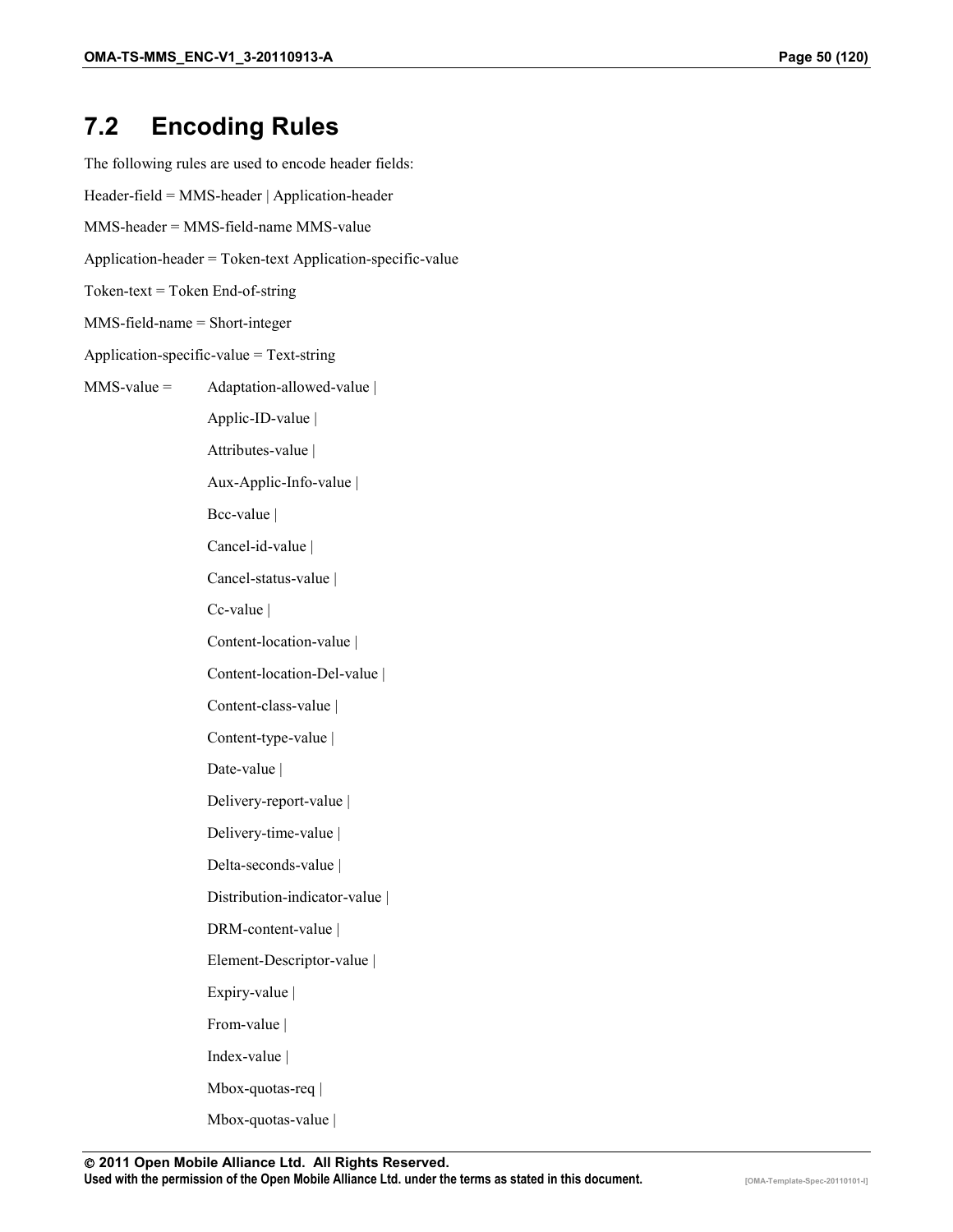## 7.2 Encoding Rules

The following rules are used to encode header fields:

Header-field = MMS-header | Application-header

MMS-header = MMS-field-name MMS-value

Application-header = Token-text Application-specific-value

Token-text = Token End-of-string

MMS-field-name = Short-integer

Application-specific-value = Text-string

MMS-value = Adaptation-allowed-value |
Applic-ID-value |
Attributes-value |
Aux-Applic-Info-value |
Bcc-value |
Cancel-id-value |
Cancel-status-value |
Cc-value |
Content-location-value |
Content-location-Del-value |
Content-class-value |
Content-type-value |
Date-value |
Delivery-report-value |
Delivery-time-value |
Delta-seconds-value |
Distribution-indicator-value |
DRM-content-value |
Element-Descriptor-value |
Expiry-value |
From-value |
Index-value |
Mbox-quotas-req |
Mbox-quotas-value |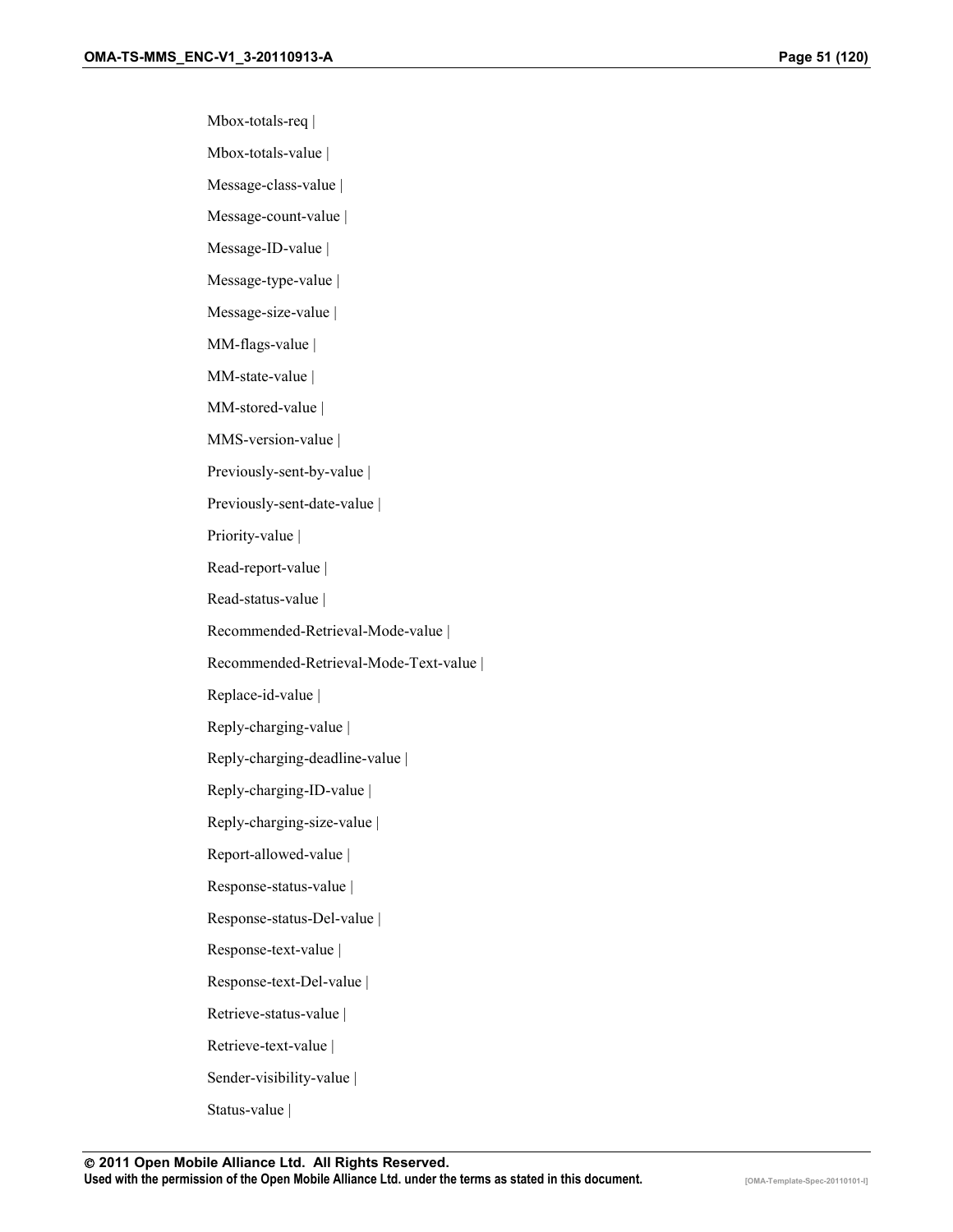Mbox-totals-req |

Mbox-totals-value |

Message-class-value |

Message-count-value |

Message-ID-value |

Message-type-value |

Message-size-value |

MM-flags-value |

MM-state-value |

MM-stored-value |

MMS-version-value |

Previously-sent-by-value |

Previously-sent-date-value |

Priority-value |

Read-report-value |

Read-status-value |

Recommended-Retrieval-Mode-value |

Recommended-Retrieval-Mode-Text-value |

Replace-id-value |

Reply-charging-value |

Reply-charging-deadline-value |

Reply-charging-ID-value |

Reply-charging-size-value |

Report-allowed-value |

Response-status-value |

Response-status-Del-value |

Response-text-value |

Response-text-Del-value |

Retrieve-status-value |

Retrieve-text-value |

Sender-visibility-value |

Status-value |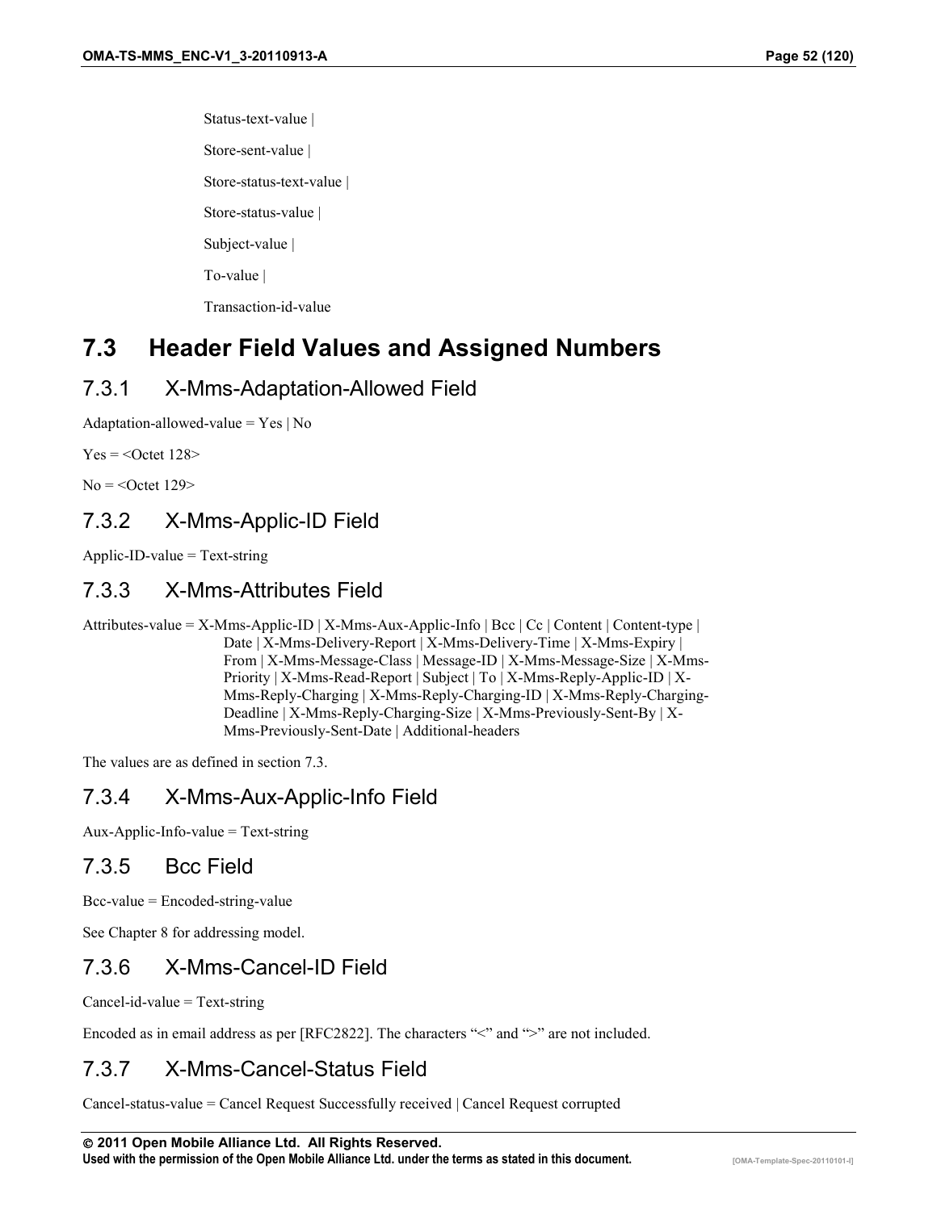Status-text-value |

Store-sent-value |

Store-status-text-value |

Store-status-value |

Subject-value |

To-value |

Transaction-id-value

## 7.3 Header Field Values and Assigned Numbers

### 7.3.1 X-Mms-Adaptation-Allowed Field

Adaptation-allowed-value = Yes | No

Yes = <Octet 128>

No = <Octet 129>

### 7.3.2 X-Mms-Applic-ID Field

Applic-ID-value = Text-string

### 7.3.3 X-Mms-Attributes Field

Attributes-value = X-Mms-Applic-ID | X-Mms-Aux-Applic-Info | Bcc | Cc | Content | Content-type | Date | X-Mms-Delivery-Report | X-Mms-Delivery-Time | X-Mms-Expiry | From | X-Mms-Message-Class | Message-ID | X-Mms-Message-Size | X-Mms-Priority | X-Mms-Read-Report | Subject | To | X-Mms-Reply-Applic-ID | X-Mms-Reply-Charging | X-Mms-Reply-Charging-ID | X-Mms-Reply-Charging-Deadline | X-Mms-Reply-Charging-Size | X-Mms-Previously-Sent-By | X-Mms-Previously-Sent-Date | Additional-headers

The values are as defined in section 7.3.

### 7.3.4 X-Mms-Aux-Applic-Info Field

Aux-Applic-Info-value = Text-string

### 7.3.5 Bcc Field

Bcc-value = Encoded-string-value

See Chapter 8 for addressing model.

### 7.3.6 X-Mms-Cancel-ID Field

Cancel-id-value = Text-string

Encoded as in email address as per [RFC2822]. The characters "<" and ">" are not included.

### 7.3.7 X-Mms-Cancel-Status Field

Cancel-status-value = Cancel Request Successfully received | Cancel Request corrupted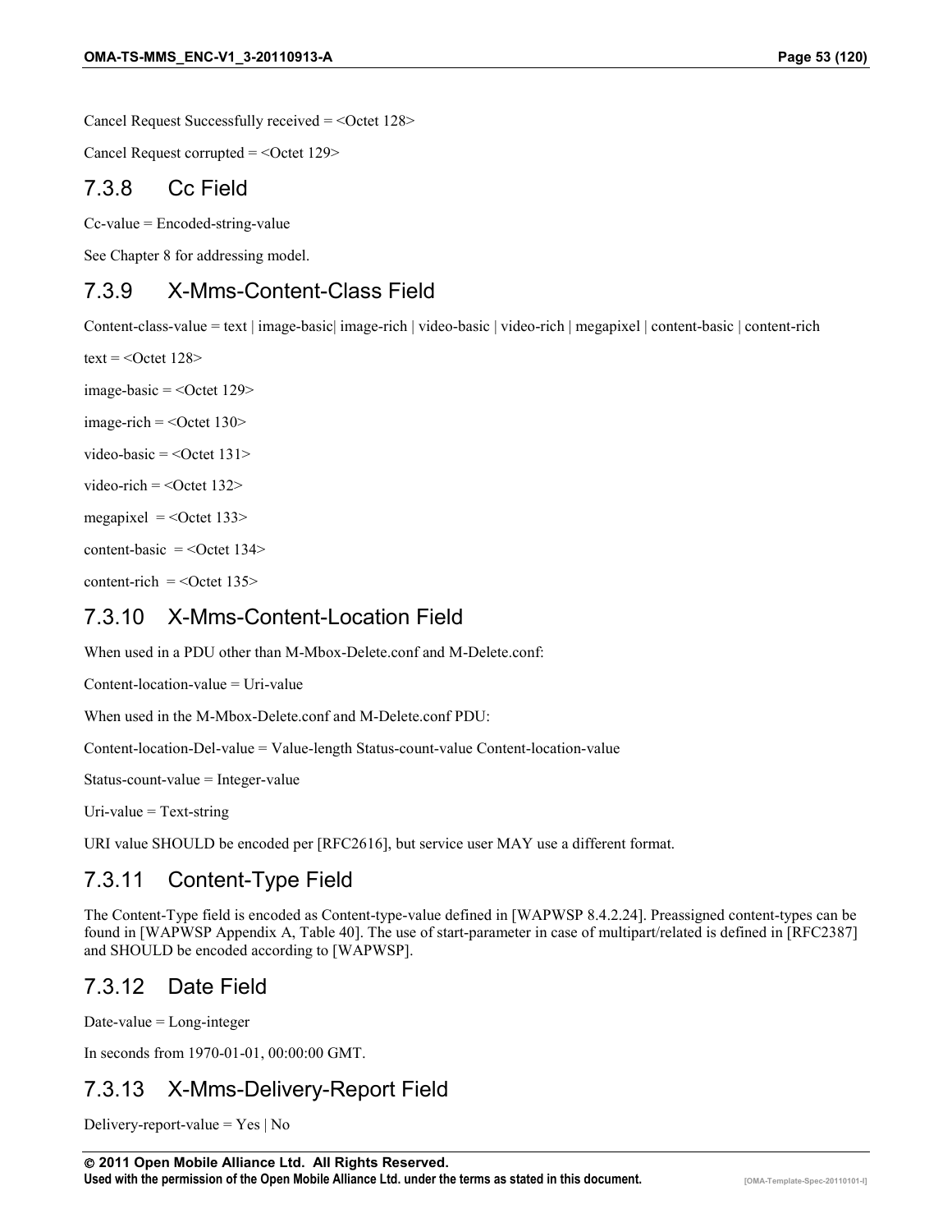Cancel Request Successfully received = <Octet 128>

Cancel Request corrupted = <Octet 129>

### 7.3.8 Cc Field

Cc-value = Encoded-string-value

See Chapter 8 for addressing model.

### 7.3.9 X-Mms-Content-Class Field

Content-class-value = text | image-basic| image-rich | video-basic | video-rich | megapixel | content-basic | content-rich

text = <Octet 128>

image-basic = <Octet 129>

image-rich = <Octet 130>

video-basic = <Octet 131>

video-rich = <Octet 132>

megapixel = <Octet 133>

content-basic = <Octet 134>

content-rich = <Octet 135>

### 7.3.10 X-Mms-Content-Location Field

When used in a PDU other than M-Mbox-Delete.conf and M-Delete.conf:

Content-location-value = Uri-value

When used in the M-Mbox-Delete.conf and M-Delete.conf PDU:

Content-location-Del-value = Value-length Status-count-value Content-location-value

Status-count-value = Integer-value

Uri-value = Text-string

URI value SHOULD be encoded per [RFC2616], but service user MAY use a different format.

### 7.3.11 Content-Type Field

The Content-Type field is encoded as Content-type-value defined in [WAPWSP 8.4.2.24]. Preassigned content-types can be found in [WAPWSP Appendix A, Table 40]. The use of start-parameter in case of multipart/related is defined in [RFC2387] and SHOULD be encoded according to [WAPWSP].

### 7.3.12 Date Field

Date-value = Long-integer

In seconds from 1970-01-01, 00:00:00 GMT.

### 7.3.13 X-Mms-Delivery-Report Field

Delivery-report-value = Yes | No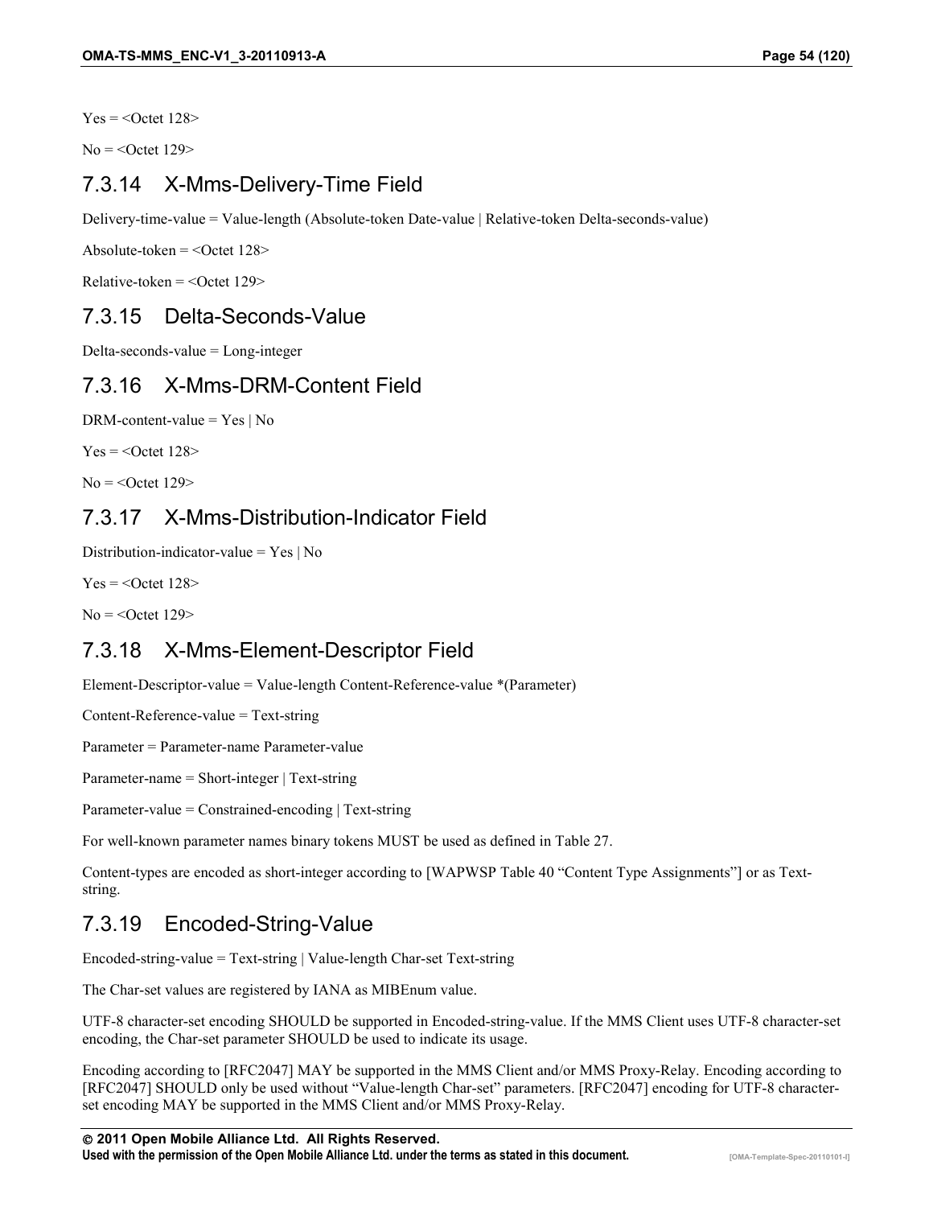Yes = <Octet 128>

No = <Octet 129>

## 7.3.14 X-Mms-Delivery-Time Field

Delivery-time-value = Value-length (Absolute-token Date-value | Relative-token Delta-seconds-value)

Absolute-token = <Octet 128>

Relative-token = <Octet 129>

## 7.3.15 Delta-Seconds-Value

Delta-seconds-value = Long-integer

## 7.3.16 X-Mms-DRM-Content Field

DRM-content-value = Yes | No

Yes = <Octet 128>

No = <Octet 129>

## 7.3.17 X-Mms-Distribution-Indicator Field

Distribution-indicator-value = Yes | No

Yes = <Octet 128>

No = <Octet 129>

## 7.3.18 X-Mms-Element-Descriptor Field

Element-Descriptor-value = Value-length Content-Reference-value *(Parameter)

Content-Reference-value = Text-string

Parameter = Parameter-name Parameter-value

Parameter-name = Short-integer | Text-string

Parameter-value = Constrained-encoding | Text-string

For well-known parameter names binary tokens MUST be used as defined in Table 27.

Content-types are encoded as short-integer according to [WAPWSP Table 40 "Content Type Assignments"] or as Text-string.

## 7.3.19 Encoded-String-Value

Encoded-string-value = Text-string | Value-length Char-set Text-string

The Char-set values are registered by IANA as MIBEnum value.

UTF-8 character-set encoding SHOULD be supported in Encoded-string-value. If the MMS Client uses UTF-8 character-set encoding, the Char-set parameter SHOULD be used to indicate its usage.

Encoding according to [RFC2047] MAY be supported in the MMS Client and/or MMS Proxy-Relay. Encoding according to [RFC2047] SHOULD only be used without "Value-length Char-set" parameters. [RFC2047] encoding for UTF-8 character-set encoding MAY be supported in the MMS Client and/or MMS Proxy-Relay.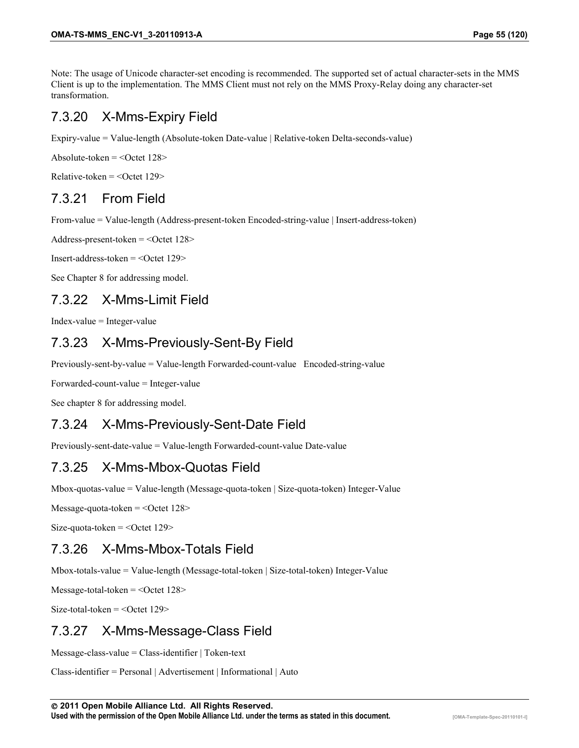Note: The usage of Unicode character-set encoding is recommended. The supported set of actual character-sets in the MMS Client is up to the implementation. The MMS Client must not rely on the MMS Proxy-Relay doing any character-set transformation.

### 7.3.20 X-Mms-Expiry Field

Expiry-value = Value-length (Absolute-token Date-value | Relative-token Delta-seconds-value)

Absolute-token = <Octet 128>

Relative-token = <Octet 129>

### 7.3.21 From Field

From-value = Value-length (Address-present-token Encoded-string-value | Insert-address-token)

Address-present-token = <Octet 128>

Insert-address-token = <Octet 129>

See Chapter 8 for addressing model.

### 7.3.22 X-Mms-Limit Field

Index-value = Integer-value

### 7.3.23 X-Mms-Previously-Sent-By Field

Previously-sent-by-value = Value-length Forwarded-count-value Encoded-string-value

Forwarded-count-value = Integer-value

See chapter 8 for addressing model.

### 7.3.24 X-Mms-Previously-Sent-Date Field

Previously-sent-date-value = Value-length Forwarded-count-value Date-value

### 7.3.25 X-Mms-Mbox-Quotas Field

Mbox-quotas-value = Value-length (Message-quota-token | Size-quota-token) Integer-Value

Message-quota-token = <Octet 128>

Size-quota-token = <Octet 129>

### 7.3.26 X-Mms-Mbox-Totals Field

Mbox-totals-value = Value-length (Message-total-token | Size-total-token) Integer-Value

Message-total-token = <Octet 128>

Size-total-token = <Octet 129>

### 7.3.27 X-Mms-Message-Class Field

Message-class-value = Class-identifier | Token-text

Class-identifier = Personal | Advertisement | Informational | Auto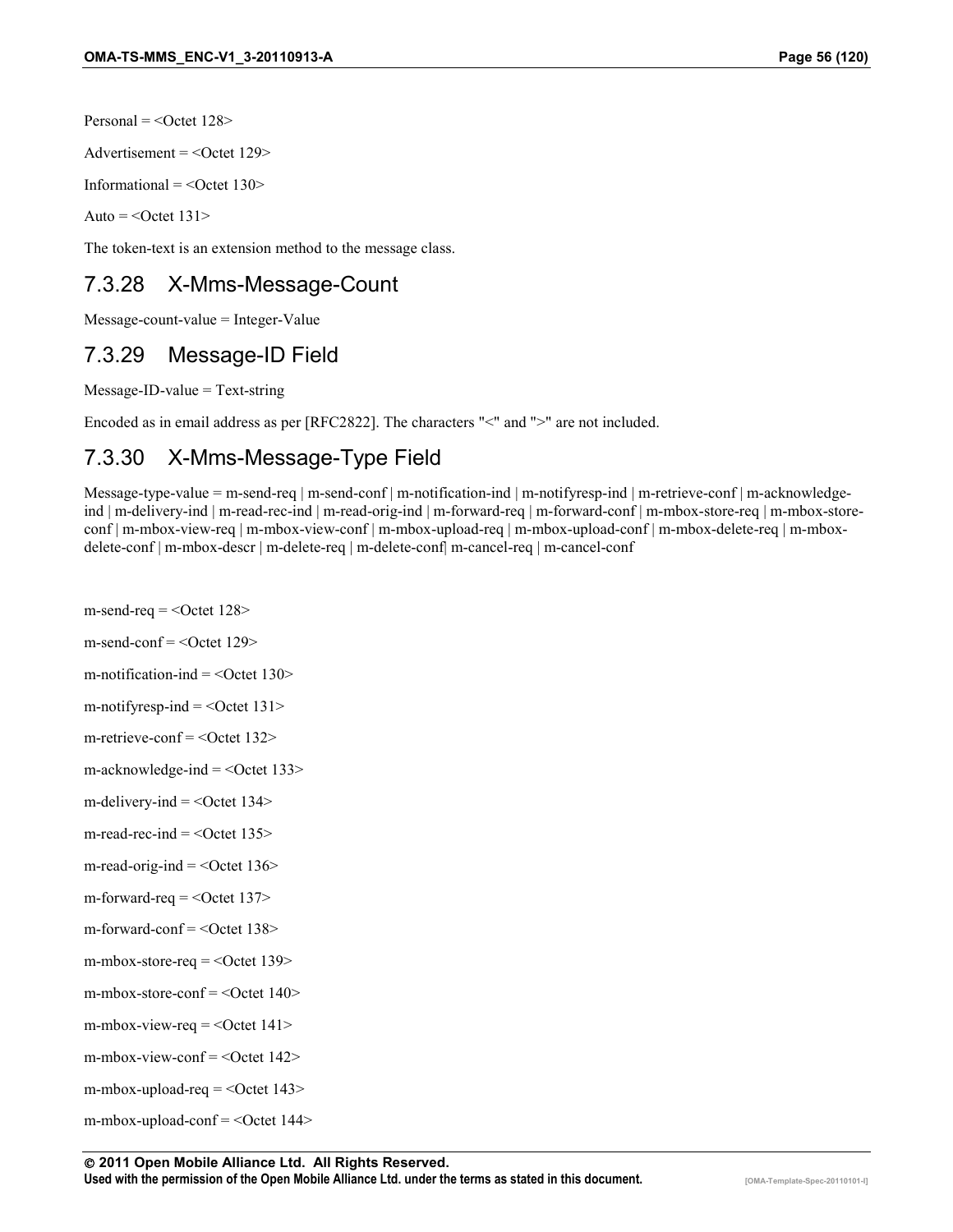Personal = <Octet 128>

Advertisement = <Octet 129>

Informational = <Octet 130>

Auto = <Octet 131>

The token-text is an extension method to the message class.

## 7.3.28 X-Mms-Message-Count

Message-count-value = Integer-Value

## 7.3.29 Message-ID Field

Message-ID-value = Text-string

Encoded as in email address as per [RFC2822]. The characters "<" and ">" are not included.

## 7.3.30 X-Mms-Message-Type Field

Message-type-value = m-send-req | m-send-conf | m-notification-ind | m-notifyresp-ind | m-retrieve-conf | m-acknowledge-ind | m-delivery-ind | m-read-rec-ind | m-read-orig-ind | m-forward-req | m-forward-conf | m-mbox-store-req | m-mbox-store-conf | m-mbox-view-req | m-mbox-view-conf | m-mbox-upload-req | m-mbox-upload-conf | m-mbox-delete-req | m-mbox-delete-conf | m-mbox-descr | m-delete-req | m-delete-conf| m-cancel-req | m-cancel-conf

m-send-req = <Octet 128>

m-send-conf = <Octet 129>

m-notification-ind = <Octet 130>

m-notifyresp-ind = <Octet 131>

m-retrieve-conf = <Octet 132>

m-acknowledge-ind = <Octet 133>

m-delivery-ind = <Octet 134>

m-read-rec-ind = <Octet 135>

m-read-orig-ind = <Octet 136>

m-forward-req = <Octet 137>

m-forward-conf = <Octet 138>

m-mbox-store-req = <Octet 139>

m-mbox-store-conf = <Octet 140>

m-mbox-view-req = <Octet 141>

m-mbox-view-conf = <Octet 142>

m-mbox-upload-req = <Octet 143>

m-mbox-upload-conf = <Octet 144>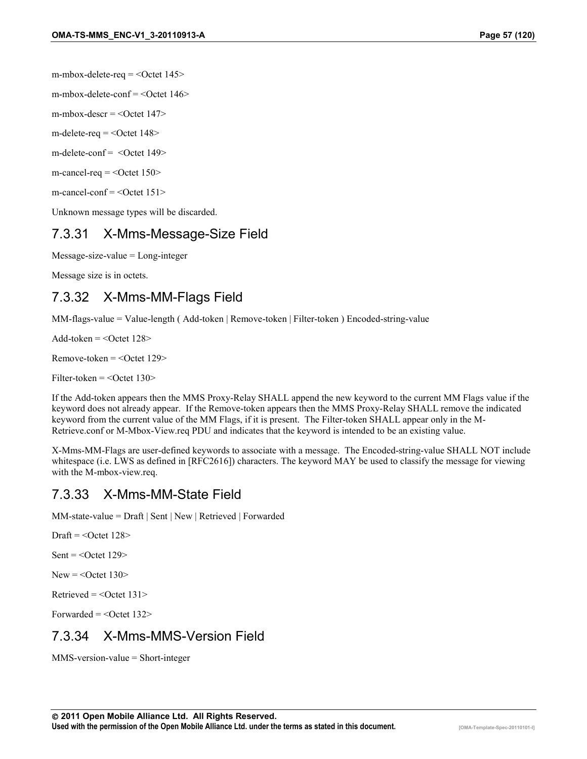m-mbox-delete-req = <Octet 145>

m-mbox-delete-conf = <Octet 146>

m-mbox-descr = <Octet 147>

m-delete-req = <Octet 148>

m-delete-conf = <Octet 149>

m-cancel-req = <Octet 150>

m-cancel-conf = <Octet 151>

Unknown message types will be discarded.

### 7.3.31 X-Mms-Message-Size Field

Message-size-value = Long-integer

Message size is in octets.

### 7.3.32 X-Mms-MM-Flags Field

MM-flags-value = Value-length ( Add-token | Remove-token | Filter-token ) Encoded-string-value

Add-token = <Octet 128>

Remove-token = <Octet 129>

Filter-token = <Octet 130>

If the Add-token appears then the MMS Proxy-Relay SHALL append the new keyword to the current MM Flags value if the keyword does not already appear. If the Remove-token appears then the MMS Proxy-Relay SHALL remove the indicated keyword from the current value of the MM Flags, if it is present. The Filter-token SHALL appear only in the M-Retrieve.conf or M-Mbox-View.req PDU and indicates that the keyword is intended to be an existing value.

X-Mms-MM-Flags are user-defined keywords to associate with a message. The Encoded-string-value SHALL NOT include whitespace (i.e. LWS as defined in [RFC2616]) characters. The keyword MAY be used to classify the message for viewing with the M-mbox-view.req.

### 7.3.33 X-Mms-MM-State Field

MM-state-value = Draft | Sent | New | Retrieved | Forwarded

Draft = <Octet 128>

Sent = <Octet 129>

New = <Octet 130>

Retrieved = <Octet 131>

Forwarded = <Octet 132>

### 7.3.34 X-Mms-MMS-Version Field

MMS-version-value = Short-integer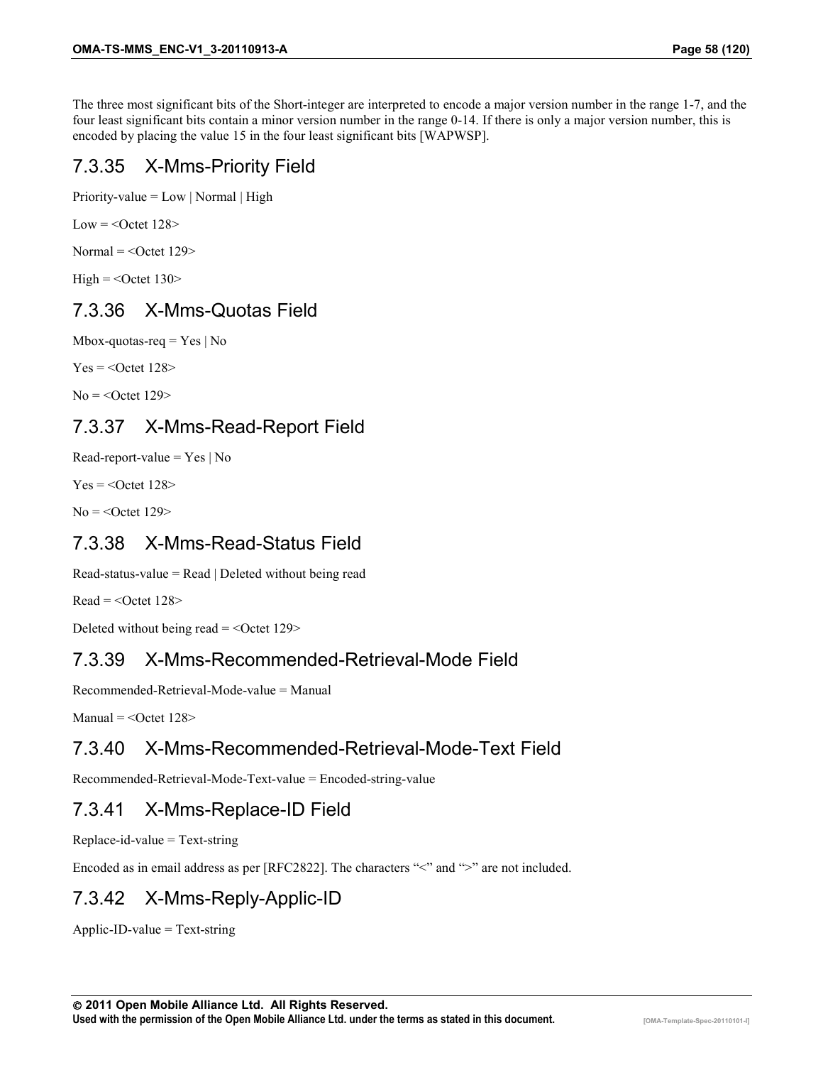The three most significant bits of the Short-integer are interpreted to encode a major version number in the range 1-7, and the four least significant bits contain a minor version number in the range 0-14. If there is only a major version number, this is encoded by placing the value 15 in the four least significant bits [WAPWSP].

### 7.3.35 X-Mms-Priority Field

Priority-value = Low | Normal | High

Low = <Octet 128>

Normal = <Octet 129>

High = <Octet 130>

### 7.3.36 X-Mms-Quotas Field

Mbox-quotas-req = Yes | No

Yes = <Octet 128>

No = <Octet 129>

### 7.3.37 X-Mms-Read-Report Field

Read-report-value = Yes | No

Yes = <Octet 128>

No = <Octet 129>

### 7.3.38 X-Mms-Read-Status Field

Read-status-value = Read | Deleted without being read

Read = <Octet 128>

Deleted without being read = <Octet 129>

### 7.3.39 X-Mms-Recommended-Retrieval-Mode Field

Recommended-Retrieval-Mode-value = Manual

Manual = <Octet 128>

### 7.3.40 X-Mms-Recommended-Retrieval-Mode-Text Field

Recommended-Retrieval-Mode-Text-value = Encoded-string-value

### 7.3.41 X-Mms-Replace-ID Field

Replace-id-value = Text-string

Encoded as in email address as per [RFC2822]. The characters "<" and ">" are not included.

### 7.3.42 X-Mms-Reply-Applic-ID

Applic-ID-value = Text-string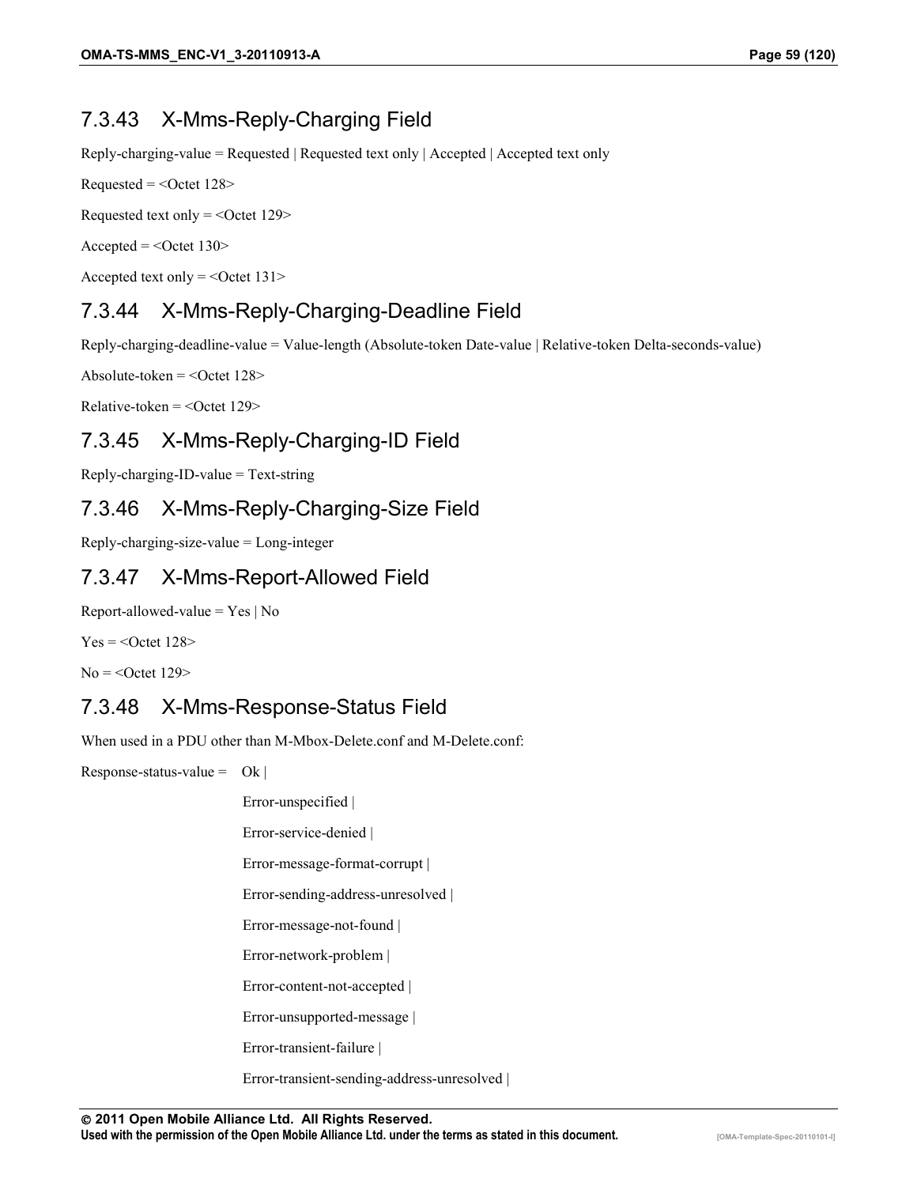### 7.3.43 X-Mms-Reply-Charging Field

Reply-charging-value = Requested | Requested text only | Accepted | Accepted text only

Requested = <Octet 128>

Requested text only = <Octet 129>

Accepted = <Octet 130>

Accepted text only = <Octet 131>

### 7.3.44 X-Mms-Reply-Charging-Deadline Field

Reply-charging-deadline-value = Value-length (Absolute-token Date-value | Relative-token Delta-seconds-value)

Absolute-token = <Octet 128>

Relative-token = <Octet 129>

### 7.3.45 X-Mms-Reply-Charging-ID Field

Reply-charging-ID-value = Text-string

### 7.3.46 X-Mms-Reply-Charging-Size Field

Reply-charging-size-value = Long-integer

### 7.3.47 X-Mms-Report-Allowed Field

Report-allowed-value = Yes | No

Yes = <Octet 128>

No = <Octet 129>

### 7.3.48 X-Mms-Response-Status Field

When used in a PDU other than M-Mbox-Delete.conf and M-Delete.conf:

```
Response-status-value =   Ok |
                          Error-unspecified |
                          Error-service-denied |
                          Error-message-format-corrupt |
                          Error-sending-address-unresolved |
                          Error-message-not-found |
                          Error-network-problem |
                          Error-content-not-accepted |
                          Error-unsupported-message |
                          Error-transient-failure |
                          Error-transient-sending-address-unresolved |
```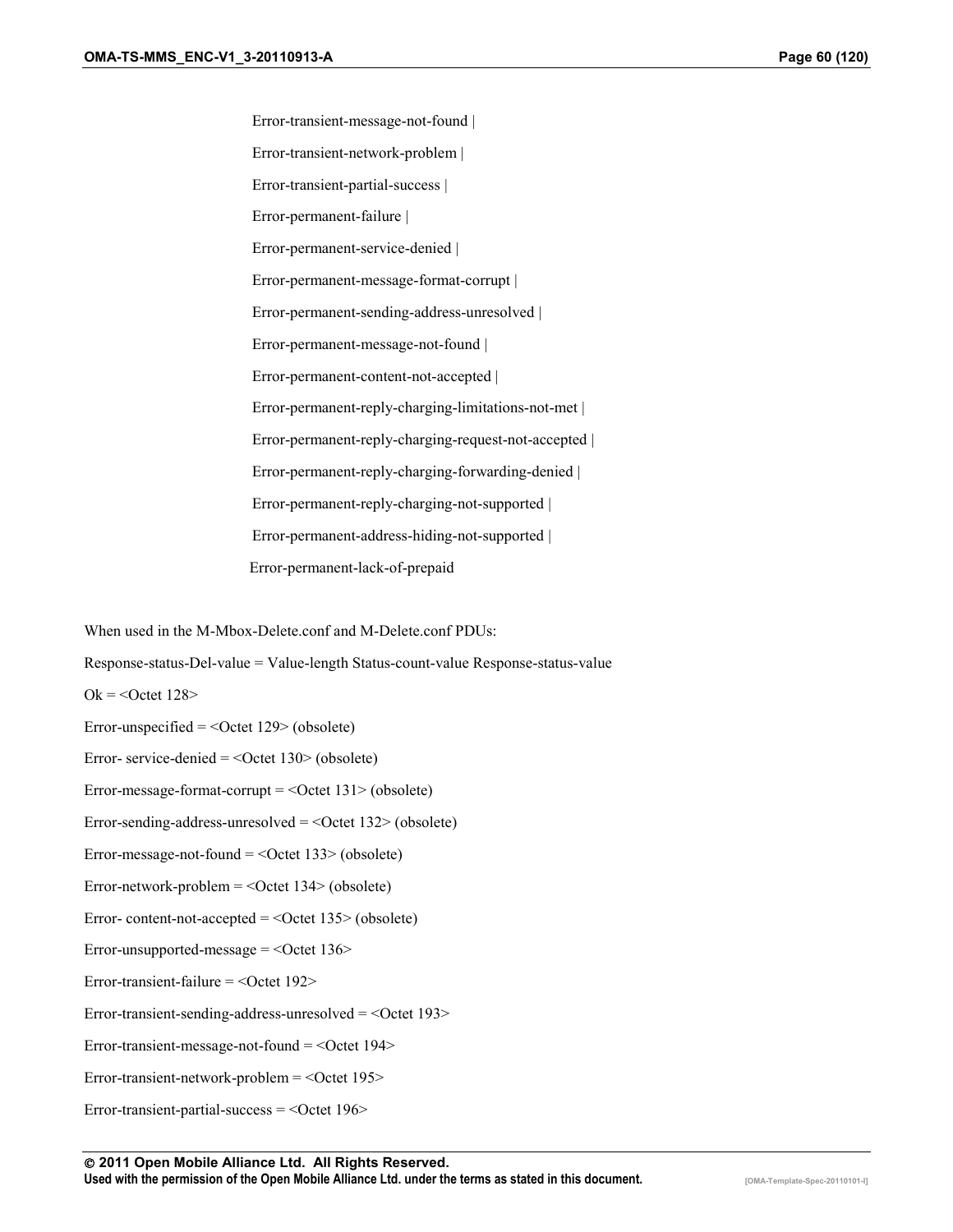Error-transient-message-not-found |

Error-transient-network-problem |

Error-transient-partial-success |

Error-permanent-failure |

Error-permanent-service-denied |

Error-permanent-message-format-corrupt |

Error-permanent-sending-address-unresolved |

Error-permanent-message-not-found |

Error-permanent-content-not-accepted |

Error-permanent-reply-charging-limitations-not-met |

Error-permanent-reply-charging-request-not-accepted |

Error-permanent-reply-charging-forwarding-denied |

Error-permanent-reply-charging-not-supported |

Error-permanent-address-hiding-not-supported |

Error-permanent-lack-of-prepaid

When used in the M-Mbox-Delete.conf and M-Delete.conf PDUs:

Response-status-Del-value = Value-length Status-count-value Response-status-value

Ok = <Octet 128>

Error-unspecified = <Octet 129> (obsolete)

Error- service-denied = <Octet 130> (obsolete)

Error-message-format-corrupt = <Octet 131> (obsolete)

Error-sending-address-unresolved = <Octet 132> (obsolete)

Error-message-not-found = <Octet 133> (obsolete)

Error-network-problem = <Octet 134> (obsolete)

Error- content-not-accepted = <Octet 135> (obsolete)

Error-unsupported-message = <Octet 136>

Error-transient-failure = <Octet 192>

Error-transient-sending-address-unresolved = <Octet 193>

Error-transient-message-not-found = <Octet 194>

Error-transient-network-problem = <Octet 195>

Error-transient-partial-success = <Octet 196>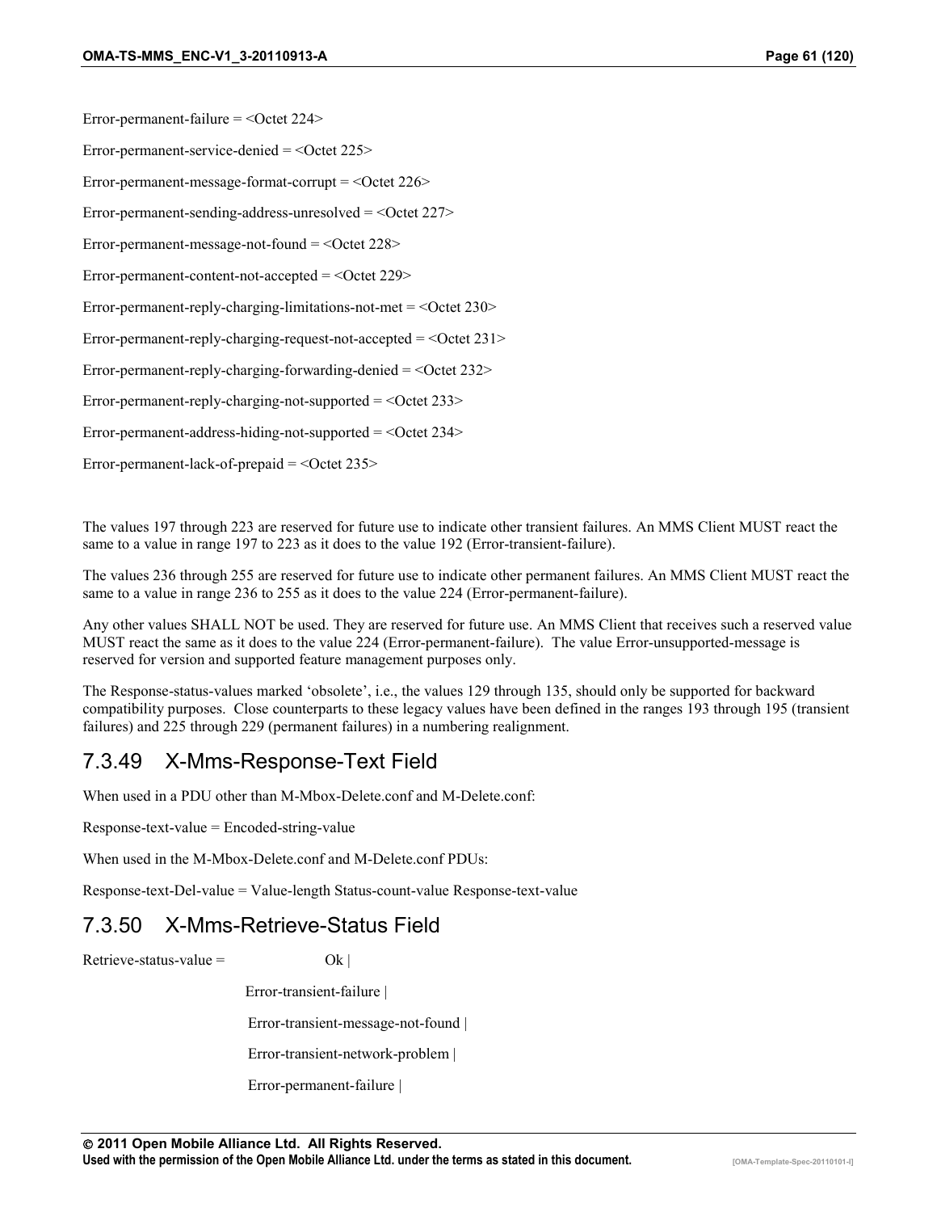Error-permanent-failure = <Octet 224>

Error-permanent-service-denied = <Octet 225>

Error-permanent-message-format-corrupt = <Octet 226>

Error-permanent-sending-address-unresolved = <Octet 227>

Error-permanent-message-not-found = <Octet 228>

Error-permanent-content-not-accepted = <Octet 229>

Error-permanent-reply-charging-limitations-not-met = <Octet 230>

Error-permanent-reply-charging-request-not-accepted = <Octet 231>

Error-permanent-reply-charging-forwarding-denied = <Octet 232>

Error-permanent-reply-charging-not-supported = <Octet 233>

Error-permanent-address-hiding-not-supported = <Octet 234>

Error-permanent-lack-of-prepaid = <Octet 235>

The values 197 through 223 are reserved for future use to indicate other transient failures. An MMS Client MUST react the same to a value in range 197 to 223 as it does to the value 192 (Error-transient-failure).

The values 236 through 255 are reserved for future use to indicate other permanent failures. An MMS Client MUST react the same to a value in range 236 to 255 as it does to the value 224 (Error-permanent-failure).

Any other values SHALL NOT be used. They are reserved for future use. An MMS Client that receives such a reserved value MUST react the same as it does to the value 224 (Error-permanent-failure). The value Error-unsupported-message is reserved for version and supported feature management purposes only.

The Response-status-values marked 'obsolete', i.e., the values 129 through 135, should only be supported for backward compatibility purposes. Close counterparts to these legacy values have been defined in the ranges 193 through 195 (transient failures) and 225 through 229 (permanent failures) in a numbering realignment.

## 7.3.49 X-Mms-Response-Text Field

When used in a PDU other than M-Mbox-Delete.conf and M-Delete.conf:

Response-text-value = Encoded-string-value

When used in the M-Mbox-Delete.conf and M-Delete.conf PDUs:

Response-text-Del-value = Value-length Status-count-value Response-text-value

## 7.3.50 X-Mms-Retrieve-Status Field

Retrieve-status-value = Ok |

Error-transient-failure |

Error-transient-message-not-found |

Error-transient-network-problem |

Error-permanent-failure |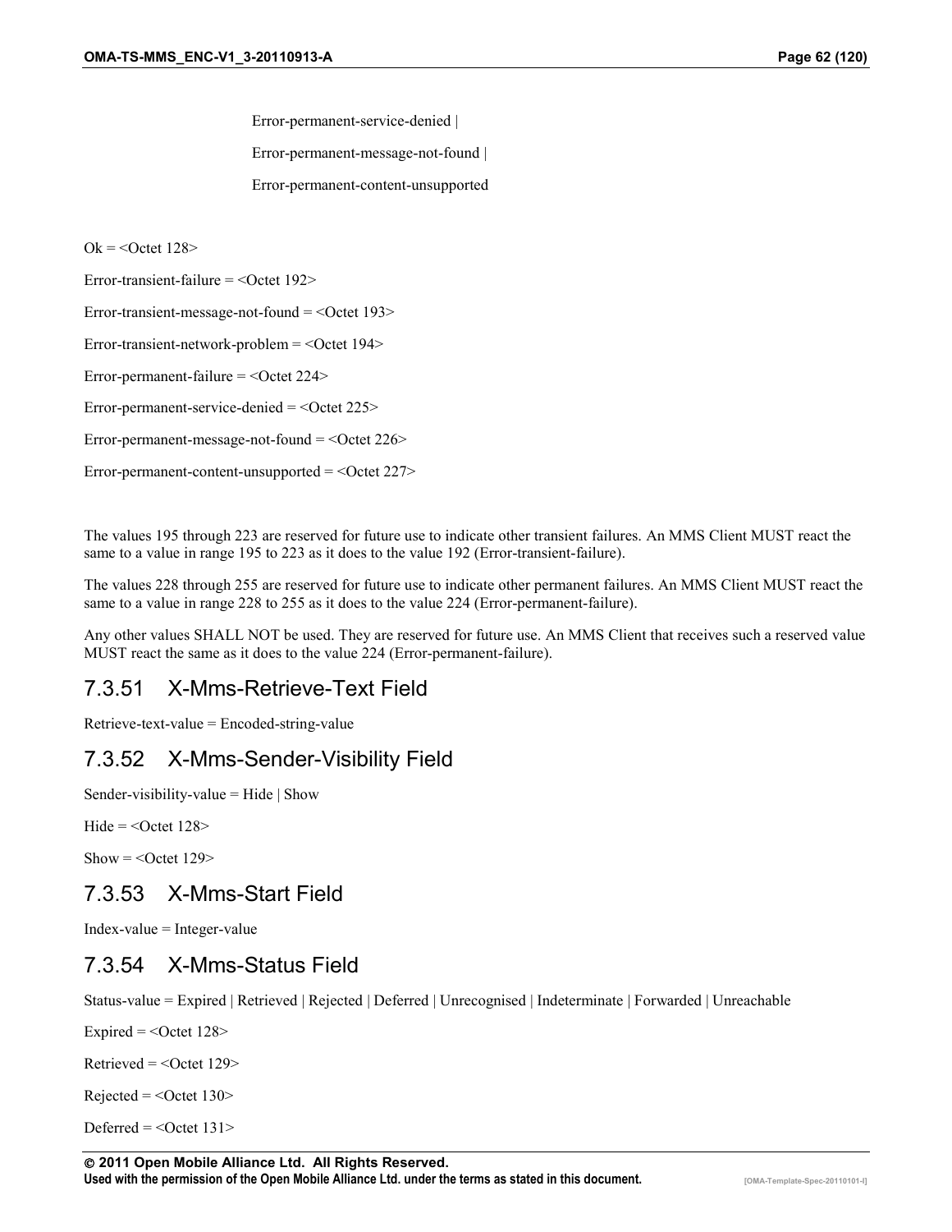Error-permanent-service-denied |

Error-permanent-message-not-found |

Error-permanent-content-unsupported

Ok = <Octet 128>

Error-transient-failure = <Octet 192>

Error-transient-message-not-found = <Octet 193>

Error-transient-network-problem = <Octet 194>

Error-permanent-failure = <Octet 224>

Error-permanent-service-denied = <Octet 225>

Error-permanent-message-not-found = <Octet 226>

Error-permanent-content-unsupported = <Octet 227>

The values 195 through 223 are reserved for future use to indicate other transient failures. An MMS Client MUST react the same to a value in range 195 to 223 as it does to the value 192 (Error-transient-failure).

The values 228 through 255 are reserved for future use to indicate other permanent failures. An MMS Client MUST react the same to a value in range 228 to 255 as it does to the value 224 (Error-permanent-failure).

Any other values SHALL NOT be used. They are reserved for future use. An MMS Client that receives such a reserved value MUST react the same as it does to the value 224 (Error-permanent-failure).

### 7.3.51 X-Mms-Retrieve-Text Field

Retrieve-text-value = Encoded-string-value

### 7.3.52 X-Mms-Sender-Visibility Field

Sender-visibility-value = Hide | Show

Hide = <Octet 128>

Show = <Octet 129>

### 7.3.53 X-Mms-Start Field

Index-value = Integer-value

### 7.3.54 X-Mms-Status Field

Status-value = Expired | Retrieved | Rejected | Deferred | Unrecognised | Indeterminate | Forwarded | Unreachable

Expired = <Octet 128>

Retrieved = <Octet 129>

Rejected = <Octet 130>

Deferred = <Octet 131>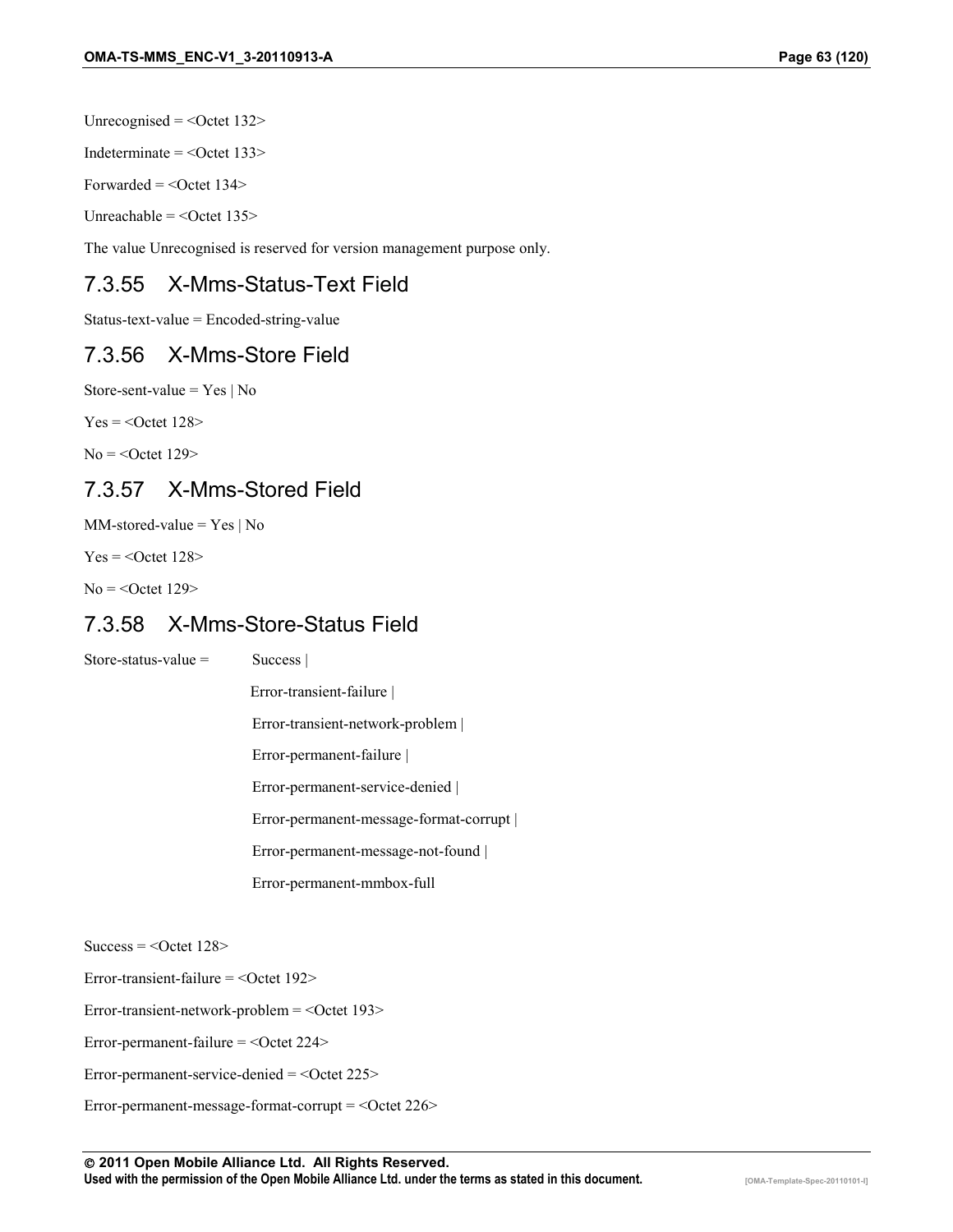Unrecognised = <Octet 132>

Indeterminate = <Octet 133>

Forwarded = <Octet 134>

Unreachable = <Octet 135>

The value Unrecognised is reserved for version management purpose only.

### 7.3.55 X-Mms-Status-Text Field

Status-text-value = Encoded-string-value

### 7.3.56 X-Mms-Store Field

Store-sent-value = Yes | No

Yes = <Octet 128>

No = <Octet 129>

### 7.3.57 X-Mms-Stored Field

MM-stored-value = Yes | No

Yes = <Octet 128>

No = <Octet 129>

### 7.3.58 X-Mms-Store-Status Field

Store-status-value = Success |
Error-transient-failure |
Error-transient-network-problem |
Error-permanent-failure |
Error-permanent-service-denied |
Error-permanent-message-format-corrupt |
Error-permanent-message-not-found |
Error-permanent-mmbox-full

Success = <Octet 128>

Error-transient-failure = <Octet 192>

Error-transient-network-problem = <Octet 193>

Error-permanent-failure = <Octet 224>

Error-permanent-service-denied = <Octet 225>

Error-permanent-message-format-corrupt = <Octet 226>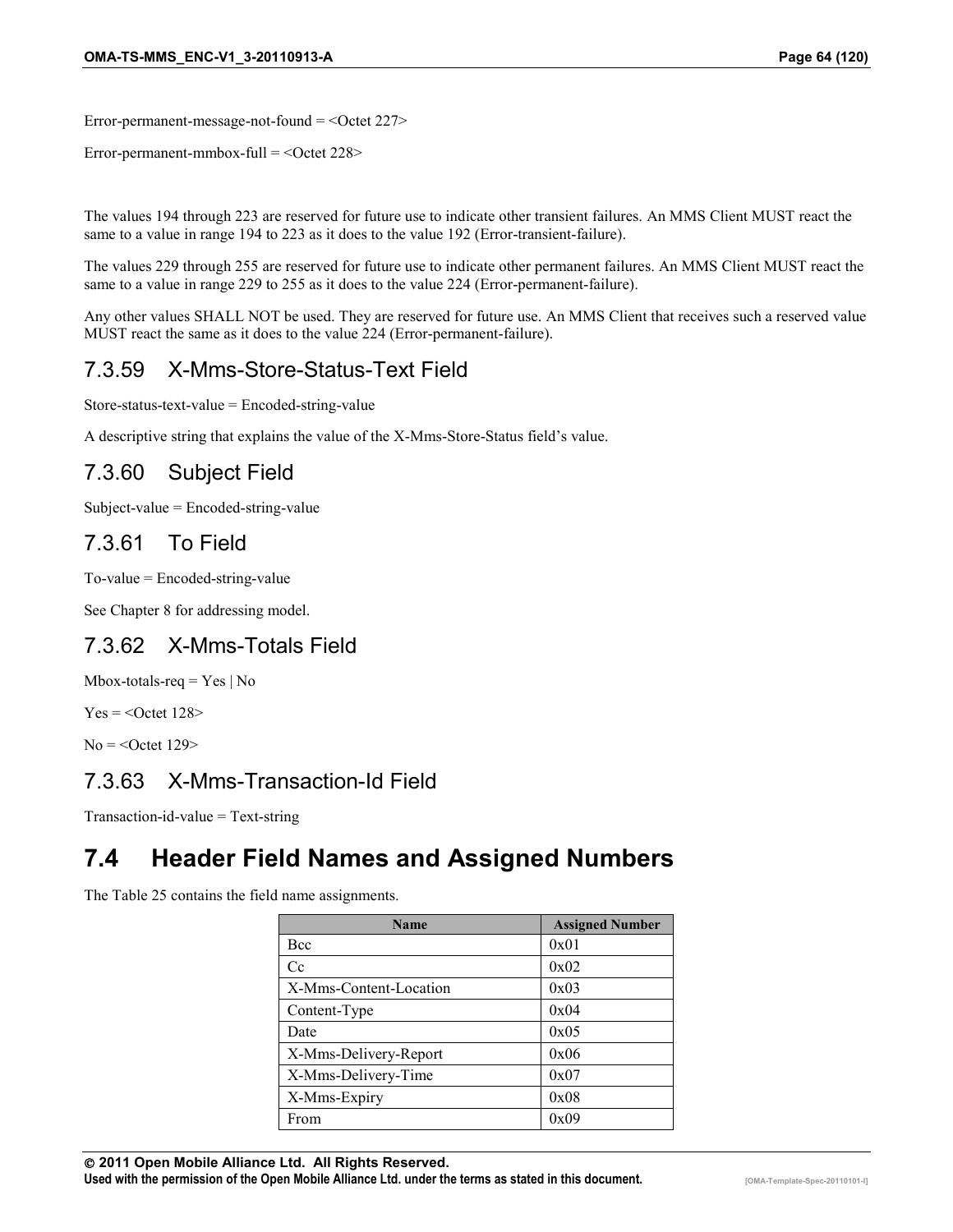Error-permanent-message-not-found = <Octet 227>

Error-permanent-mmbox-full = <Octet 228>

The values 194 through 223 are reserved for future use to indicate other transient failures. An MMS Client MUST react the same to a value in range 194 to 223 as it does to the value 192 (Error-transient-failure).

The values 229 through 255 are reserved for future use to indicate other permanent failures. An MMS Client MUST react the same to a value in range 229 to 255 as it does to the value 224 (Error-permanent-failure).

Any other values SHALL NOT be used. They are reserved for future use. An MMS Client that receives such a reserved value MUST react the same as it does to the value 224 (Error-permanent-failure).

### 7.3.59 X-Mms-Store-Status-Text Field

Store-status-text-value = Encoded-string-value

A descriptive string that explains the value of the X-Mms-Store-Status field's value.

### 7.3.60 Subject Field

Subject-value = Encoded-string-value

### 7.3.61 To Field

To-value = Encoded-string-value

See Chapter 8 for addressing model.

### 7.3.62 X-Mms-Totals Field

Mbox-totals-req = Yes | No

Yes = <Octet 128>

No = <Octet 129>

### 7.3.63 X-Mms-Transaction-Id Field

Transaction-id-value = Text-string

## 7.4 Header Field Names and Assigned Numbers

The Table 25 contains the field name assignments.

| Name | Assigned Number |
|---|---|
| Bcc | 0x01 |
| Cc | 0x02 |
| X-Mms-Content-Location | 0x03 |
| Content-Type | 0x04 |
| Date | 0x05 |
| X-Mms-Delivery-Report | 0x06 |
| X-Mms-Delivery-Time | 0x07 |
| X-Mms-Expiry | 0x08 |
| From | 0x09 |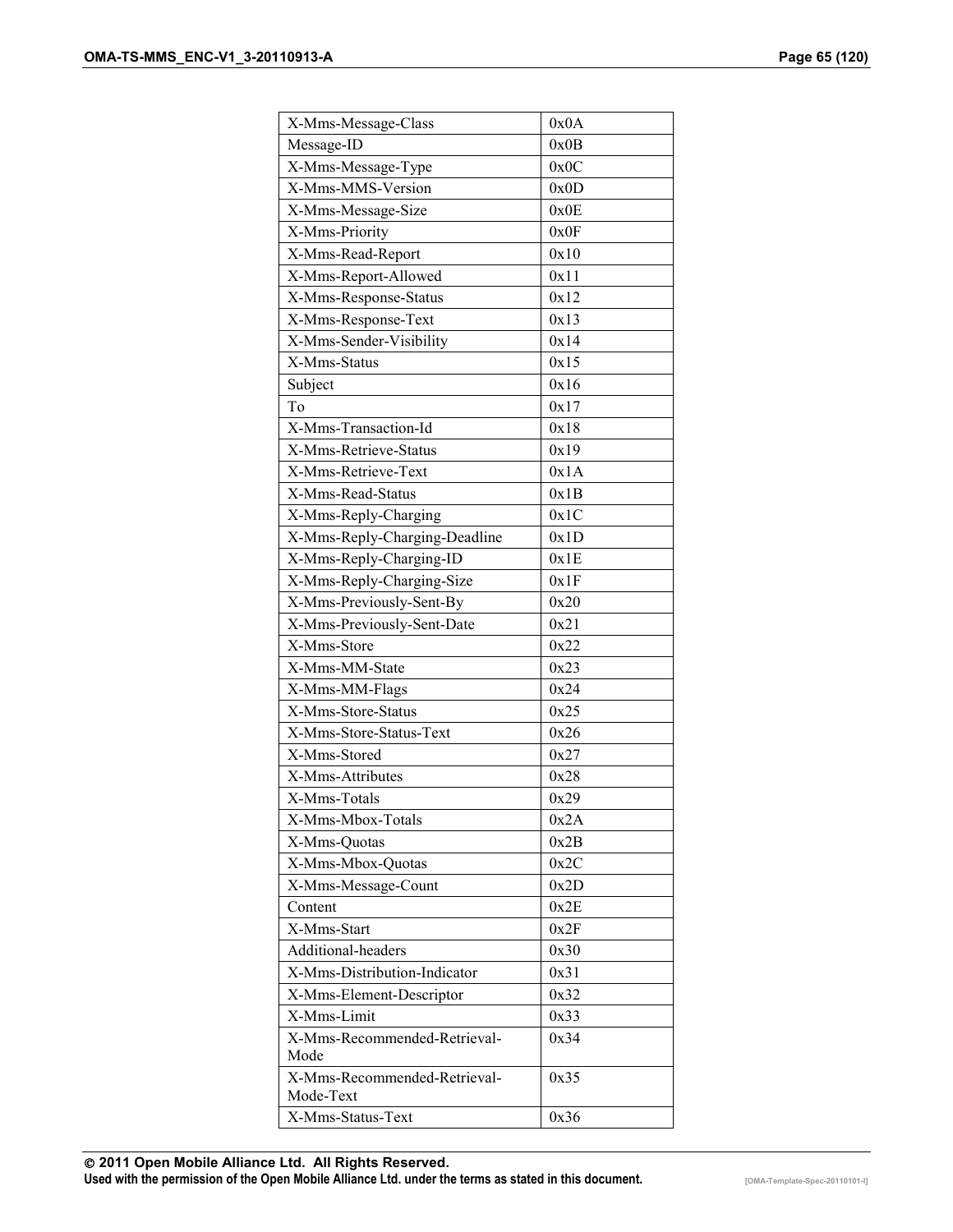| X-Mms-Message-Class | 0x0A |
|---|---|
| Message-ID | 0x0B |
| X-Mms-Message-Type | 0x0C |
| X-Mms-MMS-Version | 0x0D |
| X-Mms-Message-Size | 0x0E |
| X-Mms-Priority | 0x0F |
| X-Mms-Read-Report | 0x10 |
| X-Mms-Report-Allowed | 0x11 |
| X-Mms-Response-Status | 0x12 |
| X-Mms-Response-Text | 0x13 |
| X-Mms-Sender-Visibility | 0x14 |
| X-Mms-Status | 0x15 |
| Subject | 0x16 |
| To | 0x17 |
| X-Mms-Transaction-Id | 0x18 |
| X-Mms-Retrieve-Status | 0x19 |
| X-Mms-Retrieve-Text | 0x1A |
| X-Mms-Read-Status | 0x1B |
| X-Mms-Reply-Charging | 0x1C |
| X-Mms-Reply-Charging-Deadline | 0x1D |
| X-Mms-Reply-Charging-ID | 0x1E |
| X-Mms-Reply-Charging-Size | 0x1F |
| X-Mms-Previously-Sent-By | 0x20 |
| X-Mms-Previously-Sent-Date | 0x21 |
| X-Mms-Store | 0x22 |
| X-Mms-MM-State | 0x23 |
| X-Mms-MM-Flags | 0x24 |
| X-Mms-Store-Status | 0x25 |
| X-Mms-Store-Status-Text | 0x26 |
| X-Mms-Stored | 0x27 |
| X-Mms-Attributes | 0x28 |
| X-Mms-Totals | 0x29 |
| X-Mms-Mbox-Totals | 0x2A |
| X-Mms-Quotas | 0x2B |
| X-Mms-Mbox-Quotas | 0x2C |
| X-Mms-Message-Count | 0x2D |
| Content | 0x2E |
| X-Mms-Start | 0x2F |
| Additional-headers | 0x30 |
| X-Mms-Distribution-Indicator | 0x31 |
| X-Mms-Element-Descriptor | 0x32 |
| X-Mms-Limit | 0x33 |
| X-Mms-Recommended-Retrieval-Mode | 0x34 |
| X-Mms-Recommended-Retrieval-Mode-Text | 0x35 |
| X-Mms-Status-Text | 0x36 |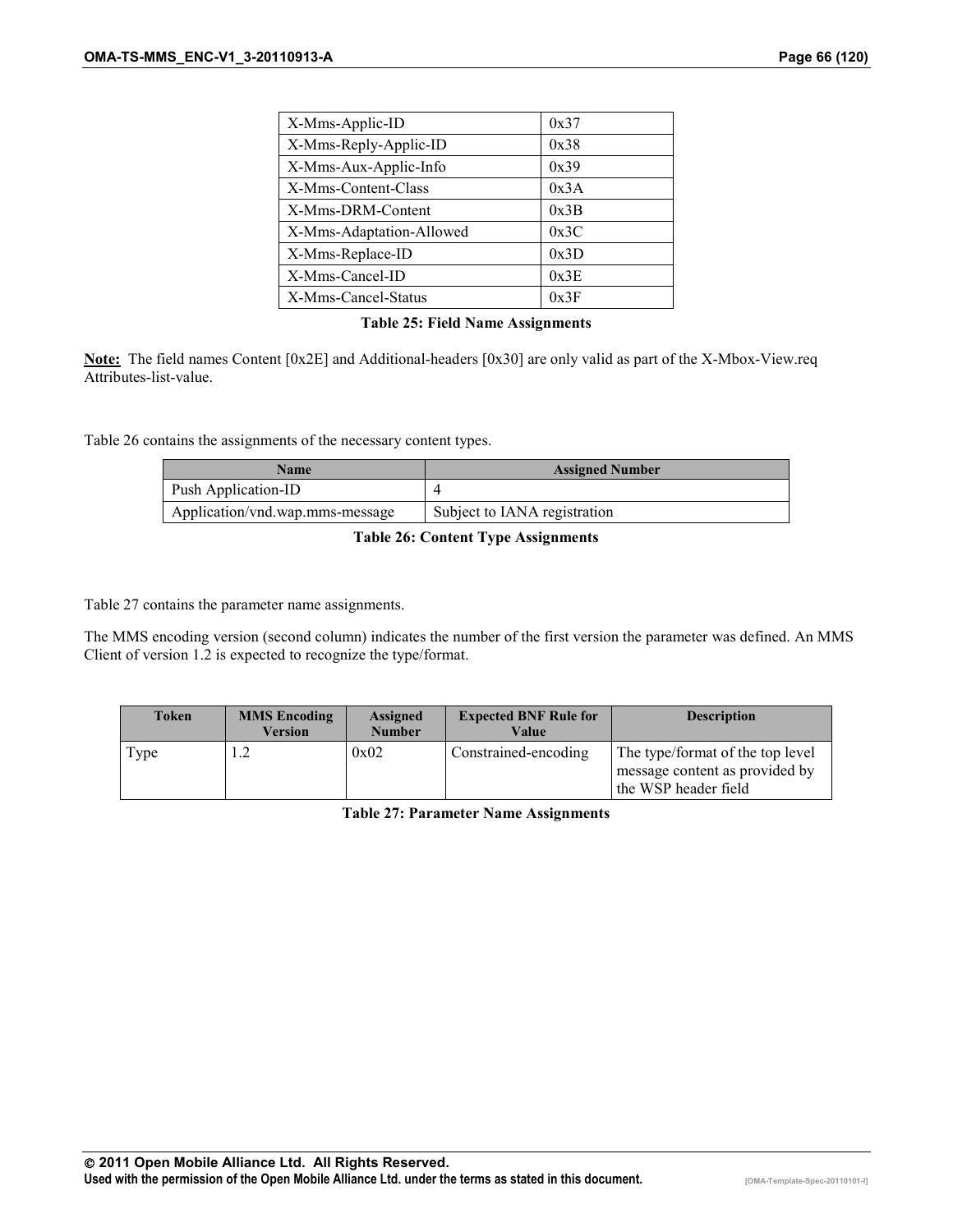| | |
|---|---|
| X-Mms-Applic-ID | 0x37 |
| X-Mms-Reply-Applic-ID | 0x38 |
| X-Mms-Aux-Applic-Info | 0x39 |
| X-Mms-Content-Class | 0x3A |
| X-Mms-DRM-Content | 0x3B |
| X-Mms-Adaptation-Allowed | 0x3C |
| X-Mms-Replace-ID | 0x3D |
| X-Mms-Cancel-ID | 0x3E |
| X-Mms-Cancel-Status | 0x3F |

**Table 25: Field Name Assignments**

**Note:** The field names Content [0x2E] and Additional-headers [0x30] are only valid as part of the X-Mbox-View.req Attributes-list-value.

Table 26 contains the assignments of the necessary content types.

| Name | Assigned Number |
|---|---|
| Push Application-ID | 4 |
| Application/vnd.wap.mms-message | Subject to IANA registration |

**Table 26: Content Type Assignments**

Table 27 contains the parameter name assignments.

The MMS encoding version (second column) indicates the number of the first version the parameter was defined. An MMS Client of version 1.2 is expected to recognize the type/format.

| Token | MMS Encoding Version | Assigned Number | Expected BNF Rule for Value | Description |
|---|---|---|---|---|
| Type | 1.2 | 0x02 | Constrained-encoding | The type/format of the top level message content as provided by the WSP header field |

**Table 27: Parameter Name Assignments**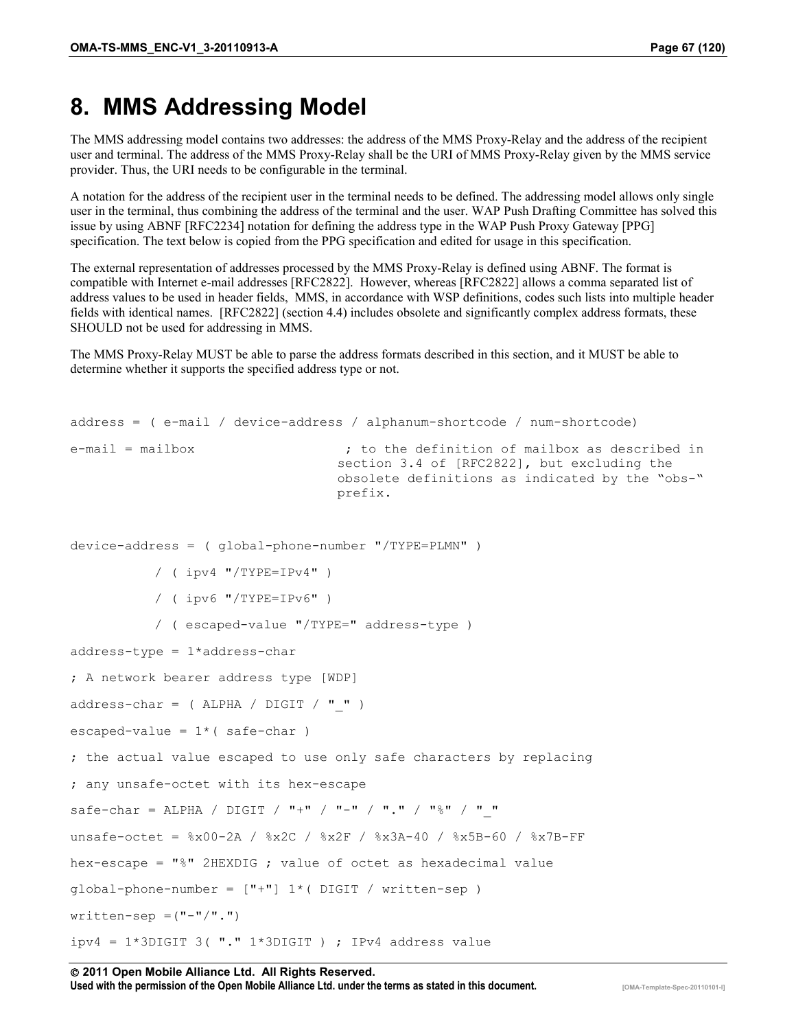# 8. MMS Addressing Model

The MMS addressing model contains two addresses: the address of the MMS Proxy-Relay and the address of the recipient user and terminal. The address of the MMS Proxy-Relay shall be the URI of MMS Proxy-Relay given by the MMS service provider. Thus, the URI needs to be configurable in the terminal.

A notation for the address of the recipient user in the terminal needs to be defined. The addressing model allows only single user in the terminal, thus combining the address of the terminal and the user. WAP Push Drafting Committee has solved this issue by using ABNF [RFC2234] notation for defining the address type in the WAP Push Proxy Gateway [PPG] specification. The text below is copied from the PPG specification and edited for usage in this specification.

The external representation of addresses processed by the MMS Proxy-Relay is defined using ABNF. The format is compatible with Internet e-mail addresses [RFC2822]. However, whereas [RFC2822] allows a comma separated list of address values to be used in header fields, MMS, in accordance with WSP definitions, codes such lists into multiple header fields with identical names. [RFC2822] (section 4.4) includes obsolete and significantly complex address formats, these SHOULD not be used for addressing in MMS.

The MMS Proxy-Relay MUST be able to parse the address formats described in this section, and it MUST be able to determine whether it supports the specified address type or not.

```
address = ( e-mail / device-address / alphanum-shortcode / num-shortcode)

e-mail = mailbox                   ; to the definition of mailbox as described in
                                  section 3.4 of [RFC2822], but excluding the
                                  obsolete definitions as indicated by the "obs-"
                                  prefix.


device-address = ( global-phone-number "/TYPE=PLMN" )

          / ( ipv4 "/TYPE=IPv4" )

          / ( ipv6 "/TYPE=IPv6" )

          / ( escaped-value "/TYPE=" address-type )

address-type = 1*address-char

; A network bearer address type [WDP]

address-char = ( ALPHA / DIGIT / "_" )

escaped-value = 1*( safe-char )

; the actual value escaped to use only safe characters by replacing

; any unsafe-octet with its hex-escape

safe-char = ALPHA / DIGIT / "+" / "-" / "." / "%" / "_"

unsafe-octet = %x00-2A / %x2C / %x2F / %x3A-40 / %x5B-60 / %x7B-FF

hex-escape = "%" 2HEXDIG ; value of octet as hexadecimal value

global-phone-number = ["+"] 1*( DIGIT / written-sep )

written-sep =("-"/".")

ipv4 = 1*3DIGIT 3( "." 1*3DIGIT ) ; IPv4 address value
```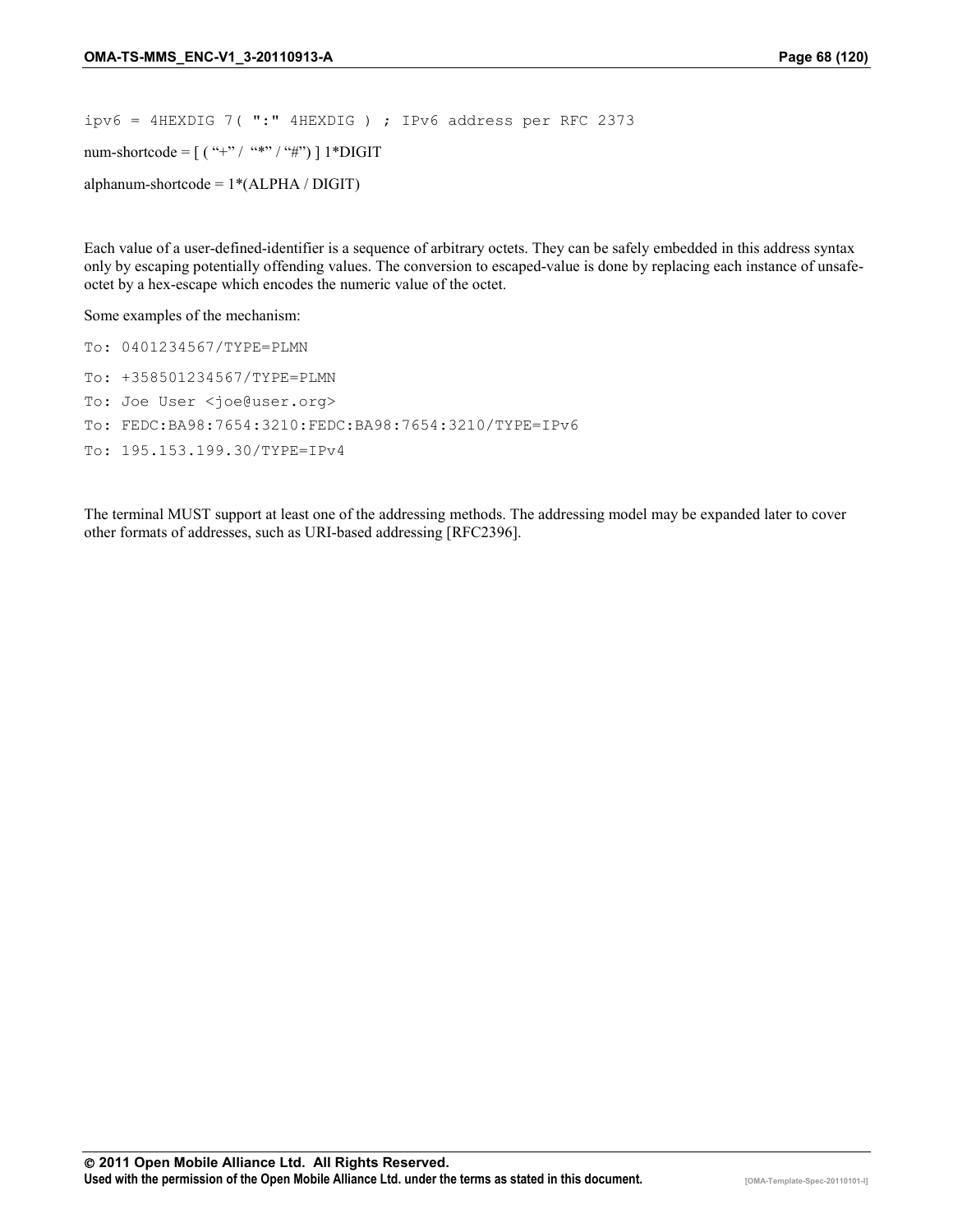```
ipv6 = 4HEXDIG 7( ":" 4HEXDIG ) ; IPv6 address per RFC 2373
```

num-shortcode = [ ( “+” / “*” / “#”) ] 1*DIGIT

alphanum-shortcode = 1*(ALPHA / DIGIT)

Each value of a user-defined-identifier is a sequence of arbitrary octets. They can be safely embedded in this address syntax only by escaping potentially offending values. The conversion to escaped-value is done by replacing each instance of unsafe-octet by a hex-escape which encodes the numeric value of the octet.

Some examples of the mechanism:

```
To: 0401234567/TYPE=PLMN
To: +358501234567/TYPE=PLMN
To: Joe User <joe@user.org>
To: FEDC:BA98:7654:3210:FEDC:BA98:7654:3210/TYPE=IPv6
To: 195.153.199.30/TYPE=IPv4
```

The terminal MUST support at least one of the addressing methods. The addressing model may be expanded later to cover other formats of addresses, such as URI-based addressing [RFC2396].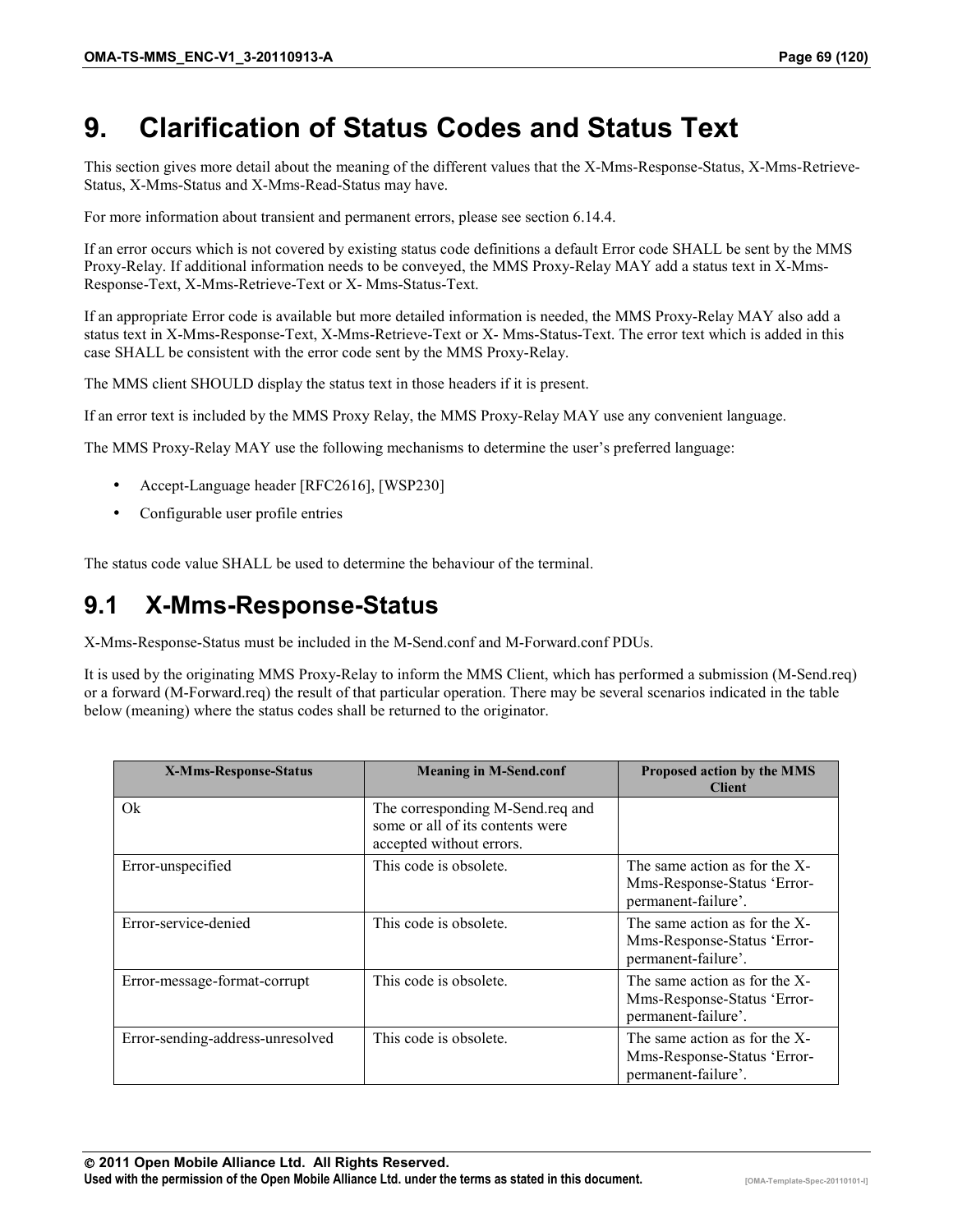# 9. Clarification of Status Codes and Status Text

This section gives more detail about the meaning of the different values that the X-Mms-Response-Status, X-Mms-Retrieve-Status, X-Mms-Status and X-Mms-Read-Status may have.

For more information about transient and permanent errors, please see section 6.14.4.

If an error occurs which is not covered by existing status code definitions a default Error code SHALL be sent by the MMS Proxy-Relay. If additional information needs to be conveyed, the MMS Proxy-Relay MAY add a status text in X-Mms-Response-Text, X-Mms-Retrieve-Text or X- Mms-Status-Text.

If an appropriate Error code is available but more detailed information is needed, the MMS Proxy-Relay MAY also add a status text in X-Mms-Response-Text, X-Mms-Retrieve-Text or X- Mms-Status-Text. The error text which is added in this case SHALL be consistent with the error code sent by the MMS Proxy-Relay.

The MMS client SHOULD display the status text in those headers if it is present.

If an error text is included by the MMS Proxy Relay, the MMS Proxy-Relay MAY use any convenient language.

The MMS Proxy-Relay MAY use the following mechanisms to determine the user's preferred language:

- Accept-Language header [RFC2616], [WSP230]
- Configurable user profile entries

The status code value SHALL be used to determine the behaviour of the terminal.

## 9.1 X-Mms-Response-Status

X-Mms-Response-Status must be included in the M-Send.conf and M-Forward.conf PDUs.

It is used by the originating MMS Proxy-Relay to inform the MMS Client, which has performed a submission (M-Send.req) or a forward (M-Forward.req) the result of that particular operation. There may be several scenarios indicated in the table below (meaning) where the status codes shall be returned to the originator.

| X-Mms-Response-Status | Meaning in M-Send.conf | Proposed action by the MMS Client |
|---|---|---|
| Ok | The corresponding M-Send.req and some or all of its contents were accepted without errors. | |
| Error-unspecified | This code is obsolete. | The same action as for the X-Mms-Response-Status 'Error-permanent-failure'. |
| Error-service-denied | This code is obsolete. | The same action as for the X-Mms-Response-Status 'Error-permanent-failure'. |
| Error-message-format-corrupt | This code is obsolete. | The same action as for the X-Mms-Response-Status 'Error-permanent-failure'. |
| Error-sending-address-unresolved | This code is obsolete. | The same action as for the X-Mms-Response-Status 'Error-permanent-failure'. |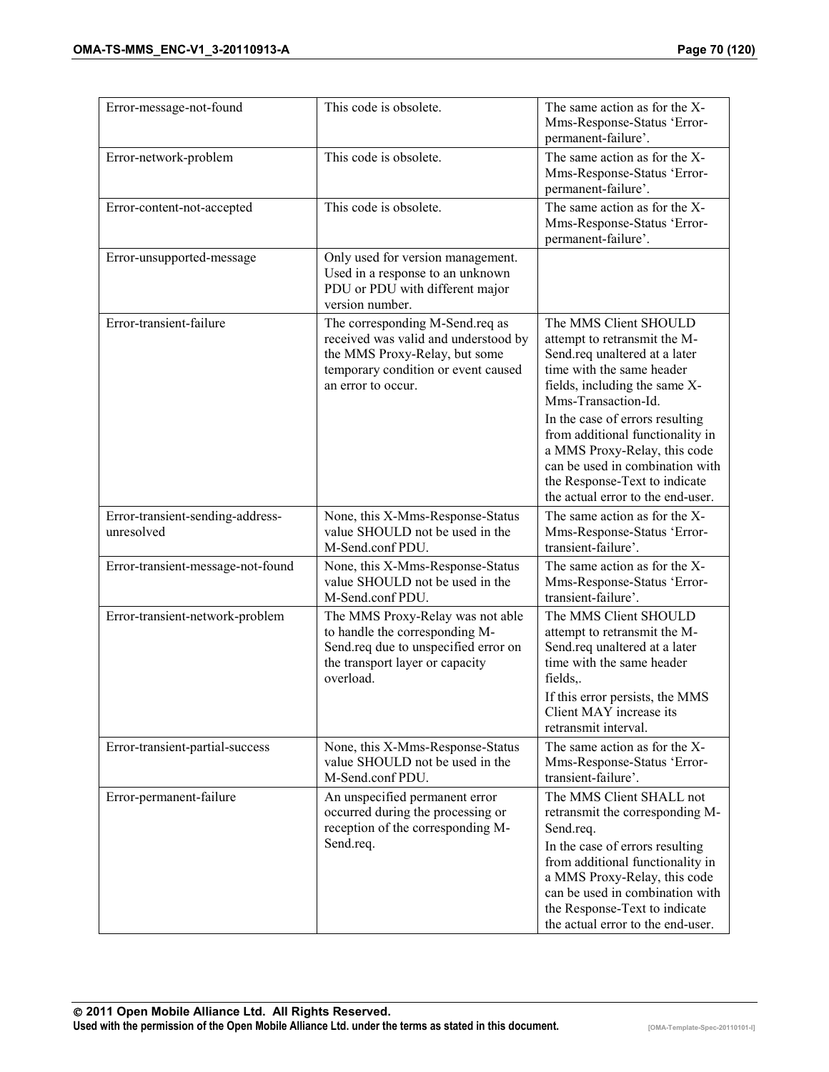| | | |
|---|---|---|
| Error-message-not-found | This code is obsolete. | The same action as for the X-Mms-Response-Status 'Error-permanent-failure'. |
| Error-network-problem | This code is obsolete. | The same action as for the X-Mms-Response-Status 'Error-permanent-failure'. |
| Error-content-not-accepted | This code is obsolete. | The same action as for the X-Mms-Response-Status 'Error-permanent-failure'. |
| Error-unsupported-message | Only used for version management. Used in a response to an unknown PDU or PDU with different major version number. | |
| Error-transient-failure | The corresponding M-Send.req as received was valid and understood by the MMS Proxy-Relay, but some temporary condition or event caused an error to occur. | The MMS Client SHOULD attempt to retransmit the M-Send.req unaltered at a later time with the same header fields, including the same X-Mms-Transaction-Id.<br>In the case of errors resulting from additional functionality in a MMS Proxy-Relay, this code can be used in combination with the Response-Text to indicate the actual error to the end-user. |
| Error-transient-sending-address-unresolved | None, this X-Mms-Response-Status value SHOULD not be used in the M-Send.conf PDU. | The same action as for the X-Mms-Response-Status 'Error-transient-failure'. |
| Error-transient-message-not-found | None, this X-Mms-Response-Status value SHOULD not be used in the M-Send.conf PDU. | The same action as for the X-Mms-Response-Status 'Error-transient-failure'. |
| Error-transient-network-problem | The MMS Proxy-Relay was not able to handle the corresponding M-Send.req due to unspecified error on the transport layer or capacity overload. | The MMS Client SHOULD attempt to retransmit the M-Send.req unaltered at a later time with the same header fields,.<br>If this error persists, the MMS Client MAY increase its retransmit interval. |
| Error-transient-partial-success | None, this X-Mms-Response-Status value SHOULD not be used in the M-Send.conf PDU. | The same action as for the X-Mms-Response-Status 'Error-transient-failure'. |
| Error-permanent-failure | An unspecified permanent error occurred during the processing or reception of the corresponding M-Send.req. | The MMS Client SHALL not retransmit the corresponding M-Send.req.<br>In the case of errors resulting from additional functionality in a MMS Proxy-Relay, this code can be used in combination with the Response-Text to indicate the actual error to the end-user. |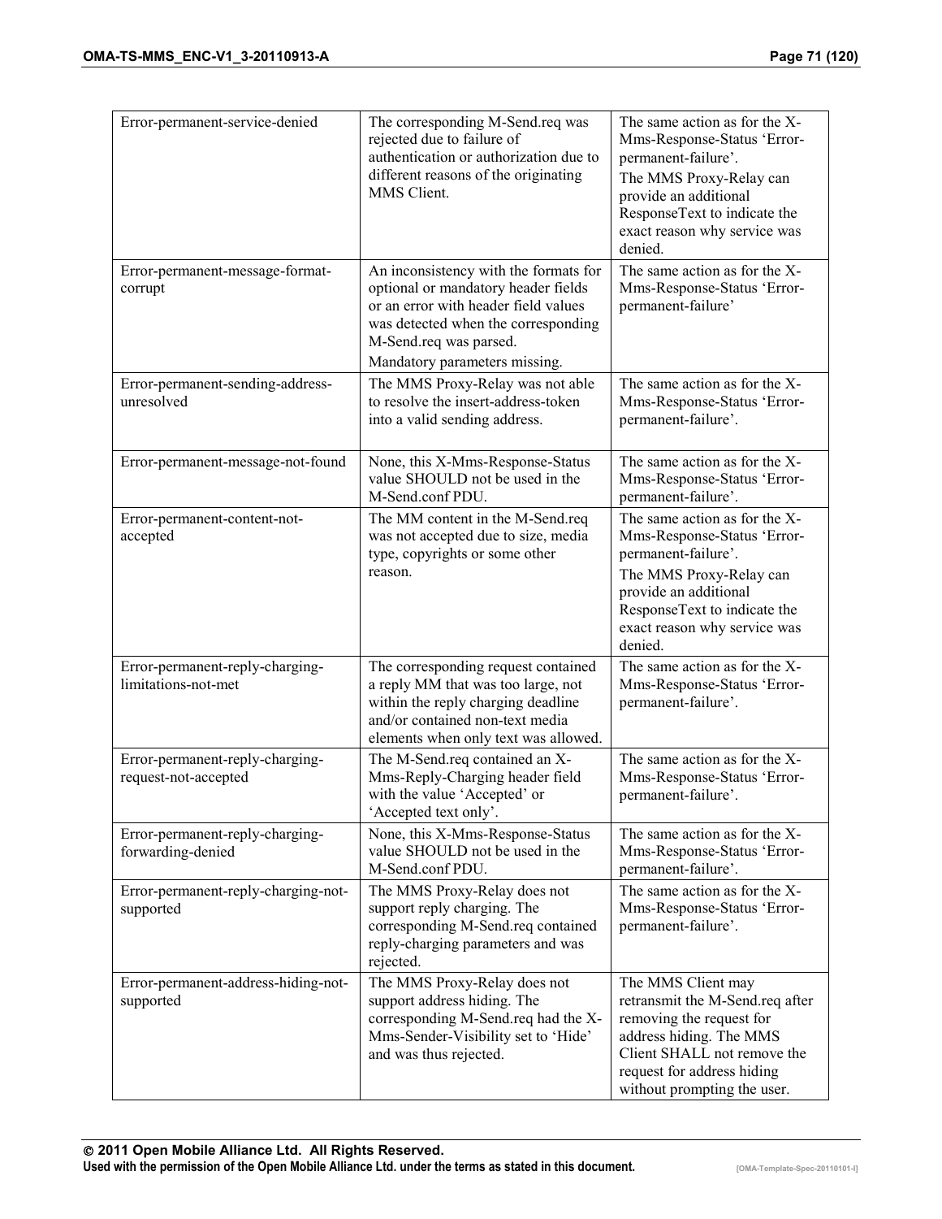| | | |
|---|---|---|
| Error-permanent-service-denied | The corresponding M-Send.req was rejected due to failure of authentication or authorization due to different reasons of the originating MMS Client. | The same action as for the X-Mms-Response-Status 'Error-permanent-failure'.<br>The MMS Proxy-Relay can provide an additional ResponseText to indicate the exact reason why service was denied. |
| Error-permanent-message-format-corrupt | An inconsistency with the formats for optional or mandatory header fields or an error with header field values was detected when the corresponding M-Send.req was parsed.<br>Mandatory parameters missing. | The same action as for the X-Mms-Response-Status 'Error-permanent-failure' |
| Error-permanent-sending-address-unresolved | The MMS Proxy-Relay was not able to resolve the insert-address-token into a valid sending address. | The same action as for the X-Mms-Response-Status 'Error-permanent-failure'. |
| Error-permanent-message-not-found | None, this X-Mms-Response-Status value SHOULD not be used in the M-Send.conf PDU. | The same action as for the X-Mms-Response-Status 'Error-permanent-failure'. |
| Error-permanent-content-not-accepted | The MM content in the M-Send.req was not accepted due to size, media type, copyrights or some other reason. | The same action as for the X-Mms-Response-Status 'Error-permanent-failure'.<br>The MMS Proxy-Relay can provide an additional ResponseText to indicate the exact reason why service was denied. |
| Error-permanent-reply-charging-limitations-not-met | The corresponding request contained a reply MM that was too large, not within the reply charging deadline and/or contained non-text media elements when only text was allowed. | The same action as for the X-Mms-Response-Status 'Error-permanent-failure'. |
| Error-permanent-reply-charging-request-not-accepted | The M-Send.req contained an X-Mms-Reply-Charging header field with the value 'Accepted' or 'Accepted text only'. | The same action as for the X-Mms-Response-Status 'Error-permanent-failure'. |
| Error-permanent-reply-charging-forwarding-denied | None, this X-Mms-Response-Status value SHOULD not be used in the M-Send.conf PDU. | The same action as for the X-Mms-Response-Status 'Error-permanent-failure'. |
| Error-permanent-reply-charging-not-supported | The MMS Proxy-Relay does not support reply charging. The corresponding M-Send.req contained reply-charging parameters and was rejected. | The same action as for the X-Mms-Response-Status 'Error-permanent-failure'. |
| Error-permanent-address-hiding-not-supported | The MMS Proxy-Relay does not support address hiding. The corresponding M-Send.req had the X-Mms-Sender-Visibility set to 'Hide' and was thus rejected. | The MMS Client may retransmit the M-Send.req after removing the request for address hiding. The MMS Client SHALL not remove the request for address hiding without prompting the user. |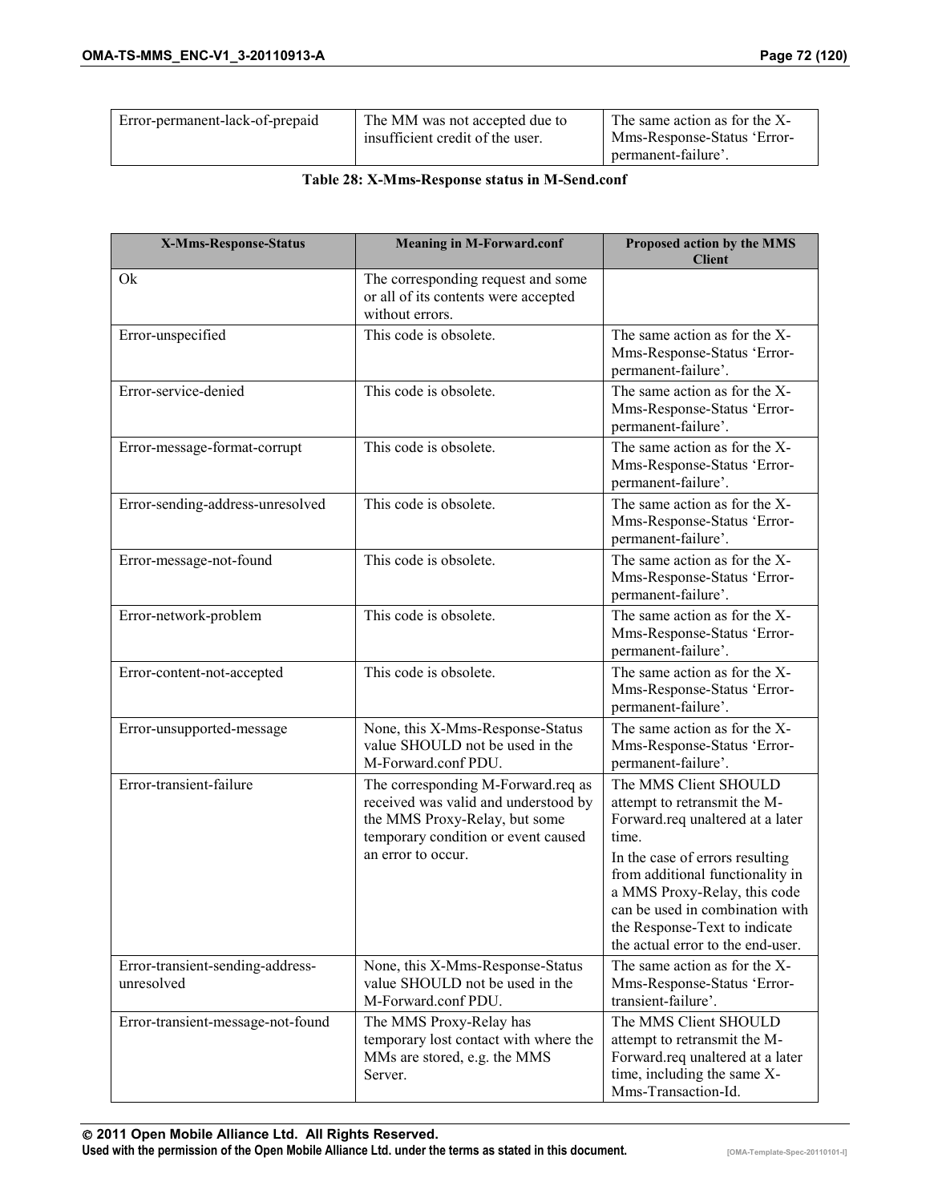| | | |
|---|---|---|
| Error-permanent-lack-of-prepaid | The MM was not accepted due to insufficient credit of the user. | The same action as for the X-Mms-Response-Status 'Error-permanent-failure'. |

**Table 28: X-Mms-Response status in M-Send.conf**

| X-Mms-Response-Status | Meaning in M-Forward.conf | Proposed action by the MMS Client |
|---|---|---|
| Ok | The corresponding request and some or all of its contents were accepted without errors. | |
| Error-unspecified | This code is obsolete. | The same action as for the X-Mms-Response-Status 'Error-permanent-failure'. |
| Error-service-denied | This code is obsolete. | The same action as for the X-Mms-Response-Status 'Error-permanent-failure'. |
| Error-message-format-corrupt | This code is obsolete. | The same action as for the X-Mms-Response-Status 'Error-permanent-failure'. |
| Error-sending-address-unresolved | This code is obsolete. | The same action as for the X-Mms-Response-Status 'Error-permanent-failure'. |
| Error-message-not-found | This code is obsolete. | The same action as for the X-Mms-Response-Status 'Error-permanent-failure'. |
| Error-network-problem | This code is obsolete. | The same action as for the X-Mms-Response-Status 'Error-permanent-failure'. |
| Error-content-not-accepted | This code is obsolete. | The same action as for the X-Mms-Response-Status 'Error-permanent-failure'. |
| Error-unsupported-message | None, this X-Mms-Response-Status value SHOULD not be used in the M-Forward.conf PDU. | The same action as for the X-Mms-Response-Status 'Error-permanent-failure'. |
| Error-transient-failure | The corresponding M-Forward.req as received was valid and understood by the MMS Proxy-Relay, but some temporary condition or event caused an error to occur. | The MMS Client SHOULD attempt to retransmit the M-Forward.req unaltered at a later time. In the case of errors resulting from additional functionality in a MMS Proxy-Relay, this code can be used in combination with the Response-Text to indicate the actual error to the end-user. |
| Error-transient-sending-address-unresolved | None, this X-Mms-Response-Status value SHOULD not be used in the M-Forward.conf PDU. | The same action as for the X-Mms-Response-Status 'Error-transient-failure'. |
| Error-transient-message-not-found | The MMS Proxy-Relay has temporary lost contact with where the MMs are stored, e.g. the MMS Server. | The MMS Client SHOULD attempt to retransmit the M-Forward.req unaltered at a later time, including the same X-Mms-Transaction-Id. |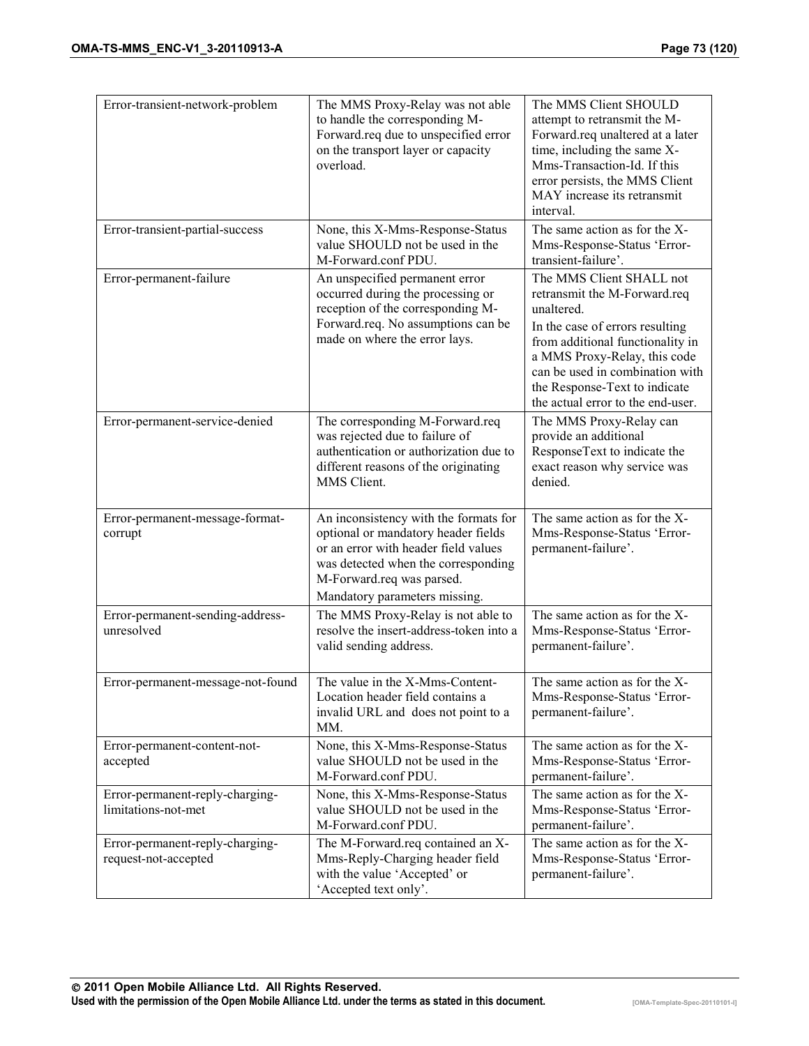| Error-transient-network-problem | The MMS Proxy-Relay was not able to handle the corresponding M-Forward.req due to unspecified error on the transport layer or capacity overload. | The MMS Client SHOULD attempt to retransmit the M-Forward.req unaltered at a later time, including the same X-Mms-Transaction-Id. If this error persists, the MMS Client MAY increase its retransmit interval. |
|---|---|---|
| Error-transient-partial-success | None, this X-Mms-Response-Status value SHOULD not be used in the M-Forward.conf PDU. | The same action as for the X-Mms-Response-Status 'Error-transient-failure'. |
| Error-permanent-failure | An unspecified permanent error occurred during the processing or reception of the corresponding M-Forward.req. No assumptions can be made on where the error lays. | The MMS Client SHALL not retransmit the M-Forward.req unaltered.<br>In the case of errors resulting from additional functionality in a MMS Proxy-Relay, this code can be used in combination with the Response-Text to indicate the actual error to the end-user. |
| Error-permanent-service-denied | The corresponding M-Forward.req was rejected due to failure of authentication or authorization due to different reasons of the originating MMS Client. | The MMS Proxy-Relay can provide an additional ResponseText to indicate the exact reason why service was denied. |
| Error-permanent-message-format-corrupt | An inconsistency with the formats for optional or mandatory header fields or an error with header field values was detected when the corresponding M-Forward.req was parsed.<br>Mandatory parameters missing. | The same action as for the X-Mms-Response-Status 'Error-permanent-failure'. |
| Error-permanent-sending-address-unresolved | The MMS Proxy-Relay is not able to resolve the insert-address-token into a valid sending address. | The same action as for the X-Mms-Response-Status 'Error-permanent-failure'. |
| Error-permanent-message-not-found | The value in the X-Mms-Content-Location header field contains a invalid URL and does not point to a MM. | The same action as for the X-Mms-Response-Status 'Error-permanent-failure'. |
| Error-permanent-content-not-accepted | None, this X-Mms-Response-Status value SHOULD not be used in the M-Forward.conf PDU. | The same action as for the X-Mms-Response-Status 'Error-permanent-failure'. |
| Error-permanent-reply-charging-limitations-not-met | None, this X-Mms-Response-Status value SHOULD not be used in the M-Forward.conf PDU. | The same action as for the X-Mms-Response-Status 'Error-permanent-failure'. |
| Error-permanent-reply-charging-request-not-accepted | The M-Forward.req contained an X-Mms-Reply-Charging header field with the value 'Accepted' or 'Accepted text only'. | The same action as for the X-Mms-Response-Status 'Error-permanent-failure'. |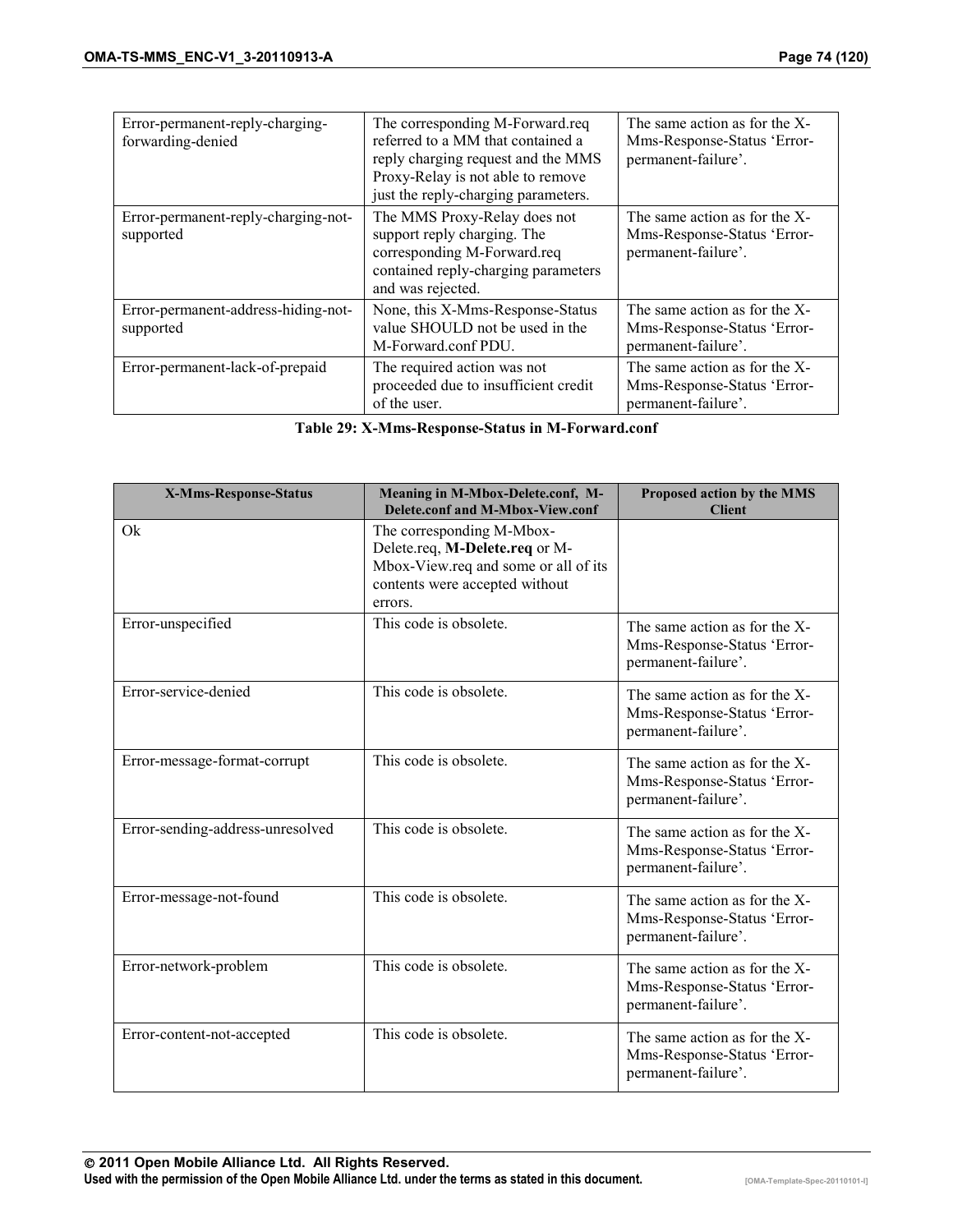| | | |
|---|---|---|
| Error-permanent-reply-charging-forwarding-denied | The corresponding M-Forward.req referred to a MM that contained a reply charging request and the MMS Proxy-Relay is not able to remove just the reply-charging parameters. | The same action as for the X-Mms-Response-Status 'Error-permanent-failure'. |
| Error-permanent-reply-charging-not-supported | The MMS Proxy-Relay does not support reply charging. The corresponding M-Forward.req contained reply-charging parameters and was rejected. | The same action as for the X-Mms-Response-Status 'Error-permanent-failure'. |
| Error-permanent-address-hiding-not-supported | None, this X-Mms-Response-Status value SHOULD not be used in the M-Forward.conf PDU. | The same action as for the X-Mms-Response-Status 'Error-permanent-failure'. |
| Error-permanent-lack-of-prepaid | The required action was not proceeded due to insufficient credit of the user. | The same action as for the X-Mms-Response-Status 'Error-permanent-failure'. |

**Table 29: X-Mms-Response-Status in M-Forward.conf**

| X-Mms-Response-Status | Meaning in M-Mbox-Delete.conf, M-Delete.conf and M-Mbox-View.conf | Proposed action by the MMS Client |
|---|---|---|
| Ok | The corresponding M-Mbox-Delete.req, **M-Delete.req** or M-Mbox-View.req and some or all of its contents were accepted without errors. | |
| Error-unspecified | This code is obsolete. | The same action as for the X-Mms-Response-Status 'Error-permanent-failure'. |
| Error-service-denied | This code is obsolete. | The same action as for the X-Mms-Response-Status 'Error-permanent-failure'. |
| Error-message-format-corrupt | This code is obsolete. | The same action as for the X-Mms-Response-Status 'Error-permanent-failure'. |
| Error-sending-address-unresolved | This code is obsolete. | The same action as for the X-Mms-Response-Status 'Error-permanent-failure'. |
| Error-message-not-found | This code is obsolete. | The same action as for the X-Mms-Response-Status 'Error-permanent-failure'. |
| Error-network-problem | This code is obsolete. | The same action as for the X-Mms-Response-Status 'Error-permanent-failure'. |
| Error-content-not-accepted | This code is obsolete. | The same action as for the X-Mms-Response-Status 'Error-permanent-failure'. |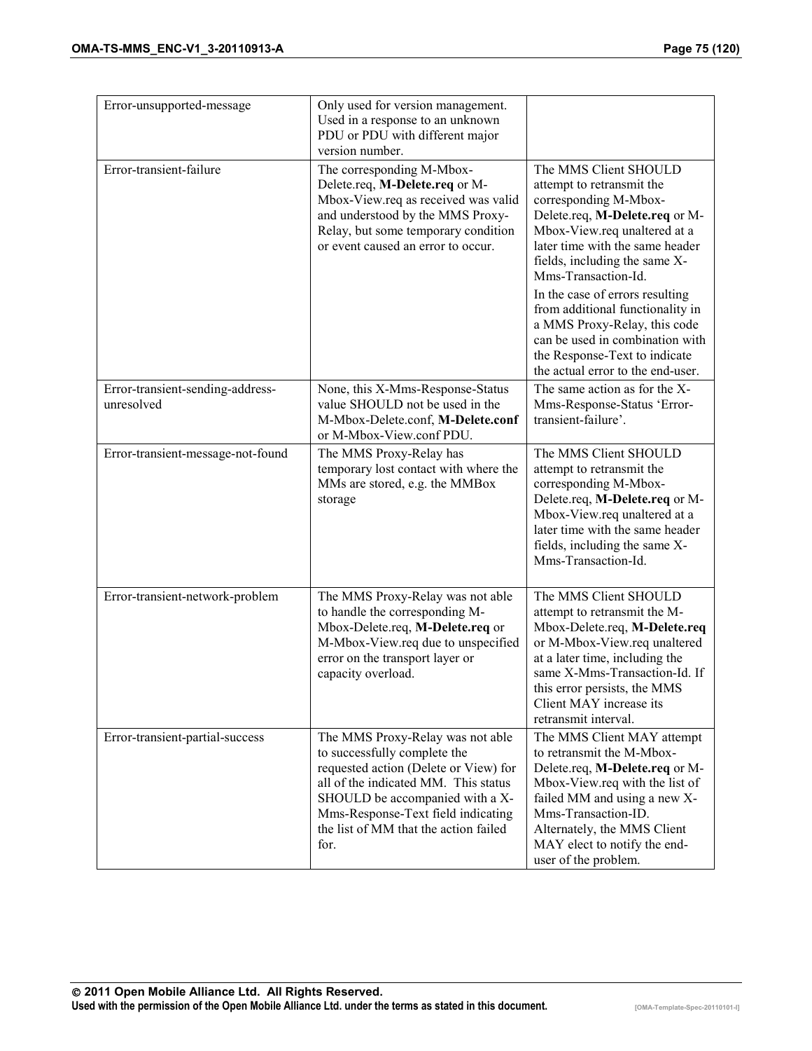| | | |
|---|---|---|
| Error-unsupported-message | Only used for version management. Used in a response to an unknown PDU or PDU with different major version number. | |
| Error-transient-failure | The corresponding M-Mbox-Delete.req, **M-Delete.req** or M-Mbox-View.req as received was valid and understood by the MMS Proxy-Relay, but some temporary condition or event caused an error to occur. | The MMS Client SHOULD attempt to retransmit the corresponding M-Mbox-Delete.req, **M-Delete.req** or M-Mbox-View.req unaltered at a later time with the same header fields, including the same X-Mms-Transaction-Id.<br>In the case of errors resulting from additional functionality in a MMS Proxy-Relay, this code can be used in combination with the Response-Text to indicate the actual error to the end-user. |
| Error-transient-sending-address-unresolved | None, this X-Mms-Response-Status value SHOULD not be used in the M-Mbox-Delete.conf, **M-Delete.conf** or M-Mbox-View.conf PDU. | The same action as for the X-Mms-Response-Status 'Error-transient-failure'. |
| Error-transient-message-not-found | The MMS Proxy-Relay has temporary lost contact with where the MMs are stored, e.g. the MMBox storage | The MMS Client SHOULD attempt to retransmit the corresponding M-Mbox-Delete.req, **M-Delete.req** or M-Mbox-View.req unaltered at a later time with the same header fields, including the same X-Mms-Transaction-Id. |
| Error-transient-network-problem | The MMS Proxy-Relay was not able to handle the corresponding M-Mbox-Delete.req, **M-Delete.req** or M-Mbox-View.req due to unspecified error on the transport layer or capacity overload. | The MMS Client SHOULD attempt to retransmit the M-Mbox-Delete.req, **M-Delete.req** or M-Mbox-View.req unaltered at a later time, including the same X-Mms-Transaction-Id. If this error persists, the MMS Client MAY increase its retransmit interval. |
| Error-transient-partial-success | The MMS Proxy-Relay was not able to successfully complete the requested action (Delete or View) for all of the indicated MM. This status SHOULD be accompanied with a X-Mms-Response-Text field indicating the list of MM that the action failed for. | The MMS Client MAY attempt to retransmit the M-Mbox-Delete.req, **M-Delete.req** or M-Mbox-View.req with the list of failed MM and using a new X-Mms-Transaction-ID. Alternately, the MMS Client MAY elect to notify the end-user of the problem. |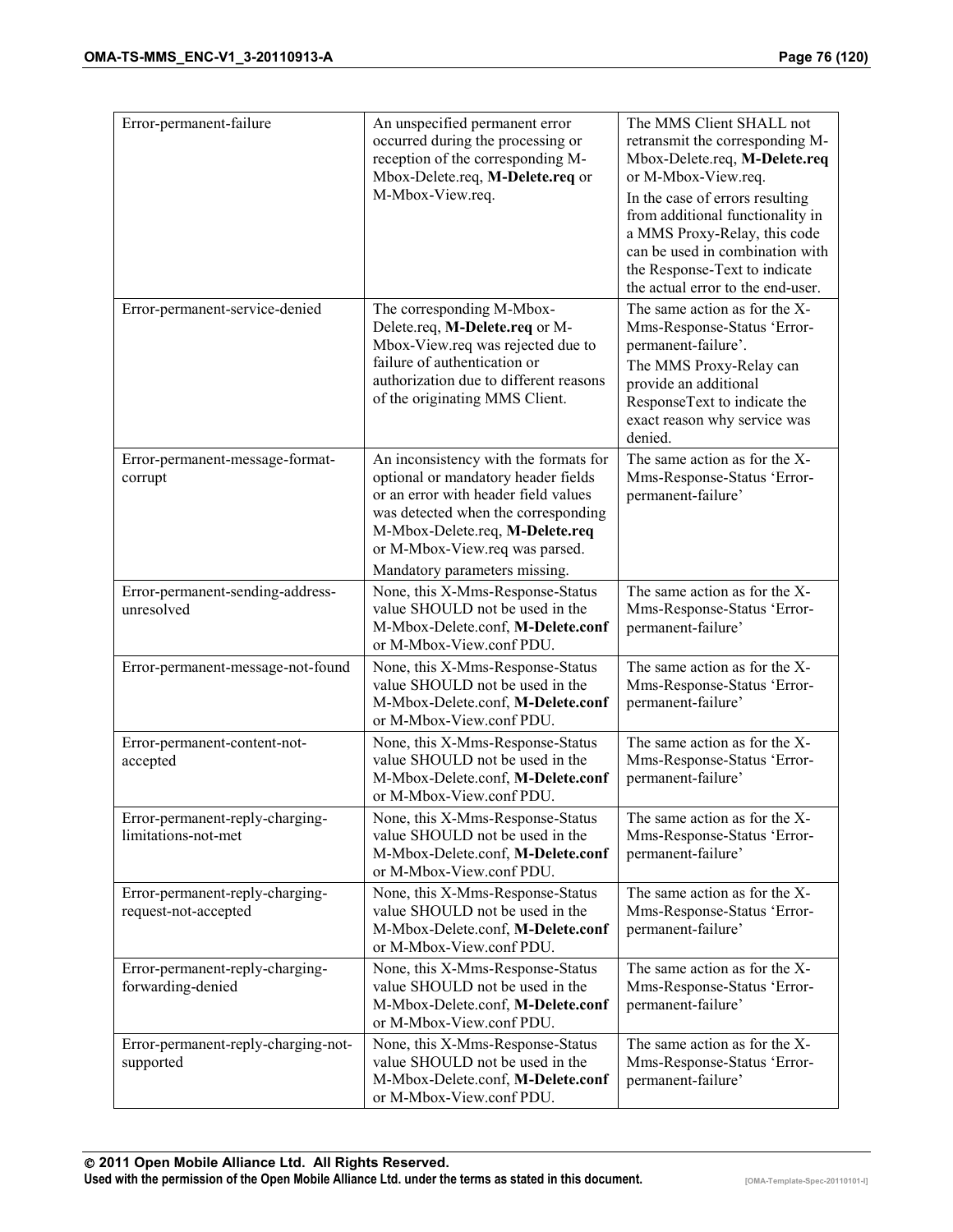| | | |
|---|---|---|
| Error-permanent-failure | An unspecified permanent error occurred during the processing or reception of the corresponding M-Mbox-Delete.req, **M-Delete.req** or M-Mbox-View.req. | The MMS Client SHALL not retransmit the corresponding M-Mbox-Delete.req, **M-Delete.req** or M-Mbox-View.req.<br>In the case of errors resulting from additional functionality in a MMS Proxy-Relay, this code can be used in combination with the Response-Text to indicate the actual error to the end-user. |
| Error-permanent-service-denied | The corresponding M-Mbox-Delete.req, **M-Delete.req** or M-Mbox-View.req was rejected due to failure of authentication or authorization due to different reasons of the originating MMS Client. | The same action as for the X-Mms-Response-Status 'Error-permanent-failure'.<br>The MMS Proxy-Relay can provide an additional ResponseText to indicate the exact reason why service was denied. |
| Error-permanent-message-format-corrupt | An inconsistency with the formats for optional or mandatory header fields or an error with header field values was detected when the corresponding M-Mbox-Delete.req, **M-Delete.req** or M-Mbox-View.req was parsed.<br>Mandatory parameters missing. | The same action as for the X-Mms-Response-Status 'Error-permanent-failure' |
| Error-permanent-sending-address-unresolved | None, this X-Mms-Response-Status value SHOULD not be used in the M-Mbox-Delete.conf, **M-Delete.conf** or M-Mbox-View.conf PDU. | The same action as for the X-Mms-Response-Status 'Error-permanent-failure' |
| Error-permanent-message-not-found | None, this X-Mms-Response-Status value SHOULD not be used in the M-Mbox-Delete.conf, **M-Delete.conf** or M-Mbox-View.conf PDU. | The same action as for the X-Mms-Response-Status 'Error-permanent-failure' |
| Error-permanent-content-not-accepted | None, this X-Mms-Response-Status value SHOULD not be used in the M-Mbox-Delete.conf, **M-Delete.conf** or M-Mbox-View.conf PDU. | The same action as for the X-Mms-Response-Status 'Error-permanent-failure' |
| Error-permanent-reply-charging-limitations-not-met | None, this X-Mms-Response-Status value SHOULD not be used in the M-Mbox-Delete.conf, **M-Delete.conf** or M-Mbox-View.conf PDU. | The same action as for the X-Mms-Response-Status 'Error-permanent-failure' |
| Error-permanent-reply-charging-request-not-accepted | None, this X-Mms-Response-Status value SHOULD not be used in the M-Mbox-Delete.conf, **M-Delete.conf** or M-Mbox-View.conf PDU. | The same action as for the X-Mms-Response-Status 'Error-permanent-failure' |
| Error-permanent-reply-charging-forwarding-denied | None, this X-Mms-Response-Status value SHOULD not be used in the M-Mbox-Delete.conf, **M-Delete.conf** or M-Mbox-View.conf PDU. | The same action as for the X-Mms-Response-Status 'Error-permanent-failure' |
| Error-permanent-reply-charging-not-supported | None, this X-Mms-Response-Status value SHOULD not be used in the M-Mbox-Delete.conf, **M-Delete.conf** or M-Mbox-View.conf PDU. | The same action as for the X-Mms-Response-Status 'Error-permanent-failure' |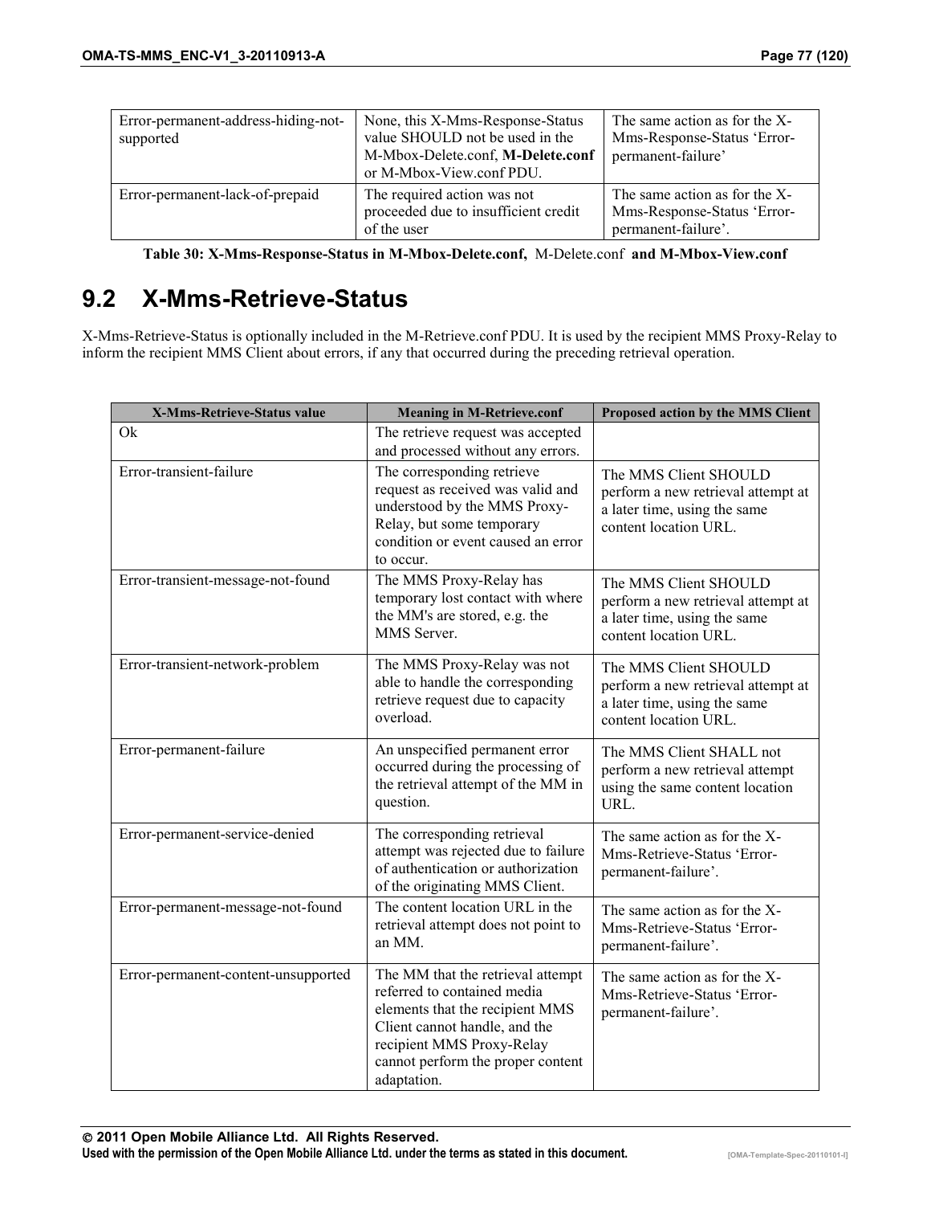| | | |
|---|---|---|
| Error-permanent-address-hiding-not-supported | None, this X-Mms-Response-Status value SHOULD not be used in the M-Mbox-Delete.conf, **M-Delete.conf** or M-Mbox-View.conf PDU. | The same action as for the X-Mms-Response-Status 'Error-permanent-failure' |
| Error-permanent-lack-of-prepaid | The required action was not proceeded due to insufficient credit of the user | The same action as for the X-Mms-Response-Status 'Error-permanent-failure'. |

**Table 30: X-Mms-Response-Status in M-Mbox-Delete.conf,** M-Delete.conf **and M-Mbox-View.conf**

## 9.2 X-Mms-Retrieve-Status

X-Mms-Retrieve-Status is optionally included in the M-Retrieve.conf PDU. It is used by the recipient MMS Proxy-Relay to inform the recipient MMS Client about errors, if any that occurred during the preceding retrieval operation.

| X-Mms-Retrieve-Status value | Meaning in M-Retrieve.conf | Proposed action by the MMS Client |
|---|---|---|
| Ok | The retrieve request was accepted and processed without any errors. | |
| Error-transient-failure | The corresponding retrieve request as received was valid and understood by the MMS Proxy-Relay, but some temporary condition or event caused an error to occur. | The MMS Client SHOULD perform a new retrieval attempt at a later time, using the same content location URL. |
| Error-transient-message-not-found | The MMS Proxy-Relay has temporary lost contact with where the MM's are stored, e.g. the MMS Server. | The MMS Client SHOULD perform a new retrieval attempt at a later time, using the same content location URL. |
| Error-transient-network-problem | The MMS Proxy-Relay was not able to handle the corresponding retrieve request due to capacity overload. | The MMS Client SHOULD perform a new retrieval attempt at a later time, using the same content location URL. |
| Error-permanent-failure | An unspecified permanent error occurred during the processing of the retrieval attempt of the MM in question. | The MMS Client SHALL not perform a new retrieval attempt using the same content location URL. |
| Error-permanent-service-denied | The corresponding retrieval attempt was rejected due to failure of authentication or authorization of the originating MMS Client. | The same action as for the X-Mms-Retrieve-Status 'Error-permanent-failure'. |
| Error-permanent-message-not-found | The content location URL in the retrieval attempt does not point to an MM. | The same action as for the X-Mms-Retrieve-Status 'Error-permanent-failure'. |
| Error-permanent-content-unsupported | The MM that the retrieval attempt referred to contained media elements that the recipient MMS Client cannot handle, and the recipient MMS Proxy-Relay cannot perform the proper content adaptation. | The same action as for the X-Mms-Retrieve-Status 'Error-permanent-failure'. |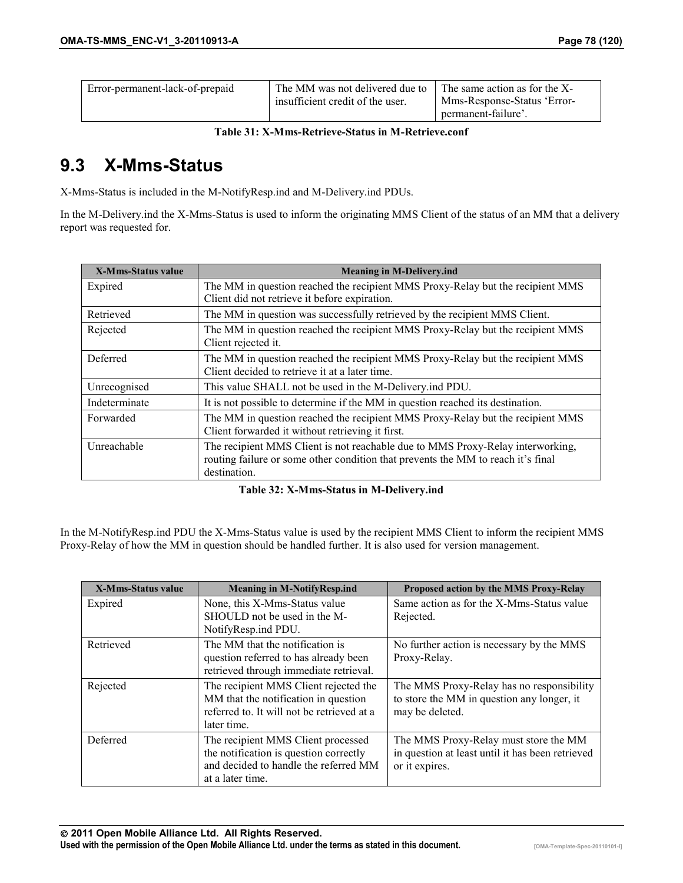| Error-permanent-lack-of-prepaid | The MM was not delivered due to insufficient credit of the user. | The same action as for the X-Mms-Response-Status 'Error-permanent-failure'. |
|---|---|---|

**Table 31: X-Mms-Retrieve-Status in M-Retrieve.conf**

## 9.3 X-Mms-Status

X-Mms-Status is included in the M-NotifyResp.ind and M-Delivery.ind PDUs.

In the M-Delivery.ind the X-Mms-Status is used to inform the originating MMS Client of the status of an MM that a delivery report was requested for.

| X-Mms-Status value | Meaning in M-Delivery.ind |
|---|---|
| Expired | The MM in question reached the recipient MMS Proxy-Relay but the recipient MMS Client did not retrieve it before expiration. |
| Retrieved | The MM in question was successfully retrieved by the recipient MMS Client. |
| Rejected | The MM in question reached the recipient MMS Proxy-Relay but the recipient MMS Client rejected it. |
| Deferred | The MM in question reached the recipient MMS Proxy-Relay but the recipient MMS Client decided to retrieve it at a later time. |
| Unrecognised | This value SHALL not be used in the M-Delivery.ind PDU. |
| Indeterminate | It is not possible to determine if the MM in question reached its destination. |
| Forwarded | The MM in question reached the recipient MMS Proxy-Relay but the recipient MMS Client forwarded it without retrieving it first. |
| Unreachable | The recipient MMS Client is not reachable due to MMS Proxy-Relay interworking, routing failure or some other condition that prevents the MM to reach it's final destination. |

**Table 32: X-Mms-Status in M-Delivery.ind**

In the M-NotifyResp.ind PDU the X-Mms-Status value is used by the recipient MMS Client to inform the recipient MMS Proxy-Relay of how the MM in question should be handled further. It is also used for version management.

| X-Mms-Status value | Meaning in M-NotifyResp.ind | Proposed action by the MMS Proxy-Relay |
|---|---|---|
| Expired | None, this X-Mms-Status value SHOULD not be used in the M-NotifyResp.ind PDU. | Same action as for the X-Mms-Status value Rejected. |
| Retrieved | The MM that the notification is question referred to has already been retrieved through immediate retrieval. | No further action is necessary by the MMS Proxy-Relay. |
| Rejected | The recipient MMS Client rejected the MM that the notification in question referred to. It will not be retrieved at a later time. | The MMS Proxy-Relay has no responsibility to store the MM in question any longer, it may be deleted. |
| Deferred | The recipient MMS Client processed the notification is question correctly and decided to handle the referred MM at a later time. | The MMS Proxy-Relay must store the MM in question at least until it has been retrieved or it expires. |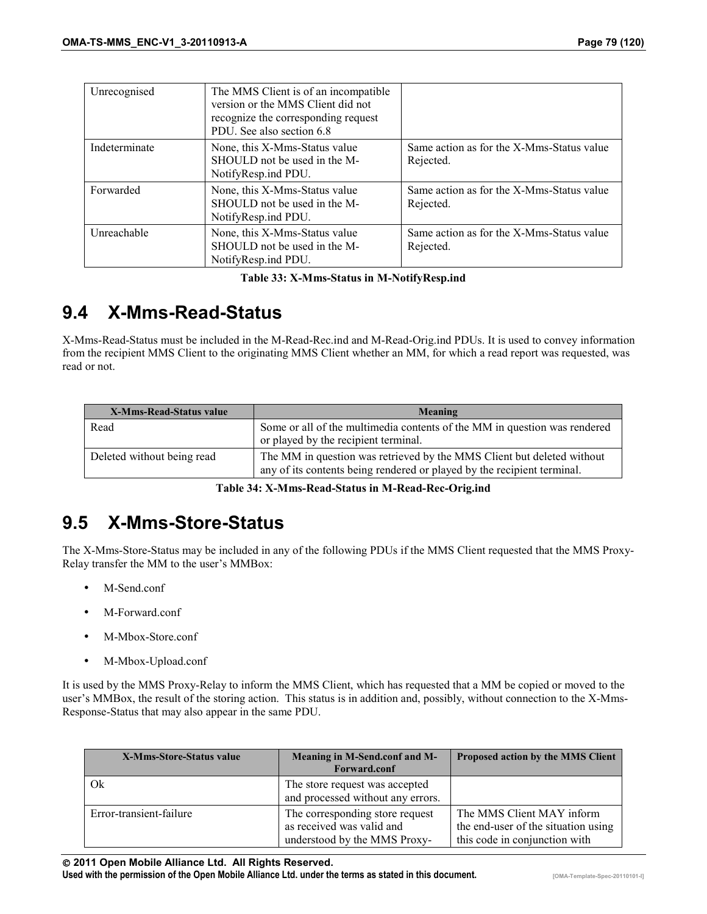| | | |
|---|---|---|
| Unrecognised | The MMS Client is of an incompatible version or the MMS Client did not recognize the corresponding request PDU. See also section 6.8 | |
| Indeterminate | None, this X-Mms-Status value SHOULD not be used in the M-NotifyResp.ind PDU. | Same action as for the X-Mms-Status value Rejected. |
| Forwarded | None, this X-Mms-Status value SHOULD not be used in the M-NotifyResp.ind PDU. | Same action as for the X-Mms-Status value Rejected. |
| Unreachable | None, this X-Mms-Status value SHOULD not be used in the M-NotifyResp.ind PDU. | Same action as for the X-Mms-Status value Rejected. |

**Table 33: X-Mms-Status in M-NotifyResp.ind**

## 9.4 X-Mms-Read-Status

X-Mms-Read-Status must be included in the M-Read-Rec.ind and M-Read-Orig.ind PDUs. It is used to convey information from the recipient MMS Client to the originating MMS Client whether an MM, for which a read report was requested, was read or not.

| X-Mms-Read-Status value | Meaning |
|---|---|
| Read | Some or all of the multimedia contents of the MM in question was rendered or played by the recipient terminal. |
| Deleted without being read | The MM in question was retrieved by the MMS Client but deleted without any of its contents being rendered or played by the recipient terminal. |

**Table 34: X-Mms-Read-Status in M-Read-Rec-Orig.ind**

## 9.5 X-Mms-Store-Status

The X-Mms-Store-Status may be included in any of the following PDUs if the MMS Client requested that the MMS Proxy-Relay transfer the MM to the user's MMBox:

- M-Send.conf
- M-Forward.conf
- M-Mbox-Store.conf
- M-Mbox-Upload.conf

It is used by the MMS Proxy-Relay to inform the MMS Client, which has requested that a MM be copied or moved to the user's MMBox, the result of the storing action. This status is in addition and, possibly, without connection to the X-Mms-Response-Status that may also appear in the same PDU.

| X-Mms-Store-Status value | Meaning in M-Send.conf and M-Forward.conf | Proposed action by the MMS Client |
|---|---|---|
| Ok | The store request was accepted and processed without any errors. | |
| Error-transient-failure | The corresponding store request as received was valid and understood by the MMS Proxy- | The MMS Client MAY inform the end-user of the situation using this code in conjunction with |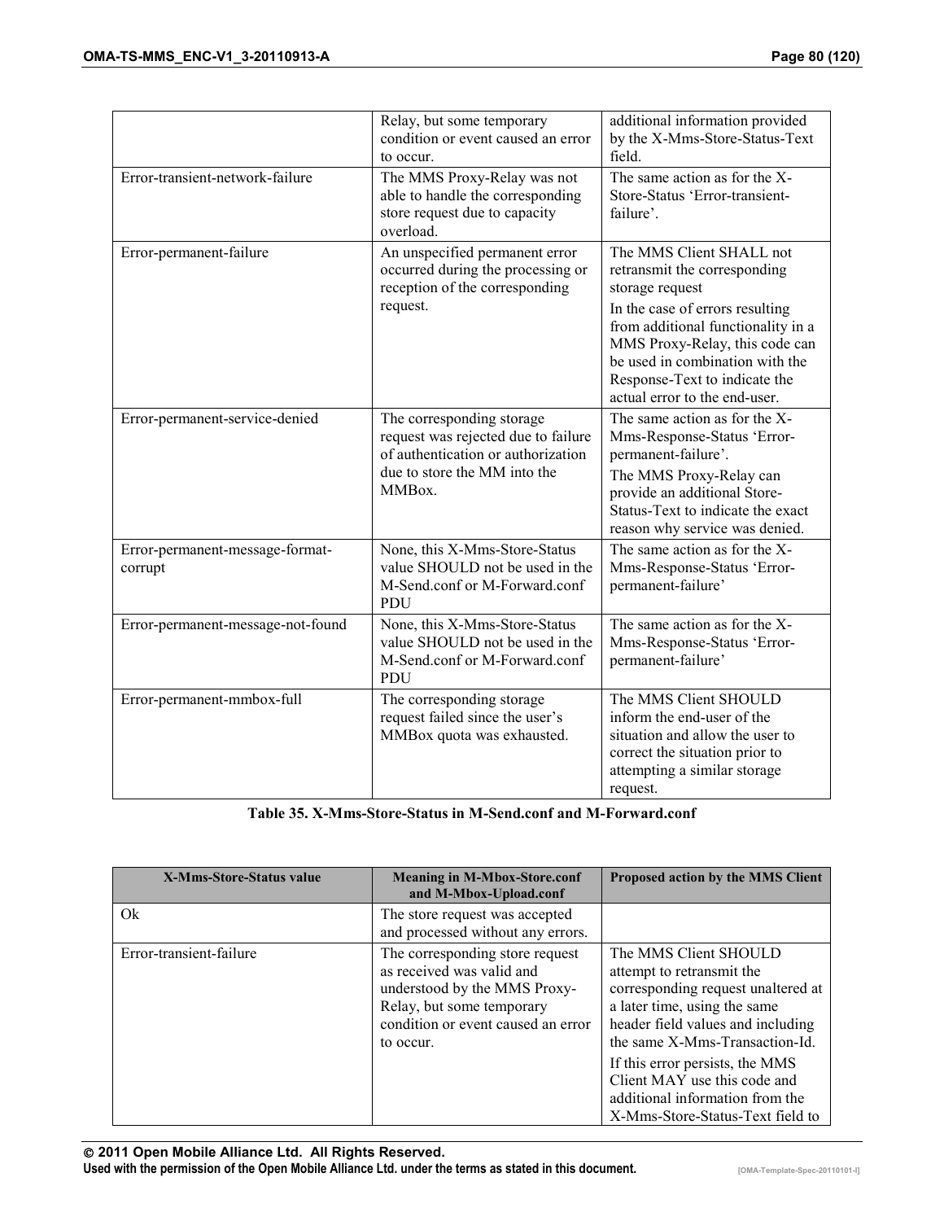| | | |
|---|---|---|
| | Relay, but some temporary condition or event caused an error to occur. | additional information provided by the X-Mms-Store-Status-Text field. |
| Error-transient-network-failure | The MMS Proxy-Relay was not able to handle the corresponding store request due to capacity overload. | The same action as for the X-Store-Status 'Error-transient-failure'. |
| Error-permanent-failure | An unspecified permanent error occurred during the processing or reception of the corresponding request. | The MMS Client SHALL not retransmit the corresponding storage request<br>In the case of errors resulting from additional functionality in a MMS Proxy-Relay, this code can be used in combination with the Response-Text to indicate the actual error to the end-user. |
| Error-permanent-service-denied | The corresponding storage request was rejected due to failure of authentication or authorization due to store the MM into the MMBox. | The same action as for the X-Mms-Response-Status 'Error-permanent-failure'.<br>The MMS Proxy-Relay can provide an additional Store-Status-Text to indicate the exact reason why service was denied. |
| Error-permanent-message-format-corrupt | None, this X-Mms-Store-Status value SHOULD not be used in the M-Send.conf or M-Forward.conf PDU | The same action as for the X-Mms-Response-Status 'Error-permanent-failure' |
| Error-permanent-message-not-found | None, this X-Mms-Store-Status value SHOULD not be used in the M-Send.conf or M-Forward.conf PDU | The same action as for the X-Mms-Response-Status 'Error-permanent-failure' |
| Error-permanent-mmbox-full | The corresponding storage request failed since the user's MMBox quota was exhausted. | The MMS Client SHOULD inform the end-user of the situation and allow the user to correct the situation prior to attempting a similar storage request. |

**Table 35. X-Mms-Store-Status in M-Send.conf and M-Forward.conf**

| X-Mms-Store-Status value | Meaning in M-Mbox-Store.conf and M-Mbox-Upload.conf | Proposed action by the MMS Client |
|---|---|---|
| Ok | The store request was accepted and processed without any errors. | |
| Error-transient-failure | The corresponding store request as received was valid and understood by the MMS Proxy-Relay, but some temporary condition or event caused an error to occur. | The MMS Client SHOULD attempt to retransmit the corresponding request unaltered at a later time, using the same header field values and including the same X-Mms-Transaction-Id.<br>If this error persists, the MMS Client MAY use this code and additional information from the X-Mms-Store-Status-Text field to |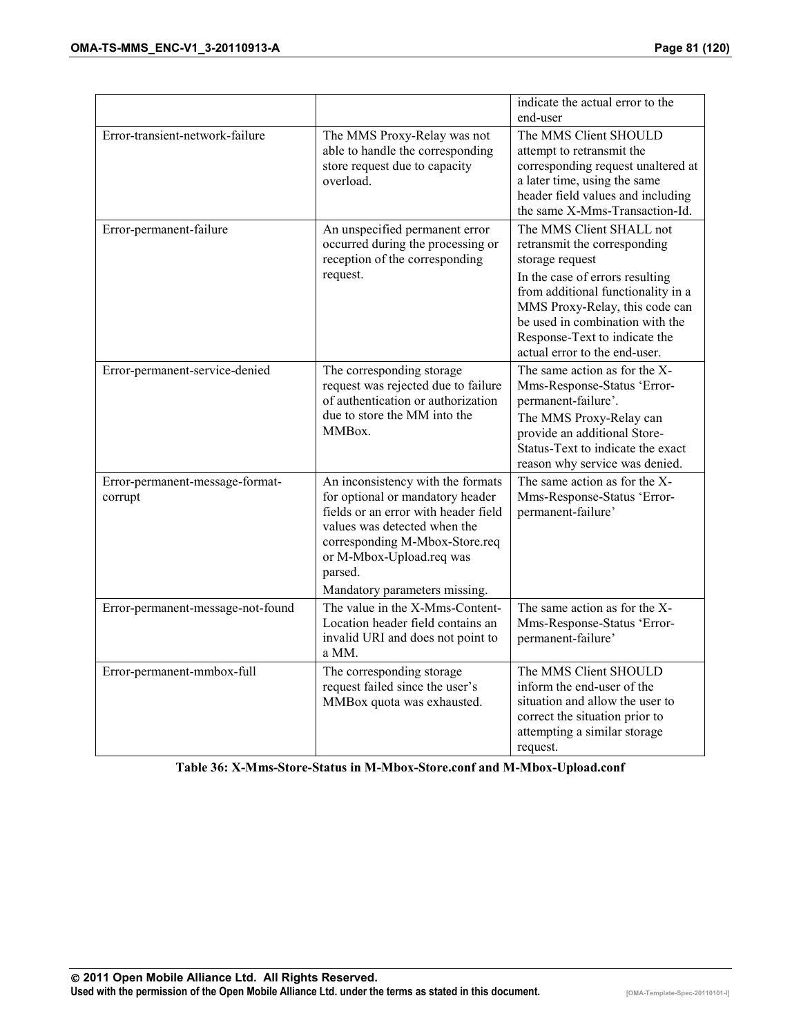| | | |
|---|---|---|
| | | indicate the actual error to the end-user |
| Error-transient-network-failure | The MMS Proxy-Relay was not able to handle the corresponding store request due to capacity overload. | The MMS Client SHOULD attempt to retransmit the corresponding request unaltered at a later time, using the same header field values and including the same X-Mms-Transaction-Id. |
| Error-permanent-failure | An unspecified permanent error occurred during the processing or reception of the corresponding request. | The MMS Client SHALL not retransmit the corresponding storage request<br>In the case of errors resulting from additional functionality in a MMS Proxy-Relay, this code can be used in combination with the Response-Text to indicate the actual error to the end-user. |
| Error-permanent-service-denied | The corresponding storage request was rejected due to failure of authentication or authorization due to store the MM into the MMBox. | The same action as for the X-Mms-Response-Status 'Error-permanent-failure'.<br>The MMS Proxy-Relay can provide an additional Store-Status-Text to indicate the exact reason why service was denied. |
| Error-permanent-message-format-corrupt | An inconsistency with the formats for optional or mandatory header fields or an error with header field values was detected when the corresponding M-Mbox-Store.req or M-Mbox-Upload.req was parsed.<br>Mandatory parameters missing. | The same action as for the X-Mms-Response-Status 'Error-permanent-failure' |
| Error-permanent-message-not-found | The value in the X-Mms-Content-Location header field contains an invalid URI and does not point to a MM. | The same action as for the X-Mms-Response-Status 'Error-permanent-failure' |
| Error-permanent-mmbox-full | The corresponding storage request failed since the user's MMBox quota was exhausted. | The MMS Client SHOULD inform the end-user of the situation and allow the user to correct the situation prior to attempting a similar storage request. |

**Table 36: X-Mms-Store-Status in M-Mbox-Store.conf and M-Mbox-Upload.conf**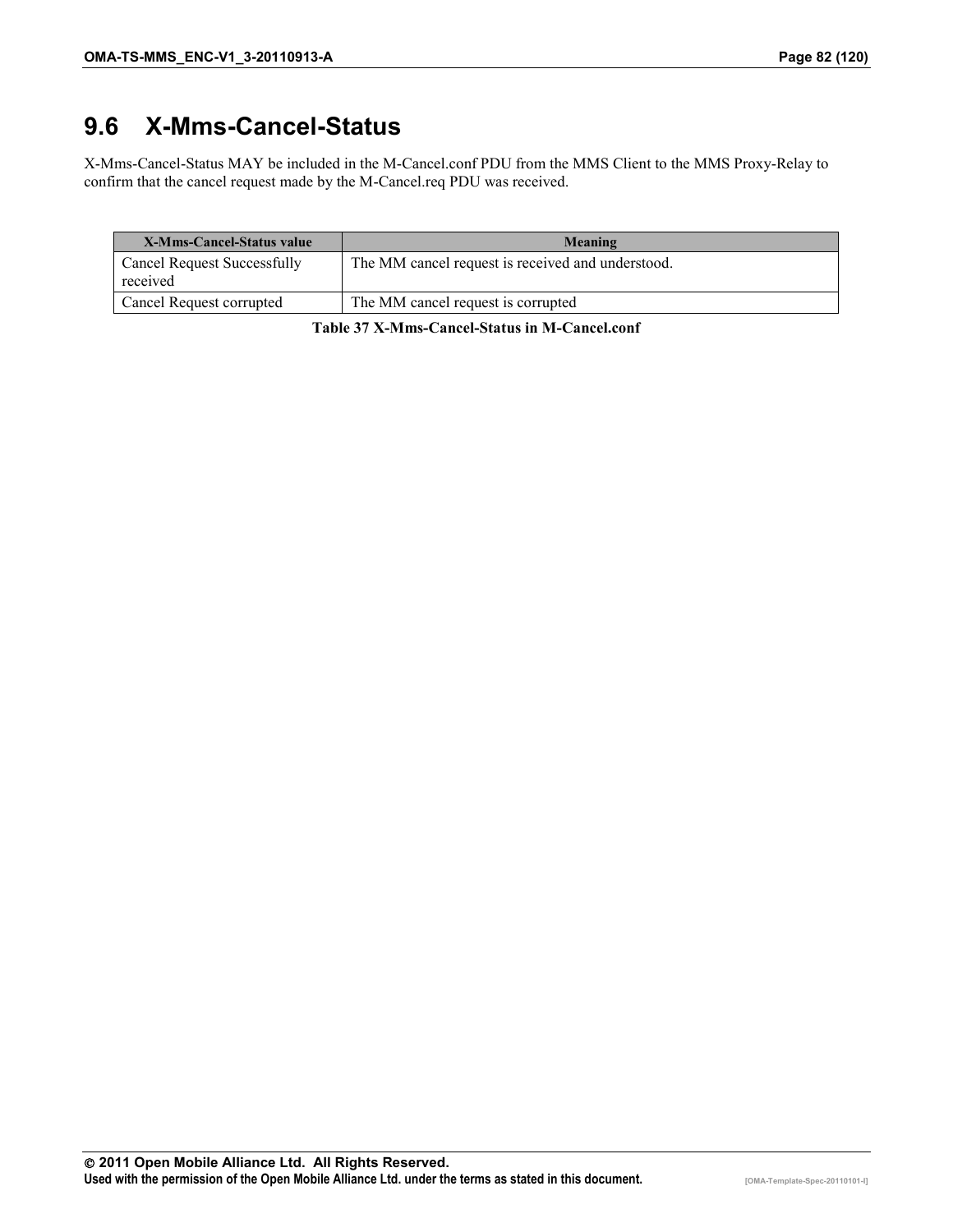## 9.6 X-Mms-Cancel-Status

X-Mms-Cancel-Status MAY be included in the M-Cancel.conf PDU from the MMS Client to the MMS Proxy-Relay to confirm that the cancel request made by the M-Cancel.req PDU was received.

| X-Mms-Cancel-Status value | Meaning |
|---|---|
| Cancel Request Successfully received | The MM cancel request is received and understood. |
| Cancel Request corrupted | The MM cancel request is corrupted |

**Table 37 X-Mms-Cancel-Status in M-Cancel.conf**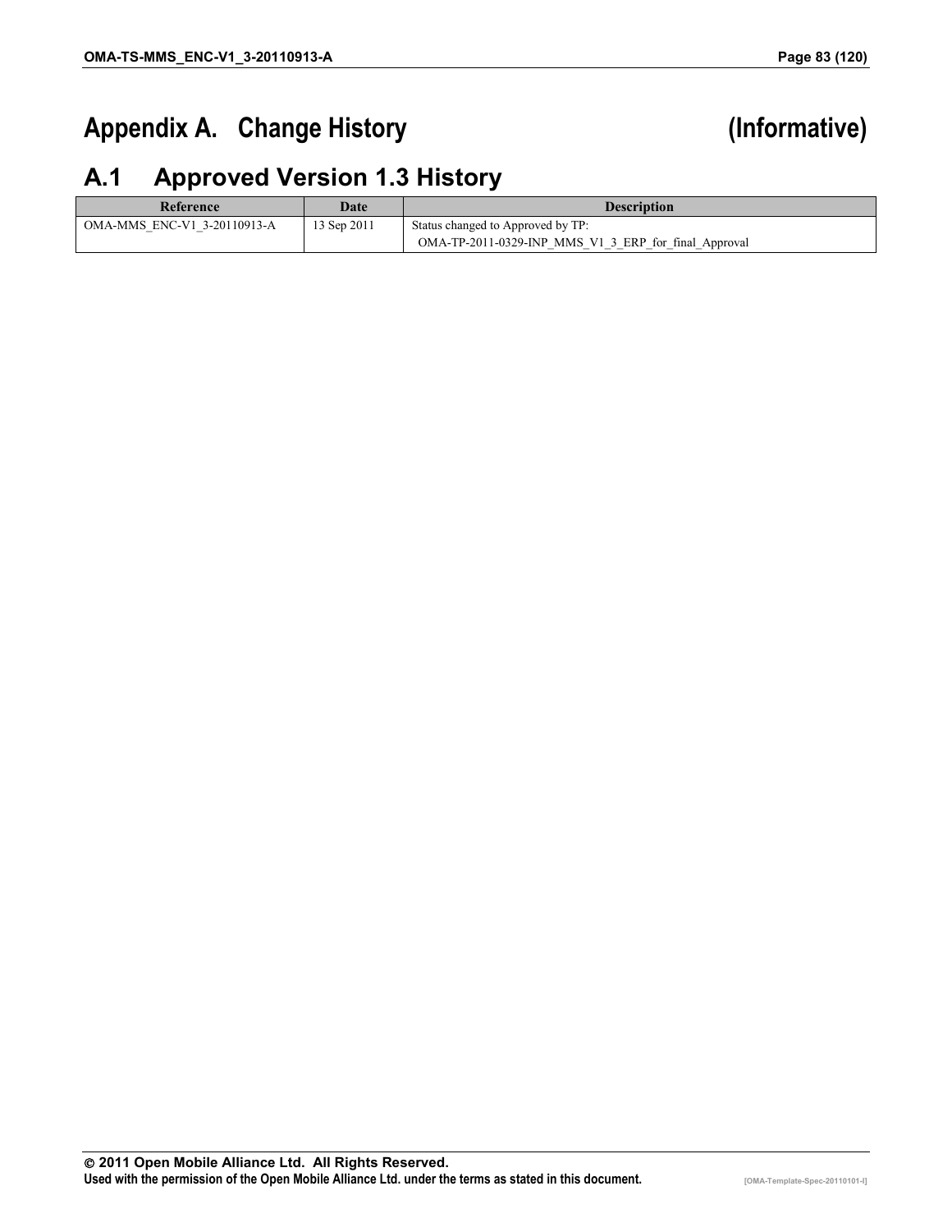# Appendix A. Change History (Informative)

## A.1 Approved Version 1.3 History

| Reference | Date | Description |
|---|---|---|
| OMA-MMS_ENC-V1_3-20110913-A | 13 Sep 2011 | Status changed to Approved by TP:<br>OMA-TP-2011-0329-INP_MMS_V1_3_ERP_for_final_Approval |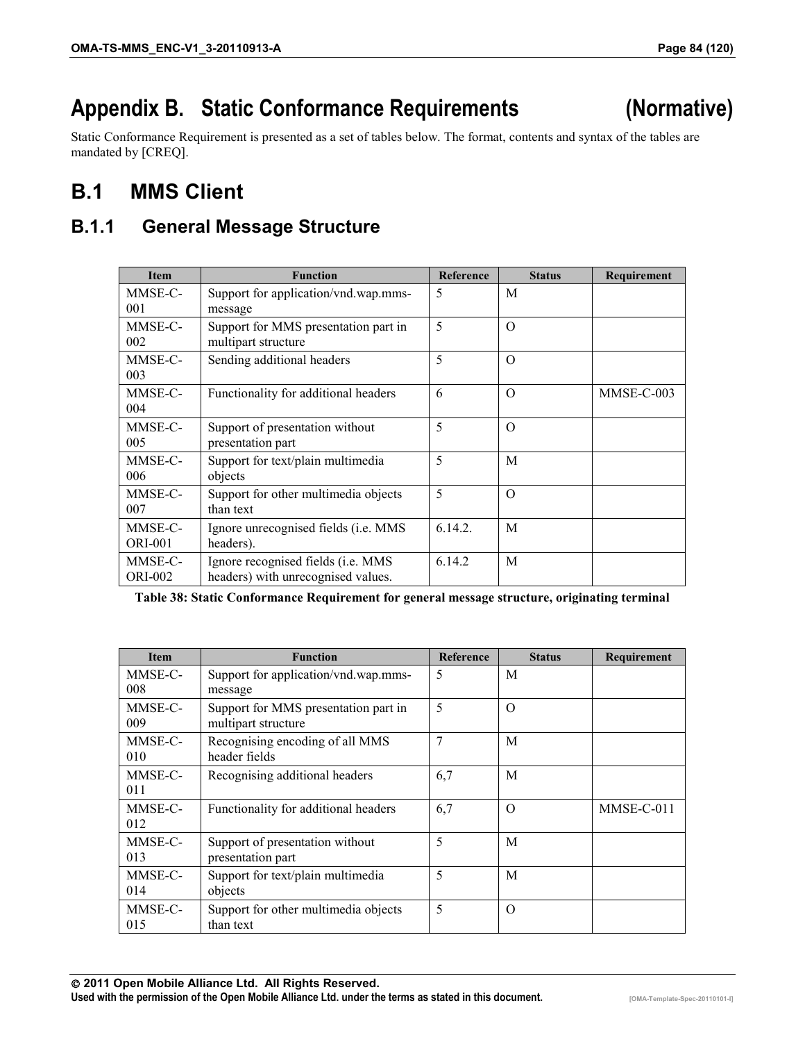# Appendix B. Static Conformance Requirements (Normative)

Static Conformance Requirement is presented as a set of tables below. The format, contents and syntax of the tables are mandated by [CREQ].

## B.1 MMS Client

### B.1.1 General Message Structure

| Item | Function | Reference | Status | Requirement |
|---|---|---|---|---|
| MMSE-C-001 | Support for application/vnd.wap.mms-message | 5 | M | |
| MMSE-C-002 | Support for MMS presentation part in multipart structure | 5 | O | |
| MMSE-C-003 | Sending additional headers | 5 | O | |
| MMSE-C-004 | Functionality for additional headers | 6 | O | MMSE-C-003 |
| MMSE-C-005 | Support of presentation without presentation part | 5 | O | |
| MMSE-C-006 | Support for text/plain multimedia objects | 5 | M | |
| MMSE-C-007 | Support for other multimedia objects than text | 5 | O | |
| MMSE-C-ORI-001 | Ignore unrecognised fields (i.e. MMS headers). | 6.14.2. | M | |
| MMSE-C-ORI-002 | Ignore recognised fields (i.e. MMS headers) with unrecognised values. | 6.14.2 | M | |

**Table 38: Static Conformance Requirement for general message structure, originating terminal**

| Item | Function | Reference | Status | Requirement |
|---|---|---|---|---|
| MMSE-C-008 | Support for application/vnd.wap.mms-message | 5 | M | |
| MMSE-C-009 | Support for MMS presentation part in multipart structure | 5 | O | |
| MMSE-C-010 | Recognising encoding of all MMS header fields | 7 | M | |
| MMSE-C-011 | Recognising additional headers | 6,7 | M | |
| MMSE-C-012 | Functionality for additional headers | 6,7 | O | MMSE-C-011 |
| MMSE-C-013 | Support of presentation without presentation part | 5 | M | |
| MMSE-C-014 | Support for text/plain multimedia objects | 5 | M | |
| MMSE-C-015 | Support for other multimedia objects than text | 5 | O | |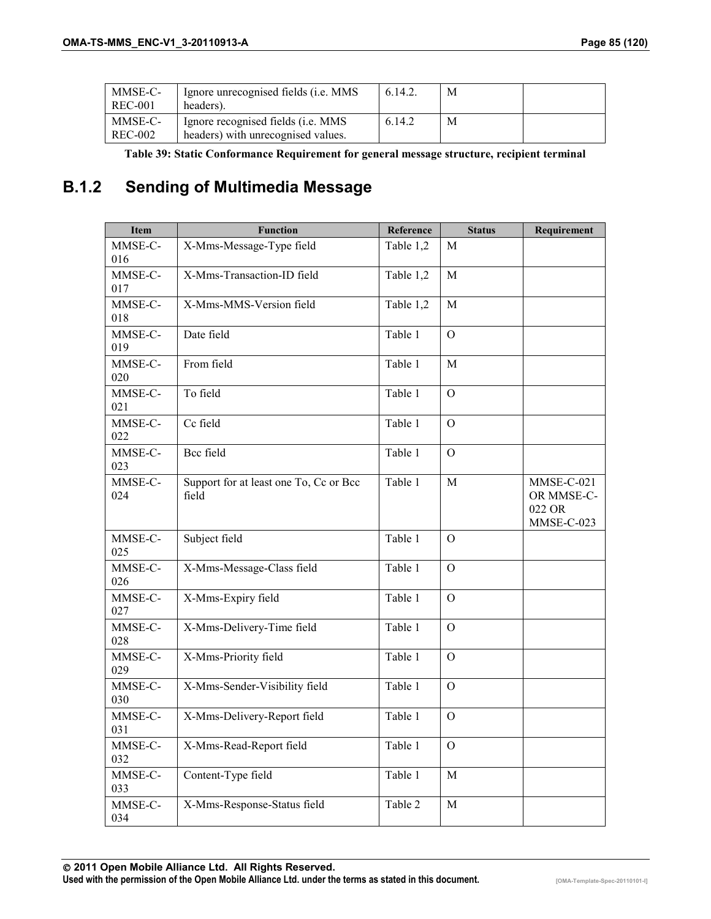| MMSE-C-REC-001 | Ignore unrecognised fields (i.e. MMS headers). | 6.14.2. | M | |
|---|---|---|---|---|
| MMSE-C-REC-002 | Ignore recognised fields (i.e. MMS headers) with unrecognised values. | 6.14.2 | M | |

**Table 39: Static Conformance Requirement for general message structure, recipient terminal**

## B.1.2 Sending of Multimedia Message

| Item | Function | Reference | Status | Requirement |
|---|---|---|---|---|
| MMSE-C-016 | X-Mms-Message-Type field | Table 1,2 | M | |
| MMSE-C-017 | X-Mms-Transaction-ID field | Table 1,2 | M | |
| MMSE-C-018 | X-Mms-MMS-Version field | Table 1,2 | M | |
| MMSE-C-019 | Date field | Table 1 | O | |
| MMSE-C-020 | From field | Table 1 | M | |
| MMSE-C-021 | To field | Table 1 | O | |
| MMSE-C-022 | Cc field | Table 1 | O | |
| MMSE-C-023 | Bcc field | Table 1 | O | |
| MMSE-C-024 | Support for at least one To, Cc or Bcc field | Table 1 | M | MMSE-C-021 OR MMSE-C-022 OR MMSE-C-023 |
| MMSE-C-025 | Subject field | Table 1 | O | |
| MMSE-C-026 | X-Mms-Message-Class field | Table 1 | O | |
| MMSE-C-027 | X-Mms-Expiry field | Table 1 | O | |
| MMSE-C-028 | X-Mms-Delivery-Time field | Table 1 | O | |
| MMSE-C-029 | X-Mms-Priority field | Table 1 | O | |
| MMSE-C-030 | X-Mms-Sender-Visibility field | Table 1 | O | |
| MMSE-C-031 | X-Mms-Delivery-Report field | Table 1 | O | |
| MMSE-C-032 | X-Mms-Read-Report field | Table 1 | O | |
| MMSE-C-033 | Content-Type field | Table 1 | M | |
| MMSE-C-034 | X-Mms-Response-Status field | Table 2 | M | |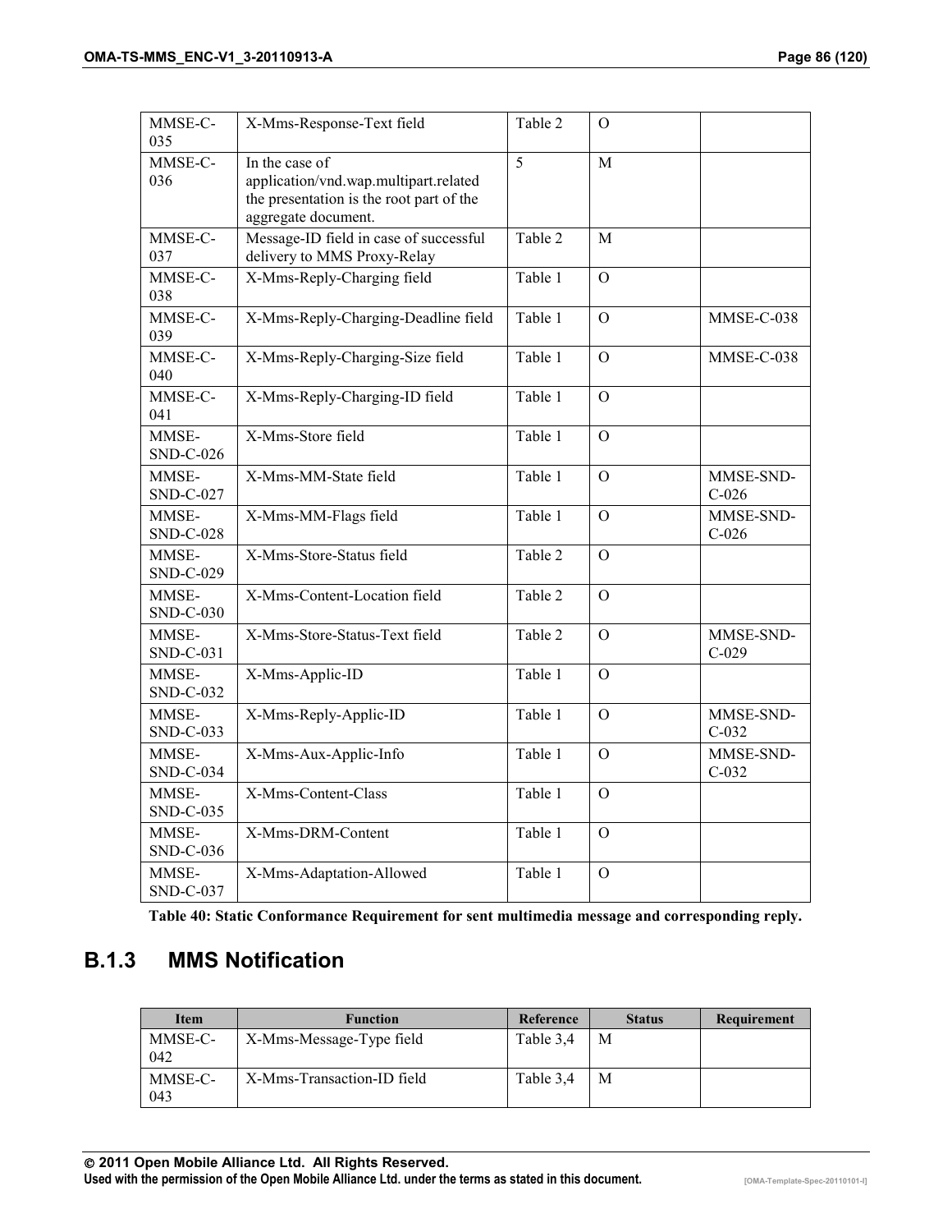| Item | Function | Reference | Status | Requirement |
|---|---|---|---|---|
| MMSE-C-035 | X-Mms-Response-Text field | Table 2 | O | |
| MMSE-C-036 | In the case of application/vnd.wap.multipart.related the presentation is the root part of the aggregate document. | 5 | M | |
| MMSE-C-037 | Message-ID field in case of successful delivery to MMS Proxy-Relay | Table 2 | M | |
| MMSE-C-038 | X-Mms-Reply-Charging field | Table 1 | O | |
| MMSE-C-039 | X-Mms-Reply-Charging-Deadline field | Table 1 | O | MMSE-C-038 |
| MMSE-C-040 | X-Mms-Reply-Charging-Size field | Table 1 | O | MMSE-C-038 |
| MMSE-C-041 | X-Mms-Reply-Charging-ID field | Table 1 | O | |
| MMSE-SND-C-026 | X-Mms-Store field | Table 1 | O | |
| MMSE-SND-C-027 | X-Mms-MM-State field | Table 1 | O | MMSE-SND-C-026 |
| MMSE-SND-C-028 | X-Mms-MM-Flags field | Table 1 | O | MMSE-SND-C-026 |
| MMSE-SND-C-029 | X-Mms-Store-Status field | Table 2 | O | |
| MMSE-SND-C-030 | X-Mms-Content-Location field | Table 2 | O | |
| MMSE-SND-C-031 | X-Mms-Store-Status-Text field | Table 2 | O | MMSE-SND-C-029 |
| MMSE-SND-C-032 | X-Mms-Applic-ID | Table 1 | O | |
| MMSE-SND-C-033 | X-Mms-Reply-Applic-ID | Table 1 | O | MMSE-SND-C-032 |
| MMSE-SND-C-034 | X-Mms-Aux-Applic-Info | Table 1 | O | MMSE-SND-C-032 |
| MMSE-SND-C-035 | X-Mms-Content-Class | Table 1 | O | |
| MMSE-SND-C-036 | X-Mms-DRM-Content | Table 1 | O | |
| MMSE-SND-C-037 | X-Mms-Adaptation-Allowed | Table 1 | O | |

**Table 40: Static Conformance Requirement for sent multimedia message and corresponding reply.**

### B.1.3 MMS Notification

| Item | Function | Reference | Status | Requirement |
|---|---|---|---|---|
| MMSE-C-042 | X-Mms-Message-Type field | Table 3,4 | M | |
| MMSE-C-043 | X-Mms-Transaction-ID field | Table 3,4 | M | |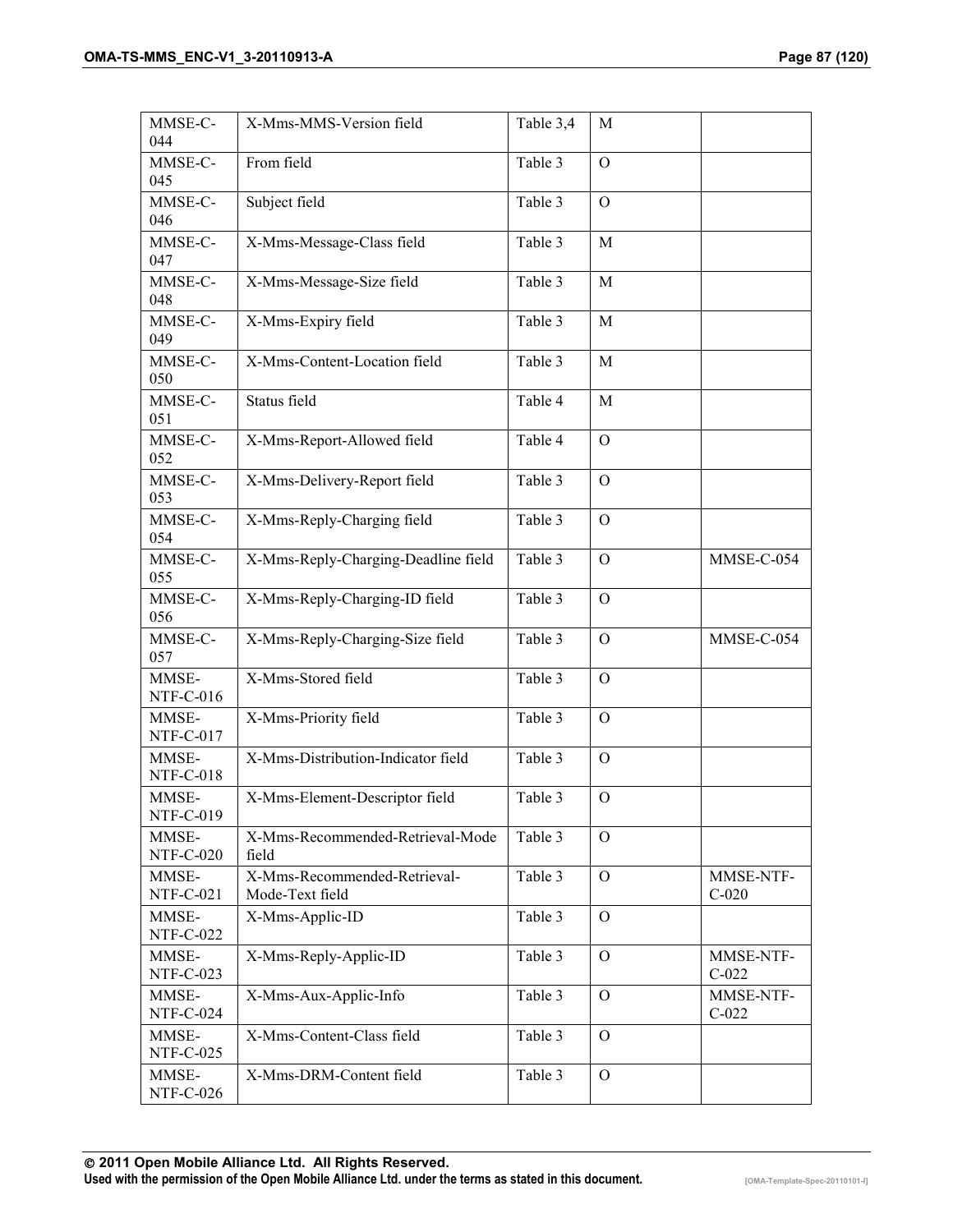| MMSE-C-044 | X-Mms-MMS-Version field | Table 3,4 | M | |
|---|---|---|---|---|
| MMSE-C-045 | From field | Table 3 | O | |
| MMSE-C-046 | Subject field | Table 3 | O | |
| MMSE-C-047 | X-Mms-Message-Class field | Table 3 | M | |
| MMSE-C-048 | X-Mms-Message-Size field | Table 3 | M | |
| MMSE-C-049 | X-Mms-Expiry field | Table 3 | M | |
| MMSE-C-050 | X-Mms-Content-Location field | Table 3 | M | |
| MMSE-C-051 | Status field | Table 4 | M | |
| MMSE-C-052 | X-Mms-Report-Allowed field | Table 4 | O | |
| MMSE-C-053 | X-Mms-Delivery-Report field | Table 3 | O | |
| MMSE-C-054 | X-Mms-Reply-Charging field | Table 3 | O | |
| MMSE-C-055 | X-Mms-Reply-Charging-Deadline field | Table 3 | O | MMSE-C-054 |
| MMSE-C-056 | X-Mms-Reply-Charging-ID field | Table 3 | O | |
| MMSE-C-057 | X-Mms-Reply-Charging-Size field | Table 3 | O | MMSE-C-054 |
| MMSE-NTF-C-016 | X-Mms-Stored field | Table 3 | O | |
| MMSE-NTF-C-017 | X-Mms-Priority field | Table 3 | O | |
| MMSE-NTF-C-018 | X-Mms-Distribution-Indicator field | Table 3 | O | |
| MMSE-NTF-C-019 | X-Mms-Element-Descriptor field | Table 3 | O | |
| MMSE-NTF-C-020 | X-Mms-Recommended-Retrieval-Mode field | Table 3 | O | |
| MMSE-NTF-C-021 | X-Mms-Recommended-Retrieval-Mode-Text field | Table 3 | O | MMSE-NTF-C-020 |
| MMSE-NTF-C-022 | X-Mms-Applic-ID | Table 3 | O | |
| MMSE-NTF-C-023 | X-Mms-Reply-Applic-ID | Table 3 | O | MMSE-NTF-C-022 |
| MMSE-NTF-C-024 | X-Mms-Aux-Applic-Info | Table 3 | O | MMSE-NTF-C-022 |
| MMSE-NTF-C-025 | X-Mms-Content-Class field | Table 3 | O | |
| MMSE-NTF-C-026 | X-Mms-DRM-Content field | Table 3 | O | |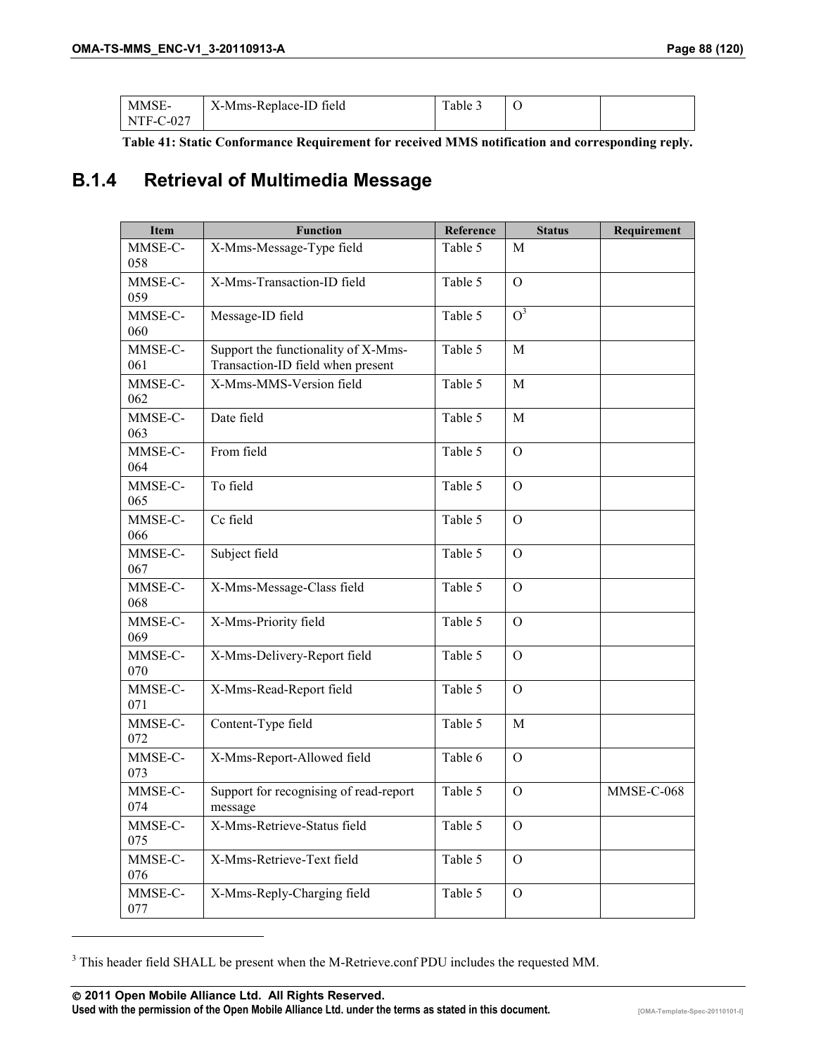| MMSE-NTF-C-027 | X-Mms-Replace-ID field | Table 3 | O | |
|---|---|---|---|---|

**Table 41: Static Conformance Requirement for received MMS notification and corresponding reply.**

## B.1.4 Retrieval of Multimedia Message

| Item | Function | Reference | Status | Requirement |
|---|---|---|---|---|
| MMSE-C-058 | X-Mms-Message-Type field | Table 5 | M | |
| MMSE-C-059 | X-Mms-Transaction-ID field | Table 5 | O | |
| MMSE-C-060 | Message-ID field | Table 5 | O[3] | |
| MMSE-C-061 | Support the functionality of X-Mms-Transaction-ID field when present | Table 5 | M | |
| MMSE-C-062 | X-Mms-MMS-Version field | Table 5 | M | |
| MMSE-C-063 | Date field | Table 5 | M | |
| MMSE-C-064 | From field | Table 5 | O | |
| MMSE-C-065 | To field | Table 5 | O | |
| MMSE-C-066 | Cc field | Table 5 | O | |
| MMSE-C-067 | Subject field | Table 5 | O | |
| MMSE-C-068 | X-Mms-Message-Class field | Table 5 | O | |
| MMSE-C-069 | X-Mms-Priority field | Table 5 | O | |
| MMSE-C-070 | X-Mms-Delivery-Report field | Table 5 | O | |
| MMSE-C-071 | X-Mms-Read-Report field | Table 5 | O | |
| MMSE-C-072 | Content-Type field | Table 5 | M | |
| MMSE-C-073 | X-Mms-Report-Allowed field | Table 6 | O | |
| MMSE-C-074 | Support for recognising of read-report message | Table 5 | O | MMSE-C-068 |
| MMSE-C-075 | X-Mms-Retrieve-Status field | Table 5 | O | |
| MMSE-C-076 | X-Mms-Retrieve-Text field | Table 5 | O | |
| MMSE-C-077 | X-Mms-Reply-Charging field | Table 5 | O | |

[3] This header field SHALL be present when the M-Retrieve.conf PDU includes the requested MM.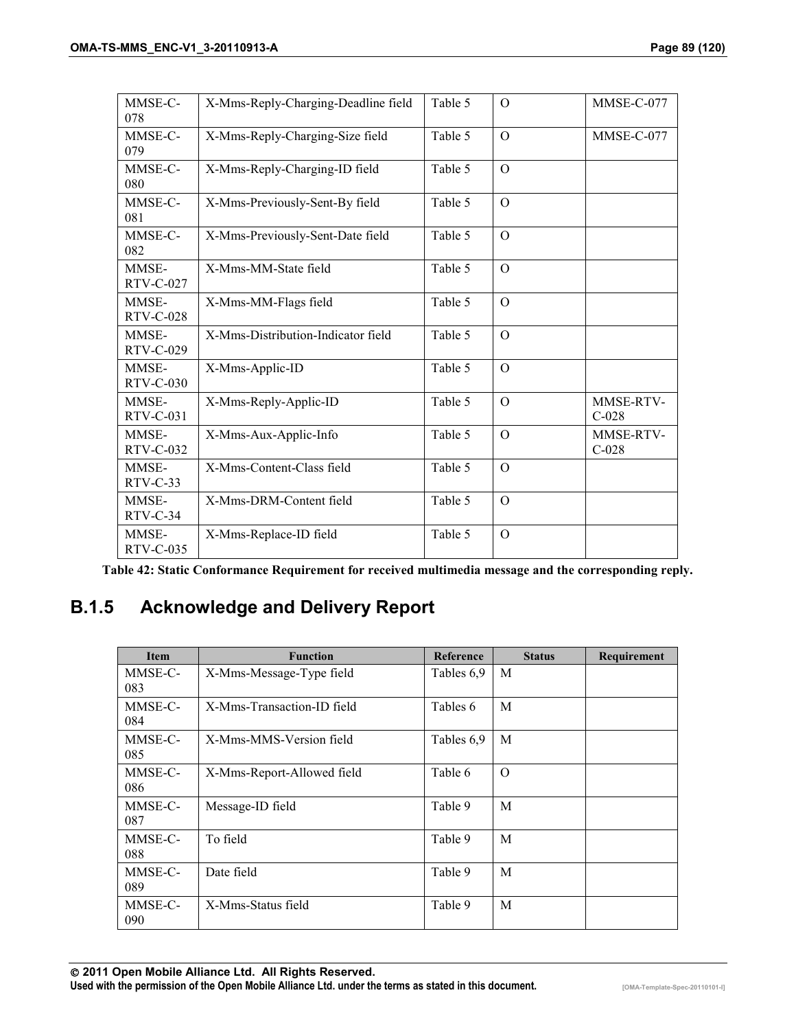| Item | Function | Reference | Status | Requirement |
|---|---|---|---|---|
| MMSE-C-078 | X-Mms-Reply-Charging-Deadline field | Table 5 | O | MMSE-C-077 |
| MMSE-C-079 | X-Mms-Reply-Charging-Size field | Table 5 | O | MMSE-C-077 |
| MMSE-C-080 | X-Mms-Reply-Charging-ID field | Table 5 | O | |
| MMSE-C-081 | X-Mms-Previously-Sent-By field | Table 5 | O | |
| MMSE-C-082 | X-Mms-Previously-Sent-Date field | Table 5 | O | |
| MMSE-RTV-C-027 | X-Mms-MM-State field | Table 5 | O | |
| MMSE-RTV-C-028 | X-Mms-MM-Flags field | Table 5 | O | |
| MMSE-RTV-C-029 | X-Mms-Distribution-Indicator field | Table 5 | O | |
| MMSE-RTV-C-030 | X-Mms-Applic-ID | Table 5 | O | |
| MMSE-RTV-C-031 | X-Mms-Reply-Applic-ID | Table 5 | O | MMSE-RTV-C-028 |
| MMSE-RTV-C-032 | X-Mms-Aux-Applic-Info | Table 5 | O | MMSE-RTV-C-028 |
| MMSE-RTV-C-33 | X-Mms-Content-Class field | Table 5 | O | |
| MMSE-RTV-C-34 | X-Mms-DRM-Content field | Table 5 | O | |
| MMSE-RTV-C-035 | X-Mms-Replace-ID field | Table 5 | O | |

**Table 42: Static Conformance Requirement for received multimedia message and the corresponding reply.**

### B.1.5 Acknowledge and Delivery Report

| Item | Function | Reference | Status | Requirement |
|---|---|---|---|---|
| MMSE-C-083 | X-Mms-Message-Type field | Tables 6,9 | M | |
| MMSE-C-084 | X-Mms-Transaction-ID field | Tables 6 | M | |
| MMSE-C-085 | X-Mms-MMS-Version field | Tables 6,9 | M | |
| MMSE-C-086 | X-Mms-Report-Allowed field | Table 6 | O | |
| MMSE-C-087 | Message-ID field | Table 9 | M | |
| MMSE-C-088 | To field | Table 9 | M | |
| MMSE-C-089 | Date field | Table 9 | M | |
| MMSE-C-090 | X-Mms-Status field | Table 9 | M | |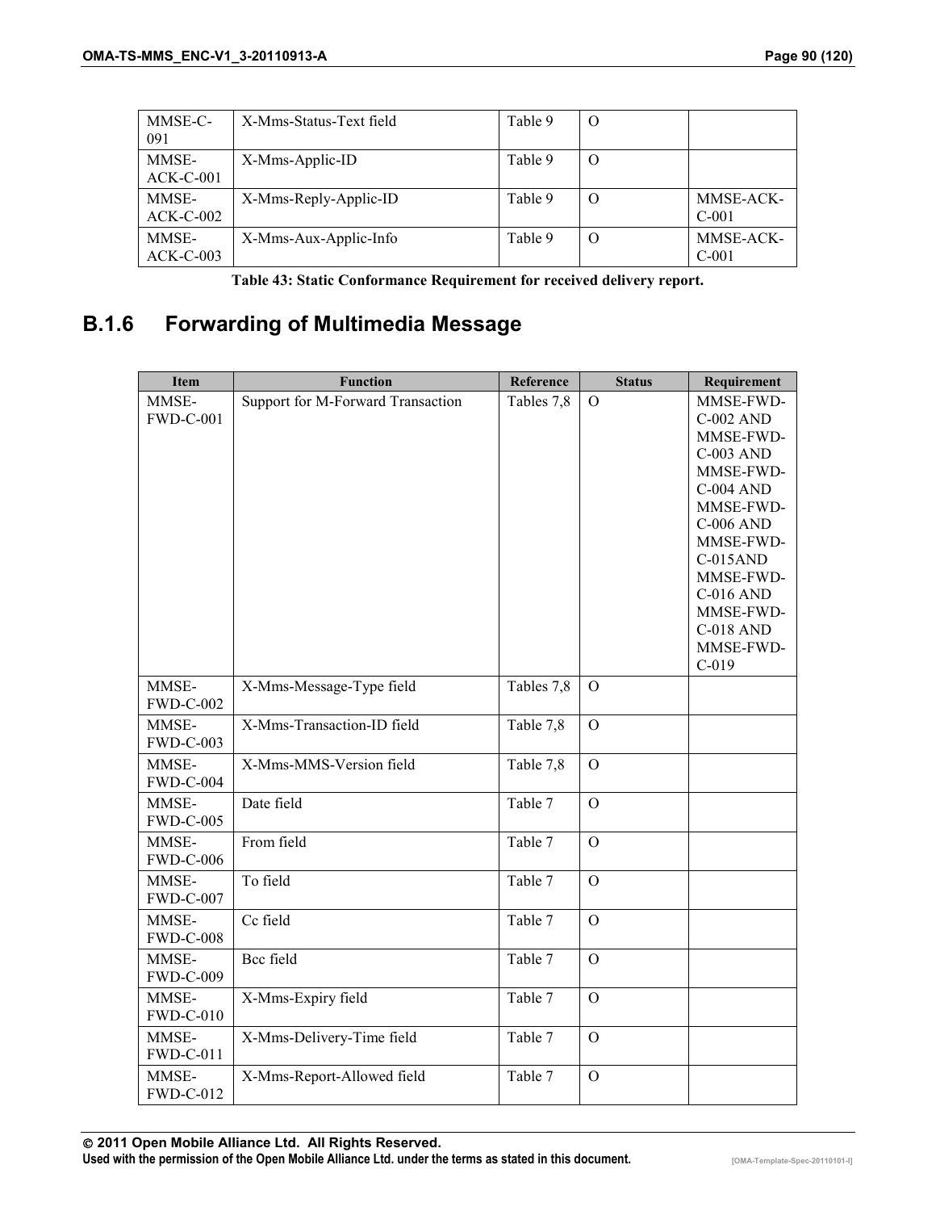| | | | | |
|---|---|---|---|---|
| MMSE-C-091 | X-Mms-Status-Text field | Table 9 | O | |
| MMSE-ACK-C-001 | X-Mms-Applic-ID | Table 9 | O | |
| MMSE-ACK-C-002 | X-Mms-Reply-Applic-ID | Table 9 | O | MMSE-ACK-C-001 |
| MMSE-ACK-C-003 | X-Mms-Aux-Applic-Info | Table 9 | O | MMSE-ACK-C-001 |

**Table 43: Static Conformance Requirement for received delivery report.**

## B.1.6 Forwarding of Multimedia Message

| Item | Function | Reference | Status | Requirement |
|---|---|---|---|---|
| MMSE-FWD-C-001 | Support for M-Forward Transaction | Tables 7,8 | O | MMSE-FWD-C-002 AND MMSE-FWD-C-003 AND MMSE-FWD-C-004 AND MMSE-FWD-C-006 AND MMSE-FWD-C-015AND MMSE-FWD-C-016 AND MMSE-FWD-C-018 AND MMSE-FWD-C-019 |
| MMSE-FWD-C-002 | X-Mms-Message-Type field | Tables 7,8 | O | |
| MMSE-FWD-C-003 | X-Mms-Transaction-ID field | Table 7,8 | O | |
| MMSE-FWD-C-004 | X-Mms-MMS-Version field | Table 7,8 | O | |
| MMSE-FWD-C-005 | Date field | Table 7 | O | |
| MMSE-FWD-C-006 | From field | Table 7 | O | |
| MMSE-FWD-C-007 | To field | Table 7 | O | |
| MMSE-FWD-C-008 | Cc field | Table 7 | O | |
| MMSE-FWD-C-009 | Bcc field | Table 7 | O | |
| MMSE-FWD-C-010 | X-Mms-Expiry field | Table 7 | O | |
| MMSE-FWD-C-011 | X-Mms-Delivery-Time field | Table 7 | O | |
| MMSE-FWD-C-012 | X-Mms-Report-Allowed field | Table 7 | O | |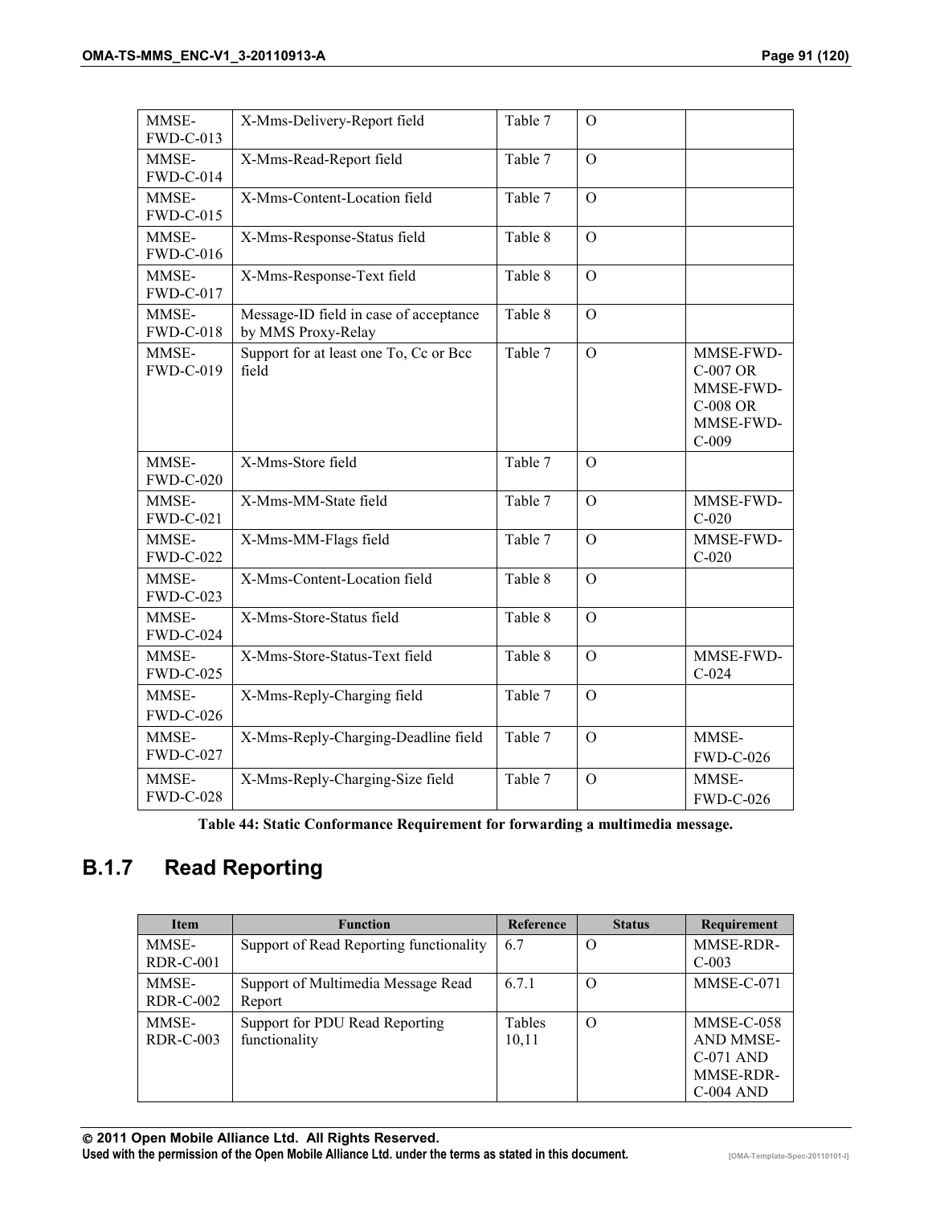| Item | Function | Reference | Status | Requirement |
|---|---|---|---|---|
| MMSE-FWD-C-013 | X-Mms-Delivery-Report field | Table 7 | O | |
| MMSE-FWD-C-014 | X-Mms-Read-Report field | Table 7 | O | |
| MMSE-FWD-C-015 | X-Mms-Content-Location field | Table 7 | O | |
| MMSE-FWD-C-016 | X-Mms-Response-Status field | Table 8 | O | |
| MMSE-FWD-C-017 | X-Mms-Response-Text field | Table 8 | O | |
| MMSE-FWD-C-018 | Message-ID field in case of acceptance by MMS Proxy-Relay | Table 8 | O | |
| MMSE-FWD-C-019 | Support for at least one To, Cc or Bcc field | Table 7 | O | MMSE-FWD-C-007 OR MMSE-FWD-C-008 OR MMSE-FWD-C-009 |
| MMSE-FWD-C-020 | X-Mms-Store field | Table 7 | O | |
| MMSE-FWD-C-021 | X-Mms-MM-State field | Table 7 | O | MMSE-FWD-C-020 |
| MMSE-FWD-C-022 | X-Mms-MM-Flags field | Table 7 | O | MMSE-FWD-C-020 |
| MMSE-FWD-C-023 | X-Mms-Content-Location field | Table 8 | O | |
| MMSE-FWD-C-024 | X-Mms-Store-Status field | Table 8 | O | |
| MMSE-FWD-C-025 | X-Mms-Store-Status-Text field | Table 8 | O | MMSE-FWD-C-024 |
| MMSE-FWD-C-026 | X-Mms-Reply-Charging field | Table 7 | O | |
| MMSE-FWD-C-027 | X-Mms-Reply-Charging-Deadline field | Table 7 | O | MMSE-FWD-C-026 |
| MMSE-FWD-C-028 | X-Mms-Reply-Charging-Size field | Table 7 | O | MMSE-FWD-C-026 |

**Table 44: Static Conformance Requirement for forwarding a multimedia message.**

### B.1.7 Read Reporting

| Item | Function | Reference | Status | Requirement |
|---|---|---|---|---|
| MMSE-RDR-C-001 | Support of Read Reporting functionality | 6.7 | O | MMSE-RDR-C-003 |
| MMSE-RDR-C-002 | Support of Multimedia Message Read Report | 6.7.1 | O | MMSE-C-071 |
| MMSE-RDR-C-003 | Support for PDU Read Reporting functionality | Tables 10,11 | O | MMSE-C-058 AND MMSE-C-071 AND MMSE-RDR-C-004 AND |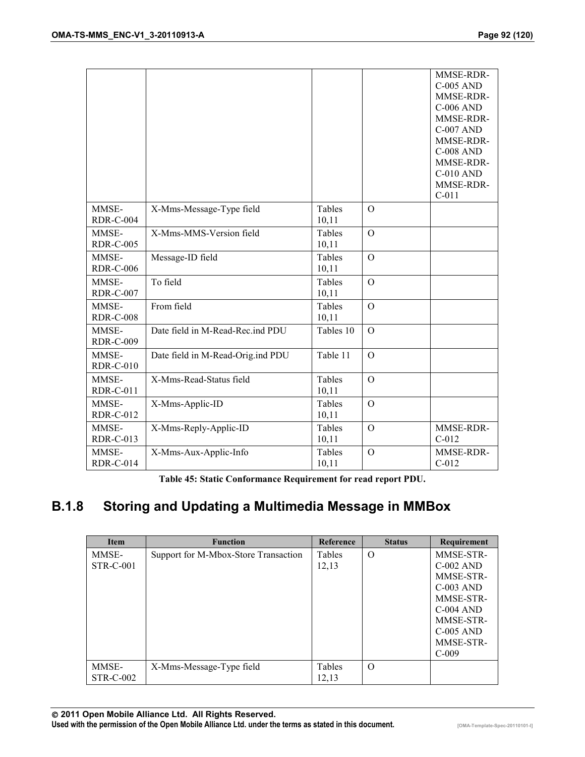| | | | | |
|---|---|---|---|---|
| | | | | MMSE-RDR-C-005 AND MMSE-RDR-C-006 AND MMSE-RDR-C-007 AND MMSE-RDR-C-008 AND MMSE-RDR-C-010 AND MMSE-RDR-C-011 |
| MMSE-RDR-C-004 | X-Mms-Message-Type field | Tables 10,11 | O | |
| MMSE-RDR-C-005 | X-Mms-MMS-Version field | Tables 10,11 | O | |
| MMSE-RDR-C-006 | Message-ID field | Tables 10,11 | O | |
| MMSE-RDR-C-007 | To field | Tables 10,11 | O | |
| MMSE-RDR-C-008 | From field | Tables 10,11 | O | |
| MMSE-RDR-C-009 | Date field in M-Read-Rec.ind PDU | Tables 10 | O | |
| MMSE-RDR-C-010 | Date field in M-Read-Orig.ind PDU | Table 11 | O | |
| MMSE-RDR-C-011 | X-Mms-Read-Status field | Tables 10,11 | O | |
| MMSE-RDR-C-012 | X-Mms-Applic-ID | Tables 10,11 | O | |
| MMSE-RDR-C-013 | X-Mms-Reply-Applic-ID | Tables 10,11 | O | MMSE-RDR-C-012 |
| MMSE-RDR-C-014 | X-Mms-Aux-Applic-Info | Tables 10,11 | O | MMSE-RDR-C-012 |

**Table 45: Static Conformance Requirement for read report PDU.**

## B.1.8 Storing and Updating a Multimedia Message in MMBox

| Item | Function | Reference | Status | Requirement |
|---|---|---|---|---|
| MMSE-STR-C-001 | Support for M-Mbox-Store Transaction | Tables 12,13 | O | MMSE-STR-C-002 AND MMSE-STR-C-003 AND MMSE-STR-C-004 AND MMSE-STR-C-005 AND MMSE-STR-C-009 |
| MMSE-STR-C-002 | X-Mms-Message-Type field | Tables 12,13 | O | |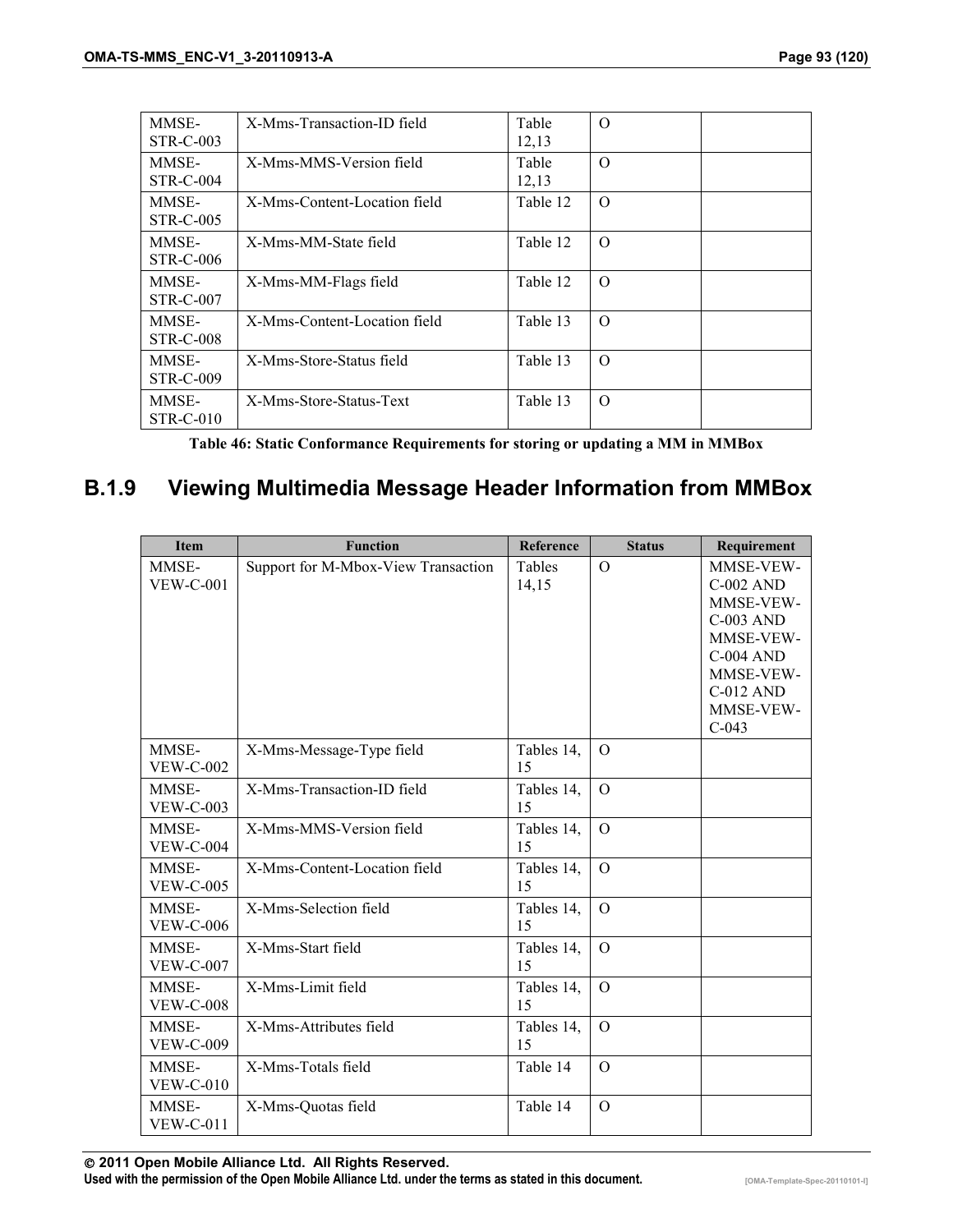| | | | | |
|---|---|---|---|---|
| MMSE-STR-C-003 | X-Mms-Transaction-ID field | Table 12,13 | O | |
| MMSE-STR-C-004 | X-Mms-MMS-Version field | Table 12,13 | O | |
| MMSE-STR-C-005 | X-Mms-Content-Location field | Table 12 | O | |
| MMSE-STR-C-006 | X-Mms-MM-State field | Table 12 | O | |
| MMSE-STR-C-007 | X-Mms-MM-Flags field | Table 12 | O | |
| MMSE-STR-C-008 | X-Mms-Content-Location field | Table 13 | O | |
| MMSE-STR-C-009 | X-Mms-Store-Status field | Table 13 | O | |
| MMSE-STR-C-010 | X-Mms-Store-Status-Text | Table 13 | O | |

**Table 46: Static Conformance Requirements for storing or updating a MM in MMBox**

## B.1.9 Viewing Multimedia Message Header Information from MMBox

| Item | Function | Reference | Status | Requirement |
|---|---|---|---|---|
| MMSE-VEW-C-001 | Support for M-Mbox-View Transaction | Tables 14,15 | O | MMSE-VEW-C-002 AND MMSE-VEW-C-003 AND MMSE-VEW-C-004 AND MMSE-VEW-C-012 AND MMSE-VEW-C-043 |
| MMSE-VEW-C-002 | X-Mms-Message-Type field | Tables 14, 15 | O | |
| MMSE-VEW-C-003 | X-Mms-Transaction-ID field | Tables 14, 15 | O | |
| MMSE-VEW-C-004 | X-Mms-MMS-Version field | Tables 14, 15 | O | |
| MMSE-VEW-C-005 | X-Mms-Content-Location field | Tables 14, 15 | O | |
| MMSE-VEW-C-006 | X-Mms-Selection field | Tables 14, 15 | O | |
| MMSE-VEW-C-007 | X-Mms-Start field | Tables 14, 15 | O | |
| MMSE-VEW-C-008 | X-Mms-Limit field | Tables 14, 15 | O | |
| MMSE-VEW-C-009 | X-Mms-Attributes field | Tables 14, 15 | O | |
| MMSE-VEW-C-010 | X-Mms-Totals field | Table 14 | O | |
| MMSE-VEW-C-011 | X-Mms-Quotas field | Table 14 | O | |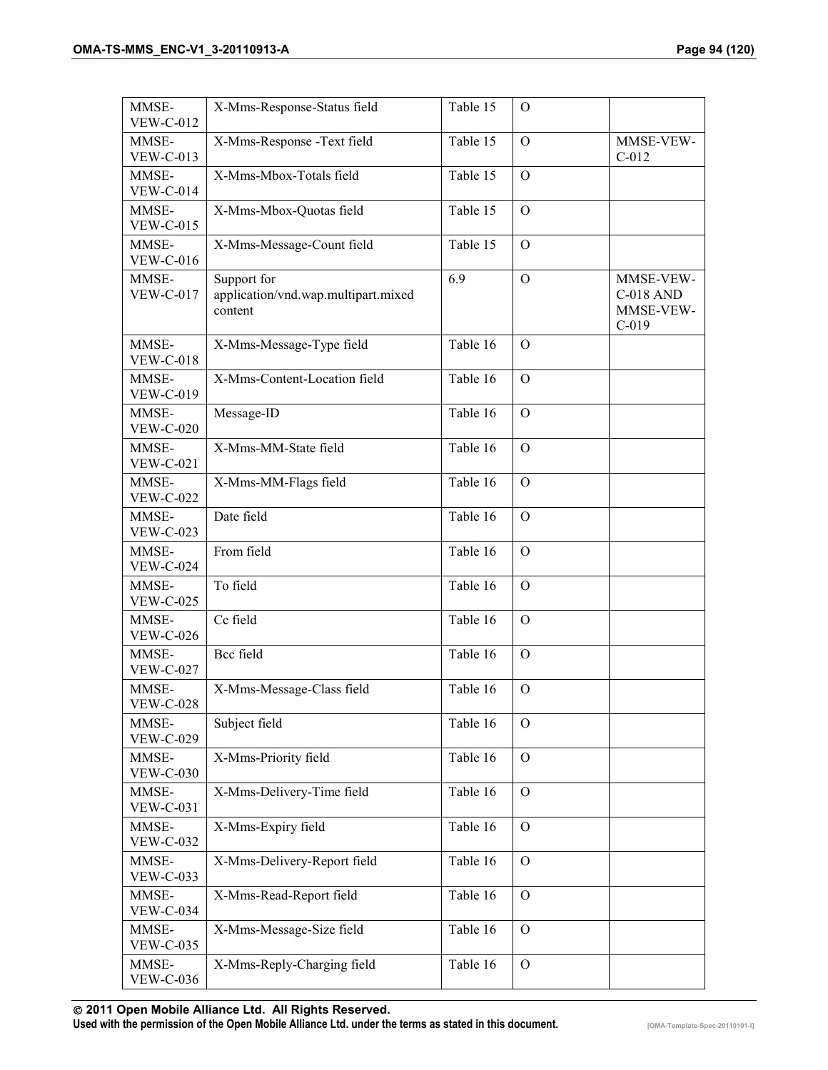| MMSE-VEW-C-012 | X-Mms-Response-Status field | Table 15 | O | |
|---|---|---|---|---|
| MMSE-VEW-C-013 | X-Mms-Response -Text field | Table 15 | O | MMSE-VEW-C-012 |
| MMSE-VEW-C-014 | X-Mms-Mbox-Totals field | Table 15 | O | |
| MMSE-VEW-C-015 | X-Mms-Mbox-Quotas field | Table 15 | O | |
| MMSE-VEW-C-016 | X-Mms-Message-Count field | Table 15 | O | |
| MMSE-VEW-C-017 | Support for application/vnd.wap.multipart.mixed content | 6.9 | O | MMSE-VEW-C-018 AND MMSE-VEW-C-019 |
| MMSE-VEW-C-018 | X-Mms-Message-Type field | Table 16 | O | |
| MMSE-VEW-C-019 | X-Mms-Content-Location field | Table 16 | O | |
| MMSE-VEW-C-020 | Message-ID | Table 16 | O | |
| MMSE-VEW-C-021 | X-Mms-MM-State field | Table 16 | O | |
| MMSE-VEW-C-022 | X-Mms-MM-Flags field | Table 16 | O | |
| MMSE-VEW-C-023 | Date field | Table 16 | O | |
| MMSE-VEW-C-024 | From field | Table 16 | O | |
| MMSE-VEW-C-025 | To field | Table 16 | O | |
| MMSE-VEW-C-026 | Cc field | Table 16 | O | |
| MMSE-VEW-C-027 | Bcc field | Table 16 | O | |
| MMSE-VEW-C-028 | X-Mms-Message-Class field | Table 16 | O | |
| MMSE-VEW-C-029 | Subject field | Table 16 | O | |
| MMSE-VEW-C-030 | X-Mms-Priority field | Table 16 | O | |
| MMSE-VEW-C-031 | X-Mms-Delivery-Time field | Table 16 | O | |
| MMSE-VEW-C-032 | X-Mms-Expiry field | Table 16 | O | |
| MMSE-VEW-C-033 | X-Mms-Delivery-Report field | Table 16 | O | |
| MMSE-VEW-C-034 | X-Mms-Read-Report field | Table 16 | O | |
| MMSE-VEW-C-035 | X-Mms-Message-Size field | Table 16 | O | |
| MMSE-VEW-C-036 | X-Mms-Reply-Charging field | Table 16 | O | |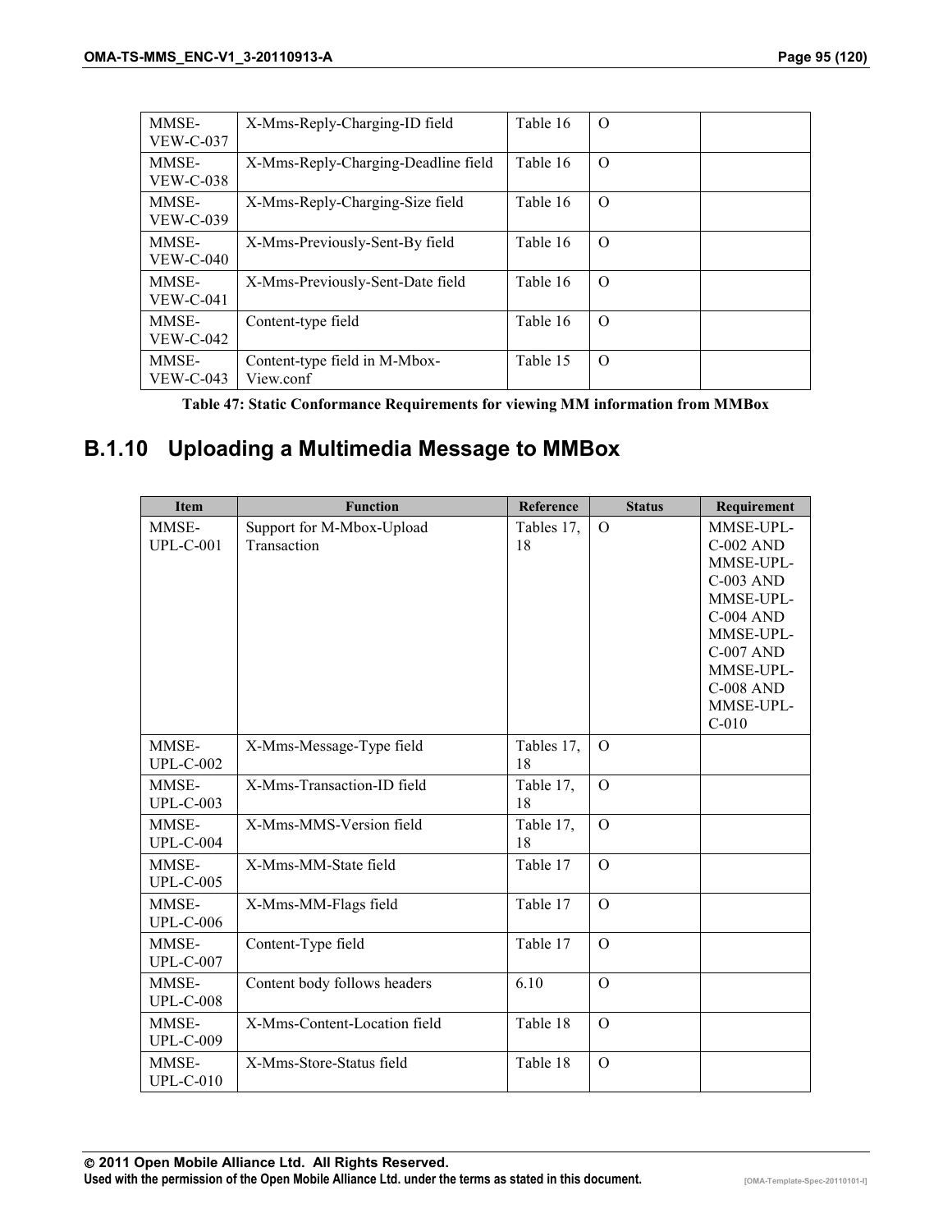| MMSE-VEW-C-037 | X-Mms-Reply-Charging-ID field | Table 16 | O | |
|---|---|---|---|---|
| MMSE-VEW-C-038 | X-Mms-Reply-Charging-Deadline field | Table 16 | O | |
| MMSE-VEW-C-039 | X-Mms-Reply-Charging-Size field | Table 16 | O | |
| MMSE-VEW-C-040 | X-Mms-Previously-Sent-By field | Table 16 | O | |
| MMSE-VEW-C-041 | X-Mms-Previously-Sent-Date field | Table 16 | O | |
| MMSE-VEW-C-042 | Content-type field | Table 16 | O | |
| MMSE-VEW-C-043 | Content-type field in M-Mbox-View.conf | Table 15 | O | |

**Table 47: Static Conformance Requirements for viewing MM information from MMBox**

### B.1.10 Uploading a Multimedia Message to MMBox

| Item | Function | Reference | Status | Requirement |
|---|---|---|---|---|
| MMSE-UPL-C-001 | Support for M-Mbox-Upload Transaction | Tables 17, 18 | O | MMSE-UPL-C-002 AND MMSE-UPL-C-003 AND MMSE-UPL-C-004 AND MMSE-UPL-C-007 AND MMSE-UPL-C-008 AND MMSE-UPL-C-010 |
| MMSE-UPL-C-002 | X-Mms-Message-Type field | Tables 17, 18 | O | |
| MMSE-UPL-C-003 | X-Mms-Transaction-ID field | Table 17, 18 | O | |
| MMSE-UPL-C-004 | X-Mms-MMS-Version field | Table 17, 18 | O | |
| MMSE-UPL-C-005 | X-Mms-MM-State field | Table 17 | O | |
| MMSE-UPL-C-006 | X-Mms-MM-Flags field | Table 17 | O | |
| MMSE-UPL-C-007 | Content-Type field | Table 17 | O | |
| MMSE-UPL-C-008 | Content body follows headers | 6.10 | O | |
| MMSE-UPL-C-009 | X-Mms-Content-Location field | Table 18 | O | |
| MMSE-UPL-C-010 | X-Mms-Store-Status field | Table 18 | O | |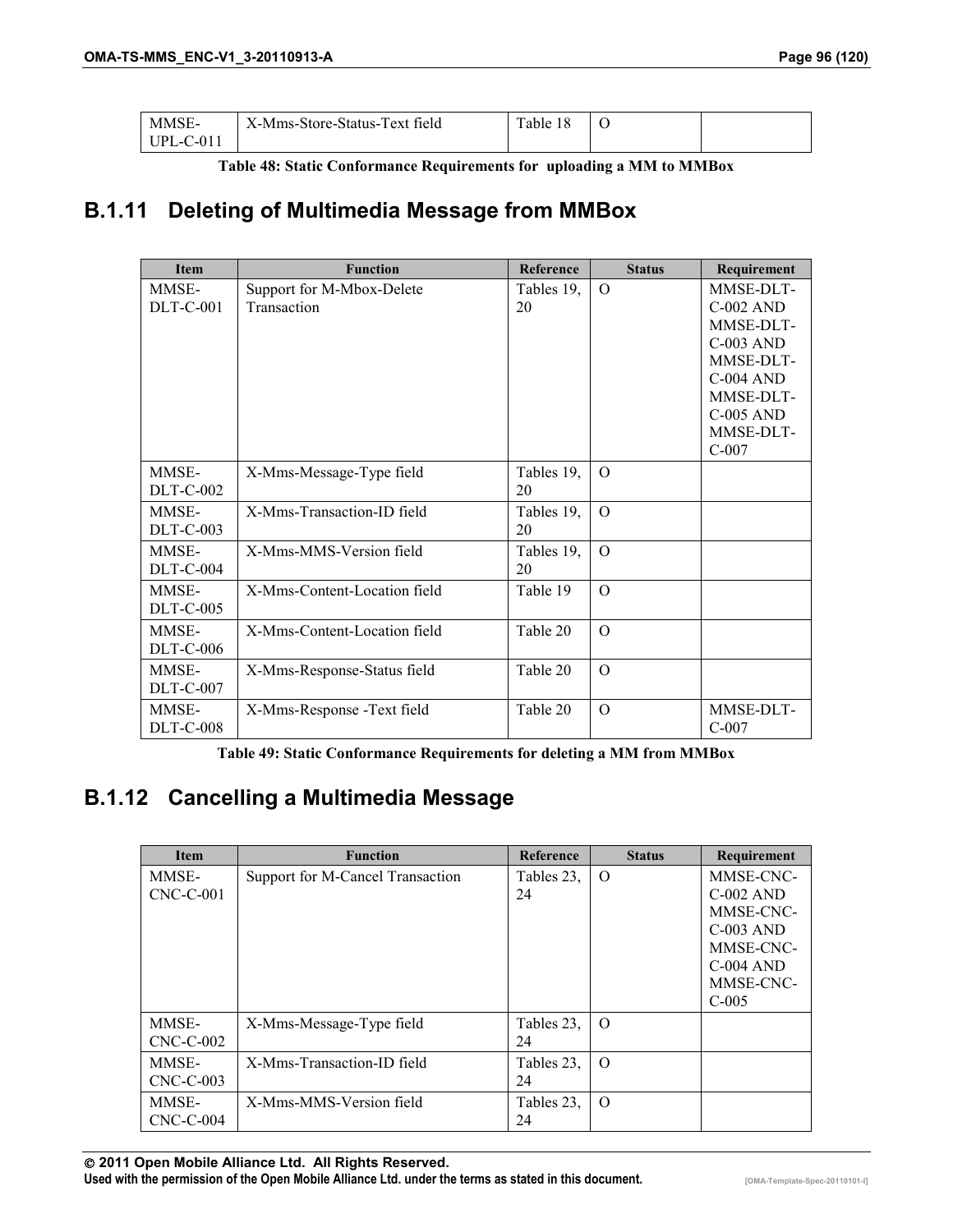| MMSE-UPL-C-011 | X-Mms-Store-Status-Text field | Table 18 | O | |
|---|---|---|---|---|

**Table 48: Static Conformance Requirements for uploading a MM to MMBox**

## B.1.11 Deleting of Multimedia Message from MMBox

| Item | Function | Reference | Status | Requirement |
|---|---|---|---|---|
| MMSE-DLT-C-001 | Support for M-Mbox-Delete Transaction | Tables 19, 20 | O | MMSE-DLT-C-002 AND MMSE-DLT-C-003 AND MMSE-DLT-C-004 AND MMSE-DLT-C-005 AND MMSE-DLT-C-007 |
| MMSE-DLT-C-002 | X-Mms-Message-Type field | Tables 19, 20 | O | |
| MMSE-DLT-C-003 | X-Mms-Transaction-ID field | Tables 19, 20 | O | |
| MMSE-DLT-C-004 | X-Mms-MMS-Version field | Tables 19, 20 | O | |
| MMSE-DLT-C-005 | X-Mms-Content-Location field | Table 19 | O | |
| MMSE-DLT-C-006 | X-Mms-Content-Location field | Table 20 | O | |
| MMSE-DLT-C-007 | X-Mms-Response-Status field | Table 20 | O | |
| MMSE-DLT-C-008 | X-Mms-Response -Text field | Table 20 | O | MMSE-DLT-C-007 |

**Table 49: Static Conformance Requirements for deleting a MM from MMBox**

## B.1.12 Cancelling a Multimedia Message

| Item | Function | Reference | Status | Requirement |
|---|---|---|---|---|
| MMSE-CNC-C-001 | Support for M-Cancel Transaction | Tables 23, 24 | O | MMSE-CNC-C-002 AND MMSE-CNC-C-003 AND MMSE-CNC-C-004 AND MMSE-CNC-C-005 |
| MMSE-CNC-C-002 | X-Mms-Message-Type field | Tables 23, 24 | O | |
| MMSE-CNC-C-003 | X-Mms-Transaction-ID field | Tables 23, 24 | O | |
| MMSE-CNC-C-004 | X-Mms-MMS-Version field | Tables 23, 24 | O | |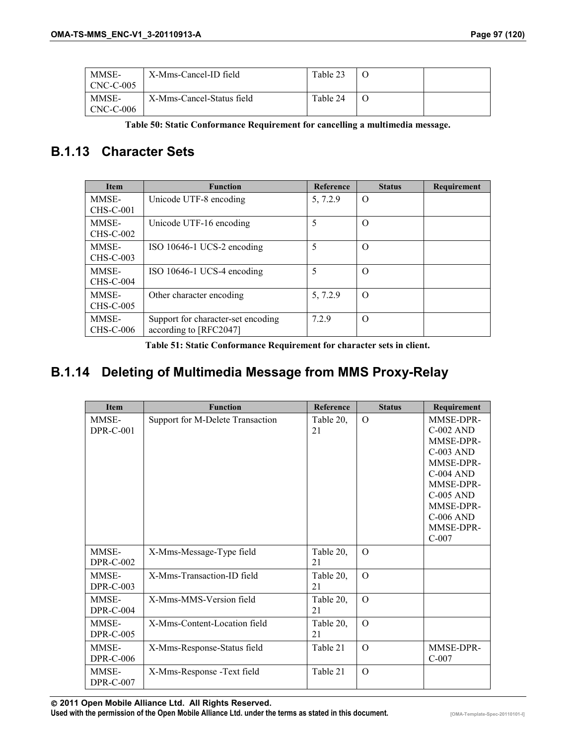| MMSE-CNC-C-005 | X-Mms-Cancel-ID field | Table 23 | O | |
|---|---|---|---|---|
| MMSE-CNC-C-006 | X-Mms-Cancel-Status field | Table 24 | O | |

**Table 50: Static Conformance Requirement for cancelling a multimedia message.**

## B.1.13 Character Sets

| Item | Function | Reference | Status | Requirement |
|---|---|---|---|---|
| MMSE-CHS-C-001 | Unicode UTF-8 encoding | 5, 7.2.9 | O | |
| MMSE-CHS-C-002 | Unicode UTF-16 encoding | 5 | O | |
| MMSE-CHS-C-003 | ISO 10646-1 UCS-2 encoding | 5 | O | |
| MMSE-CHS-C-004 | ISO 10646-1 UCS-4 encoding | 5 | O | |
| MMSE-CHS-C-005 | Other character encoding | 5, 7.2.9 | O | |
| MMSE-CHS-C-006 | Support for character-set encoding according to [RFC2047] | 7.2.9 | O | |

**Table 51: Static Conformance Requirement for character sets in client.**

## B.1.14 Deleting of Multimedia Message from MMS Proxy-Relay

| Item | Function | Reference | Status | Requirement |
|---|---|---|---|---|
| MMSE-DPR-C-001 | Support for M-Delete Transaction | Table 20, 21 | O | MMSE-DPR-C-002 AND MMSE-DPR-C-003 AND MMSE-DPR-C-004 AND MMSE-DPR-C-005 AND MMSE-DPR-C-006 AND MMSE-DPR-C-007 |
| MMSE-DPR-C-002 | X-Mms-Message-Type field | Table 20, 21 | O | |
| MMSE-DPR-C-003 | X-Mms-Transaction-ID field | Table 20, 21 | O | |
| MMSE-DPR-C-004 | X-Mms-MMS-Version field | Table 20, 21 | O | |
| MMSE-DPR-C-005 | X-Mms-Content-Location field | Table 20, 21 | O | |
| MMSE-DPR-C-006 | X-Mms-Response-Status field | Table 21 | O | MMSE-DPR-C-007 |
| MMSE-DPR-C-007 | X-Mms-Response -Text field | Table 21 | O | |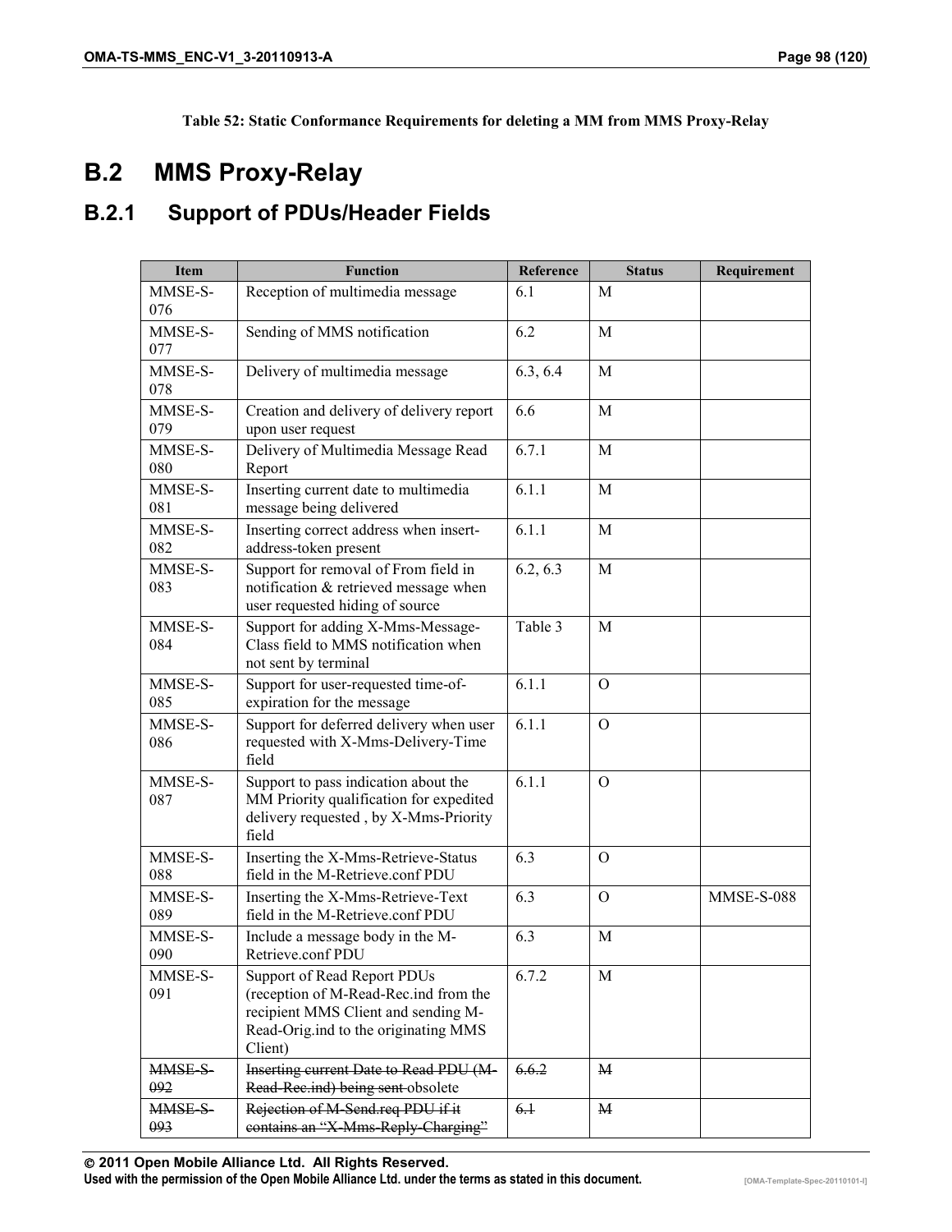**Table 52: Static Conformance Requirements for deleting a MM from MMS Proxy-Relay**

## B.2 MMS Proxy-Relay

### B.2.1 Support of PDUs/Header Fields

| Item | Function | Reference | Status | Requirement |
|---|---|---|---|---|
| MMSE-S-076 | Reception of multimedia message | 6.1 | M | |
| MMSE-S-077 | Sending of MMS notification | 6.2 | M | |
| MMSE-S-078 | Delivery of multimedia message | 6.3, 6.4 | M | |
| MMSE-S-079 | Creation and delivery of delivery report upon user request | 6.6 | M | |
| MMSE-S-080 | Delivery of Multimedia Message Read Report | 6.7.1 | M | |
| MMSE-S-081 | Inserting current date to multimedia message being delivered | 6.1.1 | M | |
| MMSE-S-082 | Inserting correct address when insert-address-token present | 6.1.1 | M | |
| MMSE-S-083 | Support for removal of From field in notification & retrieved message when user requested hiding of source | 6.2, 6.3 | M | |
| MMSE-S-084 | Support for adding X-Mms-Message-Class field to MMS notification when not sent by terminal | Table 3 | M | |
| MMSE-S-085 | Support for user-requested time-of-expiration for the message | 6.1.1 | O | |
| MMSE-S-086 | Support for deferred delivery when user requested with X-Mms-Delivery-Time field | 6.1.1 | O | |
| MMSE-S-087 | Support to pass indication about the MM Priority qualification for expedited delivery requested , by X-Mms-Priority field | 6.1.1 | O | |
| MMSE-S-088 | Inserting the X-Mms-Retrieve-Status field in the M-Retrieve.conf PDU | 6.3 | O | |
| MMSE-S-089 | Inserting the X-Mms-Retrieve-Text field in the M-Retrieve.conf PDU | 6.3 | O | MMSE-S-088 |
| MMSE-S-090 | Include a message body in the M-Retrieve.conf PDU | 6.3 | M | |
| MMSE-S-091 | Support of Read Report PDUs (reception of M-Read-Rec.ind from the recipient MMS Client and sending M-Read-Orig.ind to the originating MMS Client) | 6.7.2 | M | |
| ~~MMSE-S-092~~ | ~~Inserting current Date to Read PDU (M-Read-Rec.ind) being sent~~ obsolete | ~~6.6.2~~ | ~~M~~ | |
| ~~MMSE-S-093~~ | ~~Rejection of M-Send.req PDU if it contains an "X-Mms-Reply-Charging"~~ | ~~6.1~~ | ~~M~~ | |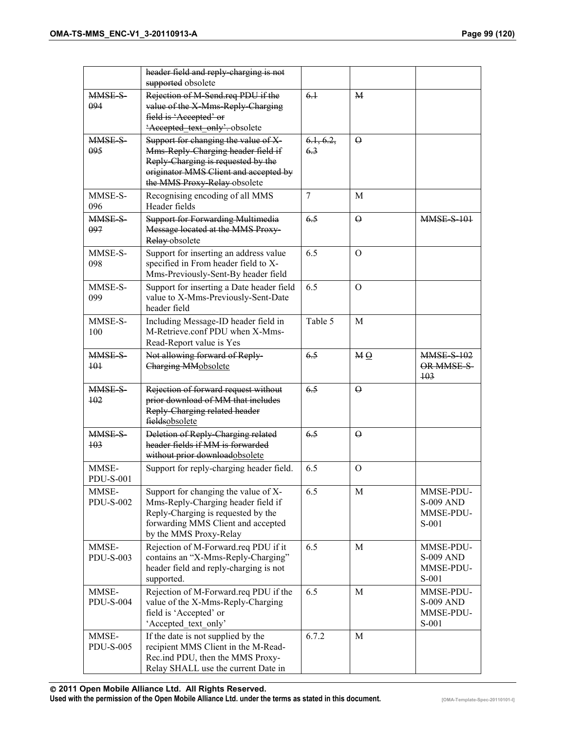| | ~~header field and reply-charging is not supported~~ obsolete | | | |
|---|---|---|---|---|
| ~~MMSE-S-094~~ | ~~Rejection of M-Send.req PDU if the value of the X-Mms-Reply-Charging field is 'Accepted' or 'Accepted_text_only'.~~ obsolete | ~~6.1~~ | ~~M~~ | |
| ~~MMSE-S-095~~ | ~~Support for changing the value of X-Mms-Reply-Charging header field if Reply-Charging is requested by the originator MMS Client and accepted by the MMS Proxy-Relay~~ obsolete | ~~6.1, 6.2, 6.3~~ | ~~O~~ | |
| MMSE-S-096 | Recognising encoding of all MMS Header fields | 7 | M | |
| ~~MMSE-S-097~~ | ~~Support for Forwarding Multimedia Message located at the MMS Proxy-Relay~~ obsolete | ~~6.5~~ | ~~O~~ | ~~MMSE-S-101~~ |
| MMSE-S-098 | Support for inserting an address value specified in From header field to X-Mms-Previously-Sent-By header field | 6.5 | O | |
| MMSE-S-099 | Support for inserting a Date header field value to X-Mms-Previously-Sent-Date header field | 6.5 | O | |
| MMSE-S-100 | Including Message-ID header field in M-Retrieve.conf PDU when X-Mms-Read-Report value is Yes | Table 5 | M | |
| ~~MMSE-S-101~~ | ~~Not allowing forward of Reply-Charging MM~~obsolete | ~~6.5~~ | ~~M~~ O | ~~MMSE-S-102 OR MMSE-S-103~~ |
| ~~MMSE-S-102~~ | ~~Rejection of forward request without prior download of MM that includes Reply-Charging related header fields~~obsolete | ~~6.5~~ | ~~O~~ | |
| ~~MMSE-S-103~~ | ~~Deletion of Reply-Charging related header fields if MM is forwarded without prior download~~obsolete | ~~6.5~~ | ~~O~~ | |
| MMSE-PDU-S-001 | Support for reply-charging header field. | 6.5 | O | |
| MMSE-PDU-S-002 | Support for changing the value of X-Mms-Reply-Charging header field if Reply-Charging is requested by the forwarding MMS Client and accepted by the MMS Proxy-Relay | 6.5 | M | MMSE-PDU-S-009 AND MMSE-PDU-S-001 |
| MMSE-PDU-S-003 | Rejection of M-Forward.req PDU if it contains an "X-Mms-Reply-Charging" header field and reply-charging is not supported. | 6.5 | M | MMSE-PDU-S-009 AND MMSE-PDU-S-001 |
| MMSE-PDU-S-004 | Rejection of M-Forward.req PDU if the value of the X-Mms-Reply-Charging field is 'Accepted' or 'Accepted_text_only' | 6.5 | M | MMSE-PDU-S-009 AND MMSE-PDU-S-001 |
| MMSE-PDU-S-005 | If the date is not supplied by the recipient MMS Client in the M-Read-Rec.ind PDU, then the MMS Proxy-Relay SHALL use the current Date in | 6.7.2 | M | |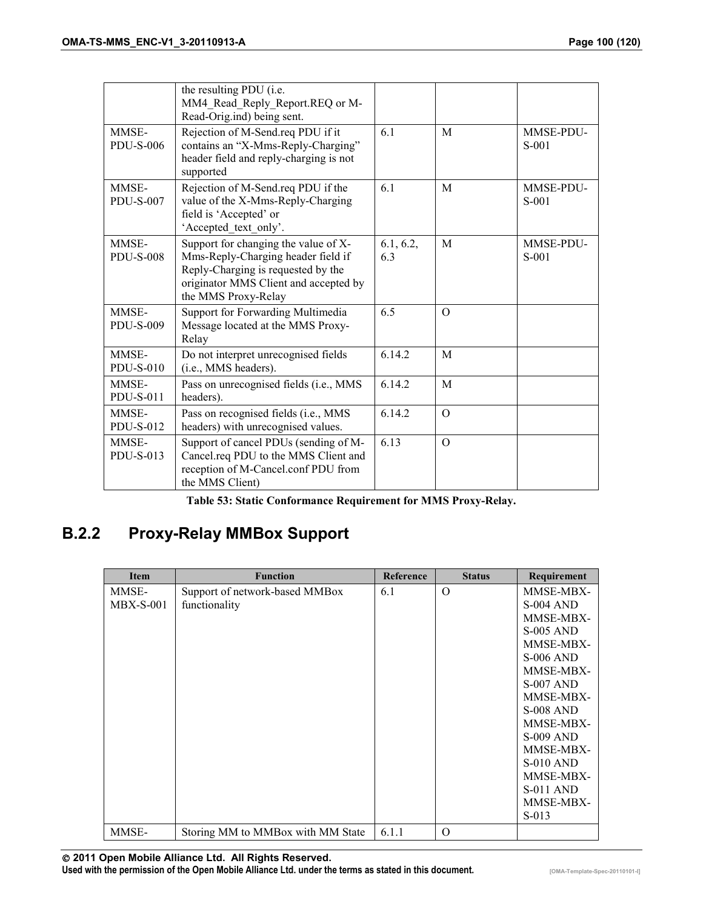| | | | | |
|---|---|---|---|---|
| | the resulting PDU (i.e. MM4_Read_Reply_Report.REQ or M-Read-Orig.ind) being sent. | | | |
| MMSE-PDU-S-006 | Rejection of M-Send.req PDU if it contains an “X-Mms-Reply-Charging” header field and reply-charging is not supported | 6.1 | M | MMSE-PDU-S-001 |
| MMSE-PDU-S-007 | Rejection of M-Send.req PDU if the value of the X-Mms-Reply-Charging field is ‘Accepted’ or ‘Accepted_text_only’. | 6.1 | M | MMSE-PDU-S-001 |
| MMSE-PDU-S-008 | Support for changing the value of X-Mms-Reply-Charging header field if Reply-Charging is requested by the originator MMS Client and accepted by the MMS Proxy-Relay | 6.1, 6.2, 6.3 | M | MMSE-PDU-S-001 |
| MMSE-PDU-S-009 | Support for Forwarding Multimedia Message located at the MMS Proxy-Relay | 6.5 | O | |
| MMSE-PDU-S-010 | Do not interpret unrecognised fields (i.e., MMS headers). | 6.14.2 | M | |
| MMSE-PDU-S-011 | Pass on unrecognised fields (i.e., MMS headers). | 6.14.2 | M | |
| MMSE-PDU-S-012 | Pass on recognised fields (i.e., MMS headers) with unrecognised values. | 6.14.2 | O | |
| MMSE-PDU-S-013 | Support of cancel PDUs (sending of M-Cancel.req PDU to the MMS Client and reception of M-Cancel.conf PDU from the MMS Client) | 6.13 | O | |

**Table 53: Static Conformance Requirement for MMS Proxy-Relay.**

## B.2.2 Proxy-Relay MMBox Support

| Item | Function | Reference | Status | Requirement |
|---|---|---|---|---|
| MMSE-MBX-S-001 | Support of network-based MMBox functionality | 6.1 | O | MMSE-MBX-S-004 AND MMSE-MBX-S-005 AND MMSE-MBX-S-006 AND MMSE-MBX-S-007 AND MMSE-MBX-S-008 AND MMSE-MBX-S-009 AND MMSE-MBX-S-010 AND MMSE-MBX-S-011 AND MMSE-MBX-S-013 |
| MMSE- | Storing MM to MMBox with MM State | 6.1.1 | O | |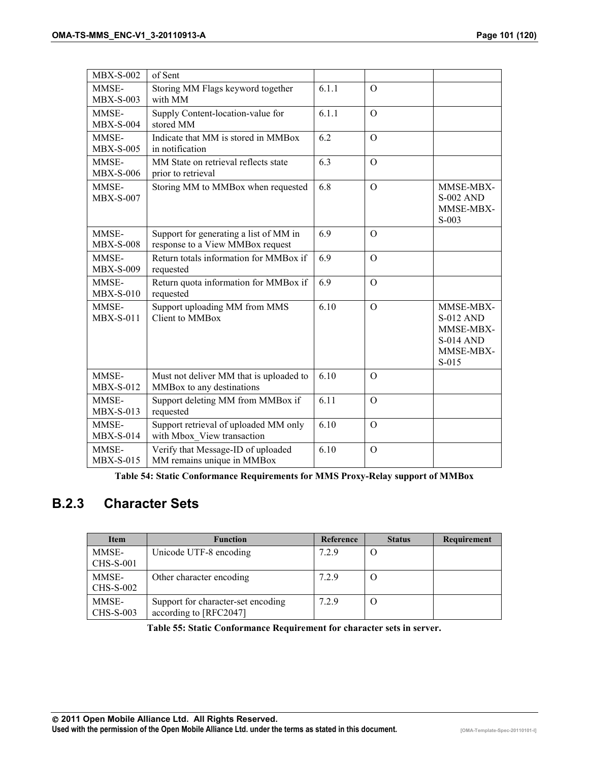| MBX-S-002 | of Sent | | | |
|---|---|---|---|---|
| MMSE-MBX-S-003 | Storing MM Flags keyword together with MM | 6.1.1 | O | |
| MMSE-MBX-S-004 | Supply Content-location-value for stored MM | 6.1.1 | O | |
| MMSE-MBX-S-005 | Indicate that MM is stored in MMBox in notification | 6.2 | O | |
| MMSE-MBX-S-006 | MM State on retrieval reflects state prior to retrieval | 6.3 | O | |
| MMSE-MBX-S-007 | Storing MM to MMBox when requested | 6.8 | O | MMSE-MBX-S-002 AND MMSE-MBX-S-003 |
| MMSE-MBX-S-008 | Support for generating a list of MM in response to a View MMBox request | 6.9 | O | |
| MMSE-MBX-S-009 | Return totals information for MMBox if requested | 6.9 | O | |
| MMSE-MBX-S-010 | Return quota information for MMBox if requested | 6.9 | O | |
| MMSE-MBX-S-011 | Support uploading MM from MMS Client to MMBox | 6.10 | O | MMSE-MBX-S-012 AND MMSE-MBX-S-014 AND MMSE-MBX-S-015 |
| MMSE-MBX-S-012 | Must not deliver MM that is uploaded to MMBox to any destinations | 6.10 | O | |
| MMSE-MBX-S-013 | Support deleting MM from MMBox if requested | 6.11 | O | |
| MMSE-MBX-S-014 | Support retrieval of uploaded MM only with Mbox_View transaction | 6.10 | O | |
| MMSE-MBX-S-015 | Verify that Message-ID of uploaded MM remains unique in MMBox | 6.10 | O | |

**Table 54: Static Conformance Requirements for MMS Proxy-Relay support of MMBox**

## B.2.3 Character Sets

| Item | Function | Reference | Status | Requirement |
|---|---|---|---|---|
| MMSE-CHS-S-001 | Unicode UTF-8 encoding | 7.2.9 | O | |
| MMSE-CHS-S-002 | Other character encoding | 7.2.9 | O | |
| MMSE-CHS-S-003 | Support for character-set encoding according to [RFC2047] | 7.2.9 | O | |

**Table 55: Static Conformance Requirement for character sets in server.**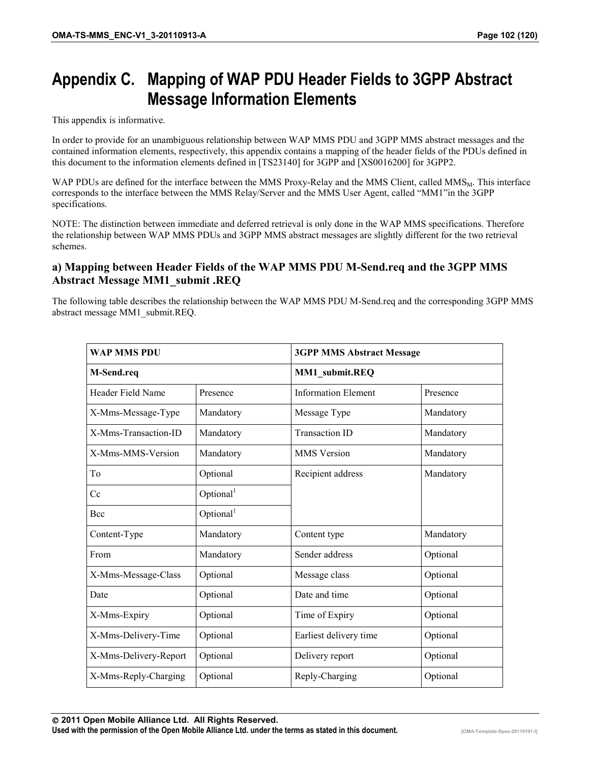# Appendix C. Mapping of WAP PDU Header Fields to 3GPP Abstract Message Information Elements

This appendix is informative.

In order to provide for an unambiguous relationship between WAP MMS PDU and 3GPP MMS abstract messages and the contained information elements, respectively, this appendix contains a mapping of the header fields of the PDUs defined in this document to the information elements defined in [TS23140] for 3GPP and [XS0016200] for 3GPP2.

WAP PDUs are defined for the interface between the MMS Proxy-Relay and the MMS Client, called $MMS_M$. This interface corresponds to the interface between the MMS Relay/Server and the MMS User Agent, called “MM1”in the 3GPP specifications.

NOTE: The distinction between immediate and deferred retrieval is only done in the WAP MMS specifications. Therefore the relationship between WAP MMS PDUs and 3GPP MMS abstract messages are slightly different for the two retrieval schemes.

### a) Mapping between Header Fields of the WAP MMS PDU M-Send.req and the 3GPP MMS Abstract Message MM1_submit .REQ

The following table describes the relationship between the WAP MMS PDU M-Send.req and the corresponding 3GPP MMS abstract message MM1_submit.REQ.

| **WAP MMS PDU** | | **3GPP MMS Abstract Message** | |
|---|---|---|---|
| **M-Send.req** | | **MM1_submit.REQ** | |
| Header Field Name | Presence | Information Element | Presence |
| X-Mms-Message-Type | Mandatory | Message Type | Mandatory |
| X-Mms-Transaction-ID | Mandatory | Transaction ID | Mandatory |
| X-Mms-MMS-Version | Mandatory | MMS Version | Mandatory |
| To | Optional | Recipient address | Mandatory |
| Cc | Optional[1] | | |
| Bcc | Optional[1] | | |
| Content-Type | Mandatory | Content type | Mandatory |
| From | Mandatory | Sender address | Optional |
| X-Mms-Message-Class | Optional | Message class | Optional |
| Date | Optional | Date and time | Optional |
| X-Mms-Expiry | Optional | Time of Expiry | Optional |
| X-Mms-Delivery-Time | Optional | Earliest delivery time | Optional |
| X-Mms-Delivery-Report | Optional | Delivery report | Optional |
| X-Mms-Reply-Charging | Optional | Reply-Charging | Optional |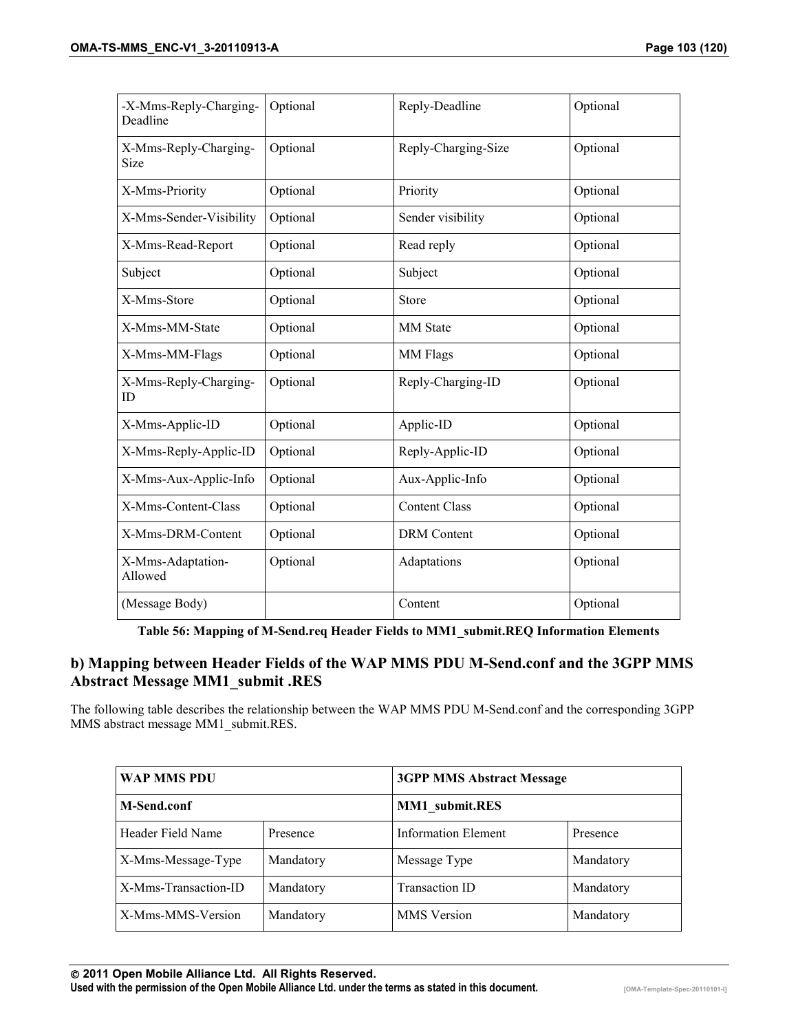| -X-Mms-Reply-Charging-Deadline | Optional | Reply-Deadline | Optional |
|---|---|---|---|
| X-Mms-Reply-Charging-Size | Optional | Reply-Charging-Size | Optional |
| X-Mms-Priority | Optional | Priority | Optional |
| X-Mms-Sender-Visibility | Optional | Sender visibility | Optional |
| X-Mms-Read-Report | Optional | Read reply | Optional |
| Subject | Optional | Subject | Optional |
| X-Mms-Store | Optional | Store | Optional |
| X-Mms-MM-State | Optional | MM State | Optional |
| X-Mms-MM-Flags | Optional | MM Flags | Optional |
| X-Mms-Reply-Charging-ID | Optional | Reply-Charging-ID | Optional |
| X-Mms-Applic-ID | Optional | Applic-ID | Optional |
| X-Mms-Reply-Applic-ID | Optional | Reply-Applic-ID | Optional |
| X-Mms-Aux-Applic-Info | Optional | Aux-Applic-Info | Optional |
| X-Mms-Content-Class | Optional | Content Class | Optional |
| X-Mms-DRM-Content | Optional | DRM Content | Optional |
| X-Mms-Adaptation-Allowed | Optional | Adaptations | Optional |
| (Message Body) | | Content | Optional |

**Table 56: Mapping of M-Send.req Header Fields to MM1_submit.REQ Information Elements**

## b) Mapping between Header Fields of the WAP MMS PDU M-Send.conf and the 3GPP MMS Abstract Message MM1_submit .RES

The following table describes the relationship between the WAP MMS PDU M-Send.conf and the corresponding 3GPP MMS abstract message MM1_submit.RES.

| **WAP MMS PDU** | | **3GPP MMS Abstract Message** | |
|---|---|---|---|
| **M-Send.conf** | | **MM1_submit.RES** | |
| Header Field Name | Presence | Information Element | Presence |
| X-Mms-Message-Type | Mandatory | Message Type | Mandatory |
| X-Mms-Transaction-ID | Mandatory | Transaction ID | Mandatory |
| X-Mms-MMS-Version | Mandatory | MMS Version | Mandatory |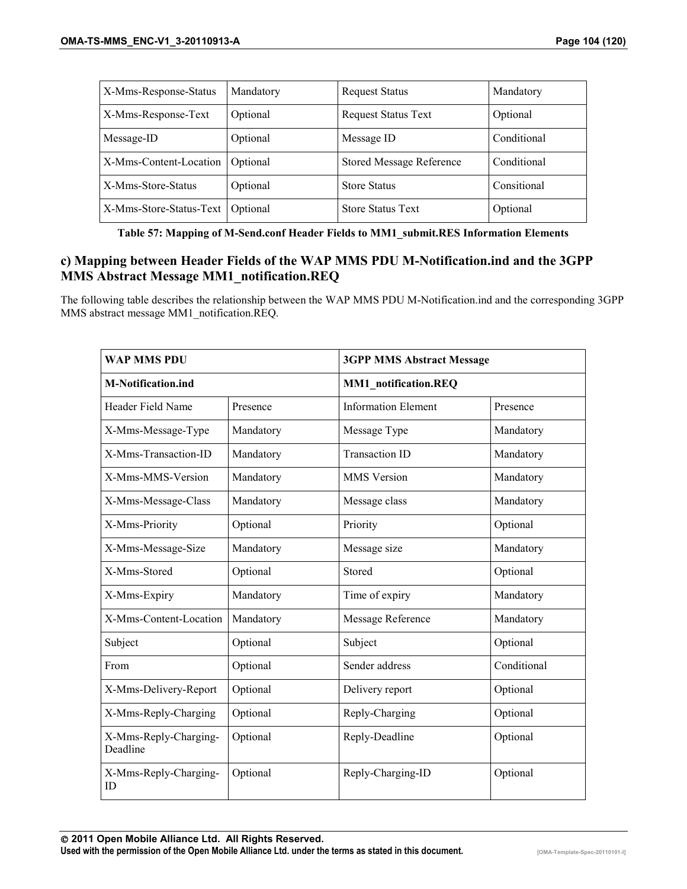| X-Mms-Response-Status | Mandatory | Request Status | Mandatory |
|---|---|---|---|
| X-Mms-Response-Text | Optional | Request Status Text | Optional |
| Message-ID | Optional | Message ID | Conditional |
| X-Mms-Content-Location | Optional | Stored Message Reference | Conditional |
| X-Mms-Store-Status | Optional | Store Status | Consitional |
| X-Mms-Store-Status-Text | Optional | Store Status Text | Optional |

**Table 57: Mapping of M-Send.conf Header Fields to MM1_submit.RES Information Elements**

### c) Mapping between Header Fields of the WAP MMS PDU M-Notification.ind and the 3GPP MMS Abstract Message MM1_notification.REQ

The following table describes the relationship between the WAP MMS PDU M-Notification.ind and the corresponding 3GPP MMS abstract message MM1_notification.REQ.

| **WAP MMS PDU** | | **3GPP MMS Abstract Message** | |
|---|---|---|---|
| **M-Notification.ind** | | **MM1_notification.REQ** | |
| Header Field Name | Presence | Information Element | Presence |
| X-Mms-Message-Type | Mandatory | Message Type | Mandatory |
| X-Mms-Transaction-ID | Mandatory | Transaction ID | Mandatory |
| X-Mms-MMS-Version | Mandatory | MMS Version | Mandatory |
| X-Mms-Message-Class | Mandatory | Message class | Mandatory |
| X-Mms-Priority | Optional | Priority | Optional |
| X-Mms-Message-Size | Mandatory | Message size | Mandatory |
| X-Mms-Stored | Optional | Stored | Optional |
| X-Mms-Expiry | Mandatory | Time of expiry | Mandatory |
| X-Mms-Content-Location | Mandatory | Message Reference | Mandatory |
| Subject | Optional | Subject | Optional |
| From | Optional | Sender address | Conditional |
| X-Mms-Delivery-Report | Optional | Delivery report | Optional |
| X-Mms-Reply-Charging | Optional | Reply-Charging | Optional |
| X-Mms-Reply-Charging-Deadline | Optional | Reply-Deadline | Optional |
| X-Mms-Reply-Charging-ID | Optional | Reply-Charging-ID | Optional |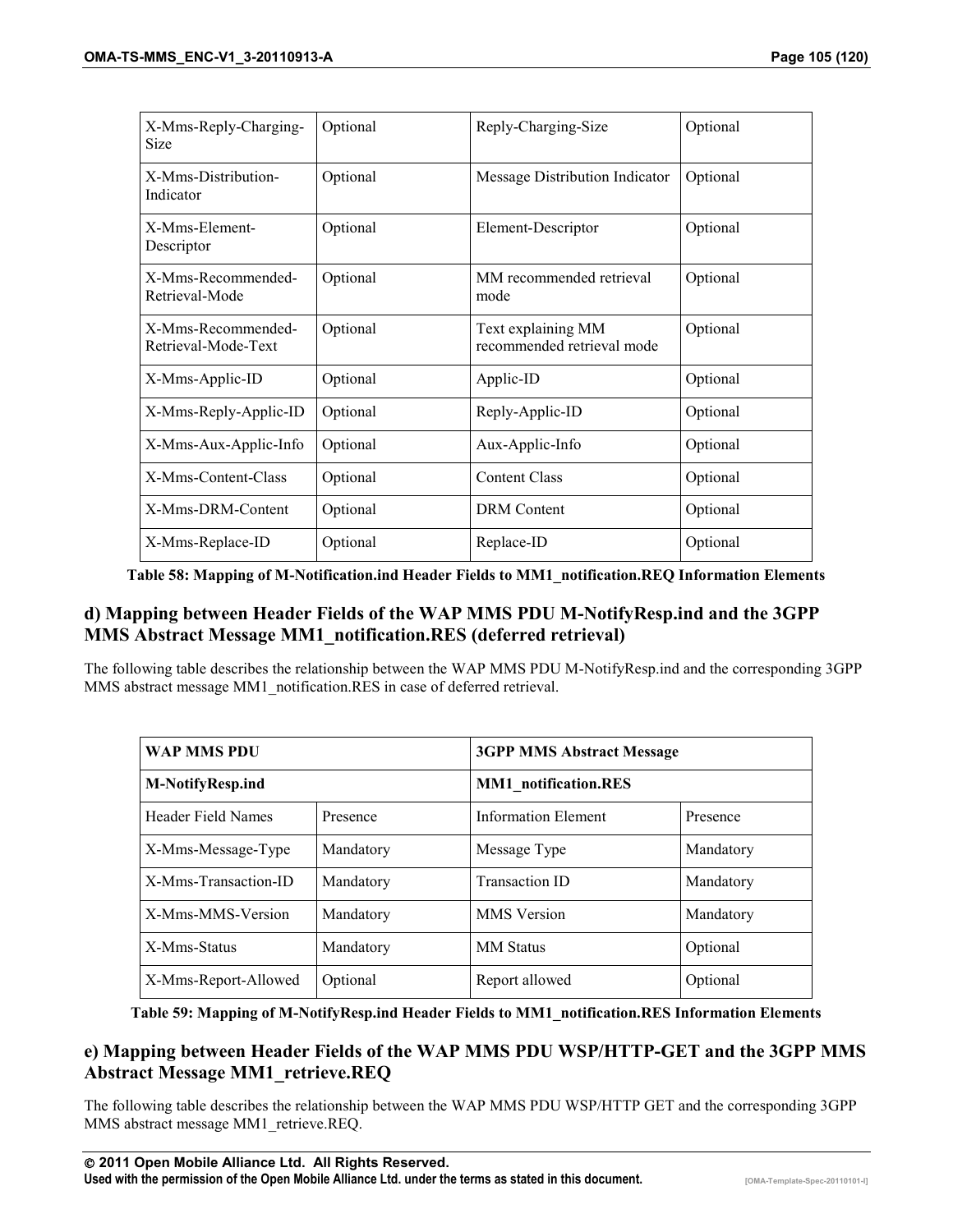| X-Mms-Reply-Charging-Size | Optional | Reply-Charging-Size | Optional |
|---|---|---|---|
| X-Mms-Distribution-Indicator | Optional | Message Distribution Indicator | Optional |
| X-Mms-Element-Descriptor | Optional | Element-Descriptor | Optional |
| X-Mms-Recommended-Retrieval-Mode | Optional | MM recommended retrieval mode | Optional |
| X-Mms-Recommended-Retrieval-Mode-Text | Optional | Text explaining MM recommended retrieval mode | Optional |
| X-Mms-Applic-ID | Optional | Applic-ID | Optional |
| X-Mms-Reply-Applic-ID | Optional | Reply-Applic-ID | Optional |
| X-Mms-Aux-Applic-Info | Optional | Aux-Applic-Info | Optional |
| X-Mms-Content-Class | Optional | Content Class | Optional |
| X-Mms-DRM-Content | Optional | DRM Content | Optional |
| X-Mms-Replace-ID | Optional | Replace-ID | Optional |

**Table 58: Mapping of M-Notification.ind Header Fields to MM1_notification.REQ Information Elements**

## d) Mapping between Header Fields of the WAP MMS PDU M-NotifyResp.ind and the 3GPP MMS Abstract Message MM1_notification.RES (deferred retrieval)

The following table describes the relationship between the WAP MMS PDU M-NotifyResp.ind and the corresponding 3GPP MMS abstract message MM1_notification.RES in case of deferred retrieval.

| **WAP MMS PDU** | | **3GPP MMS Abstract Message** | |
|---|---|---|---|
| **M-NotifyResp.ind** | | **MM1_notification.RES** | |
| Header Field Names | Presence | Information Element | Presence |
| X-Mms-Message-Type | Mandatory | Message Type | Mandatory |
| X-Mms-Transaction-ID | Mandatory | Transaction ID | Mandatory |
| X-Mms-MMS-Version | Mandatory | MMS Version | Mandatory |
| X-Mms-Status | Mandatory | MM Status | Optional |
| X-Mms-Report-Allowed | Optional | Report allowed | Optional |

**Table 59: Mapping of M-NotifyResp.ind Header Fields to MM1_notification.RES Information Elements**

## e) Mapping between Header Fields of the WAP MMS PDU WSP/HTTP-GET and the 3GPP MMS Abstract Message MM1_retrieve.REQ

The following table describes the relationship between the WAP MMS PDU WSP/HTTP GET and the corresponding 3GPP MMS abstract message MM1_retrieve.REQ.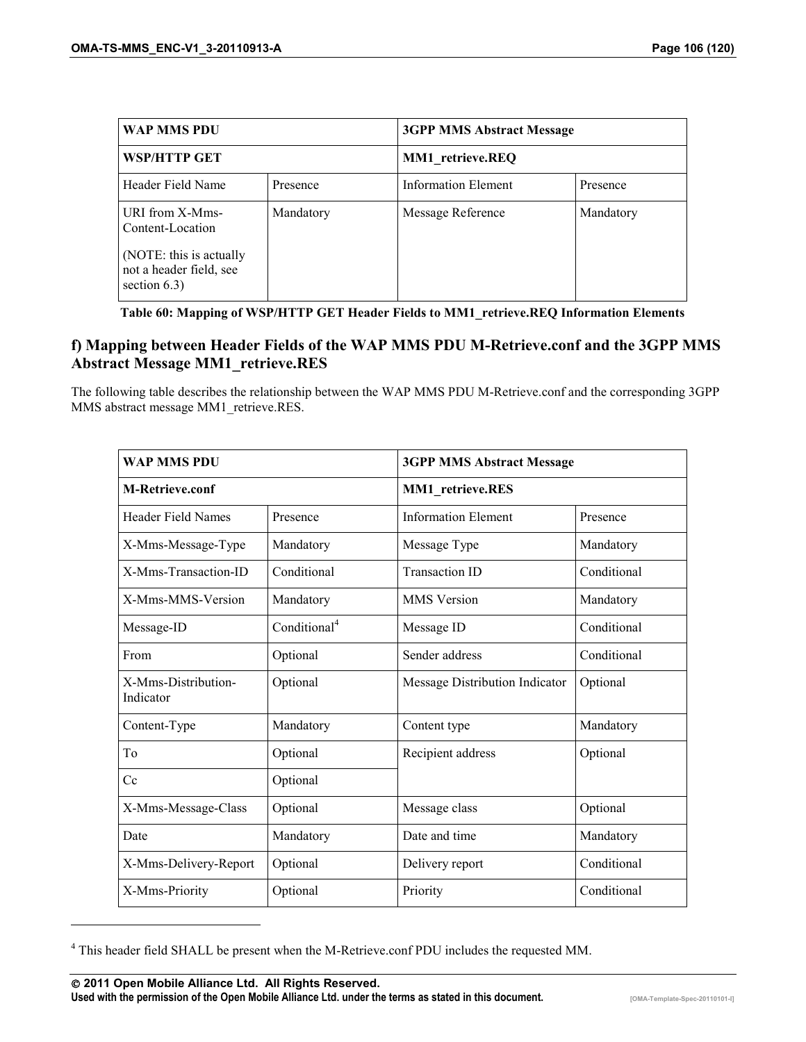| WAP MMS PDU | | 3GPP MMS Abstract Message | |
|---|---|---|---|
| WSP/HTTP GET | | MM1_retrieve.REQ | |
| Header Field Name | Presence | Information Element | Presence |
| URI from X-Mms-Content-Location<br><br>(NOTE: this is actually not a header field, see section 6.3) | Mandatory | Message Reference | Mandatory |

**Table 60: Mapping of WSP/HTTP GET Header Fields to MM1_retrieve.REQ Information Elements**

### f) Mapping between Header Fields of the WAP MMS PDU M-Retrieve.conf and the 3GPP MMS Abstract Message MM1_retrieve.RES

The following table describes the relationship between the WAP MMS PDU M-Retrieve.conf and the corresponding 3GPP MMS abstract message MM1_retrieve.RES.

| WAP MMS PDU | | 3GPP MMS Abstract Message | |
|---|---|---|---|
| M-Retrieve.conf | | MM1_retrieve.RES | |
| Header Field Names | Presence | Information Element | Presence |
| X-Mms-Message-Type | Mandatory | Message Type | Mandatory |
| X-Mms-Transaction-ID | Conditional | Transaction ID | Conditional |
| X-Mms-MMS-Version | Mandatory | MMS Version | Mandatory |
| Message-ID | Conditional[4] | Message ID | Conditional |
| From | Optional | Sender address | Conditional |
| X-Mms-Distribution-Indicator | Optional | Message Distribution Indicator | Optional |
| Content-Type | Mandatory | Content type | Mandatory |
| To | Optional | Recipient address | Optional |
| Cc | Optional | | |
| X-Mms-Message-Class | Optional | Message class | Optional |
| Date | Mandatory | Date and time | Mandatory |
| X-Mms-Delivery-Report | Optional | Delivery report | Conditional |
| X-Mms-Priority | Optional | Priority | Conditional |

[4] This header field SHALL be present when the M-Retrieve.conf PDU includes the requested MM.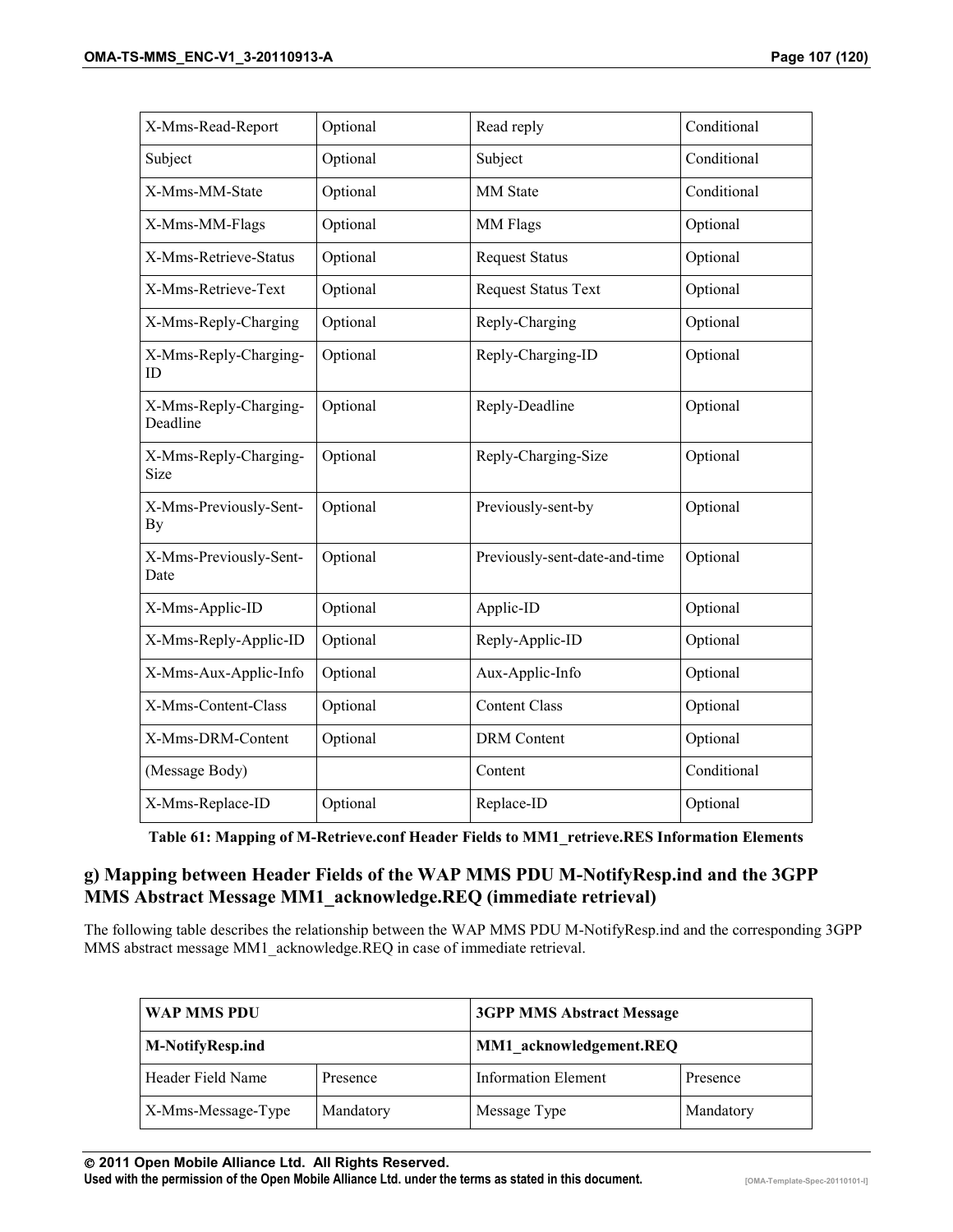| X-Mms-Read-Report | Optional | Read reply | Conditional |
|---|---|---|---|
| Subject | Optional | Subject | Conditional |
| X-Mms-MM-State | Optional | MM State | Conditional |
| X-Mms-MM-Flags | Optional | MM Flags | Optional |
| X-Mms-Retrieve-Status | Optional | Request Status | Optional |
| X-Mms-Retrieve-Text | Optional | Request Status Text | Optional |
| X-Mms-Reply-Charging | Optional | Reply-Charging | Optional |
| X-Mms-Reply-Charging-ID | Optional | Reply-Charging-ID | Optional |
| X-Mms-Reply-Charging-Deadline | Optional | Reply-Deadline | Optional |
| X-Mms-Reply-Charging-Size | Optional | Reply-Charging-Size | Optional |
| X-Mms-Previously-Sent-By | Optional | Previously-sent-by | Optional |
| X-Mms-Previously-Sent-Date | Optional | Previously-sent-date-and-time | Optional |
| X-Mms-Applic-ID | Optional | Applic-ID | Optional |
| X-Mms-Reply-Applic-ID | Optional | Reply-Applic-ID | Optional |
| X-Mms-Aux-Applic-Info | Optional | Aux-Applic-Info | Optional |
| X-Mms-Content-Class | Optional | Content Class | Optional |
| X-Mms-DRM-Content | Optional | DRM Content | Optional |
| (Message Body) | | Content | Conditional |
| X-Mms-Replace-ID | Optional | Replace-ID | Optional |

**Table 61: Mapping of M-Retrieve.conf Header Fields to MM1_retrieve.RES Information Elements**

## g) Mapping between Header Fields of the WAP MMS PDU M-NotifyResp.ind and the 3GPP MMS Abstract Message MM1_acknowledge.REQ (immediate retrieval)

The following table describes the relationship between the WAP MMS PDU M-NotifyResp.ind and the corresponding 3GPP MMS abstract message MM1_acknowledge.REQ in case of immediate retrieval.

| **WAP MMS PDU** | | **3GPP MMS Abstract Message** | |
|---|---|---|---|
| **M-NotifyResp.ind** | | **MM1_acknowledgement.REQ** | |
| Header Field Name | Presence | Information Element | Presence |
| X-Mms-Message-Type | Mandatory | Message Type | Mandatory |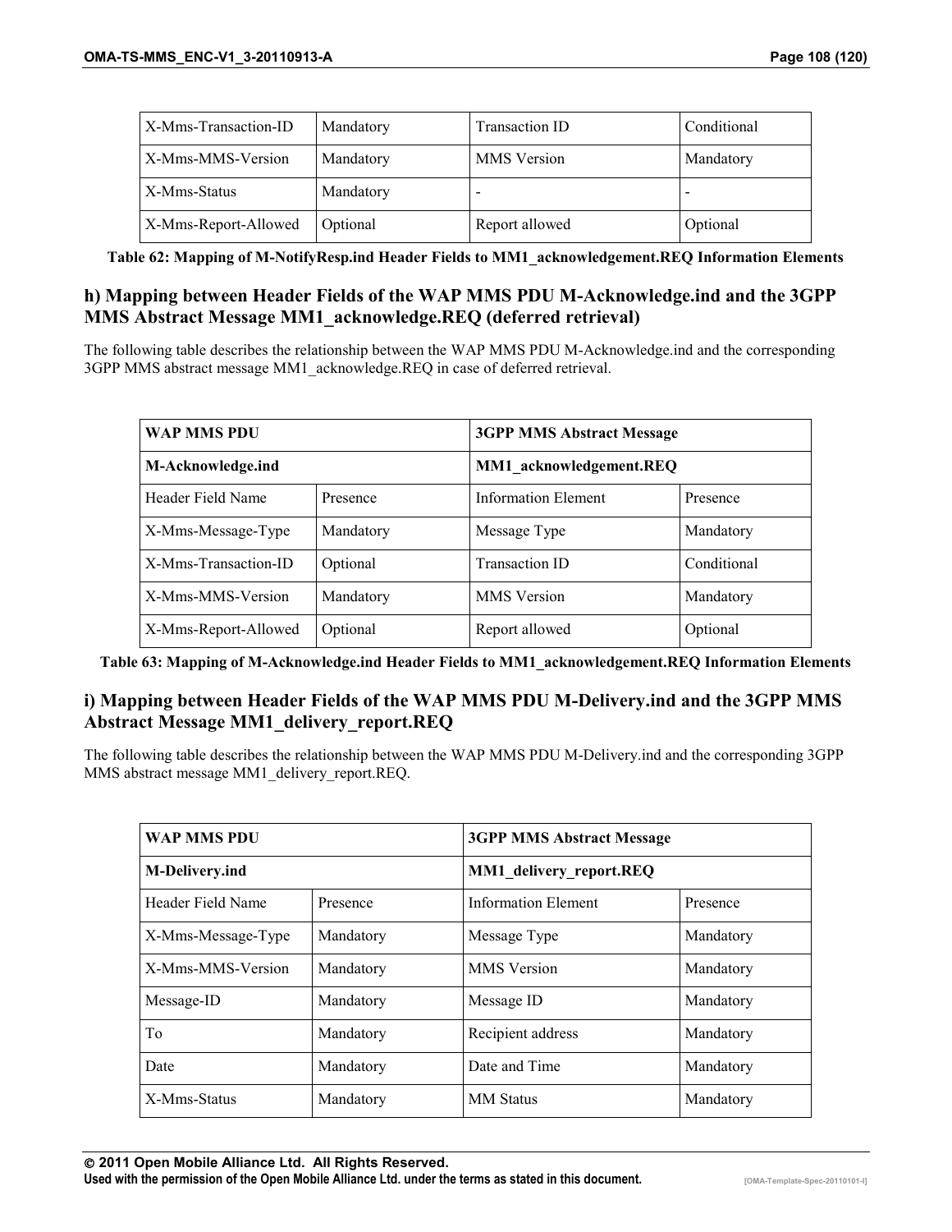| X-Mms-Transaction-ID | Mandatory | Transaction ID | Conditional |
|---|---|---|---|
| X-Mms-MMS-Version | Mandatory | MMS Version | Mandatory |
| X-Mms-Status | Mandatory | - | - |
| X-Mms-Report-Allowed | Optional | Report allowed | Optional |

**Table 62: Mapping of M-NotifyResp.ind Header Fields to MM1_acknowledgement.REQ Information Elements**

### h) Mapping between Header Fields of the WAP MMS PDU M-Acknowledge.ind and the 3GPP MMS Abstract Message MM1_acknowledge.REQ (deferred retrieval)

The following table describes the relationship between the WAP MMS PDU M-Acknowledge.ind and the corresponding 3GPP MMS abstract message MM1_acknowledge.REQ in case of deferred retrieval.

| **WAP MMS PDU** | | **3GPP MMS Abstract Message** | |
|---|---|---|---|
| **M-Acknowledge.ind** | | **MM1_acknowledgement.REQ** | |
| Header Field Name | Presence | Information Element | Presence |
| X-Mms-Message-Type | Mandatory | Message Type | Mandatory |
| X-Mms-Transaction-ID | Optional | Transaction ID | Conditional |
| X-Mms-MMS-Version | Mandatory | MMS Version | Mandatory |
| X-Mms-Report-Allowed | Optional | Report allowed | Optional |

**Table 63: Mapping of M-Acknowledge.ind Header Fields to MM1_acknowledgement.REQ Information Elements**

### i) Mapping between Header Fields of the WAP MMS PDU M-Delivery.ind and the 3GPP MMS Abstract Message MM1_delivery_report.REQ

The following table describes the relationship between the WAP MMS PDU M-Delivery.ind and the corresponding 3GPP MMS abstract message MM1_delivery_report.REQ.

| **WAP MMS PDU** | | **3GPP MMS Abstract Message** | |
|---|---|---|---|
| **M-Delivery.ind** | | **MM1_delivery_report.REQ** | |
| Header Field Name | Presence | Information Element | Presence |
| X-Mms-Message-Type | Mandatory | Message Type | Mandatory |
| X-Mms-MMS-Version | Mandatory | MMS Version | Mandatory |
| Message-ID | Mandatory | Message ID | Mandatory |
| To | Mandatory | Recipient address | Mandatory |
| Date | Mandatory | Date and Time | Mandatory |
| X-Mms-Status | Mandatory | MM Status | Mandatory |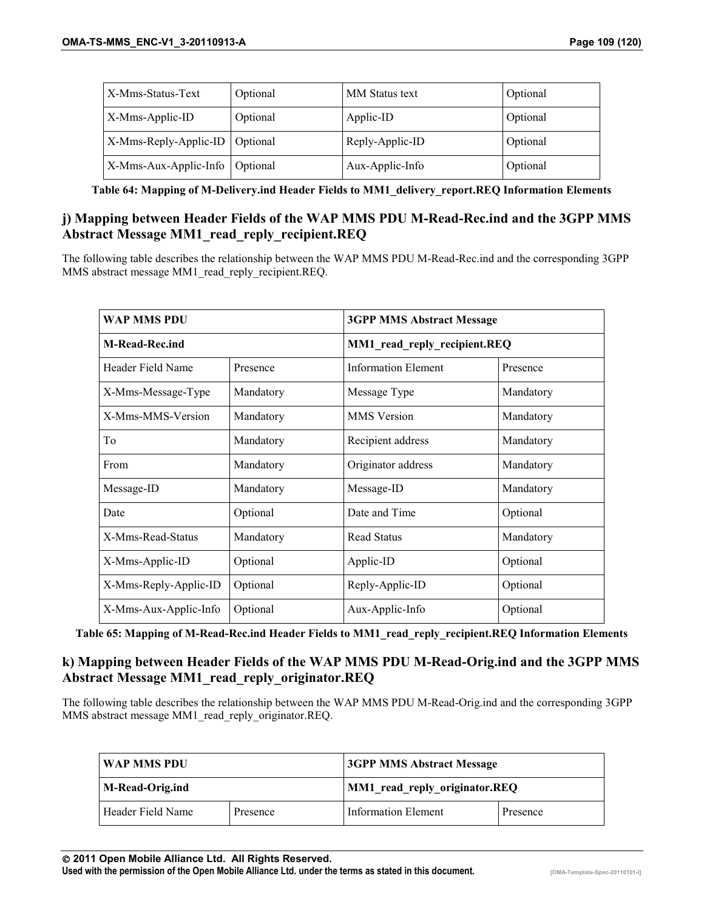| X-Mms-Status-Text | Optional | MM Status text | Optional |
|---|---|---|---|
| X-Mms-Applic-ID | Optional | Applic-ID | Optional |
| X-Mms-Reply-Applic-ID | Optional | Reply-Applic-ID | Optional |
| X-Mms-Aux-Applic-Info | Optional | Aux-Applic-Info | Optional |

**Table 64: Mapping of M-Delivery.ind Header Fields to MM1_delivery_report.REQ Information Elements**

## j) Mapping between Header Fields of the WAP MMS PDU M-Read-Rec.ind and the 3GPP MMS Abstract Message MM1_read_reply_recipient.REQ

The following table describes the relationship between the WAP MMS PDU M-Read-Rec.ind and the corresponding 3GPP MMS abstract message MM1_read_reply_recipient.REQ.

| **WAP MMS PDU** | | **3GPP MMS Abstract Message** | |
|---|---|---|---|
| **M-Read-Rec.ind** | | **MM1_read_reply_recipient.REQ** | |
| Header Field Name | Presence | Information Element | Presence |
| X-Mms-Message-Type | Mandatory | Message Type | Mandatory |
| X-Mms-MMS-Version | Mandatory | MMS Version | Mandatory |
| To | Mandatory | Recipient address | Mandatory |
| From | Mandatory | Originator address | Mandatory |
| Message-ID | Mandatory | Message-ID | Mandatory |
| Date | Optional | Date and Time | Optional |
| X-Mms-Read-Status | Mandatory | Read Status | Mandatory |
| X-Mms-Applic-ID | Optional | Applic-ID | Optional |
| X-Mms-Reply-Applic-ID | Optional | Reply-Applic-ID | Optional |
| X-Mms-Aux-Applic-Info | Optional | Aux-Applic-Info | Optional |

**Table 65: Mapping of M-Read-Rec.ind Header Fields to MM1_read_reply_recipient.REQ Information Elements**

## k) Mapping between Header Fields of the WAP MMS PDU M-Read-Orig.ind and the 3GPP MMS Abstract Message MM1_read_reply_originator.REQ

The following table describes the relationship between the WAP MMS PDU M-Read-Orig.ind and the corresponding 3GPP MMS abstract message MM1_read_reply_originator.REQ.

| **WAP MMS PDU** | | **3GPP MMS Abstract Message** | |
|---|---|---|---|
| **M-Read-Orig.ind** | | **MM1_read_reply_originator.REQ** | |
| Header Field Name | Presence | Information Element | Presence |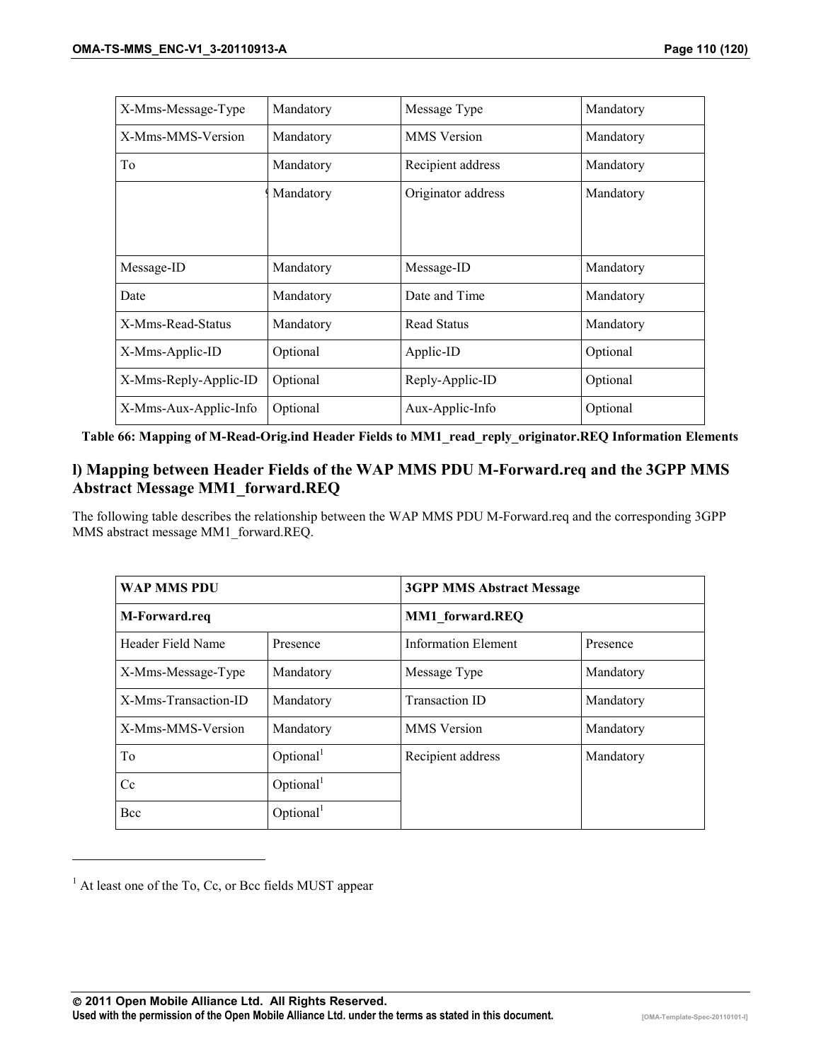| X-Mms-Message-Type | Mandatory | Message Type | Mandatory |
|---|---|---|---|
| X-Mms-MMS-Version | Mandatory | MMS Version | Mandatory |
| To | Mandatory | Recipient address | Mandatory |
| | Mandatory | Originator address | Mandatory |
| Message-ID | Mandatory | Message-ID | Mandatory |
| Date | Mandatory | Date and Time | Mandatory |
| X-Mms-Read-Status | Mandatory | Read Status | Mandatory |
| X-Mms-Applic-ID | Optional | Applic-ID | Optional |
| X-Mms-Reply-Applic-ID | Optional | Reply-Applic-ID | Optional |
| X-Mms-Aux-Applic-Info | Optional | Aux-Applic-Info | Optional |

**Table 66: Mapping of M-Read-Orig.ind Header Fields to MM1_read_reply_originator.REQ Information Elements**

## l) Mapping between Header Fields of the WAP MMS PDU M-Forward.req and the 3GPP MMS Abstract Message MM1_forward.REQ

The following table describes the relationship between the WAP MMS PDU M-Forward.req and the corresponding 3GPP MMS abstract message MM1_forward.REQ.

| WAP MMS PDU | | 3GPP MMS Abstract Message | |
|---|---|---|---|
| M-Forward.req | | MM1_forward.REQ | |
| Header Field Name | Presence | Information Element | Presence |
| X-Mms-Message-Type | Mandatory | Message Type | Mandatory |
| X-Mms-Transaction-ID | Mandatory | Transaction ID | Mandatory |
| X-Mms-MMS-Version | Mandatory | MMS Version | Mandatory |
| To | Optional[1] | Recipient address | Mandatory |
| Cc | Optional[1] | | |
| Bcc | Optional[1] | | |

[1] At least one of the To, Cc, or Bcc fields MUST appear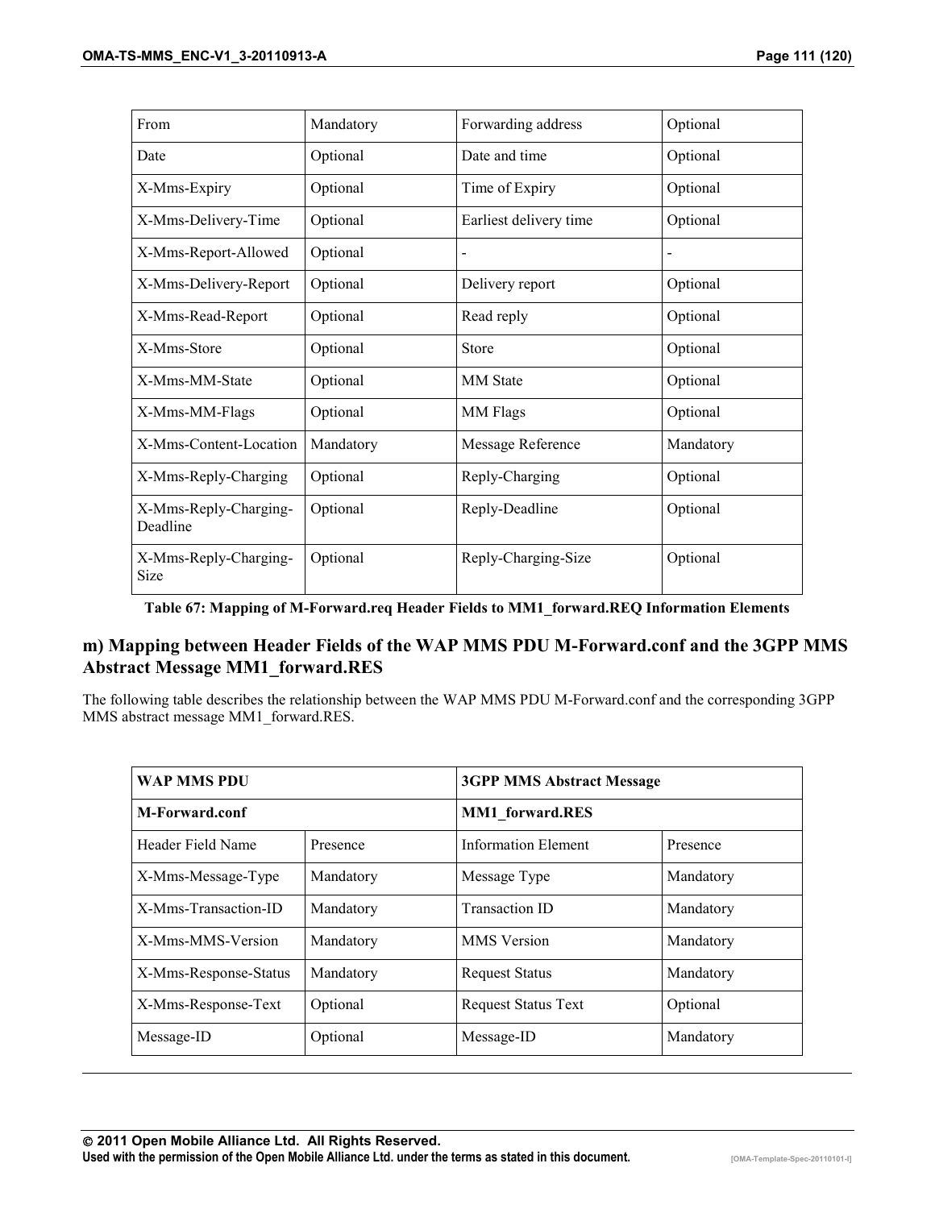| From | Mandatory | Forwarding address | Optional |
|---|---|---|---|
| Date | Optional | Date and time | Optional |
| X-Mms-Expiry | Optional | Time of Expiry | Optional |
| X-Mms-Delivery-Time | Optional | Earliest delivery time | Optional |
| X-Mms-Report-Allowed | Optional | - | - |
| X-Mms-Delivery-Report | Optional | Delivery report | Optional |
| X-Mms-Read-Report | Optional | Read reply | Optional |
| X-Mms-Store | Optional | Store | Optional |
| X-Mms-MM-State | Optional | MM State | Optional |
| X-Mms-MM-Flags | Optional | MM Flags | Optional |
| X-Mms-Content-Location | Mandatory | Message Reference | Mandatory |
| X-Mms-Reply-Charging | Optional | Reply-Charging | Optional |
| X-Mms-Reply-Charging-Deadline | Optional | Reply-Deadline | Optional |
| X-Mms-Reply-Charging-Size | Optional | Reply-Charging-Size | Optional |

**Table 67: Mapping of M-Forward.req Header Fields to MM1_forward.REQ Information Elements**

### m) Mapping between Header Fields of the WAP MMS PDU M-Forward.conf and the 3GPP MMS Abstract Message MM1_forward.RES

The following table describes the relationship between the WAP MMS PDU M-Forward.conf and the corresponding 3GPP MMS abstract message MM1_forward.RES.

| **WAP MMS PDU** | | **3GPP MMS Abstract Message** | |
|---|---|---|---|
| **M-Forward.conf** | | **MM1_forward.RES** | |
| Header Field Name | Presence | Information Element | Presence |
| X-Mms-Message-Type | Mandatory | Message Type | Mandatory |
| X-Mms-Transaction-ID | Mandatory | Transaction ID | Mandatory |
| X-Mms-MMS-Version | Mandatory | MMS Version | Mandatory |
| X-Mms-Response-Status | Mandatory | Request Status | Mandatory |
| X-Mms-Response-Text | Optional | Request Status Text | Optional |
| Message-ID | Optional | Message-ID | Mandatory |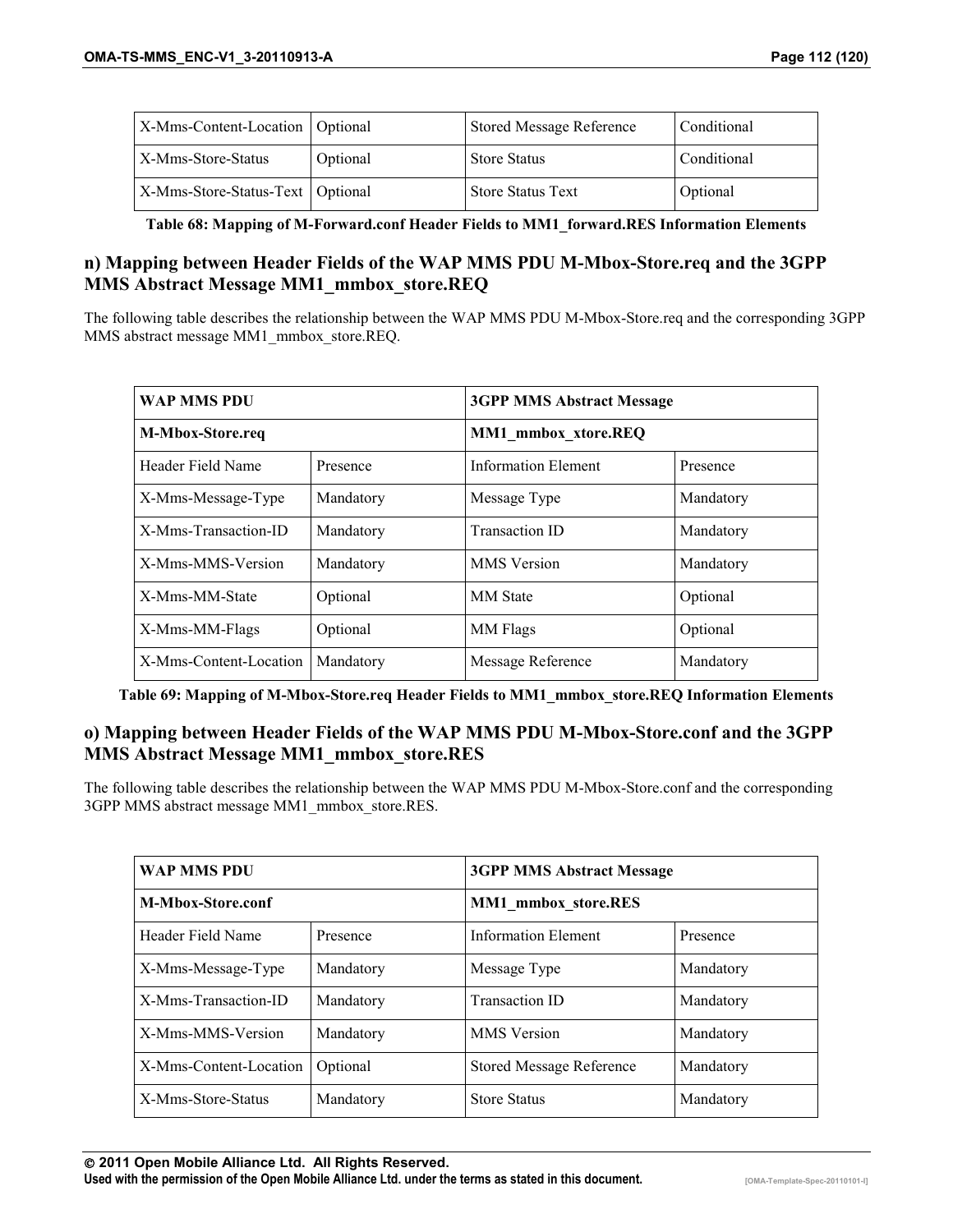| X-Mms-Content-Location | Optional | Stored Message Reference | Conditional |
|---|---|---|---|
| X-Mms-Store-Status | Optional | Store Status | Conditional |
| X-Mms-Store-Status-Text | Optional | Store Status Text | Optional |

**Table 68: Mapping of M-Forward.conf Header Fields to MM1_forward.RES Information Elements**

## n) Mapping between Header Fields of the WAP MMS PDU M-Mbox-Store.req and the 3GPP MMS Abstract Message MM1_mmbox_store.REQ

The following table describes the relationship between the WAP MMS PDU M-Mbox-Store.req and the corresponding 3GPP MMS abstract message MM1_mmbox_store.REQ.

| **WAP MMS PDU** | | **3GPP MMS Abstract Message** | |
|---|---|---|---|
| **M-Mbox-Store.req** | | **MM1_mmbox_xtore.REQ** | |
| Header Field Name | Presence | Information Element | Presence |
| X-Mms-Message-Type | Mandatory | Message Type | Mandatory |
| X-Mms-Transaction-ID | Mandatory | Transaction ID | Mandatory |
| X-Mms-MMS-Version | Mandatory | MMS Version | Mandatory |
| X-Mms-MM-State | Optional | MM State | Optional |
| X-Mms-MM-Flags | Optional | MM Flags | Optional |
| X-Mms-Content-Location | Mandatory | Message Reference | Mandatory |

**Table 69: Mapping of M-Mbox-Store.req Header Fields to MM1_mmbox_store.REQ Information Elements**

## o) Mapping between Header Fields of the WAP MMS PDU M-Mbox-Store.conf and the 3GPP MMS Abstract Message MM1_mmbox_store.RES

The following table describes the relationship between the WAP MMS PDU M-Mbox-Store.conf and the corresponding 3GPP MMS abstract message MM1_mmbox_store.RES.

| **WAP MMS PDU** | | **3GPP MMS Abstract Message** | |
|---|---|---|---|
| **M-Mbox-Store.conf** | | **MM1_mmbox_store.RES** | |
| Header Field Name | Presence | Information Element | Presence |
| X-Mms-Message-Type | Mandatory | Message Type | Mandatory |
| X-Mms-Transaction-ID | Mandatory | Transaction ID | Mandatory |
| X-Mms-MMS-Version | Mandatory | MMS Version | Mandatory |
| X-Mms-Content-Location | Optional | Stored Message Reference | Mandatory |
| X-Mms-Store-Status | Mandatory | Store Status | Mandatory |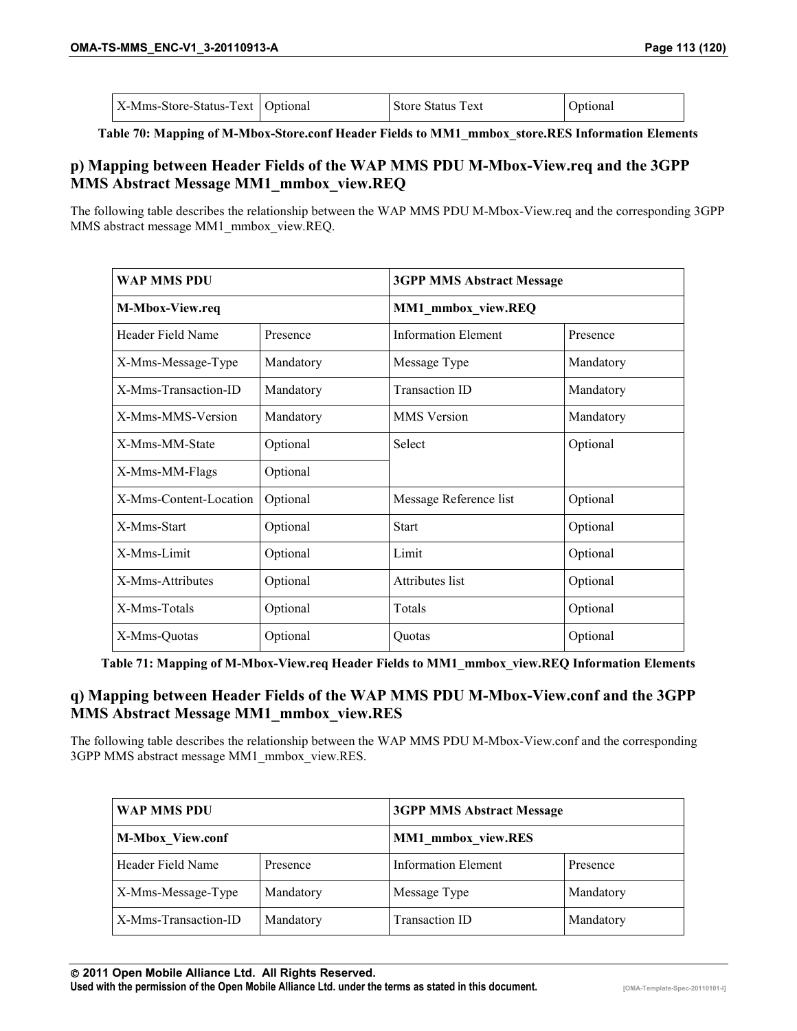| X-Mms-Store-Status-Text | Optional | Store Status Text | Optional |
|---|---|---|---|

**Table 70: Mapping of M-Mbox-Store.conf Header Fields to MM1_mmbox_store.RES Information Elements**

### p) Mapping between Header Fields of the WAP MMS PDU M-Mbox-View.req and the 3GPP MMS Abstract Message MM1_mmbox_view.REQ

The following table describes the relationship between the WAP MMS PDU M-Mbox-View.req and the corresponding 3GPP MMS abstract message MM1_mmbox_view.REQ.

| **WAP MMS PDU** | | **3GPP MMS Abstract Message** | |
|---|---|---|---|
| **M-Mbox-View.req** | | **MM1_mmbox_view.REQ** | |
| Header Field Name | Presence | Information Element | Presence |
| X-Mms-Message-Type | Mandatory | Message Type | Mandatory |
| X-Mms-Transaction-ID | Mandatory | Transaction ID | Mandatory |
| X-Mms-MMS-Version | Mandatory | MMS Version | Mandatory |
| X-Mms-MM-State | Optional | Select | Optional |
| X-Mms-MM-Flags | Optional | | |
| X-Mms-Content-Location | Optional | Message Reference list | Optional |
| X-Mms-Start | Optional | Start | Optional |
| X-Mms-Limit | Optional | Limit | Optional |
| X-Mms-Attributes | Optional | Attributes list | Optional |
| X-Mms-Totals | Optional | Totals | Optional |
| X-Mms-Quotas | Optional | Quotas | Optional |

**Table 71: Mapping of M-Mbox-View.req Header Fields to MM1_mmbox_view.REQ Information Elements**

### q) Mapping between Header Fields of the WAP MMS PDU M-Mbox-View.conf and the 3GPP MMS Abstract Message MM1_mmbox_view.RES

The following table describes the relationship between the WAP MMS PDU M-Mbox-View.conf and the corresponding 3GPP MMS abstract message MM1_mmbox_view.RES.

| **WAP MMS PDU** | | **3GPP MMS Abstract Message** | |
|---|---|---|---|
| **M-Mbox_View.conf** | | **MM1_mmbox_view.RES** | |
| Header Field Name | Presence | Information Element | Presence |
| X-Mms-Message-Type | Mandatory | Message Type | Mandatory |
| X-Mms-Transaction-ID | Mandatory | Transaction ID | Mandatory |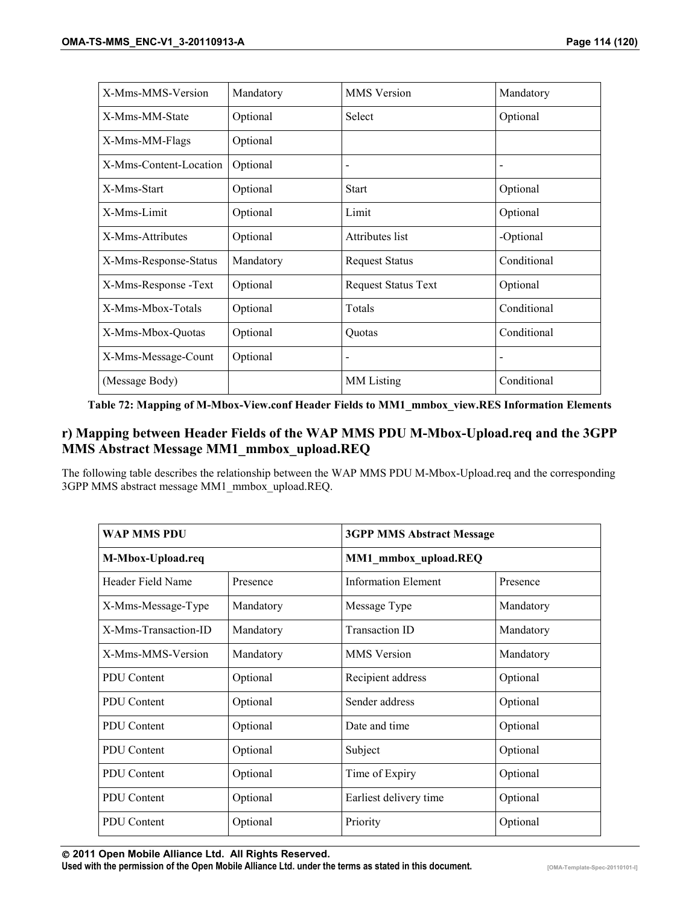| X-Mms-MMS-Version | Mandatory | MMS Version | Mandatory |
|---|---|---|---|
| X-Mms-MM-State | Optional | Select | Optional |
| X-Mms-MM-Flags | Optional | | |
| X-Mms-Content-Location | Optional | - | - |
| X-Mms-Start | Optional | Start | Optional |
| X-Mms-Limit | Optional | Limit | Optional |
| X-Mms-Attributes | Optional | Attributes list | -Optional |
| X-Mms-Response-Status | Mandatory | Request Status | Conditional |
| X-Mms-Response -Text | Optional | Request Status Text | Optional |
| X-Mms-Mbox-Totals | Optional | Totals | Conditional |
| X-Mms-Mbox-Quotas | Optional | Quotas | Conditional |
| X-Mms-Message-Count | Optional | - | - |
| (Message Body) | | MM Listing | Conditional |

**Table 72: Mapping of M-Mbox-View.conf Header Fields to MM1_mmbox_view.RES Information Elements**

## r) Mapping between Header Fields of the WAP MMS PDU M-Mbox-Upload.req and the 3GPP MMS Abstract Message MM1_mmbox_upload.REQ

The following table describes the relationship between the WAP MMS PDU M-Mbox-Upload.req and the corresponding 3GPP MMS abstract message MM1_mmbox_upload.REQ.

| **WAP MMS PDU** | | **3GPP MMS Abstract Message** | |
|---|---|---|---|
| **M-Mbox-Upload.req** | | **MM1_mmbox_upload.REQ** | |
| Header Field Name | Presence | Information Element | Presence |
| X-Mms-Message-Type | Mandatory | Message Type | Mandatory |
| X-Mms-Transaction-ID | Mandatory | Transaction ID | Mandatory |
| X-Mms-MMS-Version | Mandatory | MMS Version | Mandatory |
| PDU Content | Optional | Recipient address | Optional |
| PDU Content | Optional | Sender address | Optional |
| PDU Content | Optional | Date and time | Optional |
| PDU Content | Optional | Subject | Optional |
| PDU Content | Optional | Time of Expiry | Optional |
| PDU Content | Optional | Earliest delivery time | Optional |
| PDU Content | Optional | Priority | Optional |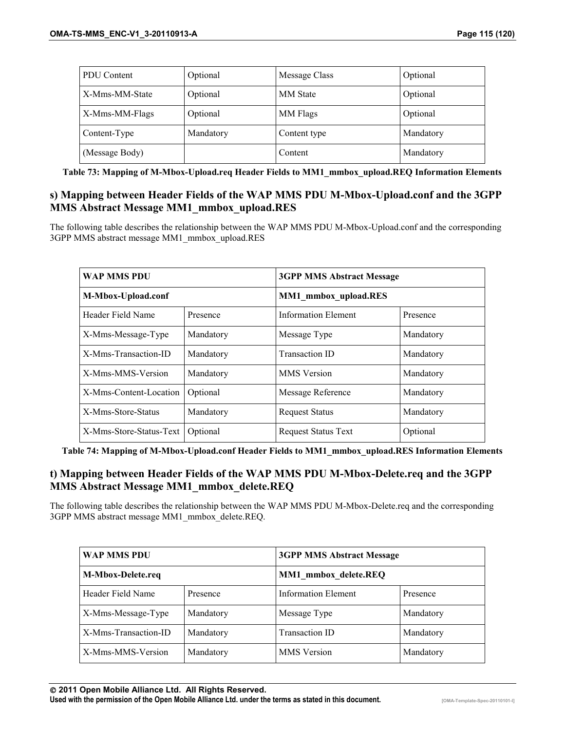| PDU Content | Optional | Message Class | Optional |
|---|---|---|---|
| X-Mms-MM-State | Optional | MM State | Optional |
| X-Mms-MM-Flags | Optional | MM Flags | Optional |
| Content-Type | Mandatory | Content type | Mandatory |
| (Message Body) | | Content | Mandatory |

**Table 73: Mapping of M-Mbox-Upload.req Header Fields to MM1_mmbox_upload.REQ Information Elements**

### s) Mapping between Header Fields of the WAP MMS PDU M-Mbox-Upload.conf and the 3GPP MMS Abstract Message MM1_mmbox_upload.RES

The following table describes the relationship between the WAP MMS PDU M-Mbox-Upload.conf and the corresponding 3GPP MMS abstract message MM1_mmbox_upload.RES

| **WAP MMS PDU** | | **3GPP MMS Abstract Message** | |
|---|---|---|---|
| **M-Mbox-Upload.conf** | | **MM1_mmbox_upload.RES** | |
| Header Field Name | Presence | Information Element | Presence |
| X-Mms-Message-Type | Mandatory | Message Type | Mandatory |
| X-Mms-Transaction-ID | Mandatory | Transaction ID | Mandatory |
| X-Mms-MMS-Version | Mandatory | MMS Version | Mandatory |
| X-Mms-Content-Location | Optional | Message Reference | Mandatory |
| X-Mms-Store-Status | Mandatory | Request Status | Mandatory |
| X-Mms-Store-Status-Text | Optional | Request Status Text | Optional |

**Table 74: Mapping of M-Mbox-Upload.conf Header Fields to MM1_mmbox_upload.RES Information Elements**

### t) Mapping between Header Fields of the WAP MMS PDU M-Mbox-Delete.req and the 3GPP MMS Abstract Message MM1_mmbox_delete.REQ

The following table describes the relationship between the WAP MMS PDU M-Mbox-Delete.req and the corresponding 3GPP MMS abstract message MM1_mmbox_delete.REQ.

| **WAP MMS PDU** | | **3GPP MMS Abstract Message** | |
|---|---|---|---|
| **M-Mbox-Delete.req** | | **MM1_mmbox_delete.REQ** | |
| Header Field Name | Presence | Information Element | Presence |
| X-Mms-Message-Type | Mandatory | Message Type | Mandatory |
| X-Mms-Transaction-ID | Mandatory | Transaction ID | Mandatory |
| X-Mms-MMS-Version | Mandatory | MMS Version | Mandatory |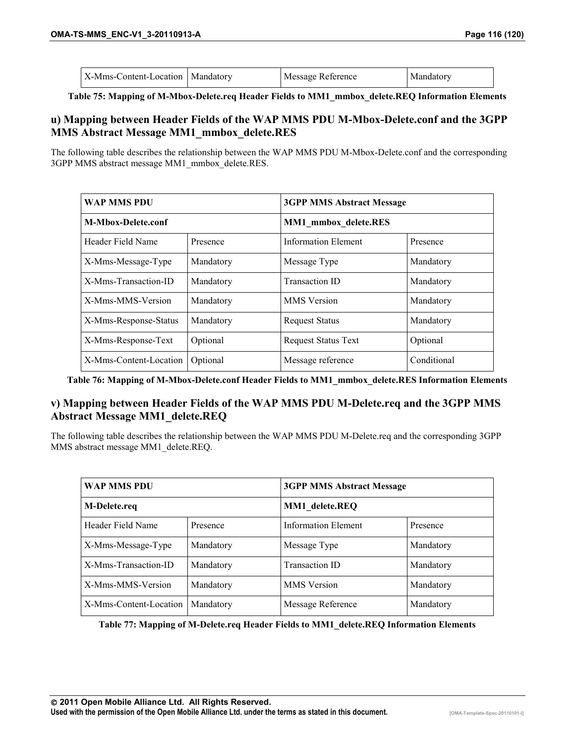| X-Mms-Content-Location | Mandatory | Message Reference | Mandatory |
|---|---|---|---|

**Table 75: Mapping of M-Mbox-Delete.req Header Fields to MM1_mmbox_delete.REQ Information Elements**

## u) Mapping between Header Fields of the WAP MMS PDU M-Mbox-Delete.conf and the 3GPP MMS Abstract Message MM1_mmbox_delete.RES

The following table describes the relationship between the WAP MMS PDU M-Mbox-Delete.conf and the corresponding 3GPP MMS abstract message MM1_mmbox_delete.RES.

| **WAP MMS PDU** | | **3GPP MMS Abstract Message** | |
|---|---|---|---|
| **M-Mbox-Delete.conf** | | **MM1_mmbox_delete.RES** | |
| Header Field Name | Presence | Information Element | Presence |
| X-Mms-Message-Type | Mandatory | Message Type | Mandatory |
| X-Mms-Transaction-ID | Mandatory | Transaction ID | Mandatory |
| X-Mms-MMS-Version | Mandatory | MMS Version | Mandatory |
| X-Mms-Response-Status | Mandatory | Request Status | Mandatory |
| X-Mms-Response-Text | Optional | Request Status Text | Optional |
| X-Mms-Content-Location | Optional | Message reference | Conditional |

**Table 76: Mapping of M-Mbox-Delete.conf Header Fields to MM1_mmbox_delete.RES Information Elements**

## v) Mapping between Header Fields of the WAP MMS PDU M-Delete.req and the 3GPP MMS Abstract Message MM1_delete.REQ

The following table describes the relationship between the WAP MMS PDU M-Delete.req and the corresponding 3GPP MMS abstract message MM1_delete.REQ.

| **WAP MMS PDU** | | **3GPP MMS Abstract Message** | |
|---|---|---|---|
| **M-Delete.req** | | **MM1_delete.REQ** | |
| Header Field Name | Presence | Information Element | Presence |
| X-Mms-Message-Type | Mandatory | Message Type | Mandatory |
| X-Mms-Transaction-ID | Mandatory | Transaction ID | Mandatory |
| X-Mms-MMS-Version | Mandatory | MMS Version | Mandatory |
| X-Mms-Content-Location | Mandatory | Message Reference | Mandatory |

**Table 77: Mapping of M-Delete.req Header Fields to MM1_delete.REQ Information Elements**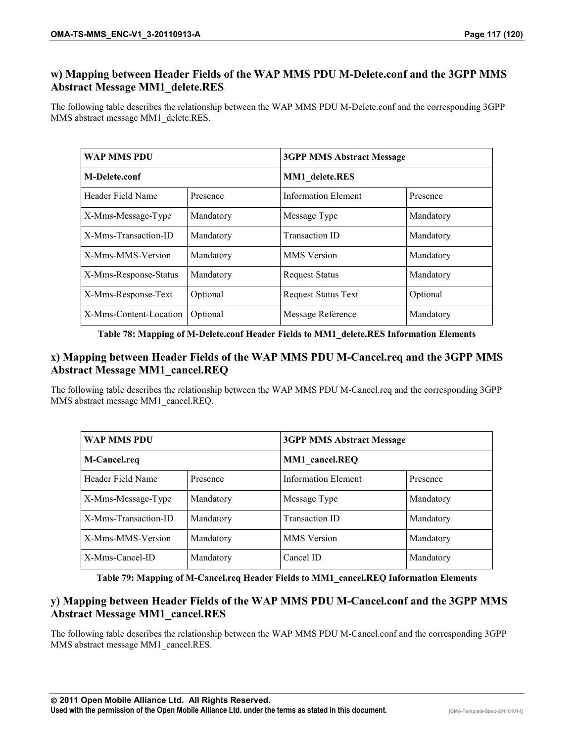### w) Mapping between Header Fields of the WAP MMS PDU M-Delete.conf and the 3GPP MMS Abstract Message MM1_delete.RES

The following table describes the relationship between the WAP MMS PDU M-Delete.conf and the corresponding 3GPP MMS abstract message MM1_delete.RES.

| **WAP MMS PDU** | | **3GPP MMS Abstract Message** | |
|---|---|---|---|
| **M-Delete.conf** | | **MM1_delete.RES** | |
| Header Field Name | Presence | Information Element | Presence |
| X-Mms-Message-Type | Mandatory | Message Type | Mandatory |
| X-Mms-Transaction-ID | Mandatory | Transaction ID | Mandatory |
| X-Mms-MMS-Version | Mandatory | MMS Version | Mandatory |
| X-Mms-Response-Status | Mandatory | Request Status | Mandatory |
| X-Mms-Response-Text | Optional | Request Status Text | Optional |
| X-Mms-Content-Location | Optional | Message Reference | Mandatory |

**Table 78: Mapping of M-Delete.conf Header Fields to MM1_delete.RES Information Elements**

### x) Mapping between Header Fields of the WAP MMS PDU M-Cancel.req and the 3GPP MMS Abstract Message MM1_cancel.REQ

The following table describes the relationship between the WAP MMS PDU M-Cancel.req and the corresponding 3GPP MMS abstract message MM1_cancel.REQ.

| **WAP MMS PDU** | | **3GPP MMS Abstract Message** | |
|---|---|---|---|
| **M-Cancel.req** | | **MM1_cancel.REQ** | |
| Header Field Name | Presence | Information Element | Presence |
| X-Mms-Message-Type | Mandatory | Message Type | Mandatory |
| X-Mms-Transaction-ID | Mandatory | Transaction ID | Mandatory |
| X-Mms-MMS-Version | Mandatory | MMS Version | Mandatory |
| X-Mms-Cancel-ID | Mandatory | Cancel ID | Mandatory |

**Table 79: Mapping of M-Cancel.req Header Fields to MM1_cancel.REQ Information Elements**

### y) Mapping between Header Fields of the WAP MMS PDU M-Cancel.conf and the 3GPP MMS Abstract Message MM1_cancel.RES

The following table describes the relationship between the WAP MMS PDU M-Cancel.conf and the corresponding 3GPP MMS abstract message MM1_cancel.RES.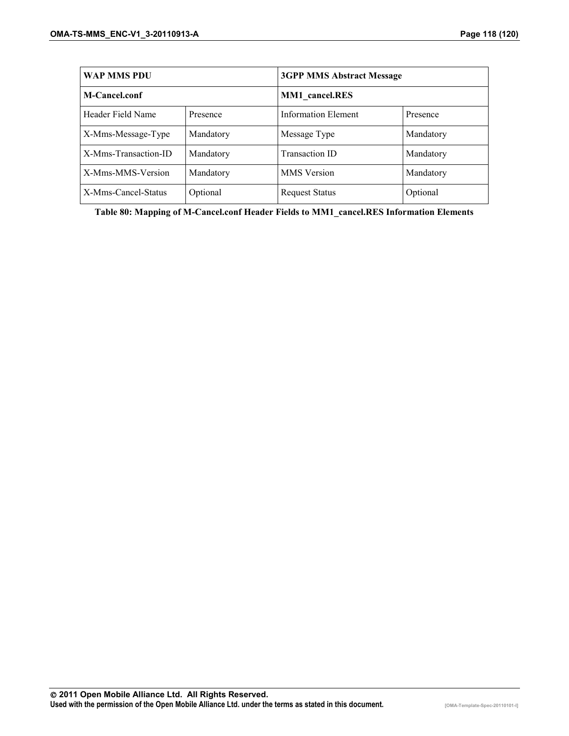| WAP MMS PDU | | 3GPP MMS Abstract Message | |
|---|---|---|---|
| **M-Cancel.conf** | | **MM1_cancel.RES** | |
| Header Field Name | Presence | Information Element | Presence |
| X-Mms-Message-Type | Mandatory | Message Type | Mandatory |
| X-Mms-Transaction-ID | Mandatory | Transaction ID | Mandatory |
| X-Mms-MMS-Version | Mandatory | MMS Version | Mandatory |
| X-Mms-Cancel-Status | Optional | Request Status | Optional |

**Table 80: Mapping of M-Cancel.conf Header Fields to MM1_cancel.RES Information Elements**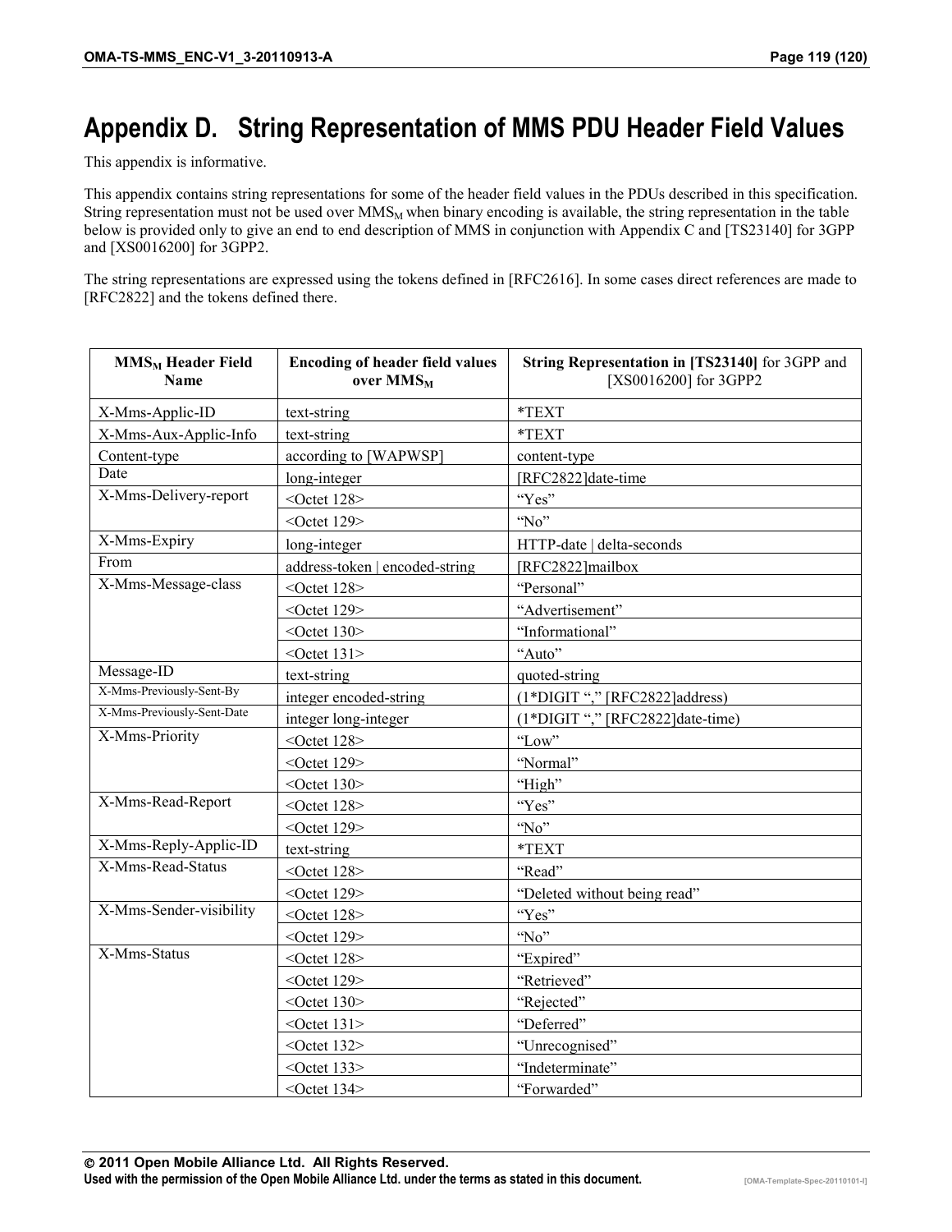# Appendix D. String Representation of MMS PDU Header Field Values

This appendix is informative.

This appendix contains string representations for some of the header field values in the PDUs described in this specification. String representation must not be used over $MMS_M$ when binary encoding is available, the string representation in the table below is provided only to give an end to end description of MMS in conjunction with Appendix C and [TS23140] for 3GPP and [XS0016200] for 3GPP2.

The string representations are expressed using the tokens defined in [RFC2616]. In some cases direct references are made to [RFC2822] and the tokens defined there.

| **$MMS_M$ Header Field Name** | **Encoding of header field values over $MMS_M$** | **String Representation in [TS23140]** for 3GPP and [XS0016200] for 3GPP2 |
|---|---|---|
| X-Mms-Applic-ID | text-string | *TEXT |
| X-Mms-Aux-Applic-Info | text-string | *TEXT |
| Content-type | according to [WAPWSP] | content-type |
| Date | long-integer | [RFC2822]date-time |
| X-Mms-Delivery-report | <Octet 128> | “Yes” |
| | <Octet 129> | “No” |
| X-Mms-Expiry | long-integer | HTTP-date \| delta-seconds |
| From | address-token \| encoded-string | [RFC2822]mailbox |
| X-Mms-Message-class | <Octet 128> | “Personal” |
| | <Octet 129> | “Advertisement” |
| | <Octet 130> | “Informational” |
| | <Octet 131> | “Auto” |
| Message-ID | text-string | quoted-string |
| X-Mms-Previously-Sent-By | integer encoded-string | (1*DIGIT “,” [RFC2822]address) |
| X-Mms-Previously-Sent-Date | integer long-integer | (1*DIGIT “,” [RFC2822]date-time) |
| X-Mms-Priority | <Octet 128> | “Low” |
| | <Octet 129> | “Normal” |
| | <Octet 130> | “High” |
| X-Mms-Read-Report | <Octet 128> | “Yes” |
| | <Octet 129> | “No” |
| X-Mms-Reply-Applic-ID | text-string | *TEXT |
| X-Mms-Read-Status | <Octet 128> | “Read” |
| | <Octet 129> | “Deleted without being read” |
| X-Mms-Sender-visibility | <Octet 128> | “Yes” |
| | <Octet 129> | “No” |
| X-Mms-Status | <Octet 128> | “Expired” |
| | <Octet 129> | “Retrieved” |
| | <Octet 130> | “Rejected” |
| | <Octet 131> | “Deferred” |
| | <Octet 132> | “Unrecognised” |
| | <Octet 133> | “Indeterminate” |
| | <Octet 134> | “Forwarded” |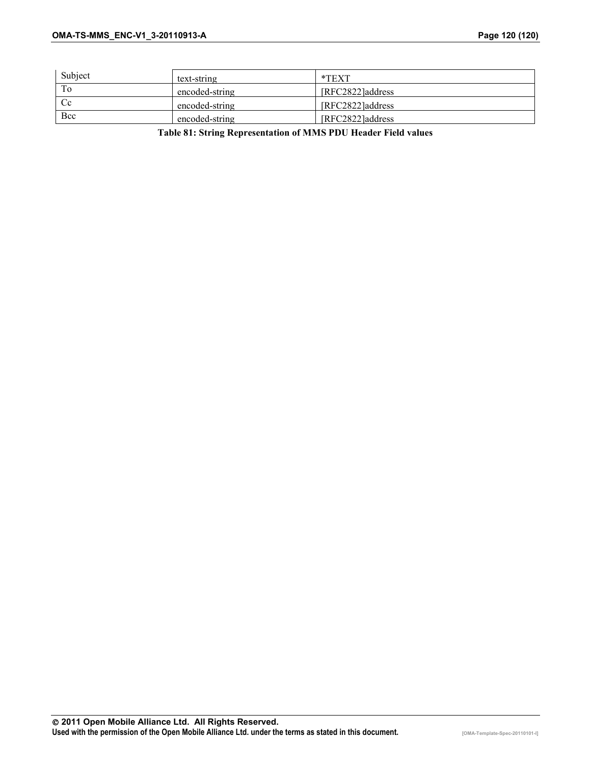| | | |
|---|---|---|
| Subject | text-string | *TEXT |
| To | encoded-string | [RFC2822]address |
| Cc | encoded-string | [RFC2822]address |
| Bcc | encoded-string | [RFC2822]address |

**Table 81: String Representation of MMS PDU Header Field values**